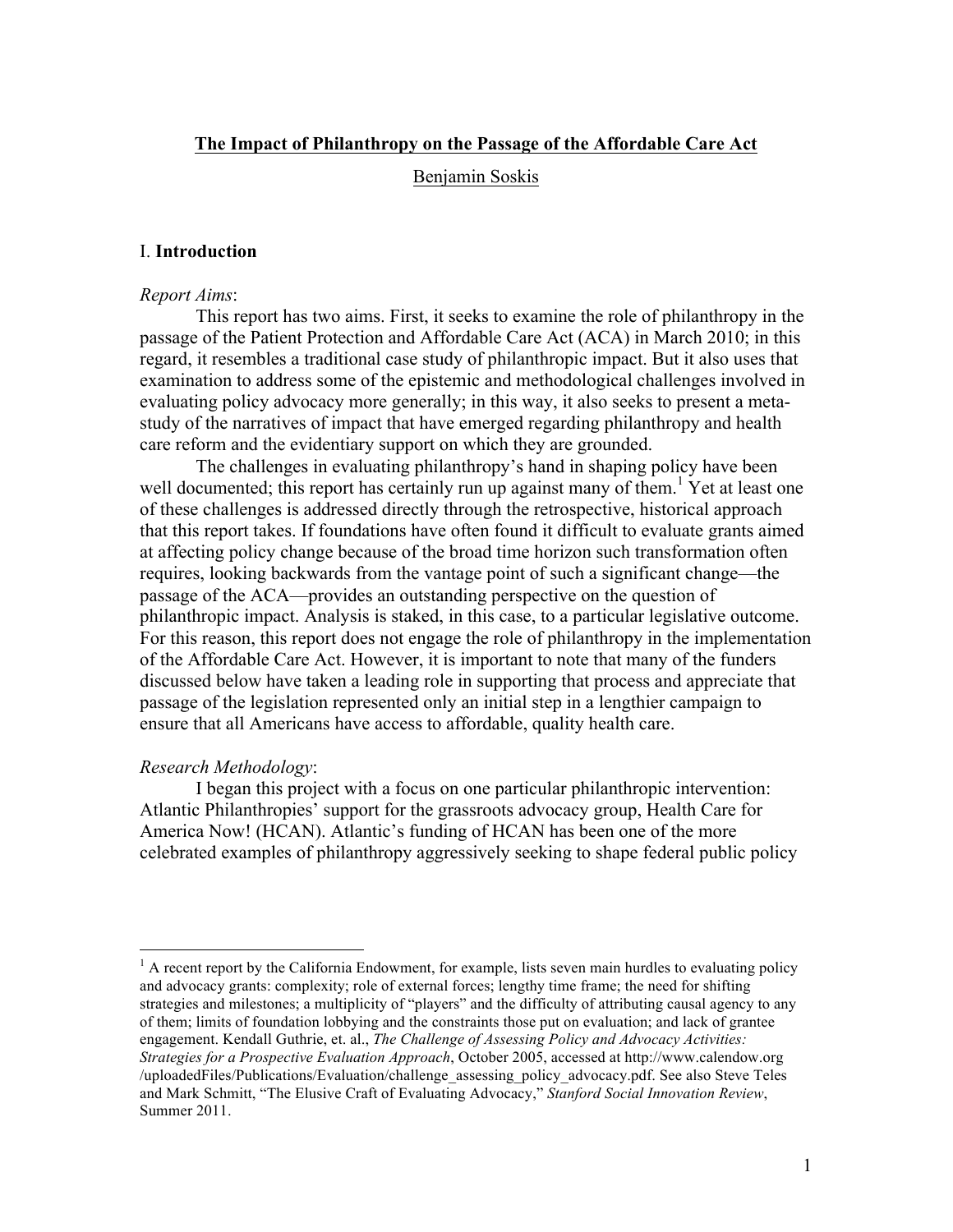# The Impact of Philanthropy on the Passage of the Affordable Care Act

Benjamin Soskis

## I. Introduction

*Report Aims*:

This report has two aims. First, it seeks to examine the role of philanthropy in the passage of the Patient Protection and Affordable Care Act (ACA) in March 2010; in this regard, it resembles a traditional case study of philanthropic impact. But it also uses that examination to address some of the epistemic and methodological challenges involved in evaluating policy advocacy more generally; in this way, it also seeks to present a meta-study of the narratives of impact that have emerged regarding philanthropy and health care reform and the evidentiary support on which they are grounded.

The challenges in evaluating philanthropy's hand in shaping policy have been well documented; this report has certainly run up against many of them.[1] Yet at least one of these challenges is addressed directly through the retrospective, historical approach that this report takes. If foundations have often found it difficult to evaluate grants aimed at affecting policy change because of the broad time horizon such transformation often requires, looking backwards from the vantage point of such a significant change—the passage of the ACA—provides an outstanding perspective on the question of philanthropic impact. Analysis is staked, in this case, to a particular legislative outcome. For this reason, this report does not engage the role of philanthropy in the implementation of the Affordable Care Act. However, it is important to note that many of the funders discussed below have taken a leading role in supporting that process and appreciate that passage of the legislation represented only an initial step in a lengthier campaign to ensure that all Americans have access to affordable, quality health care.

*Research Methodology*:

I began this project with a focus on one particular philanthropic intervention: Atlantic Philanthropies' support for the grassroots advocacy group, Health Care for America Now! (HCAN). Atlantic's funding of HCAN has been one of the more celebrated examples of philanthropy aggressively seeking to shape federal public policy

---

[1] A recent report by the California Endowment, for example, lists seven main hurdles to evaluating policy and advocacy grants: complexity; role of external forces; lengthy time frame; the need for shifting strategies and milestones; a multiplicity of "players" and the difficulty of attributing causal agency to any of them; limits of foundation lobbying and the constraints those put on evaluation; and lack of grantee engagement. Kendall Guthrie, et. al., *The Challenge of Assessing Policy and Advocacy Activities: Strategies for a Prospective Evaluation Approach*, October 2005, accessed at http://www.calendow.org /uploadedFiles/Publications/Evaluation/challenge_assessing_policy_advocacy.pdf. See also Steve Teles and Mark Schmitt, "The Elusive Craft of Evaluating Advocacy," *Stanford Social Innovation Review*, Summer 2011.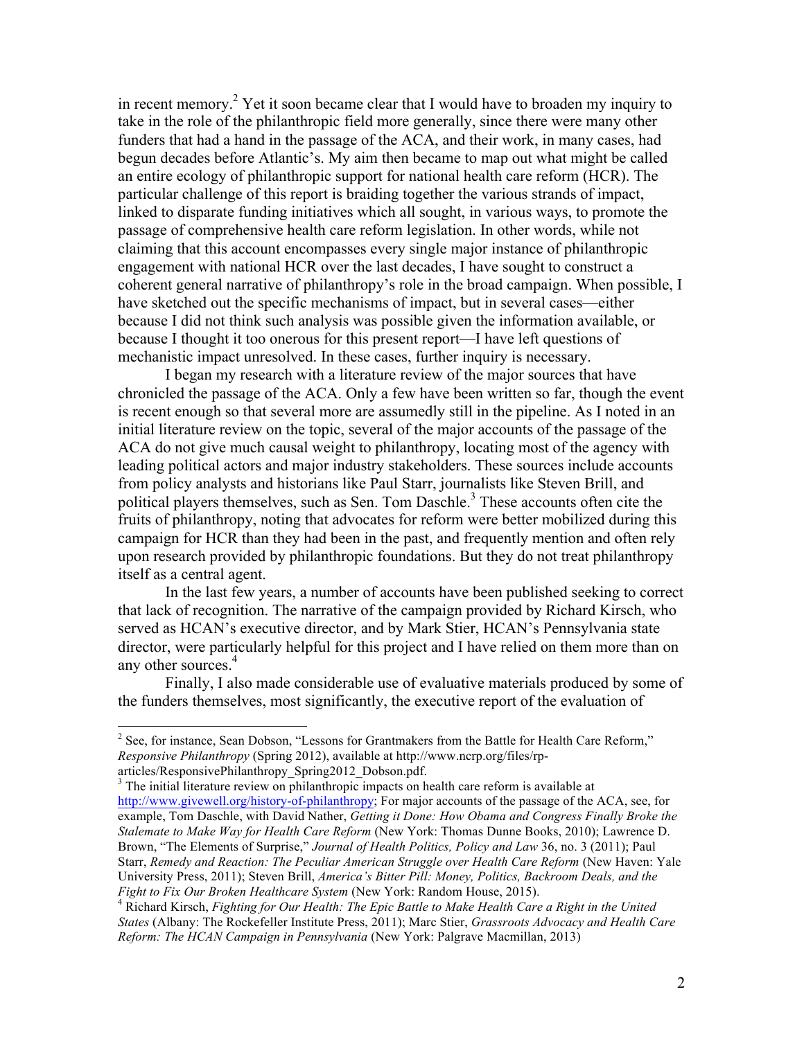in recent memory.[2] Yet it soon became clear that I would have to broaden my inquiry to take in the role of the philanthropic field more generally, since there were many other funders that had a hand in the passage of the ACA, and their work, in many cases, had begun decades before Atlantic's. My aim then became to map out what might be called an entire ecology of philanthropic support for national health care reform (HCR). The particular challenge of this report is braiding together the various strands of impact, linked to disparate funding initiatives which all sought, in various ways, to promote the passage of comprehensive health care reform legislation. In other words, while not claiming that this account encompasses every single major instance of philanthropic engagement with national HCR over the last decades, I have sought to construct a coherent general narrative of philanthropy's role in the broad campaign. When possible, I have sketched out the specific mechanisms of impact, but in several cases—either because I did not think such analysis was possible given the information available, or because I thought it too onerous for this present report—I have left questions of mechanistic impact unresolved. In these cases, further inquiry is necessary.

I began my research with a literature review of the major sources that have chronicled the passage of the ACA. Only a few have been written so far, though the event is recent enough so that several more are assumedly still in the pipeline. As I noted in an initial literature review on the topic, several of the major accounts of the passage of the ACA do not give much causal weight to philanthropy, locating most of the agency with leading political actors and major industry stakeholders. These sources include accounts from policy analysts and historians like Paul Starr, journalists like Steven Brill, and political players themselves, such as Sen. Tom Daschle.[3] These accounts often cite the fruits of philanthropy, noting that advocates for reform were better mobilized during this campaign for HCR than they had been in the past, and frequently mention and often rely upon research provided by philanthropic foundations. But they do not treat philanthropy itself as a central agent.

In the last few years, a number of accounts have been published seeking to correct that lack of recognition. The narrative of the campaign provided by Richard Kirsch, who served as HCAN's executive director, and by Mark Stier, HCAN's Pennsylvania state director, were particularly helpful for this project and I have relied on them more than on any other sources.[4]

Finally, I also made considerable use of evaluative materials produced by some of the funders themselves, most significantly, the executive report of the evaluation of

---

[2] See, for instance, Sean Dobson, "Lessons for Grantmakers from the Battle for Health Care Reform," *Responsive Philanthropy* (Spring 2012), available at http://www.ncrp.org/files/rp-articles/ResponsivePhilanthropy_Spring2012_Dobson.pdf.

[3] The initial literature review on philanthropic impacts on health care reform is available at http://www.givewell.org/history-of-philanthropy; For major accounts of the passage of the ACA, see, for example, Tom Daschle, with David Nather, *Getting it Done: How Obama and Congress Finally Broke the Stalemate to Make Way for Health Care Reform* (New York: Thomas Dunne Books, 2010); Lawrence D. Brown, "The Elements of Surprise," *Journal of Health Politics, Policy and Law* 36, no. 3 (2011); Paul Starr, *Remedy and Reaction: The Peculiar American Struggle over Health Care Reform* (New Haven: Yale University Press, 2011); Steven Brill, *America's Bitter Pill: Money, Politics, Backroom Deals, and the Fight to Fix Our Broken Healthcare System* (New York: Random House, 2015).

[4] Richard Kirsch, *Fighting for Our Health: The Epic Battle to Make Health Care a Right in the United States* (Albany: The Rockefeller Institute Press, 2011); Marc Stier, *Grassroots Advocacy and Health Care Reform: The HCAN Campaign in Pennsylvania* (New York: Palgrave Macmillan, 2013)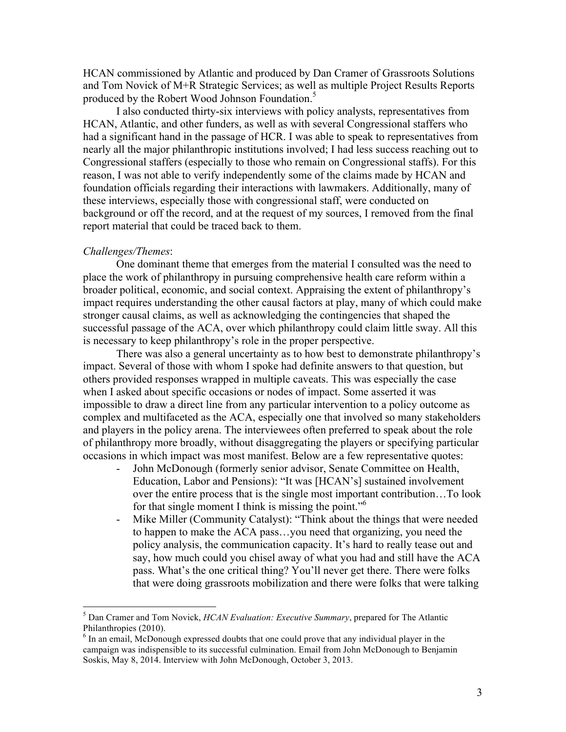HCAN commissioned by Atlantic and produced by Dan Cramer of Grassroots Solutions and Tom Novick of M+R Strategic Services; as well as multiple Project Results Reports produced by the Robert Wood Johnson Foundation.[5]

I also conducted thirty-six interviews with policy analysts, representatives from HCAN, Atlantic, and other funders, as well as with several Congressional staffers who had a significant hand in the passage of HCR. I was able to speak to representatives from nearly all the major philanthropic institutions involved; I had less success reaching out to Congressional staffers (especially to those who remain on Congressional staffs). For this reason, I was not able to verify independently some of the claims made by HCAN and foundation officials regarding their interactions with lawmakers. Additionally, many of these interviews, especially those with congressional staff, were conducted on background or off the record, and at the request of my sources, I removed from the final report material that could be traced back to them.

*Challenges/Themes*:

One dominant theme that emerges from the material I consulted was the need to place the work of philanthropy in pursuing comprehensive health care reform within a broader political, economic, and social context. Appraising the extent of philanthropy's impact requires understanding the other causal factors at play, many of which could make stronger causal claims, as well as acknowledging the contingencies that shaped the successful passage of the ACA, over which philanthropy could claim little sway. All this is necessary to keep philanthropy's role in the proper perspective.

There was also a general uncertainty as to how best to demonstrate philanthropy's impact. Several of those with whom I spoke had definite answers to that question, but others provided responses wrapped in multiple caveats. This was especially the case when I asked about specific occasions or nodes of impact. Some asserted it was impossible to draw a direct line from any particular intervention to a policy outcome as complex and multifaceted as the ACA, especially one that involved so many stakeholders and players in the policy arena. The interviewees often preferred to speak about the role of philanthropy more broadly, without disaggregating the players or specifying particular occasions in which impact was most manifest. Below are a few representative quotes:

- John McDonough (formerly senior advisor, Senate Committee on Health, Education, Labor and Pensions): "It was [HCAN's] sustained involvement over the entire process that is the single most important contribution…To look for that single moment I think is missing the point."[6]
- Mike Miller (Community Catalyst): "Think about the things that were needed to happen to make the ACA pass…you need that organizing, you need the policy analysis, the communication capacity. It's hard to really tease out and say, how much could you chisel away of what you had and still have the ACA pass. What's the one critical thing? You'll never get there. There were folks that were doing grassroots mobilization and there were folks that were talking

---

[5] Dan Cramer and Tom Novick, *HCAN Evaluation: Executive Summary*, prepared for The Atlantic Philanthropies (2010).

[6] In an email, McDonough expressed doubts that one could prove that any individual player in the campaign was indispensible to its successful culmination. Email from John McDonough to Benjamin Soskis, May 8, 2014. Interview with John McDonough, October 3, 2013.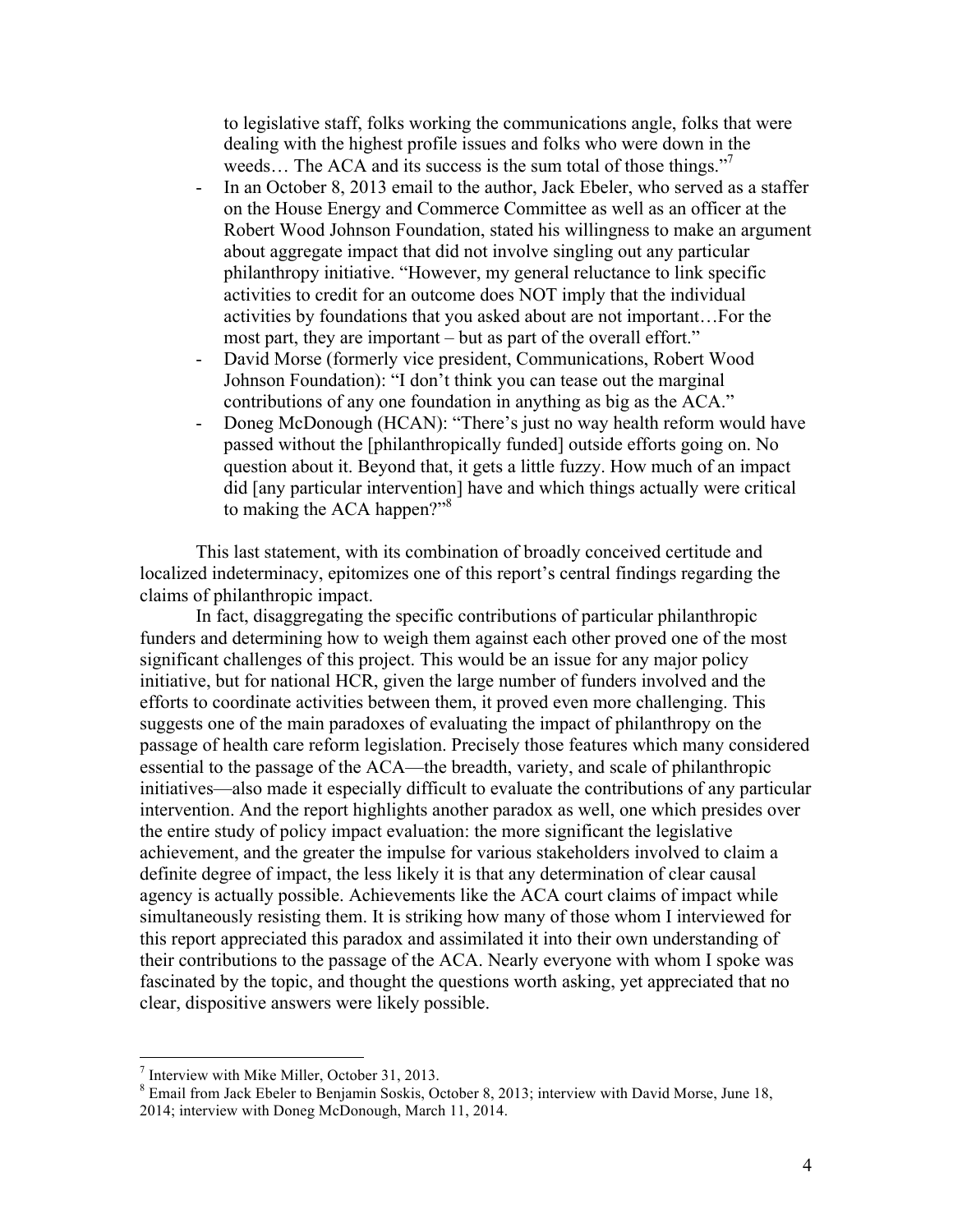to legislative staff, folks working the communications angle, folks that were dealing with the highest profile issues and folks who were down in the weeds… The ACA and its success is the sum total of those things."[7]

- In an October 8, 2013 email to the author, Jack Ebeler, who served as a staffer on the House Energy and Commerce Committee as well as an officer at the Robert Wood Johnson Foundation, stated his willingness to make an argument about aggregate impact that did not involve singling out any particular philanthropy initiative. "However, my general reluctance to link specific activities to credit for an outcome does NOT imply that the individual activities by foundations that you asked about are not important…For the most part, they are important – but as part of the overall effort."
- David Morse (formerly vice president, Communications, Robert Wood Johnson Foundation): "I don't think you can tease out the marginal contributions of any one foundation in anything as big as the ACA."
- Doneg McDonough (HCAN): "There's just no way health reform would have passed without the [philanthropically funded] outside efforts going on. No question about it. Beyond that, it gets a little fuzzy. How much of an impact did [any particular intervention] have and which things actually were critical to making the ACA happen?"[8]

This last statement, with its combination of broadly conceived certitude and localized indeterminacy, epitomizes one of this report's central findings regarding the claims of philanthropic impact.

In fact, disaggregating the specific contributions of particular philanthropic funders and determining how to weigh them against each other proved one of the most significant challenges of this project. This would be an issue for any major policy initiative, but for national HCR, given the large number of funders involved and the efforts to coordinate activities between them, it proved even more challenging. This suggests one of the main paradoxes of evaluating the impact of philanthropy on the passage of health care reform legislation. Precisely those features which many considered essential to the passage of the ACA—the breadth, variety, and scale of philanthropic initiatives—also made it especially difficult to evaluate the contributions of any particular intervention. And the report highlights another paradox as well, one which presides over the entire study of policy impact evaluation: the more significant the legislative achievement, and the greater the impulse for various stakeholders involved to claim a definite degree of impact, the less likely it is that any determination of clear causal agency is actually possible. Achievements like the ACA court claims of impact while simultaneously resisting them. It is striking how many of those whom I interviewed for this report appreciated this paradox and assimilated it into their own understanding of their contributions to the passage of the ACA. Nearly everyone with whom I spoke was fascinated by the topic, and thought the questions worth asking, yet appreciated that no clear, dispositive answers were likely possible.

---

[7] Interview with Mike Miller, October 31, 2013.

[8] Email from Jack Ebeler to Benjamin Soskis, October 8, 2013; interview with David Morse, June 18, 2014; interview with Doneg McDonough, March 11, 2014.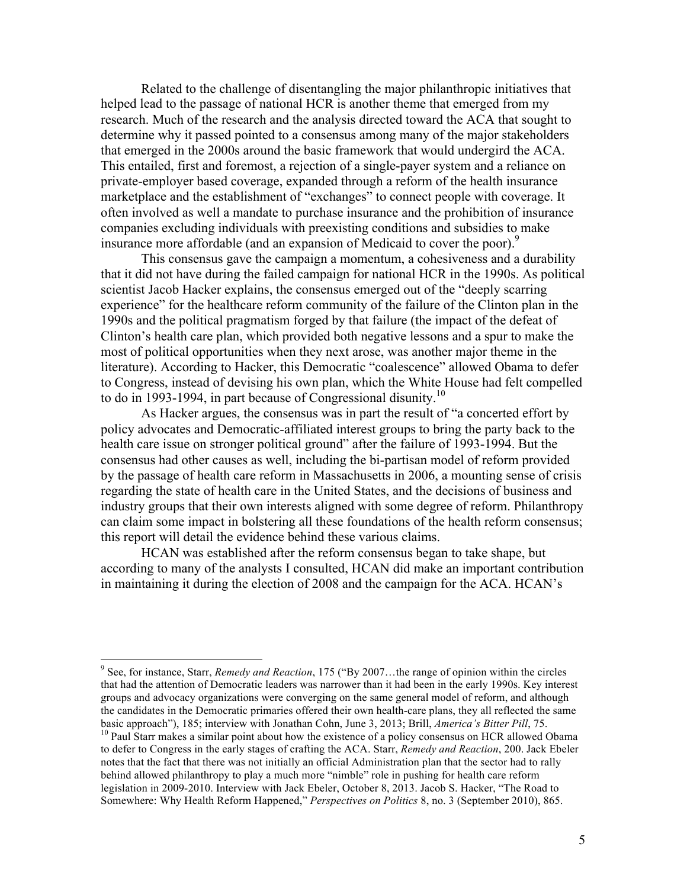Related to the challenge of disentangling the major philanthropic initiatives that helped lead to the passage of national HCR is another theme that emerged from my research. Much of the research and the analysis directed toward the ACA that sought to determine why it passed pointed to a consensus among many of the major stakeholders that emerged in the 2000s around the basic framework that would undergird the ACA. This entailed, first and foremost, a rejection of a single-payer system and a reliance on private-employer based coverage, expanded through a reform of the health insurance marketplace and the establishment of "exchanges" to connect people with coverage. It often involved as well a mandate to purchase insurance and the prohibition of insurance companies excluding individuals with preexisting conditions and subsidies to make insurance more affordable (and an expansion of Medicaid to cover the poor).[9]

This consensus gave the campaign a momentum, a cohesiveness and a durability that it did not have during the failed campaign for national HCR in the 1990s. As political scientist Jacob Hacker explains, the consensus emerged out of the "deeply scarring experience" for the healthcare reform community of the failure of the Clinton plan in the 1990s and the political pragmatism forged by that failure (the impact of the defeat of Clinton's health care plan, which provided both negative lessons and a spur to make the most of political opportunities when they next arose, was another major theme in the literature). According to Hacker, this Democratic "coalescence" allowed Obama to defer to Congress, instead of devising his own plan, which the White House had felt compelled to do in 1993-1994, in part because of Congressional disunity.[10]

As Hacker argues, the consensus was in part the result of "a concerted effort by policy advocates and Democratic-affiliated interest groups to bring the party back to the health care issue on stronger political ground" after the failure of 1993-1994. But the consensus had other causes as well, including the bi-partisan model of reform provided by the passage of health care reform in Massachusetts in 2006, a mounting sense of crisis regarding the state of health care in the United States, and the decisions of business and industry groups that their own interests aligned with some degree of reform. Philanthropy can claim some impact in bolstering all these foundations of the health reform consensus; this report will detail the evidence behind these various claims.

HCAN was established after the reform consensus began to take shape, but according to many of the analysts I consulted, HCAN did make an important contribution in maintaining it during the election of 2008 and the campaign for the ACA. HCAN's

---

[9] See, for instance, Starr, *Remedy and Reaction*, 175 ("By 2007…the range of opinion within the circles that had the attention of Democratic leaders was narrower than it had been in the early 1990s. Key interest groups and advocacy organizations were converging on the same general model of reform, and although the candidates in the Democratic primaries offered their own health-care plans, they all reflected the same basic approach"), 185; interview with Jonathan Cohn, June 3, 2013; Brill, *America's Bitter Pill*, 75.

[10] Paul Starr makes a similar point about how the existence of a policy consensus on HCR allowed Obama to defer to Congress in the early stages of crafting the ACA. Starr, *Remedy and Reaction*, 200. Jack Ebeler notes that the fact that there was not initially an official Administration plan that the sector had to rally behind allowed philanthropy to play a much more "nimble" role in pushing for health care reform legislation in 2009-2010. Interview with Jack Ebeler, October 8, 2013. Jacob S. Hacker, "The Road to Somewhere: Why Health Reform Happened," *Perspectives on Politics* 8, no. 3 (September 2010), 865.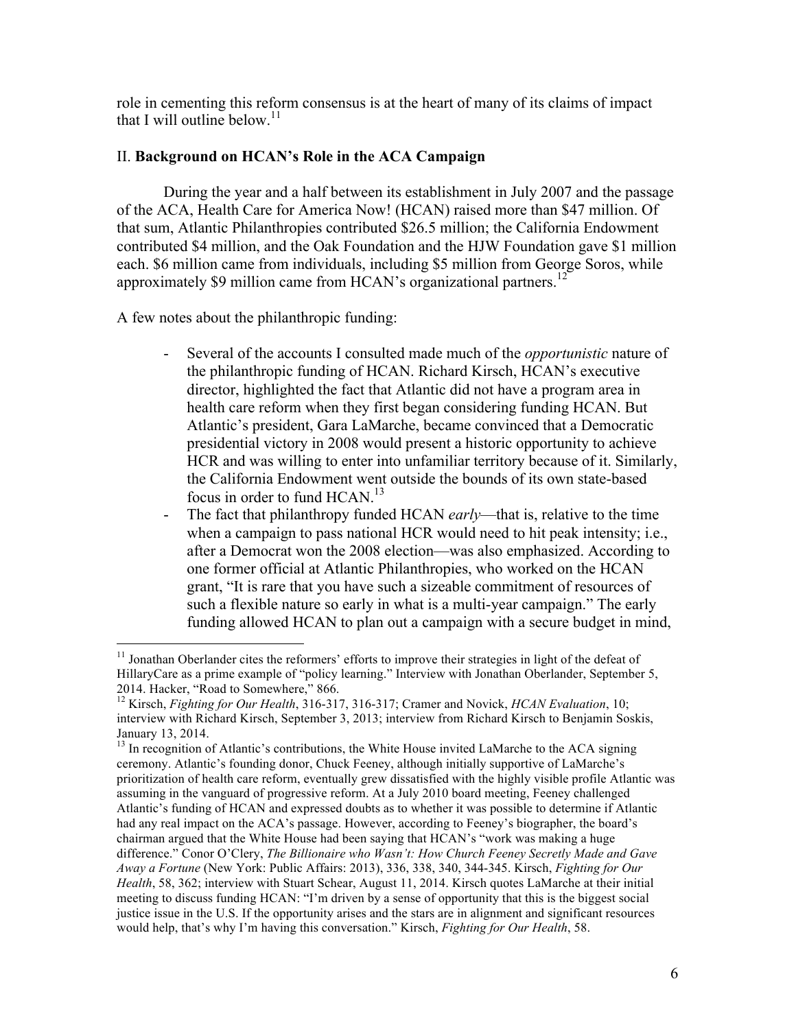role in cementing this reform consensus is at the heart of many of its claims of impact that I will outline below.[11]

## II. **Background on HCAN's Role in the ACA Campaign**

During the year and a half between its establishment in July 2007 and the passage of the ACA, Health Care for America Now! (HCAN) raised more than $47 million. Of that sum, Atlantic Philanthropies contributed $26.5 million; the California Endowment contributed $4 million, and the Oak Foundation and the HJW Foundation gave $1 million each. $6 million came from individuals, including $5 million from George Soros, while approximately $9 million came from HCAN's organizational partners.[12]

A few notes about the philanthropic funding:

- Several of the accounts I consulted made much of the *opportunistic* nature of the philanthropic funding of HCAN. Richard Kirsch, HCAN's executive director, highlighted the fact that Atlantic did not have a program area in health care reform when they first began considering funding HCAN. But Atlantic's president, Gara LaMarche, became convinced that a Democratic presidential victory in 2008 would present a historic opportunity to achieve HCR and was willing to enter into unfamiliar territory because of it. Similarly, the California Endowment went outside the bounds of its own state-based focus in order to fund HCAN.[13]
- The fact that philanthropy funded HCAN *early*—that is, relative to the time when a campaign to pass national HCR would need to hit peak intensity; i.e., after a Democrat won the 2008 election—was also emphasized. According to one former official at Atlantic Philanthropies, who worked on the HCAN grant, "It is rare that you have such a sizeable commitment of resources of such a flexible nature so early in what is a multi-year campaign." The early funding allowed HCAN to plan out a campaign with a secure budget in mind,

---

[11] Jonathan Oberlander cites the reformers' efforts to improve their strategies in light of the defeat of HillaryCare as a prime example of "policy learning." Interview with Jonathan Oberlander, September 5, 2014. Hacker, "Road to Somewhere," 866.

[12] Kirsch, *Fighting for Our Health*, 316-317, 316-317; Cramer and Novick, *HCAN Evaluation*, 10; interview with Richard Kirsch, September 3, 2013; interview from Richard Kirsch to Benjamin Soskis, January 13, 2014.

[13] In recognition of Atlantic's contributions, the White House invited LaMarche to the ACA signing ceremony. Atlantic's founding donor, Chuck Feeney, although initially supportive of LaMarche's prioritization of health care reform, eventually grew dissatisfied with the highly visible profile Atlantic was assuming in the vanguard of progressive reform. At a July 2010 board meeting, Feeney challenged Atlantic's funding of HCAN and expressed doubts as to whether it was possible to determine if Atlantic had any real impact on the ACA's passage. However, according to Feeney's biographer, the board's chairman argued that the White House had been saying that HCAN's "work was making a huge difference." Conor O'Clery, *The Billionaire who Wasn't: How Church Feeney Secretly Made and Gave Away a Fortune* (New York: Public Affairs: 2013), 336, 338, 340, 344-345. Kirsch, *Fighting for Our Health*, 58, 362; interview with Stuart Schear, August 11, 2014. Kirsch quotes LaMarche at their initial meeting to discuss funding HCAN: "I'm driven by a sense of opportunity that this is the biggest social justice issue in the U.S. If the opportunity arises and the stars are in alignment and significant resources would help, that's why I'm having this conversation." Kirsch, *Fighting for Our Health*, 58.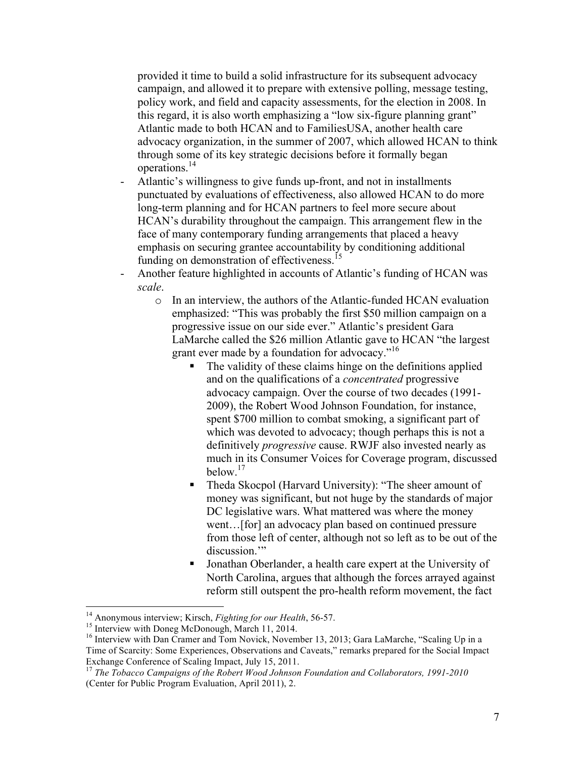provided it time to build a solid infrastructure for its subsequent advocacy campaign, and allowed it to prepare with extensive polling, message testing, policy work, and field and capacity assessments, for the election in 2008. In this regard, it is also worth emphasizing a "low six-figure planning grant" Atlantic made to both HCAN and to FamiliesUSA, another health care advocacy organization, in the summer of 2007, which allowed HCAN to think through some of its key strategic decisions before it formally began operations.[14]

- Atlantic's willingness to give funds up-front, and not in installments punctuated by evaluations of effectiveness, also allowed HCAN to do more long-term planning and for HCAN partners to feel more secure about HCAN's durability throughout the campaign. This arrangement flew in the face of many contemporary funding arrangements that placed a heavy emphasis on securing grantee accountability by conditioning additional funding on demonstration of effectiveness.[15]
- Another feature highlighted in accounts of Atlantic's funding of HCAN was *scale*.
    - In an interview, the authors of the Atlantic-funded HCAN evaluation emphasized: "This was probably the first $50 million campaign on a progressive issue on our side ever." Atlantic's president Gara LaMarche called the $26 million Atlantic gave to HCAN "the largest grant ever made by a foundation for advocacy."[16]
        - The validity of these claims hinge on the definitions applied and on the qualifications of a *concentrated* progressive advocacy campaign. Over the course of two decades (1991-2009), the Robert Wood Johnson Foundation, for instance, spent $700 million to combat smoking, a significant part of which was devoted to advocacy; though perhaps this is not a definitively *progressive* cause. RWJF also invested nearly as much in its Consumer Voices for Coverage program, discussed below.[17]
        - Theda Skocpol (Harvard University): "The sheer amount of money was significant, but not huge by the standards of major DC legislative wars. What mattered was where the money went…[for] an advocacy plan based on continued pressure from those left of center, although not so left as to be out of the discussion.'"
        - Jonathan Oberlander, a health care expert at the University of North Carolina, argues that although the forces arrayed against reform still outspent the pro-health reform movement, the fact

---

[14] Anonymous interview; Kirsch, *Fighting for our Health*, 56-57.

[15] Interview with Doneg McDonough, March 11, 2014.

[16] Interview with Dan Cramer and Tom Novick, November 13, 2013; Gara LaMarche, "Scaling Up in a Time of Scarcity: Some Experiences, Observations and Caveats," remarks prepared for the Social Impact Exchange Conference of Scaling Impact, July 15, 2011.

[17] *The Tobacco Campaigns of the Robert Wood Johnson Foundation and Collaborators, 1991-2010* (Center for Public Program Evaluation, April 2011), 2.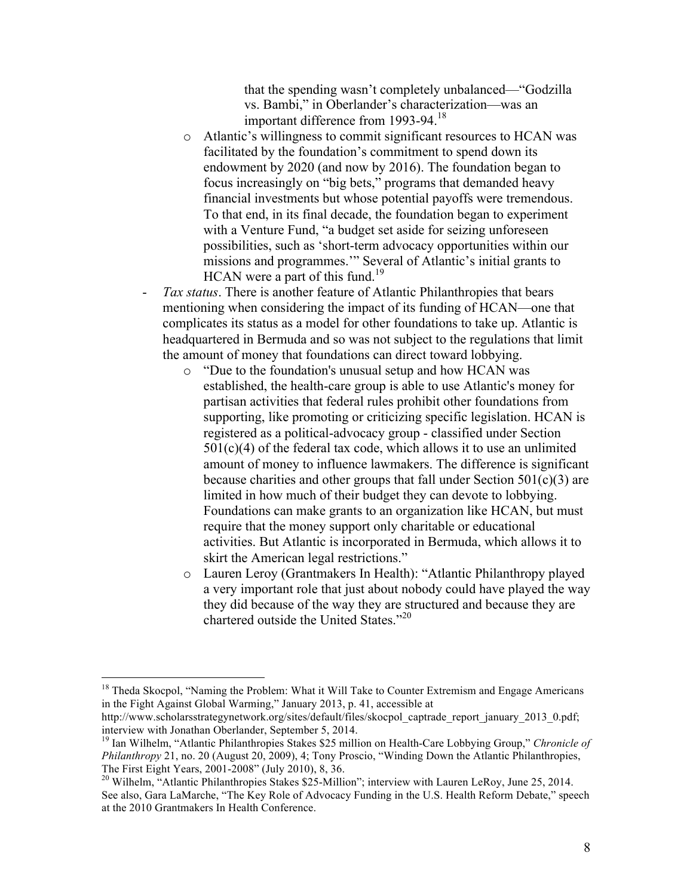that the spending wasn't completely unbalanced—"Godzilla vs. Bambi," in Oberlander's characterization—was an important difference from 1993-94.[18]

    - Atlantic's willingness to commit significant resources to HCAN was facilitated by the foundation's commitment to spend down its endowment by 2020 (and now by 2016). The foundation began to focus increasingly on "big bets," programs that demanded heavy financial investments but whose potential payoffs were tremendous. To that end, in its final decade, the foundation began to experiment with a Venture Fund, "a budget set aside for seizing unforeseen possibilities, such as 'short-term advocacy opportunities within our missions and programmes.'" Several of Atlantic's initial grants to HCAN were a part of this fund.[19]

- *Tax status*. There is another feature of Atlantic Philanthropies that bears mentioning when considering the impact of its funding of HCAN—one that complicates its status as a model for other foundations to take up. Atlantic is headquartered in Bermuda and so was not subject to the regulations that limit the amount of money that foundations can direct toward lobbying.
    - "Due to the foundation's unusual setup and how HCAN was established, the health-care group is able to use Atlantic's money for partisan activities that federal rules prohibit other foundations from supporting, like promoting or criticizing specific legislation. HCAN is registered as a political-advocacy group - classified under Section 501(c)(4) of the federal tax code, which allows it to use an unlimited amount of money to influence lawmakers. The difference is significant because charities and other groups that fall under Section 501(c)(3) are limited in how much of their budget they can devote to lobbying. Foundations can make grants to an organization like HCAN, but must require that the money support only charitable or educational activities. But Atlantic is incorporated in Bermuda, which allows it to skirt the American legal restrictions."
    - Lauren Leroy (Grantmakers In Health): "Atlantic Philanthropy played a very important role that just about nobody could have played the way they did because of the way they are structured and because they are chartered outside the United States."[20]

---

[18] Theda Skocpol, "Naming the Problem: What it Will Take to Counter Extremism and Engage Americans in the Fight Against Global Warming," January 2013, p. 41, accessible at http://www.scholarsstrategynetwork.org/sites/default/files/skocpol_captrade_report_january_2013_0.pdf; interview with Jonathan Oberlander, September 5, 2014.

[19] Ian Wilhelm, "Atlantic Philanthropies Stakes $25 million on Health-Care Lobbying Group," *Chronicle of Philanthropy* 21, no. 20 (August 20, 2009), 4; Tony Proscio, "Winding Down the Atlantic Philanthropies, The First Eight Years, 2001-2008" (July 2010), 8, 36.

[20] Wilhelm, "Atlantic Philanthropies Stakes $25-Million"; interview with Lauren LeRoy, June 25, 2014. See also, Gara LaMarche, "The Key Role of Advocacy Funding in the U.S. Health Reform Debate," speech at the 2010 Grantmakers In Health Conference.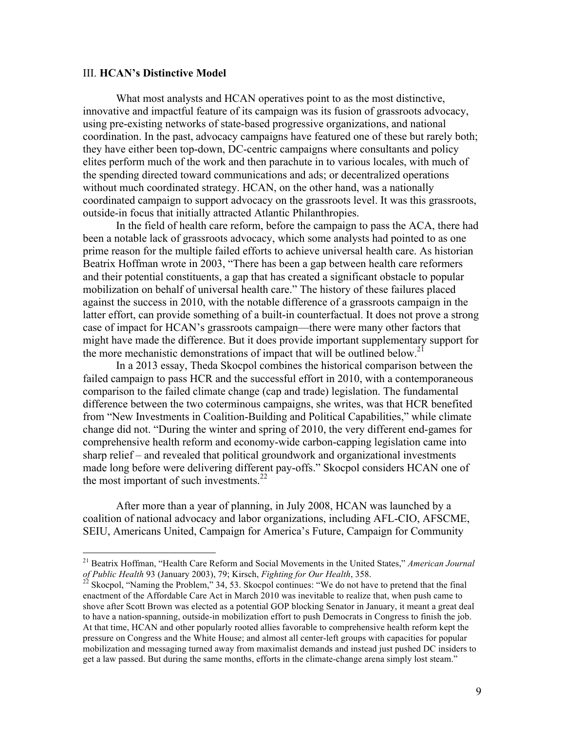## III. **HCAN's Distinctive Model**

What most analysts and HCAN operatives point to as the most distinctive, innovative and impactful feature of its campaign was its fusion of grassroots advocacy, using pre-existing networks of state-based progressive organizations, and national coordination. In the past, advocacy campaigns have featured one of these but rarely both; they have either been top-down, DC-centric campaigns where consultants and policy elites perform much of the work and then parachute in to various locales, with much of the spending directed toward communications and ads; or decentralized operations without much coordinated strategy. HCAN, on the other hand, was a nationally coordinated campaign to support advocacy on the grassroots level. It was this grassroots, outside-in focus that initially attracted Atlantic Philanthropies.

In the field of health care reform, before the campaign to pass the ACA, there had been a notable lack of grassroots advocacy, which some analysts had pointed to as one prime reason for the multiple failed efforts to achieve universal health care. As historian Beatrix Hoffman wrote in 2003, "There has been a gap between health care reformers and their potential constituents, a gap that has created a significant obstacle to popular mobilization on behalf of universal health care." The history of these failures placed against the success in 2010, with the notable difference of a grassroots campaign in the latter effort, can provide something of a built-in counterfactual. It does not prove a strong case of impact for HCAN's grassroots campaign—there were many other factors that might have made the difference. But it does provide important supplementary support for the more mechanistic demonstrations of impact that will be outlined below.[21]

In a 2013 essay, Theda Skocpol combines the historical comparison between the failed campaign to pass HCR and the successful effort in 2010, with a contemporaneous comparison to the failed climate change (cap and trade) legislation. The fundamental difference between the two coterminous campaigns, she writes, was that HCR benefited from "New Investments in Coalition-Building and Political Capabilities," while climate change did not. "During the winter and spring of 2010, the very different end-games for comprehensive health reform and economy-wide carbon-capping legislation came into sharp relief – and revealed that political groundwork and organizational investments made long before were delivering different pay-offs." Skocpol considers HCAN one of the most important of such investments.[22]

After more than a year of planning, in July 2008, HCAN was launched by a coalition of national advocacy and labor organizations, including AFL-CIO, AFSCME, SEIU, Americans United, Campaign for America's Future, Campaign for Community

---

[21] Beatrix Hoffman, "Health Care Reform and Social Movements in the United States," *American Journal of Public Health* 93 (January 2003), 79; Kirsch, *Fighting for Our Health*, 358.

[22] Skocpol, "Naming the Problem," 34, 53. Skocpol continues: "We do not have to pretend that the final enactment of the Affordable Care Act in March 2010 was inevitable to realize that, when push came to shove after Scott Brown was elected as a potential GOP blocking Senator in January, it meant a great deal to have a nation-spanning, outside-in mobilization effort to push Democrats in Congress to finish the job. At that time, HCAN and other popularly rooted allies favorable to comprehensive health reform kept the pressure on Congress and the White House; and almost all center-left groups with capacities for popular mobilization and messaging turned away from maximalist demands and instead just pushed DC insiders to get a law passed. But during the same months, efforts in the climate-change arena simply lost steam."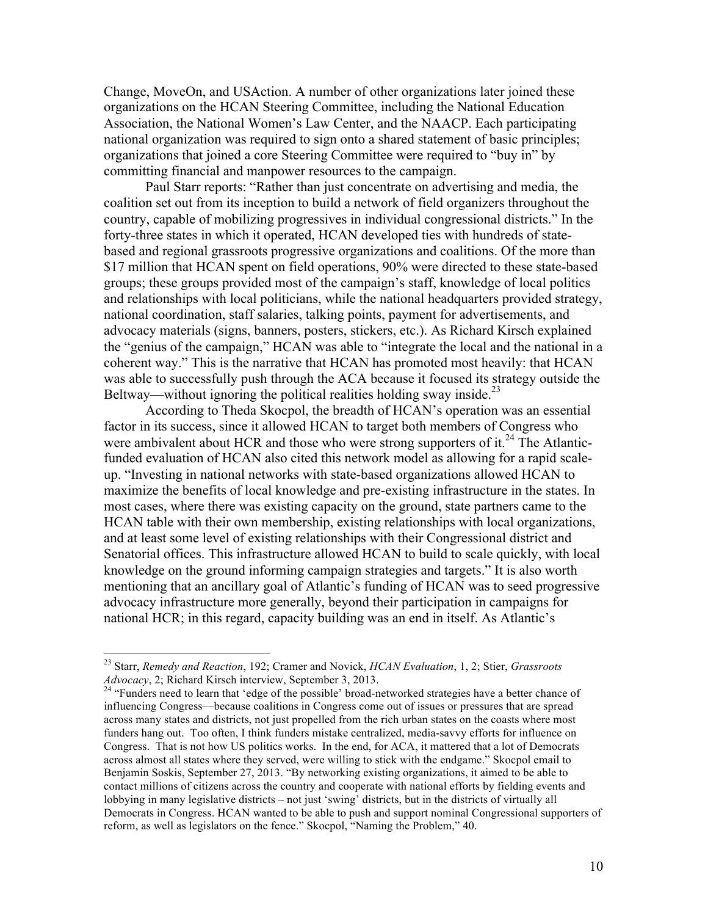Change, MoveOn, and USAction. A number of other organizations later joined these organizations on the HCAN Steering Committee, including the National Education Association, the National Women's Law Center, and the NAACP. Each participating national organization was required to sign onto a shared statement of basic principles; organizations that joined a core Steering Committee were required to "buy in" by committing financial and manpower resources to the campaign.

Paul Starr reports: "Rather than just concentrate on advertising and media, the coalition set out from its inception to build a network of field organizers throughout the country, capable of mobilizing progressives in individual congressional districts." In the forty-three states in which it operated, HCAN developed ties with hundreds of state-based and regional grassroots progressive organizations and coalitions. Of the more than $17 million that HCAN spent on field operations, 90% were directed to these state-based groups; these groups provided most of the campaign's staff, knowledge of local politics and relationships with local politicians, while the national headquarters provided strategy, national coordination, staff salaries, talking points, payment for advertisements, and advocacy materials (signs, banners, posters, stickers, etc.). As Richard Kirsch explained the "genius of the campaign," HCAN was able to "integrate the local and the national in a coherent way." This is the narrative that HCAN has promoted most heavily: that HCAN was able to successfully push through the ACA because it focused its strategy outside the Beltway—without ignoring the political realities holding sway inside.[23]

According to Theda Skocpol, the breadth of HCAN's operation was an essential factor in its success, since it allowed HCAN to target both members of Congress who were ambivalent about HCR and those who were strong supporters of it.[24] The Atlantic-funded evaluation of HCAN also cited this network model as allowing for a rapid scale-up. "Investing in national networks with state-based organizations allowed HCAN to maximize the benefits of local knowledge and pre-existing infrastructure in the states. In most cases, where there was existing capacity on the ground, state partners came to the HCAN table with their own membership, existing relationships with local organizations, and at least some level of existing relationships with their Congressional district and Senatorial offices. This infrastructure allowed HCAN to build to scale quickly, with local knowledge on the ground informing campaign strategies and targets." It is also worth mentioning that an ancillary goal of Atlantic's funding of HCAN was to seed progressive advocacy infrastructure more generally, beyond their participation in campaigns for national HCR; in this regard, capacity building was an end in itself. As Atlantic's

---

[23] Starr, *Remedy and Reaction*, 192; Cramer and Novick, *HCAN Evaluation*, 1, 2; Stier, *Grassroots Advocacy*, 2; Richard Kirsch interview, September 3, 2013.

[24] "Funders need to learn that 'edge of the possible' broad-networked strategies have a better chance of influencing Congress—because coalitions in Congress come out of issues or pressures that are spread across many states and districts, not just propelled from the rich urban states on the coasts where most funders hang out. Too often, I think funders mistake centralized, media-savvy efforts for influence on Congress. That is not how US politics works. In the end, for ACA, it mattered that a lot of Democrats across almost all states where they served, were willing to stick with the endgame." Skocpol email to Benjamin Soskis, September 27, 2013. "By networking existing organizations, it aimed to be able to contact millions of citizens across the country and cooperate with national efforts by fielding events and lobbying in many legislative districts – not just 'swing' districts, but in the districts of virtually all Democrats in Congress. HCAN wanted to be able to push and support nominal Congressional supporters of reform, as well as legislators on the fence." Skocpol, "Naming the Problem," 40.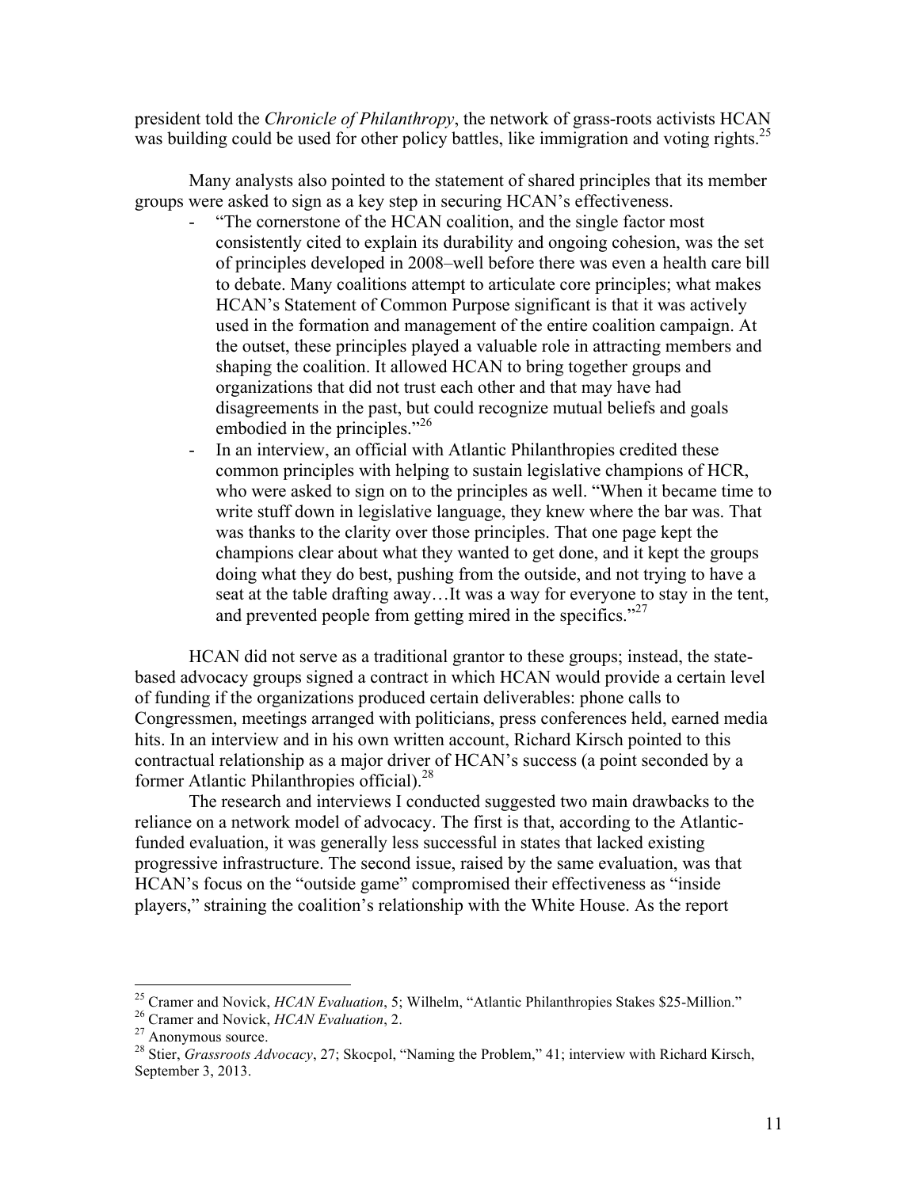president told the *Chronicle of Philanthropy*, the network of grass-roots activists HCAN was building could be used for other policy battles, like immigration and voting rights.[25]

Many analysts also pointed to the statement of shared principles that its member groups were asked to sign as a key step in securing HCAN's effectiveness.

- "The cornerstone of the HCAN coalition, and the single factor most consistently cited to explain its durability and ongoing cohesion, was the set of principles developed in 2008–well before there was even a health care bill to debate. Many coalitions attempt to articulate core principles; what makes HCAN's Statement of Common Purpose significant is that it was actively used in the formation and management of the entire coalition campaign. At the outset, these principles played a valuable role in attracting members and shaping the coalition. It allowed HCAN to bring together groups and organizations that did not trust each other and that may have had disagreements in the past, but could recognize mutual beliefs and goals embodied in the principles."[26]
- In an interview, an official with Atlantic Philanthropies credited these common principles with helping to sustain legislative champions of HCR, who were asked to sign on to the principles as well. "When it became time to write stuff down in legislative language, they knew where the bar was. That was thanks to the clarity over those principles. That one page kept the champions clear about what they wanted to get done, and it kept the groups doing what they do best, pushing from the outside, and not trying to have a seat at the table drafting away…It was a way for everyone to stay in the tent, and prevented people from getting mired in the specifics."[27]

HCAN did not serve as a traditional grantor to these groups; instead, the state-based advocacy groups signed a contract in which HCAN would provide a certain level of funding if the organizations produced certain deliverables: phone calls to Congressmen, meetings arranged with politicians, press conferences held, earned media hits. In an interview and in his own written account, Richard Kirsch pointed to this contractual relationship as a major driver of HCAN's success (a point seconded by a former Atlantic Philanthropies official).[28]

The research and interviews I conducted suggested two main drawbacks to the reliance on a network model of advocacy. The first is that, according to the Atlantic-funded evaluation, it was generally less successful in states that lacked existing progressive infrastructure. The second issue, raised by the same evaluation, was that HCAN's focus on the "outside game" compromised their effectiveness as "inside players," straining the coalition's relationship with the White House. As the report

---

[25] Cramer and Novick, *HCAN Evaluation*, 5; Wilhelm, "Atlantic Philanthropies Stakes $25-Million."

[26] Cramer and Novick, *HCAN Evaluation*, 2.

[27] Anonymous source.

[28] Stier, *Grassroots Advocacy*, 27; Skocpol, "Naming the Problem," 41; interview with Richard Kirsch, September 3, 2013.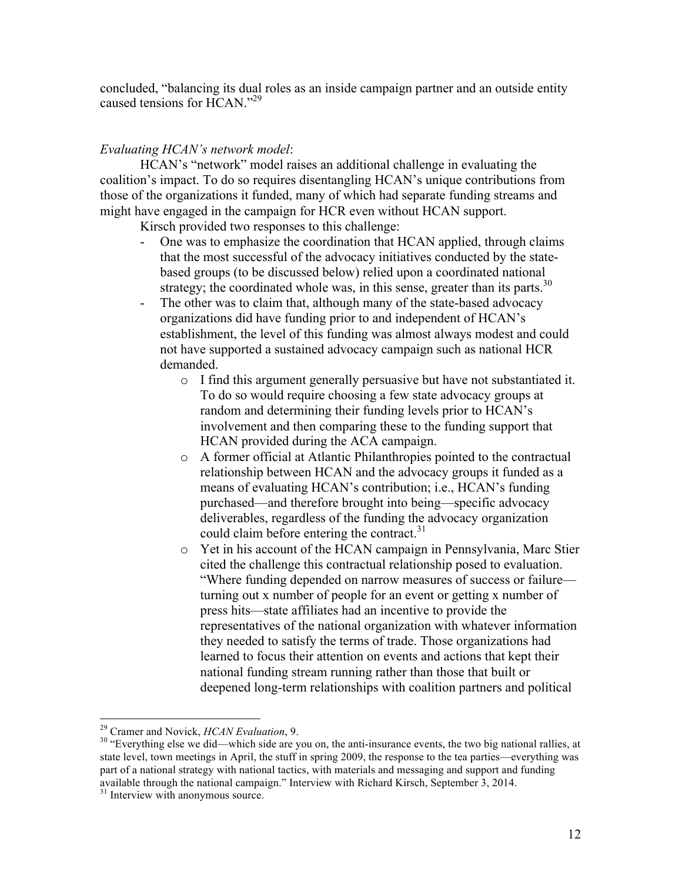concluded, "balancing its dual roles as an inside campaign partner and an outside entity caused tensions for HCAN."[29]

*Evaluating HCAN's network model*:

HCAN's "network" model raises an additional challenge in evaluating the coalition's impact. To do so requires disentangling HCAN's unique contributions from those of the organizations it funded, many of which had separate funding streams and might have engaged in the campaign for HCR even without HCAN support.

Kirsch provided two responses to this challenge:

- One was to emphasize the coordination that HCAN applied, through claims that the most successful of the advocacy initiatives conducted by the state-based groups (to be discussed below) relied upon a coordinated national strategy; the coordinated whole was, in this sense, greater than its parts.[30]
- The other was to claim that, although many of the state-based advocacy organizations did have funding prior to and independent of HCAN's establishment, the level of this funding was almost always modest and could not have supported a sustained advocacy campaign such as national HCR demanded.
    - I find this argument generally persuasive but have not substantiated it. To do so would require choosing a few state advocacy groups at random and determining their funding levels prior to HCAN's involvement and then comparing these to the funding support that HCAN provided during the ACA campaign.
    - A former official at Atlantic Philanthropies pointed to the contractual relationship between HCAN and the advocacy groups it funded as a means of evaluating HCAN's contribution; i.e., HCAN's funding purchased—and therefore brought into being—specific advocacy deliverables, regardless of the funding the advocacy organization could claim before entering the contract.[31]
    - Yet in his account of the HCAN campaign in Pennsylvania, Marc Stier cited the challenge this contractual relationship posed to evaluation. "Where funding depended on narrow measures of success or failure—turning out x number of people for an event or getting x number of press hits—state affiliates had an incentive to provide the representatives of the national organization with whatever information they needed to satisfy the terms of trade. Those organizations had learned to focus their attention on events and actions that kept their national funding stream running rather than those that built or deepened long-term relationships with coalition partners and political

---

[29] Cramer and Novick, *HCAN Evaluation*, 9.

[30] "Everything else we did—which side are you on, the anti-insurance events, the two big national rallies, at state level, town meetings in April, the stuff in spring 2009, the response to the tea parties—everything was part of a national strategy with national tactics, with materials and messaging and support and funding available through the national campaign." Interview with Richard Kirsch, September 3, 2014.

[31] Interview with anonymous source.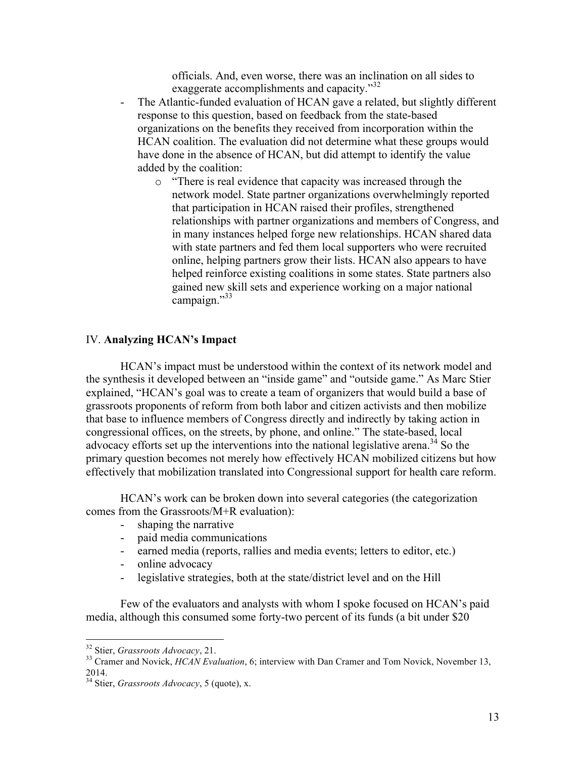officials. And, even worse, there was an inclination on all sides to exaggerate accomplishments and capacity."[32]

- The Atlantic-funded evaluation of HCAN gave a related, but slightly different response to this question, based on feedback from the state-based organizations on the benefits they received from incorporation within the HCAN coalition. The evaluation did not determine what these groups would have done in the absence of HCAN, but did attempt to identify the value added by the coalition:
    - "There is real evidence that capacity was increased through the network model. State partner organizations overwhelmingly reported that participation in HCAN raised their profiles, strengthened relationships with partner organizations and members of Congress, and in many instances helped forge new relationships. HCAN shared data with state partners and fed them local supporters who were recruited online, helping partners grow their lists. HCAN also appears to have helped reinforce existing coalitions in some states. State partners also gained new skill sets and experience working on a major national campaign."[33]

## IV. **Analyzing HCAN's Impact**

HCAN's impact must be understood within the context of its network model and the synthesis it developed between an "inside game" and "outside game." As Marc Stier explained, "HCAN's goal was to create a team of organizers that would build a base of grassroots proponents of reform from both labor and citizen activists and then mobilize that base to influence members of Congress directly and indirectly by taking action in congressional offices, on the streets, by phone, and online." The state-based, local advocacy efforts set up the interventions into the national legislative arena.[34] So the primary question becomes not merely how effectively HCAN mobilized citizens but how effectively that mobilization translated into Congressional support for health care reform.

HCAN's work can be broken down into several categories (the categorization comes from the Grassroots/M+R evaluation):

- shaping the narrative
- paid media communications
- earned media (reports, rallies and media events; letters to editor, etc.)
- online advocacy
- legislative strategies, both at the state/district level and on the Hill

Few of the evaluators and analysts with whom I spoke focused on HCAN's paid media, although this consumed some forty-two percent of its funds (a bit under $20

---

[32] Stier, *Grassroots Advocacy*, 21.

[33] Cramer and Novick, *HCAN Evaluation*, 6; interview with Dan Cramer and Tom Novick, November 13, 2014.

[34] Stier, *Grassroots Advocacy*, 5 (quote), x.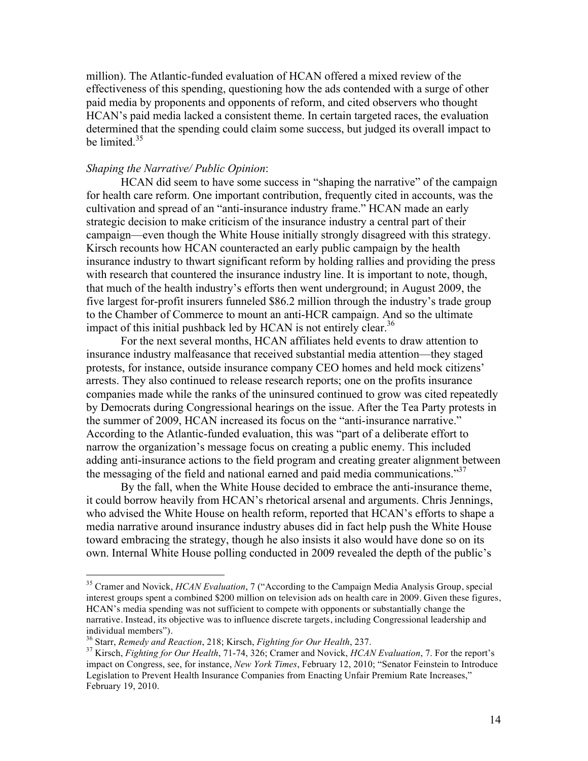million). The Atlantic-funded evaluation of HCAN offered a mixed review of the effectiveness of this spending, questioning how the ads contended with a surge of other paid media by proponents and opponents of reform, and cited observers who thought HCAN's paid media lacked a consistent theme. In certain targeted races, the evaluation determined that the spending could claim some success, but judged its overall impact to be limited.[35]

*Shaping the Narrative/ Public Opinion*:

HCAN did seem to have some success in "shaping the narrative" of the campaign for health care reform. One important contribution, frequently cited in accounts, was the cultivation and spread of an "anti-insurance industry frame." HCAN made an early strategic decision to make criticism of the insurance industry a central part of their campaign—even though the White House initially strongly disagreed with this strategy. Kirsch recounts how HCAN counteracted an early public campaign by the health insurance industry to thwart significant reform by holding rallies and providing the press with research that countered the insurance industry line. It is important to note, though, that much of the health industry's efforts then went underground; in August 2009, the five largest for-profit insurers funneled $86.2 million through the industry's trade group to the Chamber of Commerce to mount an anti-HCR campaign. And so the ultimate impact of this initial pushback led by HCAN is not entirely clear.[36]

For the next several months, HCAN affiliates held events to draw attention to insurance industry malfeasance that received substantial media attention—they staged protests, for instance, outside insurance company CEO homes and held mock citizens' arrests. They also continued to release research reports; one on the profits insurance companies made while the ranks of the uninsured continued to grow was cited repeatedly by Democrats during Congressional hearings on the issue. After the Tea Party protests in the summer of 2009, HCAN increased its focus on the "anti-insurance narrative." According to the Atlantic-funded evaluation, this was "part of a deliberate effort to narrow the organization's message focus on creating a public enemy. This included adding anti-insurance actions to the field program and creating greater alignment between the messaging of the field and national earned and paid media communications."[37]

By the fall, when the White House decided to embrace the anti-insurance theme, it could borrow heavily from HCAN's rhetorical arsenal and arguments. Chris Jennings, who advised the White House on health reform, reported that HCAN's efforts to shape a media narrative around insurance industry abuses did in fact help push the White House toward embracing the strategy, though he also insists it also would have done so on its own. Internal White House polling conducted in 2009 revealed the depth of the public's

---

[35] Cramer and Novick, *HCAN Evaluation*, 7 ("According to the Campaign Media Analysis Group, special interest groups spent a combined $200 million on television ads on health care in 2009. Given these figures, HCAN's media spending was not sufficient to compete with opponents or substantially change the narrative. Instead, its objective was to influence discrete targets, including Congressional leadership and individual members").

[36] Starr, *Remedy and Reaction*, 218; Kirsch, *Fighting for Our Health*, 237.

[37] Kirsch, *Fighting for Our Health*, 71-74, 326; Cramer and Novick, *HCAN Evaluation*, 7. For the report's impact on Congress, see, for instance, *New York Times*, February 12, 2010; "Senator Feinstein to Introduce Legislation to Prevent Health Insurance Companies from Enacting Unfair Premium Rate Increases," February 19, 2010.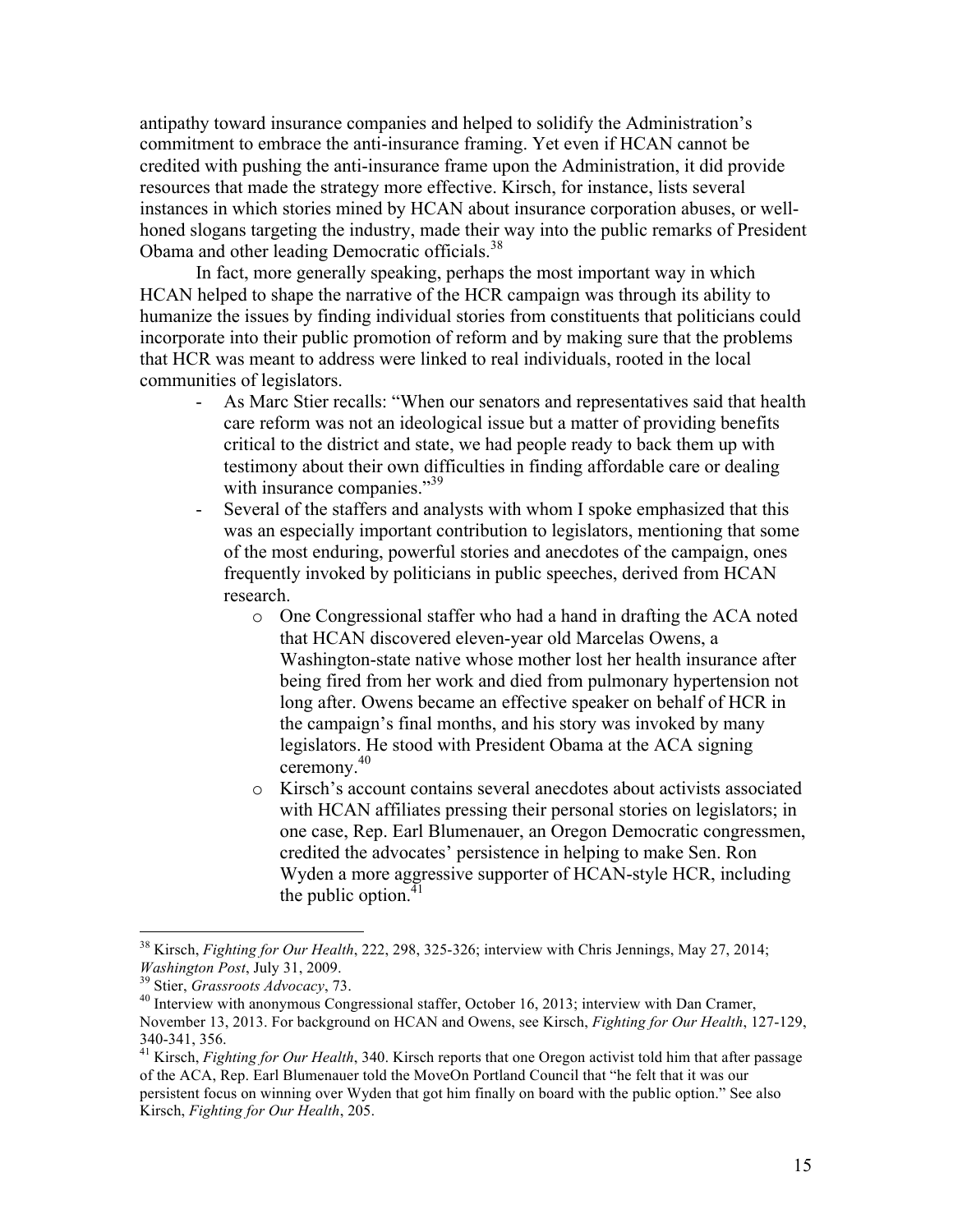antipathy toward insurance companies and helped to solidify the Administration's commitment to embrace the anti-insurance framing. Yet even if HCAN cannot be credited with pushing the anti-insurance frame upon the Administration, it did provide resources that made the strategy more effective. Kirsch, for instance, lists several instances in which stories mined by HCAN about insurance corporation abuses, or well-honed slogans targeting the industry, made their way into the public remarks of President Obama and other leading Democratic officials.[38]

In fact, more generally speaking, perhaps the most important way in which HCAN helped to shape the narrative of the HCR campaign was through its ability to humanize the issues by finding individual stories from constituents that politicians could incorporate into their public promotion of reform and by making sure that the problems that HCR was meant to address were linked to real individuals, rooted in the local communities of legislators.

- As Marc Stier recalls: "When our senators and representatives said that health care reform was not an ideological issue but a matter of providing benefits critical to the district and state, we had people ready to back them up with testimony about their own difficulties in finding affordable care or dealing with insurance companies."[39]
- Several of the staffers and analysts with whom I spoke emphasized that this was an especially important contribution to legislators, mentioning that some of the most enduring, powerful stories and anecdotes of the campaign, ones frequently invoked by politicians in public speeches, derived from HCAN research.
    - One Congressional staffer who had a hand in drafting the ACA noted that HCAN discovered eleven-year old Marcelas Owens, a Washington-state native whose mother lost her health insurance after being fired from her work and died from pulmonary hypertension not long after. Owens became an effective speaker on behalf of HCR in the campaign's final months, and his story was invoked by many legislators. He stood with President Obama at the ACA signing ceremony.[40]
    - Kirsch's account contains several anecdotes about activists associated with HCAN affiliates pressing their personal stories on legislators; in one case, Rep. Earl Blumenauer, an Oregon Democratic congressmen, credited the advocates' persistence in helping to make Sen. Ron Wyden a more aggressive supporter of HCAN-style HCR, including the public option.[41]

---

[38] Kirsch, *Fighting for Our Health*, 222, 298, 325-326; interview with Chris Jennings, May 27, 2014; *Washington Post*, July 31, 2009.

[39] Stier, *Grassroots Advocacy*, 73.

[40] Interview with anonymous Congressional staffer, October 16, 2013; interview with Dan Cramer, November 13, 2013. For background on HCAN and Owens, see Kirsch, *Fighting for Our Health*, 127-129, 340-341, 356.

[41] Kirsch, *Fighting for Our Health*, 340. Kirsch reports that one Oregon activist told him that after passage of the ACA, Rep. Earl Blumenauer told the MoveOn Portland Council that "he felt that it was our persistent focus on winning over Wyden that got him finally on board with the public option." See also Kirsch, *Fighting for Our Health*, 205.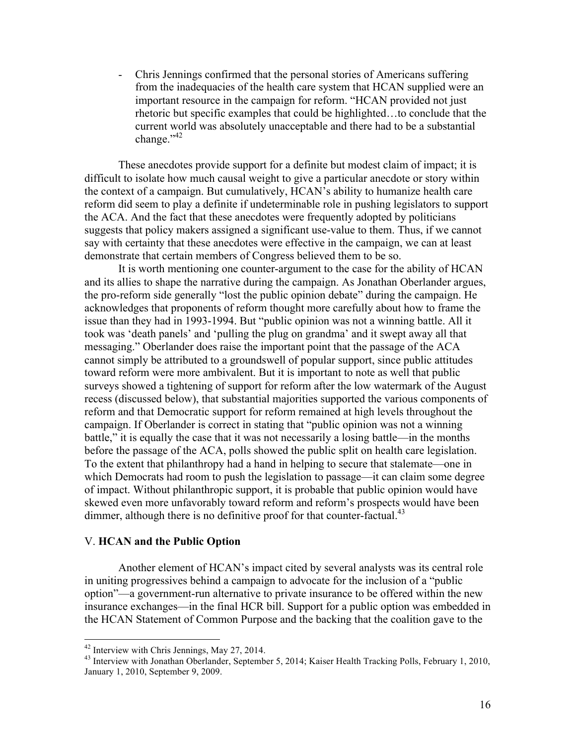- Chris Jennings confirmed that the personal stories of Americans suffering from the inadequacies of the health care system that HCAN supplied were an important resource in the campaign for reform. "HCAN provided not just rhetoric but specific examples that could be highlighted…to conclude that the current world was absolutely unacceptable and there had to be a substantial change."[42]

These anecdotes provide support for a definite but modest claim of impact; it is difficult to isolate how much causal weight to give a particular anecdote or story within the context of a campaign. But cumulatively, HCAN's ability to humanize health care reform did seem to play a definite if undeterminable role in pushing legislators to support the ACA. And the fact that these anecdotes were frequently adopted by politicians suggests that policy makers assigned a significant use-value to them. Thus, if we cannot say with certainty that these anecdotes were effective in the campaign, we can at least demonstrate that certain members of Congress believed them to be so.

It is worth mentioning one counter-argument to the case for the ability of HCAN and its allies to shape the narrative during the campaign. As Jonathan Oberlander argues, the pro-reform side generally "lost the public opinion debate" during the campaign. He acknowledges that proponents of reform thought more carefully about how to frame the issue than they had in 1993-1994. But "public opinion was not a winning battle. All it took was 'death panels' and 'pulling the plug on grandma' and it swept away all that messaging." Oberlander does raise the important point that the passage of the ACA cannot simply be attributed to a groundswell of popular support, since public attitudes toward reform were more ambivalent. But it is important to note as well that public surveys showed a tightening of support for reform after the low watermark of the August recess (discussed below), that substantial majorities supported the various components of reform and that Democratic support for reform remained at high levels throughout the campaign. If Oberlander is correct in stating that "public opinion was not a winning battle," it is equally the case that it was not necessarily a losing battle—in the months before the passage of the ACA, polls showed the public split on health care legislation. To the extent that philanthropy had a hand in helping to secure that stalemate—one in which Democrats had room to push the legislation to passage—it can claim some degree of impact. Without philanthropic support, it is probable that public opinion would have skewed even more unfavorably toward reform and reform's prospects would have been dimmer, although there is no definitive proof for that counter-factual.[43]

## V. **HCAN and the Public Option**

Another element of HCAN's impact cited by several analysts was its central role in uniting progressives behind a campaign to advocate for the inclusion of a "public option"—a government-run alternative to private insurance to be offered within the new insurance exchanges—in the final HCR bill. Support for a public option was embedded in the HCAN Statement of Common Purpose and the backing that the coalition gave to the

---

[42] Interview with Chris Jennings, May 27, 2014.

[43] Interview with Jonathan Oberlander, September 5, 2014; Kaiser Health Tracking Polls, February 1, 2010, January 1, 2010, September 9, 2009.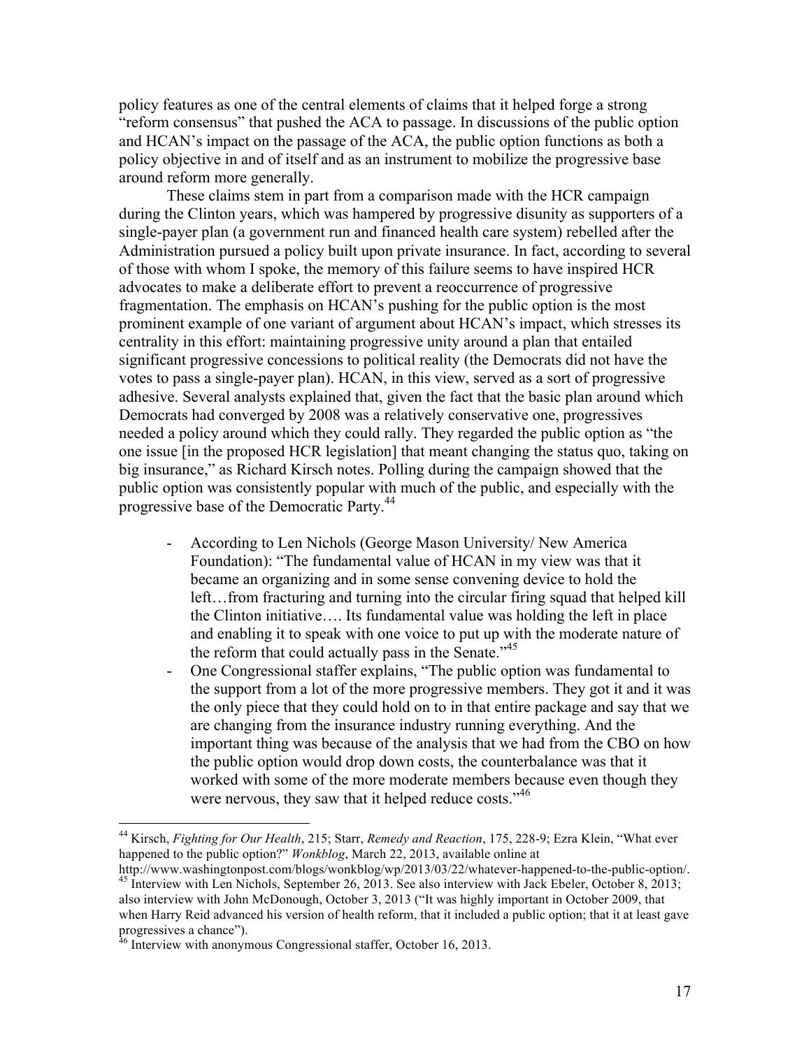policy features as one of the central elements of claims that it helped forge a strong "reform consensus" that pushed the ACA to passage. In discussions of the public option and HCAN's impact on the passage of the ACA, the public option functions as both a policy objective in and of itself and as an instrument to mobilize the progressive base around reform more generally.

These claims stem in part from a comparison made with the HCR campaign during the Clinton years, which was hampered by progressive disunity as supporters of a single-payer plan (a government run and financed health care system) rebelled after the Administration pursued a policy built upon private insurance. In fact, according to several of those with whom I spoke, the memory of this failure seems to have inspired HCR advocates to make a deliberate effort to prevent a reoccurrence of progressive fragmentation. The emphasis on HCAN's pushing for the public option is the most prominent example of one variant of argument about HCAN's impact, which stresses its centrality in this effort: maintaining progressive unity around a plan that entailed significant progressive concessions to political reality (the Democrats did not have the votes to pass a single-payer plan). HCAN, in this view, served as a sort of progressive adhesive. Several analysts explained that, given the fact that the basic plan around which Democrats had converged by 2008 was a relatively conservative one, progressives needed a policy around which they could rally. They regarded the public option as "the one issue [in the proposed HCR legislation] that meant changing the status quo, taking on big insurance," as Richard Kirsch notes. Polling during the campaign showed that the public option was consistently popular with much of the public, and especially with the progressive base of the Democratic Party.[44]

- According to Len Nichols (George Mason University/ New America Foundation): "The fundamental value of HCAN in my view was that it became an organizing and in some sense convening device to hold the left…from fracturing and turning into the circular firing squad that helped kill the Clinton initiative…. Its fundamental value was holding the left in place and enabling it to speak with one voice to put up with the moderate nature of the reform that could actually pass in the Senate."[45]
- One Congressional staffer explains, "The public option was fundamental to the support from a lot of the more progressive members. They got it and it was the only piece that they could hold on to in that entire package and say that we are changing from the insurance industry running everything. And the important thing was because of the analysis that we had from the CBO on how the public option would drop down costs, the counterbalance was that it worked with some of the more moderate members because even though they were nervous, they saw that it helped reduce costs."[46]

---

[44] Kirsch, *Fighting for Our Health*, 215; Starr, *Remedy and Reaction*, 175, 228-9; Ezra Klein, "What ever happened to the public option?" *Wonkblog*, March 22, 2013, available online at http://www.washingtonpost.com/blogs/wonkblog/wp/2013/03/22/whatever-happened-to-the-public-option/.

[45] Interview with Len Nichols, September 26, 2013. See also interview with Jack Ebeler, October 8, 2013; also interview with John McDonough, October 3, 2013 ("It was highly important in October 2009, that when Harry Reid advanced his version of health reform, that it included a public option; that it at least gave progressives a chance").

[46] Interview with anonymous Congressional staffer, October 16, 2013.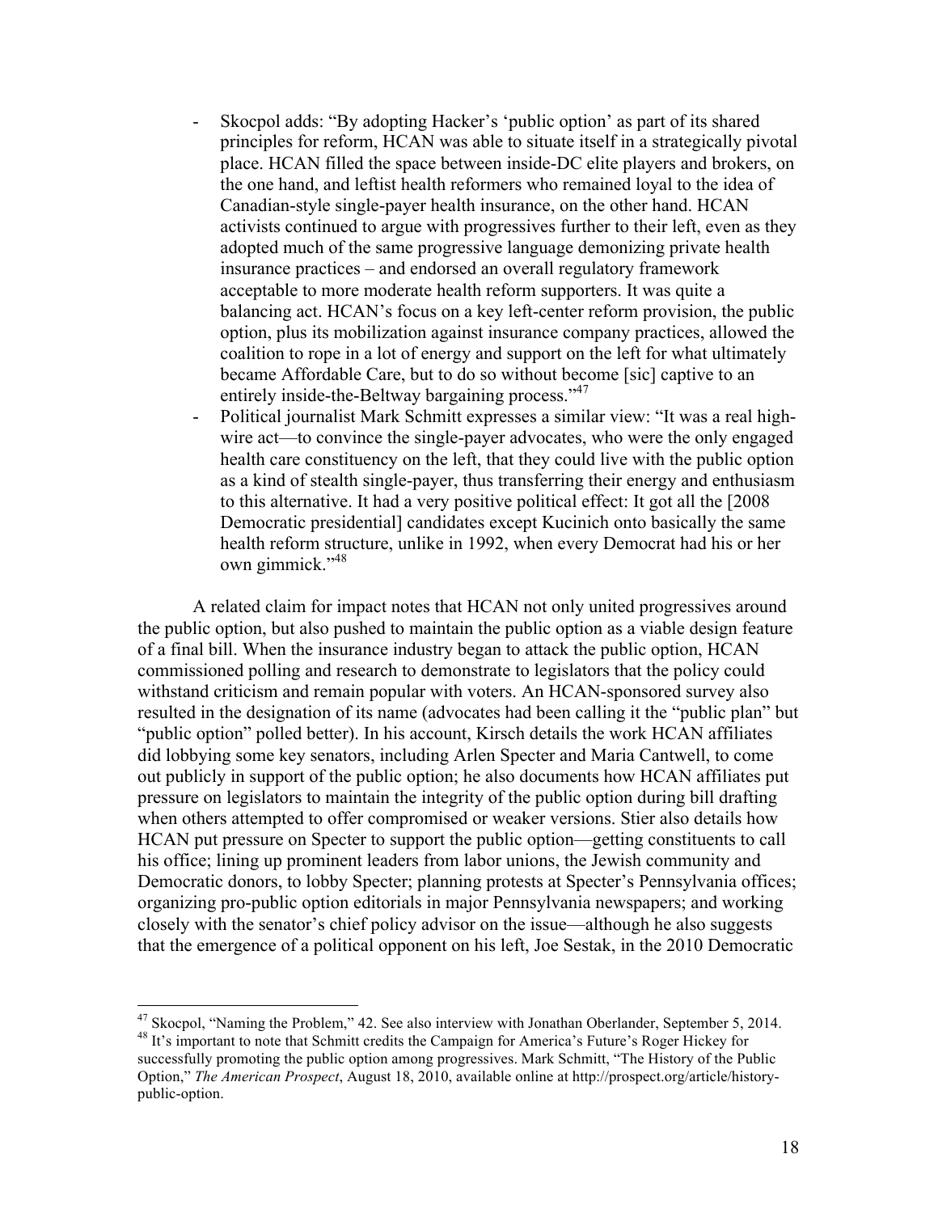- Skocpol adds: "By adopting Hacker's 'public option' as part of its shared principles for reform, HCAN was able to situate itself in a strategically pivotal place. HCAN filled the space between inside-DC elite players and brokers, on the one hand, and leftist health reformers who remained loyal to the idea of Canadian-style single-payer health insurance, on the other hand. HCAN activists continued to argue with progressives further to their left, even as they adopted much of the same progressive language demonizing private health insurance practices – and endorsed an overall regulatory framework acceptable to more moderate health reform supporters. It was quite a balancing act. HCAN's focus on a key left-center reform provision, the public option, plus its mobilization against insurance company practices, allowed the coalition to rope in a lot of energy and support on the left for what ultimately became Affordable Care, but to do so without become [sic] captive to an entirely inside-the-Beltway bargaining process."[47]
- Political journalist Mark Schmitt expresses a similar view: "It was a real high-wire act—to convince the single-payer advocates, who were the only engaged health care constituency on the left, that they could live with the public option as a kind of stealth single-payer, thus transferring their energy and enthusiasm to this alternative. It had a very positive political effect: It got all the [2008 Democratic presidential] candidates except Kucinich onto basically the same health reform structure, unlike in 1992, when every Democrat had his or her own gimmick."[48]

A related claim for impact notes that HCAN not only united progressives around the public option, but also pushed to maintain the public option as a viable design feature of a final bill. When the insurance industry began to attack the public option, HCAN commissioned polling and research to demonstrate to legislators that the policy could withstand criticism and remain popular with voters. An HCAN-sponsored survey also resulted in the designation of its name (advocates had been calling it the "public plan" but "public option" polled better). In his account, Kirsch details the work HCAN affiliates did lobbying some key senators, including Arlen Specter and Maria Cantwell, to come out publicly in support of the public option; he also documents how HCAN affiliates put pressure on legislators to maintain the integrity of the public option during bill drafting when others attempted to offer compromised or weaker versions. Stier also details how HCAN put pressure on Specter to support the public option—getting constituents to call his office; lining up prominent leaders from labor unions, the Jewish community and Democratic donors, to lobby Specter; planning protests at Specter's Pennsylvania offices; organizing pro-public option editorials in major Pennsylvania newspapers; and working closely with the senator's chief policy advisor on the issue—although he also suggests that the emergence of a political opponent on his left, Joe Sestak, in the 2010 Democratic

[47] Skocpol, "Naming the Problem," 42. See also interview with Jonathan Oberlander, September 5, 2014.

[48] It's important to note that Schmitt credits the Campaign for America's Future's Roger Hickey for successfully promoting the public option among progressives. Mark Schmitt, "The History of the Public Option," *The American Prospect*, August 18, 2010, available online at http://prospect.org/article/history-public-option.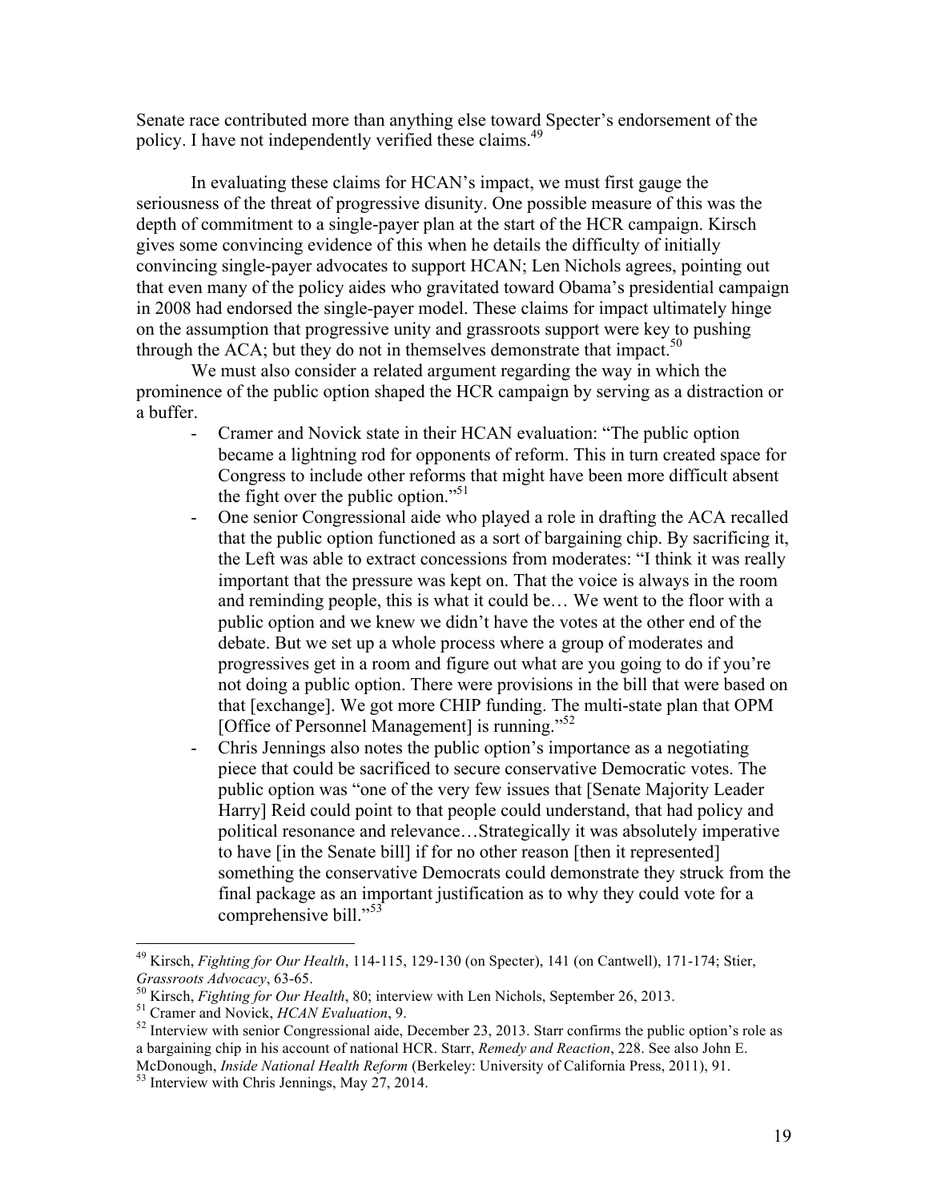Senate race contributed more than anything else toward Specter's endorsement of the policy. I have not independently verified these claims.[49]

In evaluating these claims for HCAN's impact, we must first gauge the seriousness of the threat of progressive disunity. One possible measure of this was the depth of commitment to a single-payer plan at the start of the HCR campaign. Kirsch gives some convincing evidence of this when he details the difficulty of initially convincing single-payer advocates to support HCAN; Len Nichols agrees, pointing out that even many of the policy aides who gravitated toward Obama's presidential campaign in 2008 had endorsed the single-payer model. These claims for impact ultimately hinge on the assumption that progressive unity and grassroots support were key to pushing through the ACA; but they do not in themselves demonstrate that impact.[50]

We must also consider a related argument regarding the way in which the prominence of the public option shaped the HCR campaign by serving as a distraction or a buffer.

- Cramer and Novick state in their HCAN evaluation: "The public option became a lightning rod for opponents of reform. This in turn created space for Congress to include other reforms that might have been more difficult absent the fight over the public option."[51]
- One senior Congressional aide who played a role in drafting the ACA recalled that the public option functioned as a sort of bargaining chip. By sacrificing it, the Left was able to extract concessions from moderates: "I think it was really important that the pressure was kept on. That the voice is always in the room and reminding people, this is what it could be… We went to the floor with a public option and we knew we didn't have the votes at the other end of the debate. But we set up a whole process where a group of moderates and progressives get in a room and figure out what are you going to do if you're not doing a public option. There were provisions in the bill that were based on that [exchange]. We got more CHIP funding. The multi-state plan that OPM [Office of Personnel Management] is running."[52]
- Chris Jennings also notes the public option's importance as a negotiating piece that could be sacrificed to secure conservative Democratic votes. The public option was "one of the very few issues that [Senate Majority Leader Harry] Reid could point to that people could understand, that had policy and political resonance and relevance…Strategically it was absolutely imperative to have [in the Senate bill] if for no other reason [then it represented] something the conservative Democrats could demonstrate they struck from the final package as an important justification as to why they could vote for a comprehensive bill."[53]

---

[49] Kirsch, *Fighting for Our Health*, 114-115, 129-130 (on Specter), 141 (on Cantwell), 171-174; Stier, *Grassroots Advocacy*, 63-65.

[50] Kirsch, *Fighting for Our Health*, 80; interview with Len Nichols, September 26, 2013.

[51] Cramer and Novick, *HCAN Evaluation*, 9.

[52] Interview with senior Congressional aide, December 23, 2013. Starr confirms the public option's role as a bargaining chip in his account of national HCR. Starr, *Remedy and Reaction*, 228. See also John E. McDonough, *Inside National Health Reform* (Berkeley: University of California Press, 2011), 91.

[53] Interview with Chris Jennings, May 27, 2014.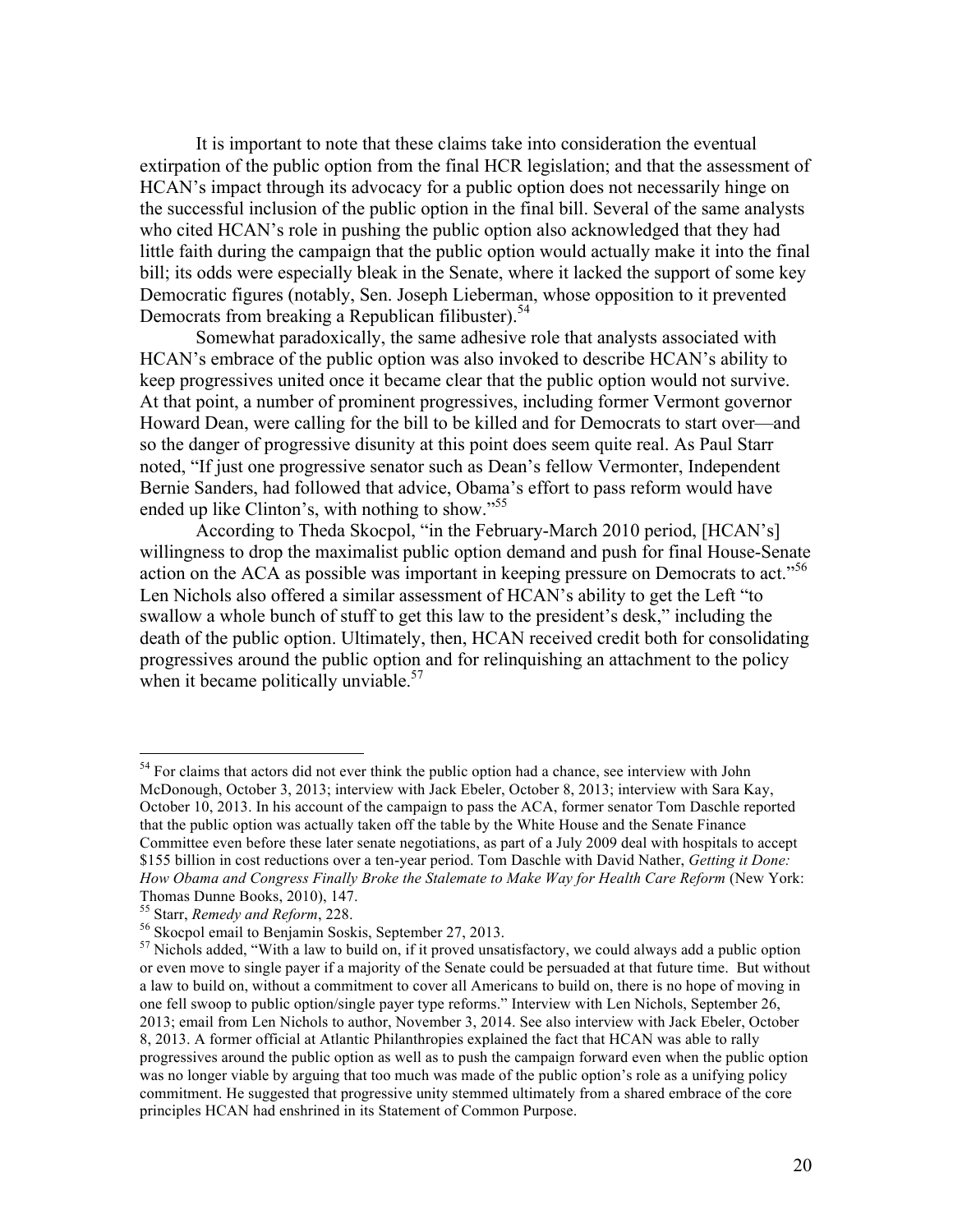It is important to note that these claims take into consideration the eventual extirpation of the public option from the final HCR legislation; and that the assessment of HCAN's impact through its advocacy for a public option does not necessarily hinge on the successful inclusion of the public option in the final bill. Several of the same analysts who cited HCAN's role in pushing the public option also acknowledged that they had little faith during the campaign that the public option would actually make it into the final bill; its odds were especially bleak in the Senate, where it lacked the support of some key Democratic figures (notably, Sen. Joseph Lieberman, whose opposition to it prevented Democrats from breaking a Republican filibuster).[54]

Somewhat paradoxically, the same adhesive role that analysts associated with HCAN's embrace of the public option was also invoked to describe HCAN's ability to keep progressives united once it became clear that the public option would not survive. At that point, a number of prominent progressives, including former Vermont governor Howard Dean, were calling for the bill to be killed and for Democrats to start over—and so the danger of progressive disunity at this point does seem quite real. As Paul Starr noted, "If just one progressive senator such as Dean's fellow Vermonter, Independent Bernie Sanders, had followed that advice, Obama's effort to pass reform would have ended up like Clinton's, with nothing to show."[55]

According to Theda Skocpol, "in the February-March 2010 period, [HCAN's] willingness to drop the maximalist public option demand and push for final House-Senate action on the ACA as possible was important in keeping pressure on Democrats to act."[56] Len Nichols also offered a similar assessment of HCAN's ability to get the Left "to swallow a whole bunch of stuff to get this law to the president's desk," including the death of the public option. Ultimately, then, HCAN received credit both for consolidating progressives around the public option and for relinquishing an attachment to the policy when it became politically unviable.[57]

---

[54] For claims that actors did not ever think the public option had a chance, see interview with John McDonough, October 3, 2013; interview with Jack Ebeler, October 8, 2013; interview with Sara Kay, October 10, 2013. In his account of the campaign to pass the ACA, former senator Tom Daschle reported that the public option was actually taken off the table by the White House and the Senate Finance Committee even before these later senate negotiations, as part of a July 2009 deal with hospitals to accept $155 billion in cost reductions over a ten-year period. Tom Daschle with David Nather, *Getting it Done: How Obama and Congress Finally Broke the Stalemate to Make Way for Health Care Reform* (New York: Thomas Dunne Books, 2010), 147.

[55] Starr, *Remedy and Reform*, 228.

[56] Skocpol email to Benjamin Soskis, September 27, 2013.

[57] Nichols added, "With a law to build on, if it proved unsatisfactory, we could always add a public option or even move to single payer if a majority of the Senate could be persuaded at that future time. But without a law to build on, without a commitment to cover all Americans to build on, there is no hope of moving in one fell swoop to public option/single payer type reforms." Interview with Len Nichols, September 26, 2013; email from Len Nichols to author, November 3, 2014. See also interview with Jack Ebeler, October 8, 2013. A former official at Atlantic Philanthropies explained the fact that HCAN was able to rally progressives around the public option as well as to push the campaign forward even when the public option was no longer viable by arguing that too much was made of the public option's role as a unifying policy commitment. He suggested that progressive unity stemmed ultimately from a shared embrace of the core principles HCAN had enshrined in its Statement of Common Purpose.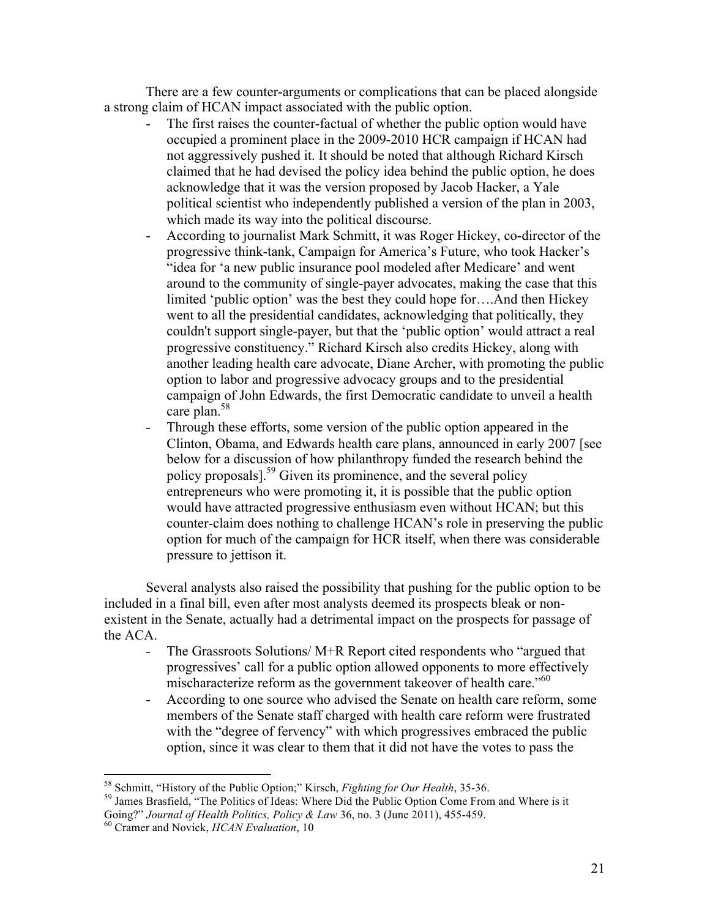There are a few counter-arguments or complications that can be placed alongside a strong claim of HCAN impact associated with the public option.

- The first raises the counter-factual of whether the public option would have occupied a prominent place in the 2009-2010 HCR campaign if HCAN had not aggressively pushed it. It should be noted that although Richard Kirsch claimed that he had devised the policy idea behind the public option, he does acknowledge that it was the version proposed by Jacob Hacker, a Yale political scientist who independently published a version of the plan in 2003, which made its way into the political discourse.
- According to journalist Mark Schmitt, it was Roger Hickey, co-director of the progressive think-tank, Campaign for America's Future, who took Hacker's "idea for 'a new public insurance pool modeled after Medicare' and went around to the community of single-payer advocates, making the case that this limited 'public option' was the best they could hope for….And then Hickey went to all the presidential candidates, acknowledging that politically, they couldn't support single-payer, but that the 'public option' would attract a real progressive constituency." Richard Kirsch also credits Hickey, along with another leading health care advocate, Diane Archer, with promoting the public option to labor and progressive advocacy groups and to the presidential campaign of John Edwards, the first Democratic candidate to unveil a health care plan.[58]
- Through these efforts, some version of the public option appeared in the Clinton, Obama, and Edwards health care plans, announced in early 2007 [see below for a discussion of how philanthropy funded the research behind the policy proposals].[59] Given its prominence, and the several policy entrepreneurs who were promoting it, it is possible that the public option would have attracted progressive enthusiasm even without HCAN; but this counter-claim does nothing to challenge HCAN's role in preserving the public option for much of the campaign for HCR itself, when there was considerable pressure to jettison it.

Several analysts also raised the possibility that pushing for the public option to be included in a final bill, even after most analysts deemed its prospects bleak or non-existent in the Senate, actually had a detrimental impact on the prospects for passage of the ACA.

- The Grassroots Solutions/ M+R Report cited respondents who "argued that progressives' call for a public option allowed opponents to more effectively mischaracterize reform as the government takeover of health care."[60]
- According to one source who advised the Senate on health care reform, some members of the Senate staff charged with health care reform were frustrated with the "degree of fervency" with which progressives embraced the public option, since it was clear to them that it did not have the votes to pass the

---

[58] Schmitt, "History of the Public Option;" Kirsch, *Fighting for Our Health*, 35-36.

[59] James Brasfield, "The Politics of Ideas: Where Did the Public Option Come From and Where is it Going?" *Journal of Health Politics, Policy & Law* 36, no. 3 (June 2011), 455-459.

[60] Cramer and Novick, *HCAN Evaluation*, 10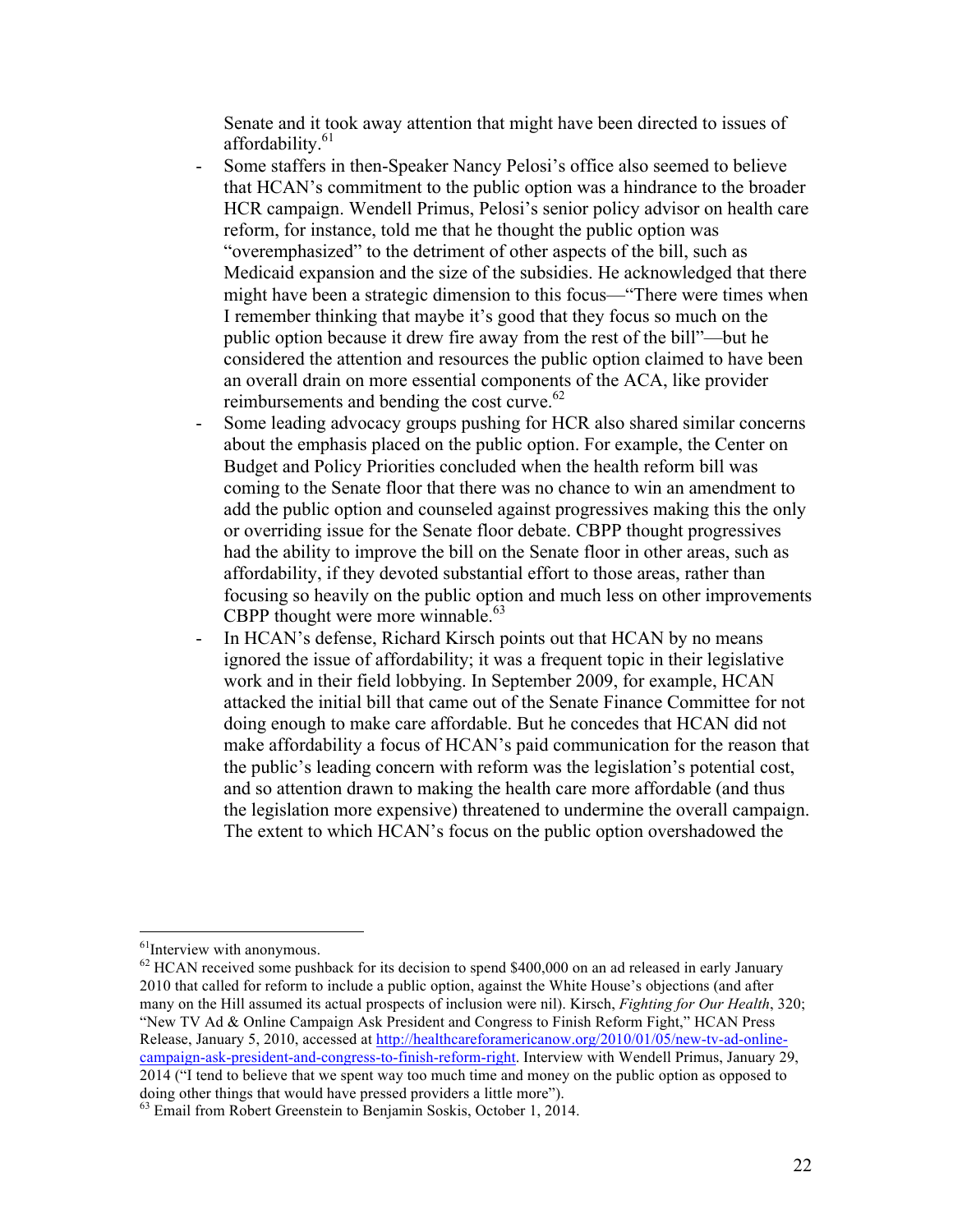Senate and it took away attention that might have been directed to issues of affordability.[61]

- Some staffers in then-Speaker Nancy Pelosi's office also seemed to believe that HCAN's commitment to the public option was a hindrance to the broader HCR campaign. Wendell Primus, Pelosi's senior policy advisor on health care reform, for instance, told me that he thought the public option was "overemphasized" to the detriment of other aspects of the bill, such as Medicaid expansion and the size of the subsidies. He acknowledged that there might have been a strategic dimension to this focus—"There were times when I remember thinking that maybe it's good that they focus so much on the public option because it drew fire away from the rest of the bill"—but he considered the attention and resources the public option claimed to have been an overall drain on more essential components of the ACA, like provider reimbursements and bending the cost curve.[62]
- Some leading advocacy groups pushing for HCR also shared similar concerns about the emphasis placed on the public option. For example, the Center on Budget and Policy Priorities concluded when the health reform bill was coming to the Senate floor that there was no chance to win an amendment to add the public option and counseled against progressives making this the only or overriding issue for the Senate floor debate. CBPP thought progressives had the ability to improve the bill on the Senate floor in other areas, such as affordability, if they devoted substantial effort to those areas, rather than focusing so heavily on the public option and much less on other improvements CBPP thought were more winnable.[63]
- In HCAN's defense, Richard Kirsch points out that HCAN by no means ignored the issue of affordability; it was a frequent topic in their legislative work and in their field lobbying. In September 2009, for example, HCAN attacked the initial bill that came out of the Senate Finance Committee for not doing enough to make care affordable. But he concedes that HCAN did not make affordability a focus of HCAN's paid communication for the reason that the public's leading concern with reform was the legislation's potential cost, and so attention drawn to making the health care more affordable (and thus the legislation more expensive) threatened to undermine the overall campaign. The extent to which HCAN's focus on the public option overshadowed the

---

[61] Interview with anonymous.

[62] HCAN received some pushback for its decision to spend $400,000 on an ad released in early January 2010 that called for reform to include a public option, against the White House's objections (and after many on the Hill assumed its actual prospects of inclusion were nil). Kirsch, *Fighting for Our Health*, 320; "New TV Ad & Online Campaign Ask President and Congress to Finish Reform Fight," HCAN Press Release, January 5, 2010, accessed at http://healthcareforamericanow.org/2010/01/05/new-tv-ad-online-campaign-ask-president-and-congress-to-finish-reform-right. Interview with Wendell Primus, January 29, 2014 ("I tend to believe that we spent way too much time and money on the public option as opposed to doing other things that would have pressed providers a little more").

[63] Email from Robert Greenstein to Benjamin Soskis, October 1, 2014.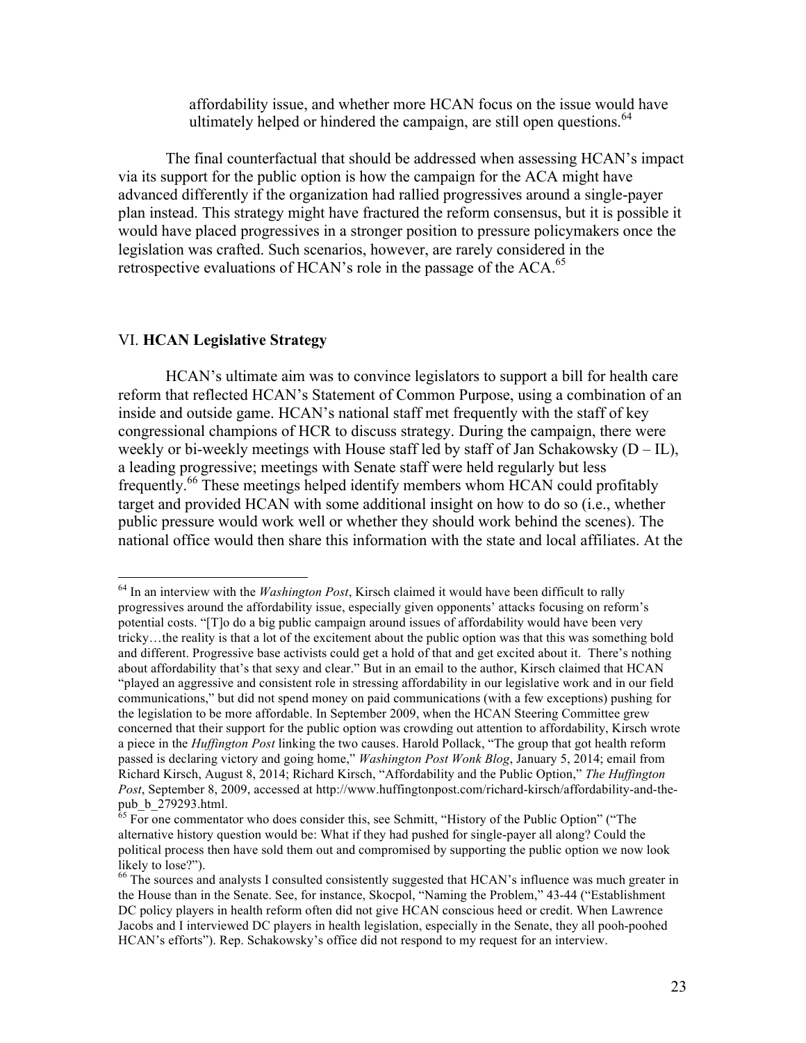affordability issue, and whether more HCAN focus on the issue would have ultimately helped or hindered the campaign, are still open questions.[64]

The final counterfactual that should be addressed when assessing HCAN's impact via its support for the public option is how the campaign for the ACA might have advanced differently if the organization had rallied progressives around a single-payer plan instead. This strategy might have fractured the reform consensus, but it is possible it would have placed progressives in a stronger position to pressure policymakers once the legislation was crafted. Such scenarios, however, are rarely considered in the retrospective evaluations of HCAN's role in the passage of the ACA.[65]

## VI. **HCAN Legislative Strategy**

HCAN's ultimate aim was to convince legislators to support a bill for health care reform that reflected HCAN's Statement of Common Purpose, using a combination of an inside and outside game. HCAN's national staff met frequently with the staff of key congressional champions of HCR to discuss strategy. During the campaign, there were weekly or bi-weekly meetings with House staff led by staff of Jan Schakowsky (D – IL), a leading progressive; meetings with Senate staff were held regularly but less frequently.[66] These meetings helped identify members whom HCAN could profitably target and provided HCAN with some additional insight on how to do so (i.e., whether public pressure would work well or whether they should work behind the scenes). The national office would then share this information with the state and local affiliates. At the

---

[64] In an interview with the *Washington Post*, Kirsch claimed it would have been difficult to rally progressives around the affordability issue, especially given opponents' attacks focusing on reform's potential costs. "[T]o do a big public campaign around issues of affordability would have been very tricky…the reality is that a lot of the excitement about the public option was that this was something bold and different. Progressive base activists could get a hold of that and get excited about it. There's nothing about affordability that's that sexy and clear." But in an email to the author, Kirsch claimed that HCAN "played an aggressive and consistent role in stressing affordability in our legislative work and in our field communications," but did not spend money on paid communications (with a few exceptions) pushing for the legislation to be more affordable. In September 2009, when the HCAN Steering Committee grew concerned that their support for the public option was crowding out attention to affordability, Kirsch wrote a piece in the *Huffington Post* linking the two causes. Harold Pollack, "The group that got health reform passed is declaring victory and going home," *Washington Post Wonk Blog*, January 5, 2014; email from Richard Kirsch, August 8, 2014; Richard Kirsch, "Affordability and the Public Option," *The Huffington Post*, September 8, 2009, accessed at http://www.huffingtonpost.com/richard-kirsch/affordability-and-the-pub_b_279293.html.

[65] For one commentator who does consider this, see Schmitt, "History of the Public Option" ("The alternative history question would be: What if they had pushed for single-payer all along? Could the political process then have sold them out and compromised by supporting the public option we now look likely to lose?").

[66] The sources and analysts I consulted consistently suggested that HCAN's influence was much greater in the House than in the Senate. See, for instance, Skocpol, "Naming the Problem," 43-44 ("Establishment DC policy players in health reform often did not give HCAN conscious heed or credit. When Lawrence Jacobs and I interviewed DC players in health legislation, especially in the Senate, they all pooh-poohed HCAN's efforts"). Rep. Schakowsky's office did not respond to my request for an interview.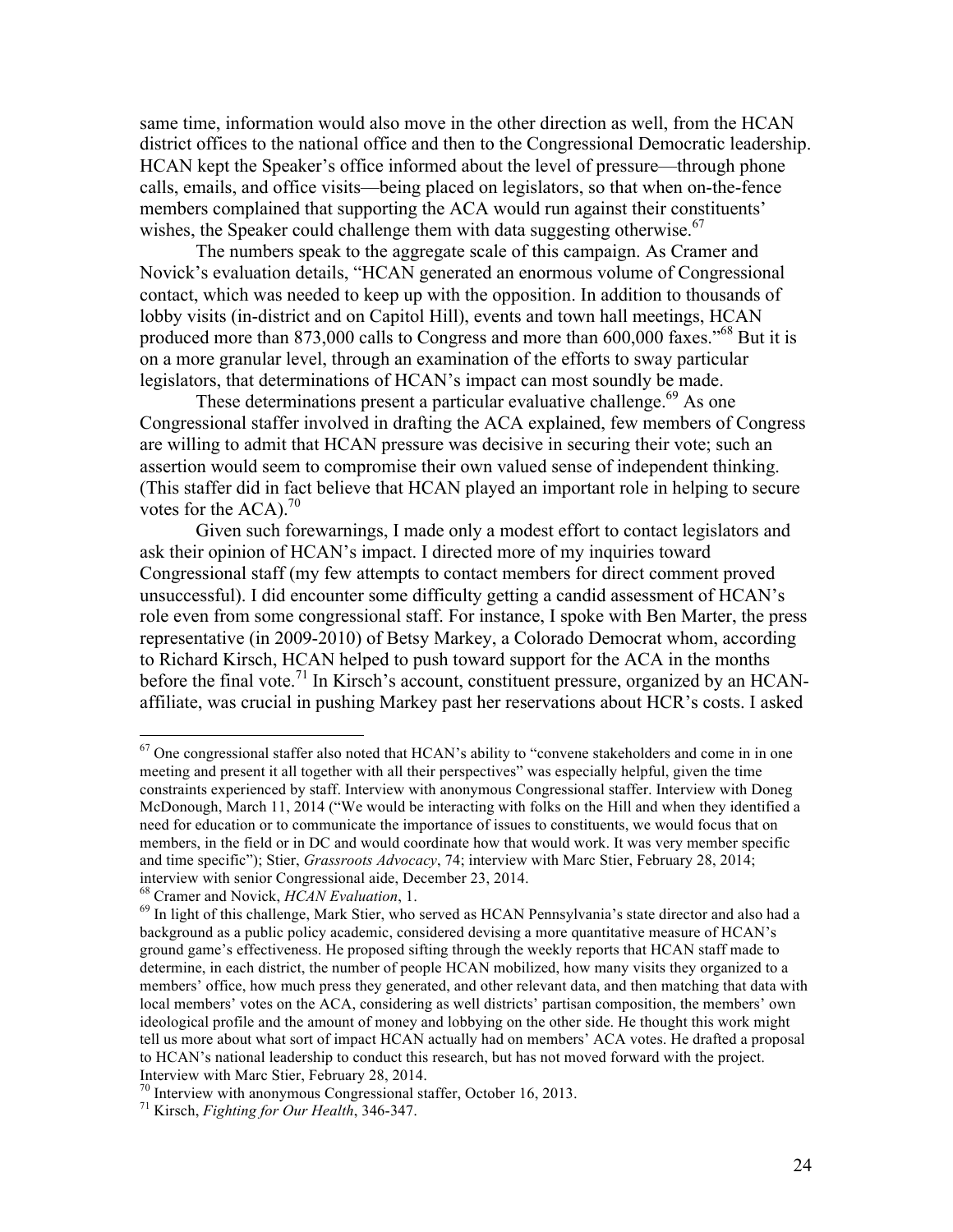same time, information would also move in the other direction as well, from the HCAN district offices to the national office and then to the Congressional Democratic leadership. HCAN kept the Speaker's office informed about the level of pressure—through phone calls, emails, and office visits—being placed on legislators, so that when on-the-fence members complained that supporting the ACA would run against their constituents' wishes, the Speaker could challenge them with data suggesting otherwise.[67]

The numbers speak to the aggregate scale of this campaign. As Cramer and Novick's evaluation details, "HCAN generated an enormous volume of Congressional contact, which was needed to keep up with the opposition. In addition to thousands of lobby visits (in-district and on Capitol Hill), events and town hall meetings, HCAN produced more than 873,000 calls to Congress and more than 600,000 faxes."[68] But it is on a more granular level, through an examination of the efforts to sway particular legislators, that determinations of HCAN's impact can most soundly be made.

These determinations present a particular evaluative challenge.[69] As one Congressional staffer involved in drafting the ACA explained, few members of Congress are willing to admit that HCAN pressure was decisive in securing their vote; such an assertion would seem to compromise their own valued sense of independent thinking. (This staffer did in fact believe that HCAN played an important role in helping to secure votes for the ACA).[70]

Given such forewarnings, I made only a modest effort to contact legislators and ask their opinion of HCAN's impact. I directed more of my inquiries toward Congressional staff (my few attempts to contact members for direct comment proved unsuccessful). I did encounter some difficulty getting a candid assessment of HCAN's role even from some congressional staff. For instance, I spoke with Ben Marter, the press representative (in 2009-2010) of Betsy Markey, a Colorado Democrat whom, according to Richard Kirsch, HCAN helped to push toward support for the ACA in the months before the final vote.[71] In Kirsch's account, constituent pressure, organized by an HCAN-affiliate, was crucial in pushing Markey past her reservations about HCR's costs. I asked

---

[67] One congressional staffer also noted that HCAN's ability to "convene stakeholders and come in in one meeting and present it all together with all their perspectives" was especially helpful, given the time constraints experienced by staff. Interview with anonymous Congressional staffer. Interview with Doneg McDonough, March 11, 2014 ("We would be interacting with folks on the Hill and when they identified a need for education or to communicate the importance of issues to constituents, we would focus that on members, in the field or in DC and would coordinate how that would work. It was very member specific and time specific"); Stier, *Grassroots Advocacy*, 74; interview with Marc Stier, February 28, 2014; interview with senior Congressional aide, December 23, 2014.

[68] Cramer and Novick, *HCAN Evaluation*, 1.

[69] In light of this challenge, Mark Stier, who served as HCAN Pennsylvania's state director and also had a background as a public policy academic, considered devising a more quantitative measure of HCAN's ground game's effectiveness. He proposed sifting through the weekly reports that HCAN staff made to determine, in each district, the number of people HCAN mobilized, how many visits they organized to a members' office, how much press they generated, and other relevant data, and then matching that data with local members' votes on the ACA, considering as well districts' partisan composition, the members' own ideological profile and the amount of money and lobbying on the other side. He thought this work might tell us more about what sort of impact HCAN actually had on members' ACA votes. He drafted a proposal to HCAN's national leadership to conduct this research, but has not moved forward with the project. Interview with Marc Stier, February 28, 2014.

[70] Interview with anonymous Congressional staffer, October 16, 2013.

[71] Kirsch, *Fighting for Our Health*, 346-347.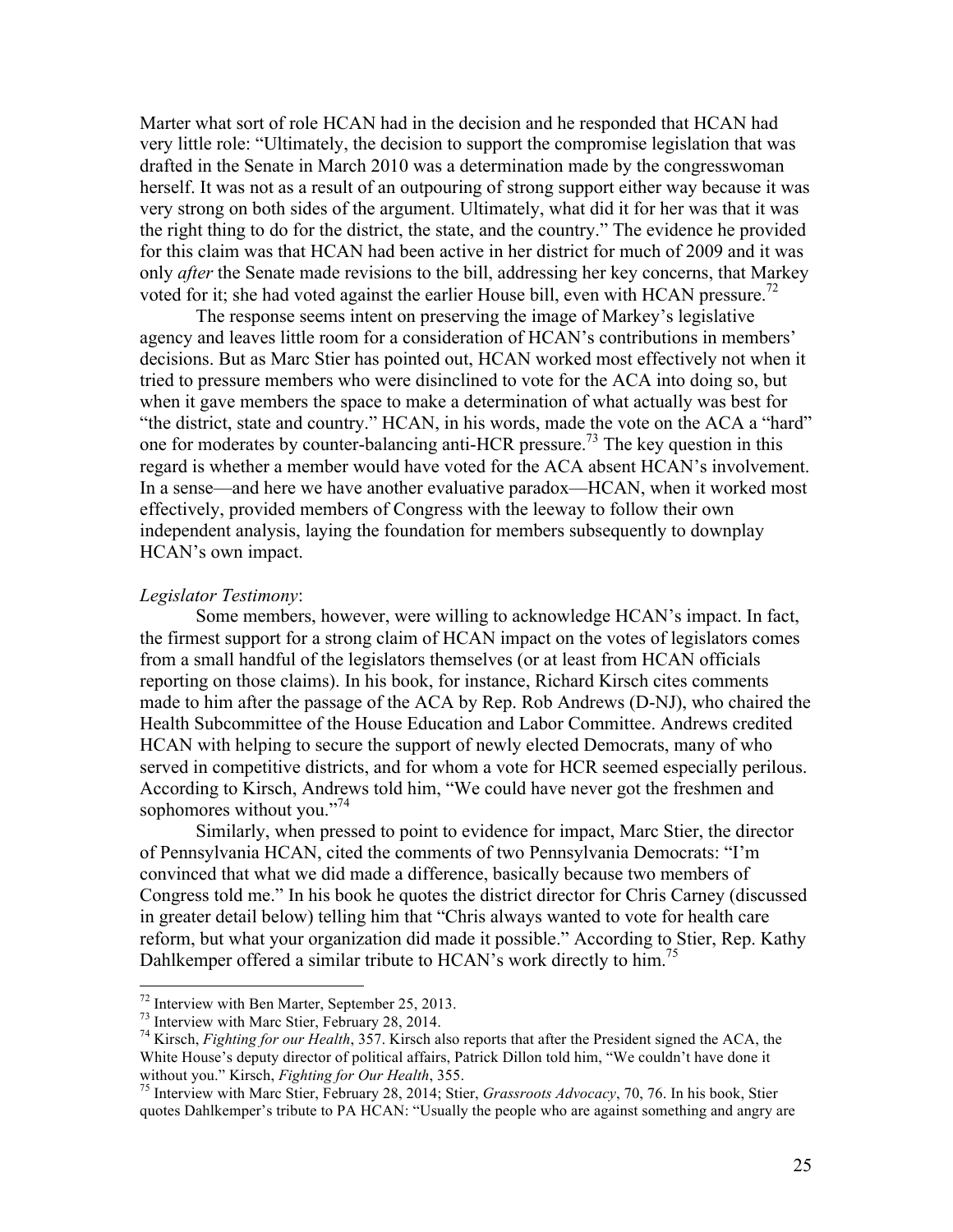Marter what sort of role HCAN had in the decision and he responded that HCAN had very little role: "Ultimately, the decision to support the compromise legislation that was drafted in the Senate in March 2010 was a determination made by the congresswoman herself. It was not as a result of an outpouring of strong support either way because it was very strong on both sides of the argument. Ultimately, what did it for her was that it was the right thing to do for the district, the state, and the country." The evidence he provided for this claim was that HCAN had been active in her district for much of 2009 and it was only *after* the Senate made revisions to the bill, addressing her key concerns, that Markey voted for it; she had voted against the earlier House bill, even with HCAN pressure.[72]

The response seems intent on preserving the image of Markey's legislative agency and leaves little room for a consideration of HCAN's contributions in members' decisions. But as Marc Stier has pointed out, HCAN worked most effectively not when it tried to pressure members who were disinclined to vote for the ACA into doing so, but when it gave members the space to make a determination of what actually was best for "the district, state and country." HCAN, in his words, made the vote on the ACA a "hard" one for moderates by counter-balancing anti-HCR pressure.[73] The key question in this regard is whether a member would have voted for the ACA absent HCAN's involvement. In a sense—and here we have another evaluative paradox—HCAN, when it worked most effectively, provided members of Congress with the leeway to follow their own independent analysis, laying the foundation for members subsequently to downplay HCAN's own impact.

*Legislator Testimony*:

Some members, however, were willing to acknowledge HCAN's impact. In fact, the firmest support for a strong claim of HCAN impact on the votes of legislators comes from a small handful of the legislators themselves (or at least from HCAN officials reporting on those claims). In his book, for instance, Richard Kirsch cites comments made to him after the passage of the ACA by Rep. Rob Andrews (D-NJ), who chaired the Health Subcommittee of the House Education and Labor Committee. Andrews credited HCAN with helping to secure the support of newly elected Democrats, many of who served in competitive districts, and for whom a vote for HCR seemed especially perilous. According to Kirsch, Andrews told him, "We could have never got the freshmen and sophomores without you."[74]

Similarly, when pressed to point to evidence for impact, Marc Stier, the director of Pennsylvania HCAN, cited the comments of two Pennsylvania Democrats: "I'm convinced that what we did made a difference, basically because two members of Congress told me." In his book he quotes the district director for Chris Carney (discussed in greater detail below) telling him that "Chris always wanted to vote for health care reform, but what your organization did made it possible." According to Stier, Rep. Kathy Dahlkemper offered a similar tribute to HCAN's work directly to him.[75]

---

[72] Interview with Ben Marter, September 25, 2013.

[73] Interview with Marc Stier, February 28, 2014.

[74] Kirsch, *Fighting for our Health*, 357. Kirsch also reports that after the President signed the ACA, the White House's deputy director of political affairs, Patrick Dillon told him, "We couldn't have done it without you." Kirsch, *Fighting for Our Health*, 355.

[75] Interview with Marc Stier, February 28, 2014; Stier, *Grassroots Advocacy*, 70, 76. In his book, Stier quotes Dahlkemper's tribute to PA HCAN: "Usually the people who are against something and angry are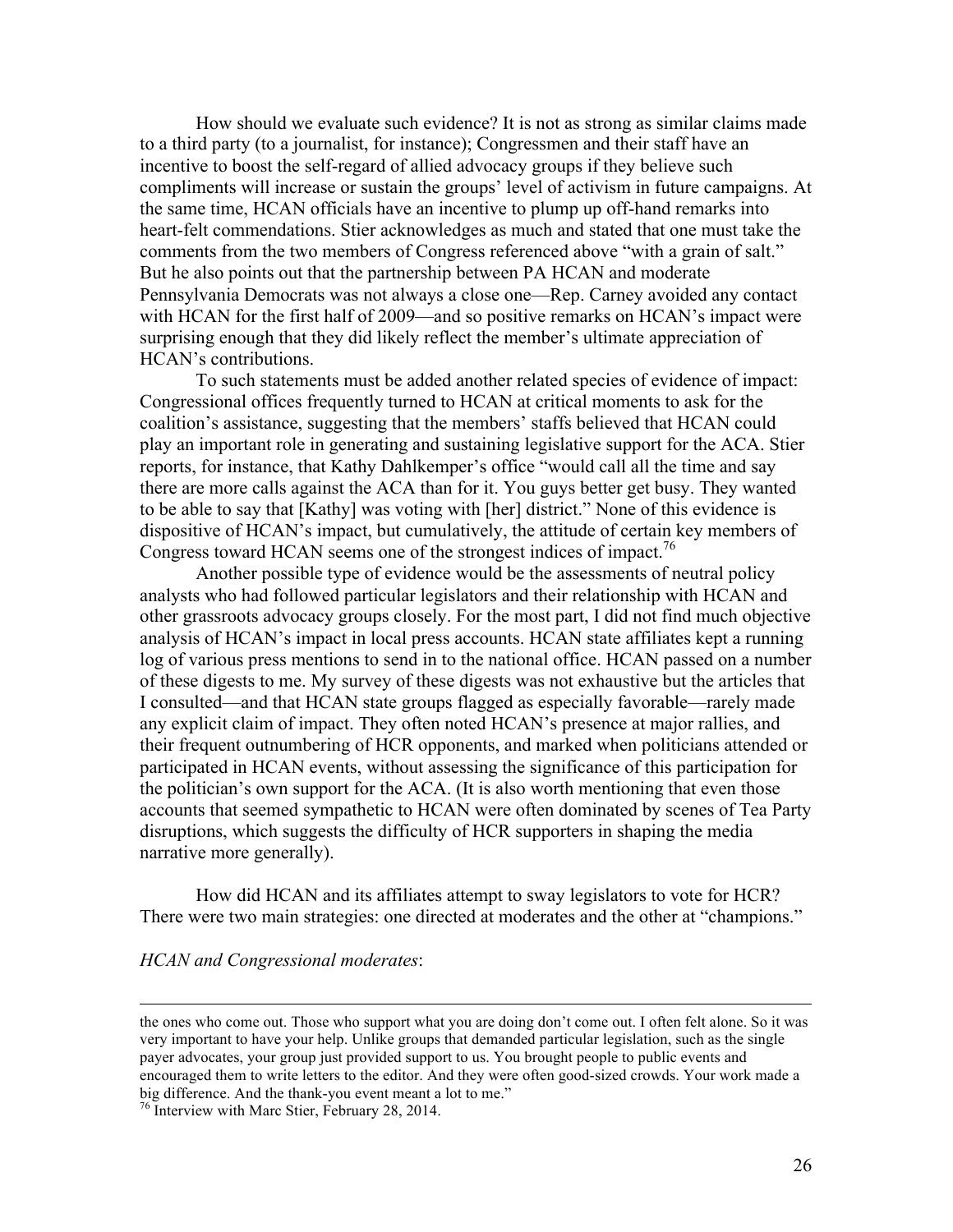How should we evaluate such evidence? It is not as strong as similar claims made to a third party (to a journalist, for instance); Congressmen and their staff have an incentive to boost the self-regard of allied advocacy groups if they believe such compliments will increase or sustain the groups' level of activism in future campaigns. At the same time, HCAN officials have an incentive to plump up off-hand remarks into heart-felt commendations. Stier acknowledges as much and stated that one must take the comments from the two members of Congress referenced above "with a grain of salt." But he also points out that the partnership between PA HCAN and moderate Pennsylvania Democrats was not always a close one—Rep. Carney avoided any contact with HCAN for the first half of 2009—and so positive remarks on HCAN's impact were surprising enough that they did likely reflect the member's ultimate appreciation of HCAN's contributions.

To such statements must be added another related species of evidence of impact: Congressional offices frequently turned to HCAN at critical moments to ask for the coalition's assistance, suggesting that the members' staffs believed that HCAN could play an important role in generating and sustaining legislative support for the ACA. Stier reports, for instance, that Kathy Dahlkemper's office "would call all the time and say there are more calls against the ACA than for it. You guys better get busy. They wanted to be able to say that [Kathy] was voting with [her] district." None of this evidence is dispositive of HCAN's impact, but cumulatively, the attitude of certain key members of Congress toward HCAN seems one of the strongest indices of impact.[76]

Another possible type of evidence would be the assessments of neutral policy analysts who had followed particular legislators and their relationship with HCAN and other grassroots advocacy groups closely. For the most part, I did not find much objective analysis of HCAN's impact in local press accounts. HCAN state affiliates kept a running log of various press mentions to send in to the national office. HCAN passed on a number of these digests to me. My survey of these digests was not exhaustive but the articles that I consulted—and that HCAN state groups flagged as especially favorable—rarely made any explicit claim of impact. They often noted HCAN's presence at major rallies, and their frequent outnumbering of HCR opponents, and marked when politicians attended or participated in HCAN events, without assessing the significance of this participation for the politician's own support for the ACA. (It is also worth mentioning that even those accounts that seemed sympathetic to HCAN were often dominated by scenes of Tea Party disruptions, which suggests the difficulty of HCR supporters in shaping the media narrative more generally).

How did HCAN and its affiliates attempt to sway legislators to vote for HCR? There were two main strategies: one directed at moderates and the other at "champions."

*HCAN and Congressional moderates*:

---

the ones who come out. Those who support what you are doing don't come out. I often felt alone. So it was very important to have your help. Unlike groups that demanded particular legislation, such as the single payer advocates, your group just provided support to us. You brought people to public events and encouraged them to write letters to the editor. And they were often good-sized crowds. Your work made a big difference. And the thank-you event meant a lot to me."

[76] Interview with Marc Stier, February 28, 2014.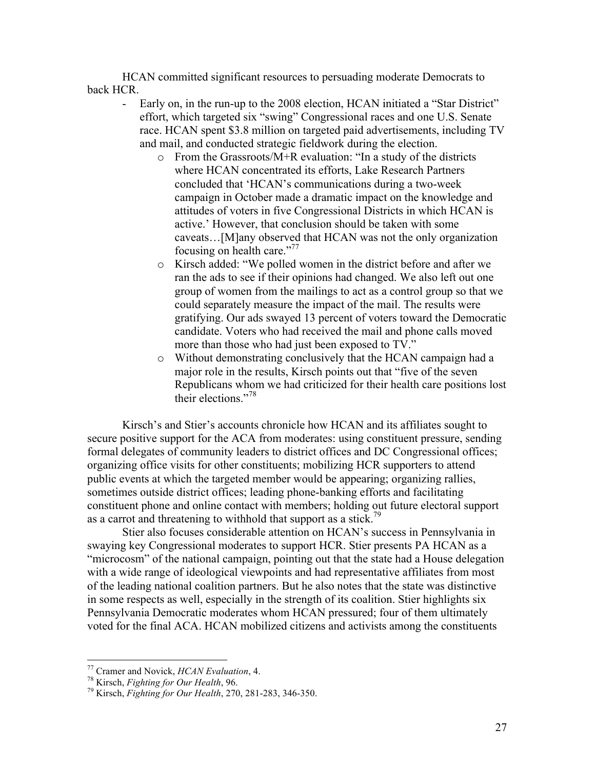HCAN committed significant resources to persuading moderate Democrats to back HCR.

- Early on, in the run-up to the 2008 election, HCAN initiated a "Star District" effort, which targeted six "swing" Congressional races and one U.S. Senate race. HCAN spent $3.8 million on targeted paid advertisements, including TV and mail, and conducted strategic fieldwork during the election.
    - From the Grassroots/M+R evaluation: "In a study of the districts where HCAN concentrated its efforts, Lake Research Partners concluded that 'HCAN's communications during a two-week campaign in October made a dramatic impact on the knowledge and attitudes of voters in five Congressional Districts in which HCAN is active.' However, that conclusion should be taken with some caveats…[M]any observed that HCAN was not the only organization focusing on health care."[77]
    - Kirsch added: "We polled women in the district before and after we ran the ads to see if their opinions had changed. We also left out one group of women from the mailings to act as a control group so that we could separately measure the impact of the mail. The results were gratifying. Our ads swayed 13 percent of voters toward the Democratic candidate. Voters who had received the mail and phone calls moved more than those who had just been exposed to TV."
    - Without demonstrating conclusively that the HCAN campaign had a major role in the results, Kirsch points out that "five of the seven Republicans whom we had criticized for their health care positions lost their elections."[78]

Kirsch's and Stier's accounts chronicle how HCAN and its affiliates sought to secure positive support for the ACA from moderates: using constituent pressure, sending formal delegates of community leaders to district offices and DC Congressional offices; organizing office visits for other constituents; mobilizing HCR supporters to attend public events at which the targeted member would be appearing; organizing rallies, sometimes outside district offices; leading phone-banking efforts and facilitating constituent phone and online contact with members; holding out future electoral support as a carrot and threatening to withhold that support as a stick.[79]

Stier also focuses considerable attention on HCAN's success in Pennsylvania in swaying key Congressional moderates to support HCR. Stier presents PA HCAN as a "microcosm" of the national campaign, pointing out that the state had a House delegation with a wide range of ideological viewpoints and had representative affiliates from most of the leading national coalition partners. But he also notes that the state was distinctive in some respects as well, especially in the strength of its coalition. Stier highlights six Pennsylvania Democratic moderates whom HCAN pressured; four of them ultimately voted for the final ACA. HCAN mobilized citizens and activists among the constituents

[77] Cramer and Novick, *HCAN Evaluation*, 4.
[78] Kirsch, *Fighting for Our Health*, 96.
[79] Kirsch, *Fighting for Our Health*, 270, 281-283, 346-350.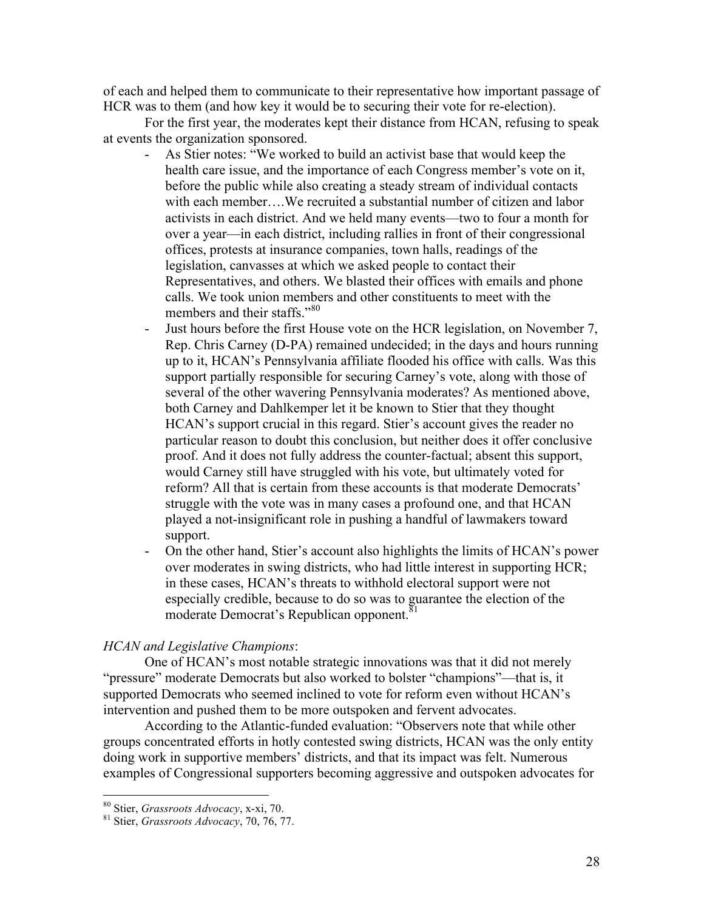of each and helped them to communicate to their representative how important passage of HCR was to them (and how key it would be to securing their vote for re-election).

For the first year, the moderates kept their distance from HCAN, refusing to speak at events the organization sponsored.

- As Stier notes: "We worked to build an activist base that would keep the health care issue, and the importance of each Congress member's vote on it, before the public while also creating a steady stream of individual contacts with each member….We recruited a substantial number of citizen and labor activists in each district. And we held many events—two to four a month for over a year—in each district, including rallies in front of their congressional offices, protests at insurance companies, town halls, readings of the legislation, canvasses at which we asked people to contact their Representatives, and others. We blasted their offices with emails and phone calls. We took union members and other constituents to meet with the members and their staffs."[80]
- Just hours before the first House vote on the HCR legislation, on November 7, Rep. Chris Carney (D-PA) remained undecided; in the days and hours running up to it, HCAN's Pennsylvania affiliate flooded his office with calls. Was this support partially responsible for securing Carney's vote, along with those of several of the other wavering Pennsylvania moderates? As mentioned above, both Carney and Dahlkemper let it be known to Stier that they thought HCAN's support crucial in this regard. Stier's account gives the reader no particular reason to doubt this conclusion, but neither does it offer conclusive proof. And it does not fully address the counter-factual; absent this support, would Carney still have struggled with his vote, but ultimately voted for reform? All that is certain from these accounts is that moderate Democrats' struggle with the vote was in many cases a profound one, and that HCAN played a not-insignificant role in pushing a handful of lawmakers toward support.
- On the other hand, Stier's account also highlights the limits of HCAN's power over moderates in swing districts, who had little interest in supporting HCR; in these cases, HCAN's threats to withhold electoral support were not especially credible, because to do so was to guarantee the election of the moderate Democrat's Republican opponent.[81]

*HCAN and Legislative Champions*:

One of HCAN's most notable strategic innovations was that it did not merely "pressure" moderate Democrats but also worked to bolster "champions"—that is, it supported Democrats who seemed inclined to vote for reform even without HCAN's intervention and pushed them to be more outspoken and fervent advocates.

According to the Atlantic-funded evaluation: "Observers note that while other groups concentrated efforts in hotly contested swing districts, HCAN was the only entity doing work in supportive members' districts, and that its impact was felt. Numerous examples of Congressional supporters becoming aggressive and outspoken advocates for

---

[80] Stier, *Grassroots Advocacy*, x-xi, 70.

[81] Stier, *Grassroots Advocacy*, 70, 76, 77.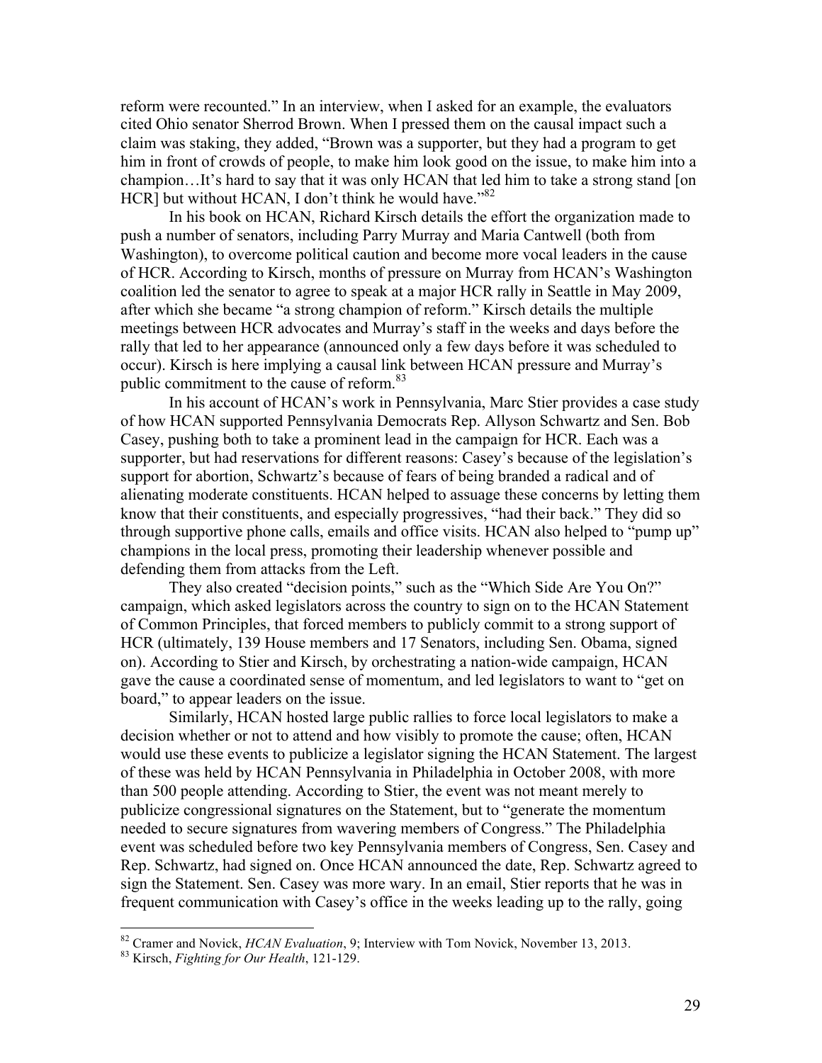reform were recounted." In an interview, when I asked for an example, the evaluators cited Ohio senator Sherrod Brown. When I pressed them on the causal impact such a claim was staking, they added, "Brown was a supporter, but they had a program to get him in front of crowds of people, to make him look good on the issue, to make him into a champion…It's hard to say that it was only HCAN that led him to take a strong stand [on HCR] but without HCAN, I don't think he would have."[82]

In his book on HCAN, Richard Kirsch details the effort the organization made to push a number of senators, including Parry Murray and Maria Cantwell (both from Washington), to overcome political caution and become more vocal leaders in the cause of HCR. According to Kirsch, months of pressure on Murray from HCAN's Washington coalition led the senator to agree to speak at a major HCR rally in Seattle in May 2009, after which she became "a strong champion of reform." Kirsch details the multiple meetings between HCR advocates and Murray's staff in the weeks and days before the rally that led to her appearance (announced only a few days before it was scheduled to occur). Kirsch is here implying a causal link between HCAN pressure and Murray's public commitment to the cause of reform.[83]

In his account of HCAN's work in Pennsylvania, Marc Stier provides a case study of how HCAN supported Pennsylvania Democrats Rep. Allyson Schwartz and Sen. Bob Casey, pushing both to take a prominent lead in the campaign for HCR. Each was a supporter, but had reservations for different reasons: Casey's because of the legislation's support for abortion, Schwartz's because of fears of being branded a radical and of alienating moderate constituents. HCAN helped to assuage these concerns by letting them know that their constituents, and especially progressives, "had their back." They did so through supportive phone calls, emails and office visits. HCAN also helped to "pump up" champions in the local press, promoting their leadership whenever possible and defending them from attacks from the Left.

They also created "decision points," such as the "Which Side Are You On?" campaign, which asked legislators across the country to sign on to the HCAN Statement of Common Principles, that forced members to publicly commit to a strong support of HCR (ultimately, 139 House members and 17 Senators, including Sen. Obama, signed on). According to Stier and Kirsch, by orchestrating a nation-wide campaign, HCAN gave the cause a coordinated sense of momentum, and led legislators to want to "get on board," to appear leaders on the issue.

Similarly, HCAN hosted large public rallies to force local legislators to make a decision whether or not to attend and how visibly to promote the cause; often, HCAN would use these events to publicize a legislator signing the HCAN Statement. The largest of these was held by HCAN Pennsylvania in Philadelphia in October 2008, with more than 500 people attending. According to Stier, the event was not meant merely to publicize congressional signatures on the Statement, but to "generate the momentum needed to secure signatures from wavering members of Congress." The Philadelphia event was scheduled before two key Pennsylvania members of Congress, Sen. Casey and Rep. Schwartz, had signed on. Once HCAN announced the date, Rep. Schwartz agreed to sign the Statement. Sen. Casey was more wary. In an email, Stier reports that he was in frequent communication with Casey's office in the weeks leading up to the rally, going

---

[82] Cramer and Novick, *HCAN Evaluation*, 9; Interview with Tom Novick, November 13, 2013.

[83] Kirsch, *Fighting for Our Health*, 121-129.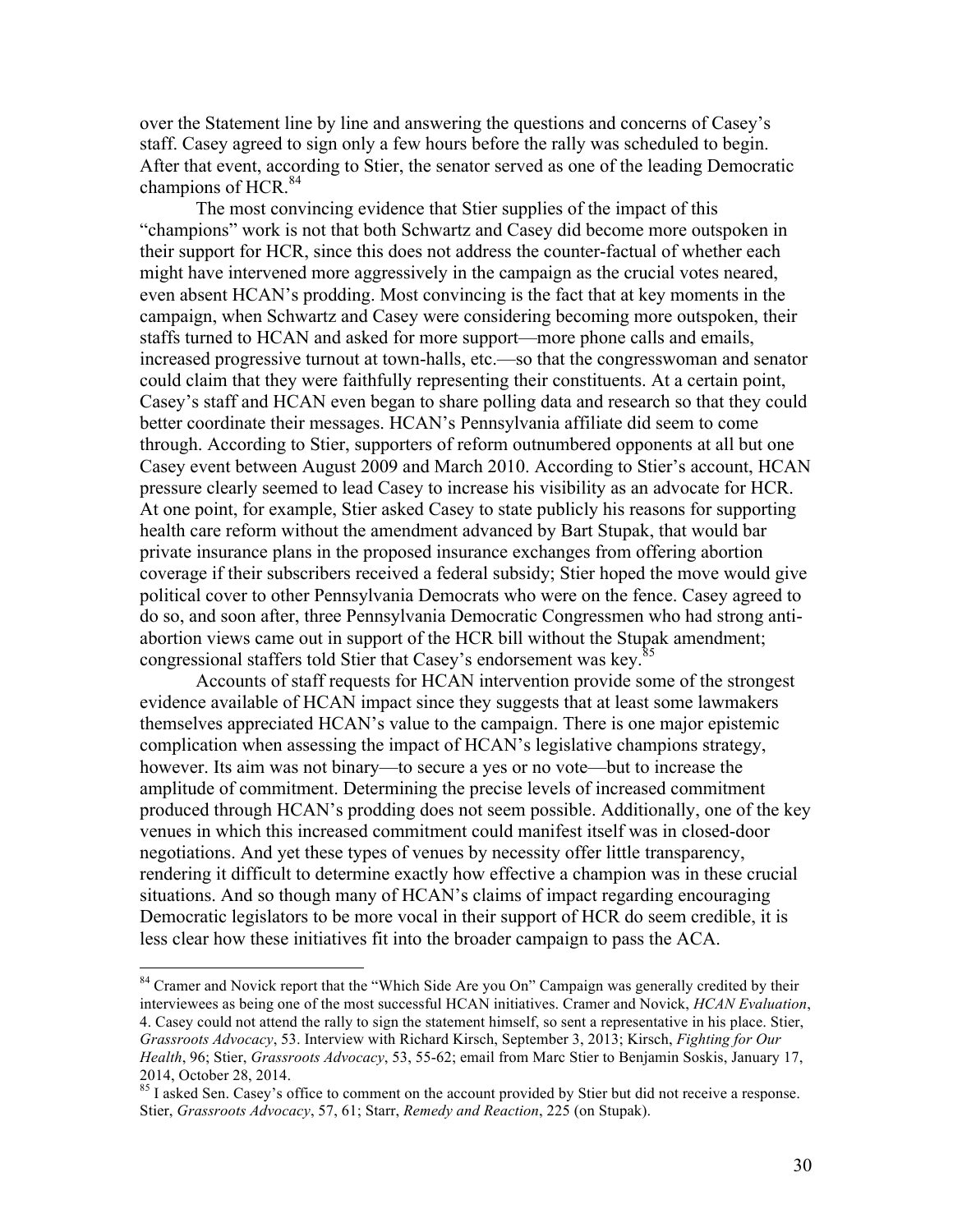over the Statement line by line and answering the questions and concerns of Casey's staff. Casey agreed to sign only a few hours before the rally was scheduled to begin. After that event, according to Stier, the senator served as one of the leading Democratic champions of HCR.[84]

The most convincing evidence that Stier supplies of the impact of this "champions" work is not that both Schwartz and Casey did become more outspoken in their support for HCR, since this does not address the counter-factual of whether each might have intervened more aggressively in the campaign as the crucial votes neared, even absent HCAN's prodding. Most convincing is the fact that at key moments in the campaign, when Schwartz and Casey were considering becoming more outspoken, their staffs turned to HCAN and asked for more support—more phone calls and emails, increased progressive turnout at town-halls, etc.—so that the congresswoman and senator could claim that they were faithfully representing their constituents. At a certain point, Casey's staff and HCAN even began to share polling data and research so that they could better coordinate their messages. HCAN's Pennsylvania affiliate did seem to come through. According to Stier, supporters of reform outnumbered opponents at all but one Casey event between August 2009 and March 2010. According to Stier's account, HCAN pressure clearly seemed to lead Casey to increase his visibility as an advocate for HCR. At one point, for example, Stier asked Casey to state publicly his reasons for supporting health care reform without the amendment advanced by Bart Stupak, that would bar private insurance plans in the proposed insurance exchanges from offering abortion coverage if their subscribers received a federal subsidy; Stier hoped the move would give political cover to other Pennsylvania Democrats who were on the fence. Casey agreed to do so, and soon after, three Pennsylvania Democratic Congressmen who had strong anti-abortion views came out in support of the HCR bill without the Stupak amendment; congressional staffers told Stier that Casey's endorsement was key.[85]

Accounts of staff requests for HCAN intervention provide some of the strongest evidence available of HCAN impact since they suggests that at least some lawmakers themselves appreciated HCAN's value to the campaign. There is one major epistemic complication when assessing the impact of HCAN's legislative champions strategy, however. Its aim was not binary—to secure a yes or no vote—but to increase the amplitude of commitment. Determining the precise levels of increased commitment produced through HCAN's prodding does not seem possible. Additionally, one of the key venues in which this increased commitment could manifest itself was in closed-door negotiations. And yet these types of venues by necessity offer little transparency, rendering it difficult to determine exactly how effective a champion was in these crucial situations. And so though many of HCAN's claims of impact regarding encouraging Democratic legislators to be more vocal in their support of HCR do seem credible, it is less clear how these initiatives fit into the broader campaign to pass the ACA.

---

[84] Cramer and Novick report that the "Which Side Are you On" Campaign was generally credited by their interviewees as being one of the most successful HCAN initiatives. Cramer and Novick, *HCAN Evaluation*, 4. Casey could not attend the rally to sign the statement himself, so sent a representative in his place. Stier, *Grassroots Advocacy*, 53. Interview with Richard Kirsch, September 3, 2013; Kirsch, *Fighting for Our Health*, 96; Stier, *Grassroots Advocacy*, 53, 55-62; email from Marc Stier to Benjamin Soskis, January 17, 2014, October 28, 2014.

[85] I asked Sen. Casey's office to comment on the account provided by Stier but did not receive a response. Stier, *Grassroots Advocacy*, 57, 61; Starr, *Remedy and Reaction*, 225 (on Stupak).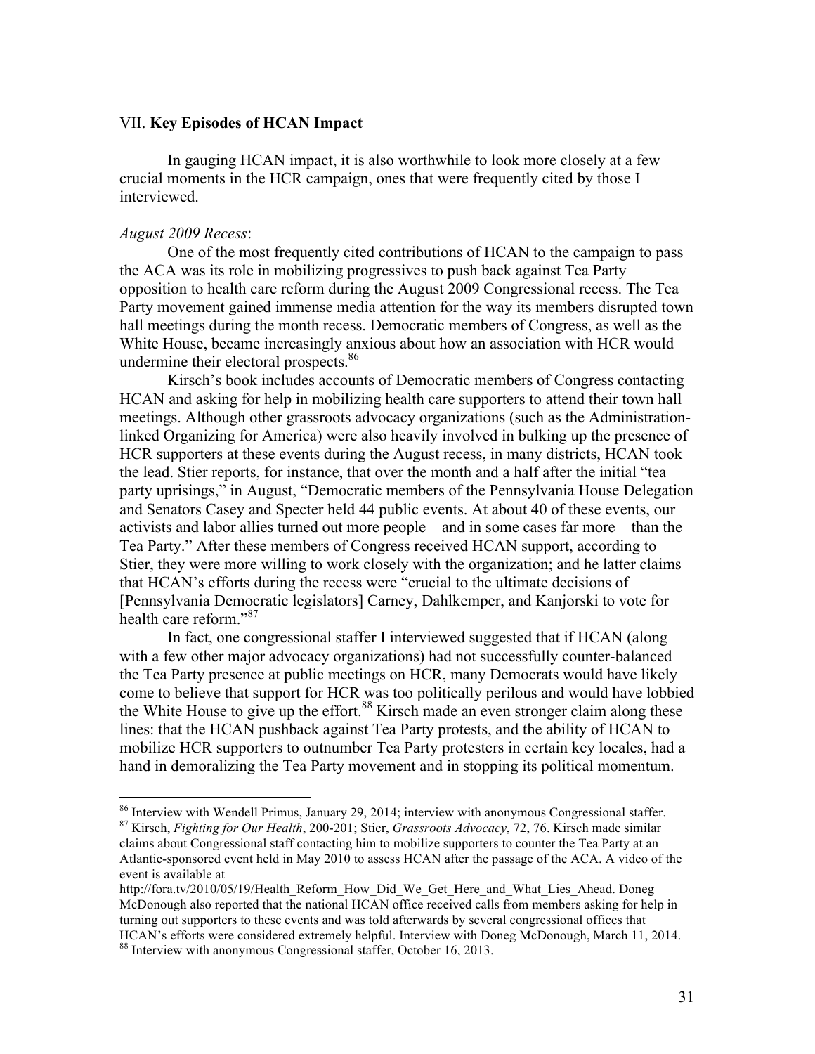## VII. **Key Episodes of HCAN Impact**

In gauging HCAN impact, it is also worthwhile to look more closely at a few crucial moments in the HCR campaign, ones that were frequently cited by those I interviewed.

*August 2009 Recess*:

One of the most frequently cited contributions of HCAN to the campaign to pass the ACA was its role in mobilizing progressives to push back against Tea Party opposition to health care reform during the August 2009 Congressional recess. The Tea Party movement gained immense media attention for the way its members disrupted town hall meetings during the month recess. Democratic members of Congress, as well as the White House, became increasingly anxious about how an association with HCR would undermine their electoral prospects.[86]

Kirsch's book includes accounts of Democratic members of Congress contacting HCAN and asking for help in mobilizing health care supporters to attend their town hall meetings. Although other grassroots advocacy organizations (such as the Administration-linked Organizing for America) were also heavily involved in bulking up the presence of HCR supporters at these events during the August recess, in many districts, HCAN took the lead. Stier reports, for instance, that over the month and a half after the initial "tea party uprisings," in August, "Democratic members of the Pennsylvania House Delegation and Senators Casey and Specter held 44 public events. At about 40 of these events, our activists and labor allies turned out more people—and in some cases far more—than the Tea Party." After these members of Congress received HCAN support, according to Stier, they were more willing to work closely with the organization; and he latter claims that HCAN's efforts during the recess were "crucial to the ultimate decisions of [Pennsylvania Democratic legislators] Carney, Dahlkemper, and Kanjorski to vote for health care reform."[87]

In fact, one congressional staffer I interviewed suggested that if HCAN (along with a few other major advocacy organizations) had not successfully counter-balanced the Tea Party presence at public meetings on HCR, many Democrats would have likely come to believe that support for HCR was too politically perilous and would have lobbied the White House to give up the effort.[88] Kirsch made an even stronger claim along these lines: that the HCAN pushback against Tea Party protests, and the ability of HCAN to mobilize HCR supporters to outnumber Tea Party protesters in certain key locales, had a hand in demoralizing the Tea Party movement and in stopping its political momentum.

---

[86] Interview with Wendell Primus, January 29, 2014; interview with anonymous Congressional staffer.

[87] Kirsch, *Fighting for Our Health*, 200-201; Stier, *Grassroots Advocacy*, 72, 76. Kirsch made similar claims about Congressional staff contacting him to mobilize supporters to counter the Tea Party at an Atlantic-sponsored event held in May 2010 to assess HCAN after the passage of the ACA. A video of the event is available at http://fora.tv/2010/05/19/Health_Reform_How_Did_We_Get_Here_and_What_Lies_Ahead. Doneg McDonough also reported that the national HCAN office received calls from members asking for help in turning out supporters to these events and was told afterwards by several congressional offices that HCAN's efforts were considered extremely helpful. Interview with Doneg McDonough, March 11, 2014.

[88] Interview with anonymous Congressional staffer, October 16, 2013.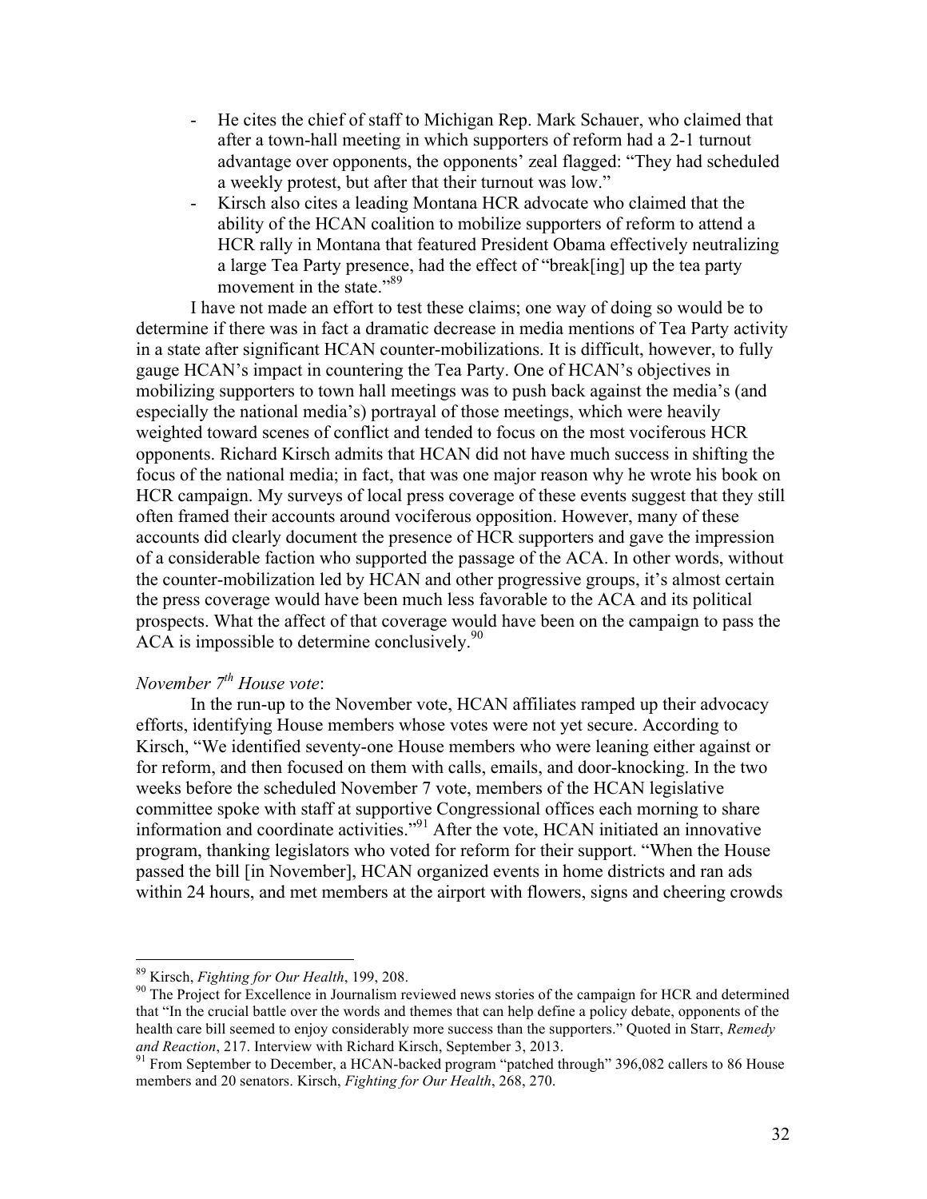- He cites the chief of staff to Michigan Rep. Mark Schauer, who claimed that after a town-hall meeting in which supporters of reform had a 2-1 turnout advantage over opponents, the opponents' zeal flagged: "They had scheduled a weekly protest, but after that their turnout was low."
- Kirsch also cites a leading Montana HCR advocate who claimed that the ability of the HCAN coalition to mobilize supporters of reform to attend a HCR rally in Montana that featured President Obama effectively neutralizing a large Tea Party presence, had the effect of "break[ing] up the tea party movement in the state."[89]

I have not made an effort to test these claims; one way of doing so would be to determine if there was in fact a dramatic decrease in media mentions of Tea Party activity in a state after significant HCAN counter-mobilizations. It is difficult, however, to fully gauge HCAN's impact in countering the Tea Party. One of HCAN's objectives in mobilizing supporters to town hall meetings was to push back against the media's (and especially the national media's) portrayal of those meetings, which were heavily weighted toward scenes of conflict and tended to focus on the most vociferous HCR opponents. Richard Kirsch admits that HCAN did not have much success in shifting the focus of the national media; in fact, that was one major reason why he wrote his book on HCR campaign. My surveys of local press coverage of these events suggest that they still often framed their accounts around vociferous opposition. However, many of these accounts did clearly document the presence of HCR supporters and gave the impression of a considerable faction who supported the passage of the ACA. In other words, without the counter-mobilization led by HCAN and other progressive groups, it's almost certain the press coverage would have been much less favorable to the ACA and its political prospects. What the affect of that coverage would have been on the campaign to pass the ACA is impossible to determine conclusively.[90]

*November 7th House vote*:

In the run-up to the November vote, HCAN affiliates ramped up their advocacy efforts, identifying House members whose votes were not yet secure. According to Kirsch, "We identified seventy-one House members who were leaning either against or for reform, and then focused on them with calls, emails, and door-knocking. In the two weeks before the scheduled November 7 vote, members of the HCAN legislative committee spoke with staff at supportive Congressional offices each morning to share information and coordinate activities."[91] After the vote, HCAN initiated an innovative program, thanking legislators who voted for reform for their support. "When the House passed the bill [in November], HCAN organized events in home districts and ran ads within 24 hours, and met members at the airport with flowers, signs and cheering crowds

---

[89] Kirsch, *Fighting for Our Health*, 199, 208.

[90] The Project for Excellence in Journalism reviewed news stories of the campaign for HCR and determined that "In the crucial battle over the words and themes that can help define a policy debate, opponents of the health care bill seemed to enjoy considerably more success than the supporters." Quoted in Starr, *Remedy and Reaction*, 217. Interview with Richard Kirsch, September 3, 2013.

[91] From September to December, a HCAN-backed program "patched through" 396,082 callers to 86 House members and 20 senators. Kirsch, *Fighting for Our Health*, 268, 270.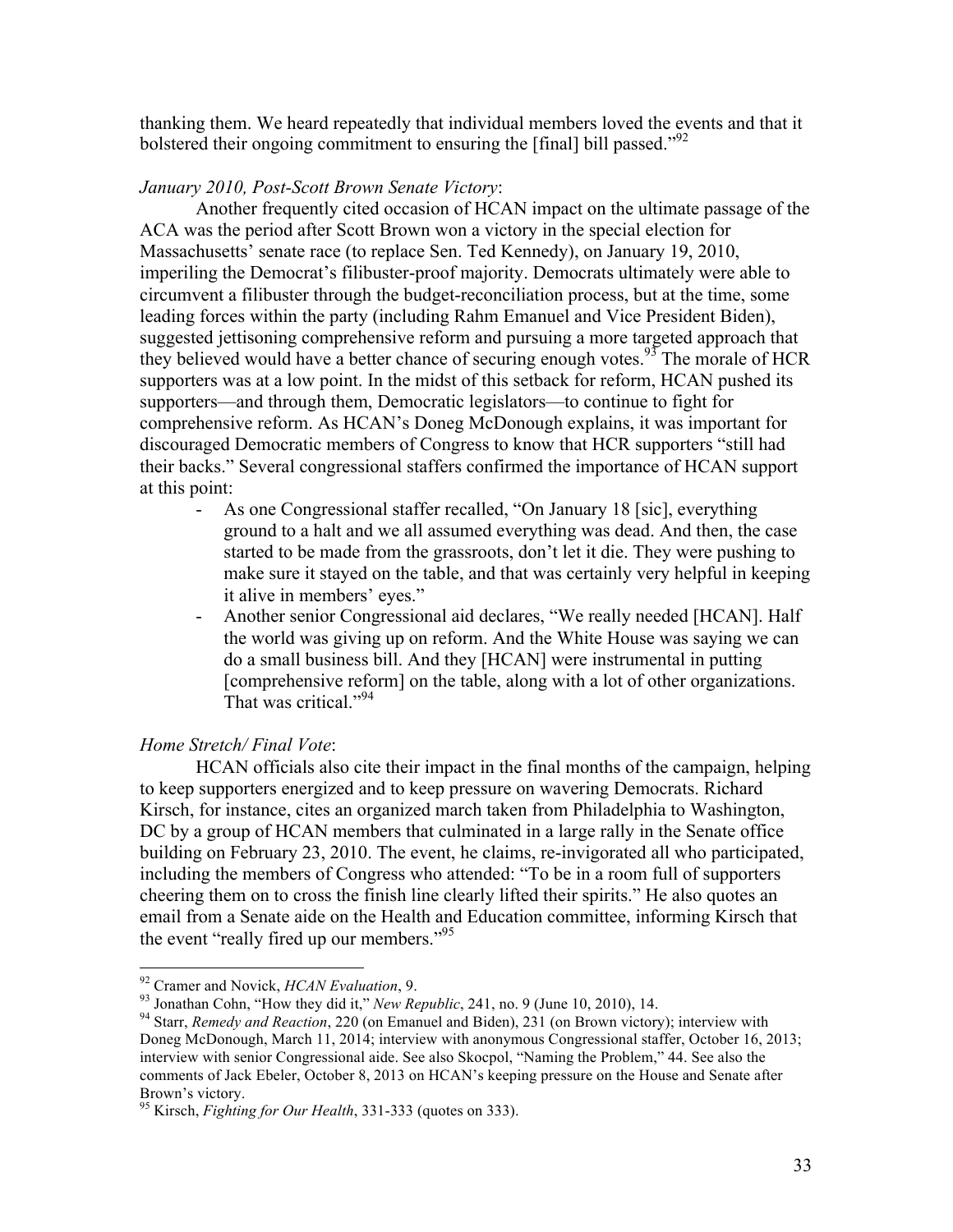thanking them. We heard repeatedly that individual members loved the events and that it bolstered their ongoing commitment to ensuring the [final] bill passed."[92]

*January 2010, Post-Scott Brown Senate Victory*:

Another frequently cited occasion of HCAN impact on the ultimate passage of the ACA was the period after Scott Brown won a victory in the special election for Massachusetts' senate race (to replace Sen. Ted Kennedy), on January 19, 2010, imperiling the Democrat's filibuster-proof majority. Democrats ultimately were able to circumvent a filibuster through the budget-reconciliation process, but at the time, some leading forces within the party (including Rahm Emanuel and Vice President Biden), suggested jettisoning comprehensive reform and pursuing a more targeted approach that they believed would have a better chance of securing enough votes.[93] The morale of HCR supporters was at a low point. In the midst of this setback for reform, HCAN pushed its supporters—and through them, Democratic legislators—to continue to fight for comprehensive reform. As HCAN's Doneg McDonough explains, it was important for discouraged Democratic members of Congress to know that HCR supporters "still had their backs." Several congressional staffers confirmed the importance of HCAN support at this point:

- As one Congressional staffer recalled, "On January 18 [sic], everything ground to a halt and we all assumed everything was dead. And then, the case started to be made from the grassroots, don't let it die. They were pushing to make sure it stayed on the table, and that was certainly very helpful in keeping it alive in members' eyes."
- Another senior Congressional aid declares, "We really needed [HCAN]. Half the world was giving up on reform. And the White House was saying we can do a small business bill. And they [HCAN] were instrumental in putting [comprehensive reform] on the table, along with a lot of other organizations. That was critical."[94]

*Home Stretch/ Final Vote*:

HCAN officials also cite their impact in the final months of the campaign, helping to keep supporters energized and to keep pressure on wavering Democrats. Richard Kirsch, for instance, cites an organized march taken from Philadelphia to Washington, DC by a group of HCAN members that culminated in a large rally in the Senate office building on February 23, 2010. The event, he claims, re-invigorated all who participated, including the members of Congress who attended: "To be in a room full of supporters cheering them on to cross the finish line clearly lifted their spirits." He also quotes an email from a Senate aide on the Health and Education committee, informing Kirsch that the event "really fired up our members."[95]

---

[92] Cramer and Novick, *HCAN Evaluation*, 9.

[93] Jonathan Cohn, "How they did it," *New Republic*, 241, no. 9 (June 10, 2010), 14.

[94] Starr, *Remedy and Reaction*, 220 (on Emanuel and Biden), 231 (on Brown victory); interview with Doneg McDonough, March 11, 2014; interview with anonymous Congressional staffer, October 16, 2013; interview with senior Congressional aide. See also Skocpol, "Naming the Problem," 44. See also the comments of Jack Ebeler, October 8, 2013 on HCAN's keeping pressure on the House and Senate after Brown's victory.

[95] Kirsch, *Fighting for Our Health*, 331-333 (quotes on 333).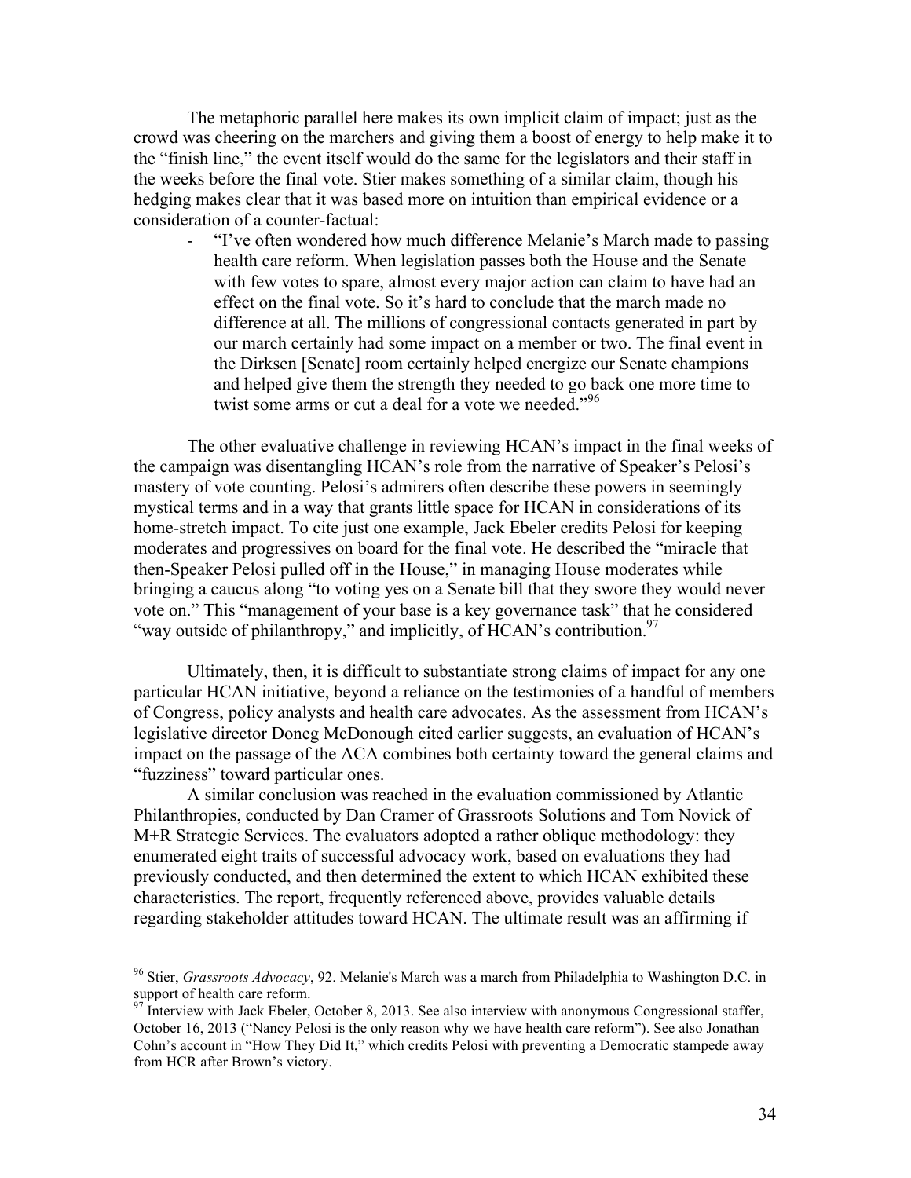The metaphoric parallel here makes its own implicit claim of impact; just as the crowd was cheering on the marchers and giving them a boost of energy to help make it to the "finish line," the event itself would do the same for the legislators and their staff in the weeks before the final vote. Stier makes something of a similar claim, though his hedging makes clear that it was based more on intuition than empirical evidence or a consideration of a counter-factual:

- "I've often wondered how much difference Melanie's March made to passing health care reform. When legislation passes both the House and the Senate with few votes to spare, almost every major action can claim to have had an effect on the final vote. So it's hard to conclude that the march made no difference at all. The millions of congressional contacts generated in part by our march certainly had some impact on a member or two. The final event in the Dirksen [Senate] room certainly helped energize our Senate champions and helped give them the strength they needed to go back one more time to twist some arms or cut a deal for a vote we needed."[96]

The other evaluative challenge in reviewing HCAN's impact in the final weeks of the campaign was disentangling HCAN's role from the narrative of Speaker's Pelosi's mastery of vote counting. Pelosi's admirers often describe these powers in seemingly mystical terms and in a way that grants little space for HCAN in considerations of its home-stretch impact. To cite just one example, Jack Ebeler credits Pelosi for keeping moderates and progressives on board for the final vote. He described the "miracle that then-Speaker Pelosi pulled off in the House," in managing House moderates while bringing a caucus along "to voting yes on a Senate bill that they swore they would never vote on." This "management of your base is a key governance task" that he considered "way outside of philanthropy," and implicitly, of HCAN's contribution.[97]

Ultimately, then, it is difficult to substantiate strong claims of impact for any one particular HCAN initiative, beyond a reliance on the testimonies of a handful of members of Congress, policy analysts and health care advocates. As the assessment from HCAN's legislative director Doneg McDonough cited earlier suggests, an evaluation of HCAN's impact on the passage of the ACA combines both certainty toward the general claims and "fuzziness" toward particular ones.

A similar conclusion was reached in the evaluation commissioned by Atlantic Philanthropies, conducted by Dan Cramer of Grassroots Solutions and Tom Novick of M+R Strategic Services. The evaluators adopted a rather oblique methodology: they enumerated eight traits of successful advocacy work, based on evaluations they had previously conducted, and then determined the extent to which HCAN exhibited these characteristics. The report, frequently referenced above, provides valuable details regarding stakeholder attitudes toward HCAN. The ultimate result was an affirming if

---

[96] Stier, *Grassroots Advocacy*, 92. Melanie's March was a march from Philadelphia to Washington D.C. in support of health care reform.

[97] Interview with Jack Ebeler, October 8, 2013. See also interview with anonymous Congressional staffer, October 16, 2013 ("Nancy Pelosi is the only reason why we have health care reform"). See also Jonathan Cohn's account in "How They Did It," which credits Pelosi with preventing a Democratic stampede away from HCR after Brown's victory.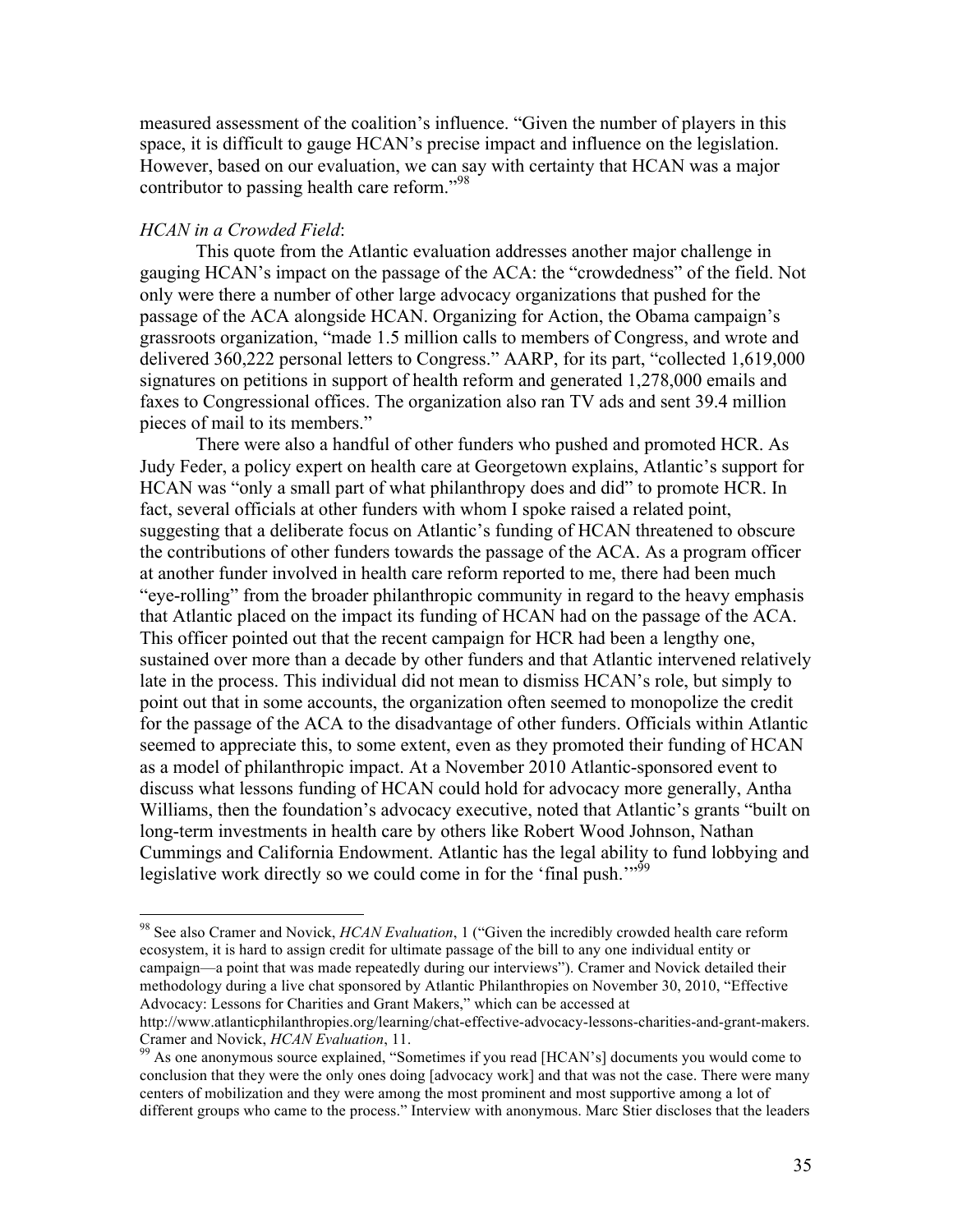measured assessment of the coalition's influence. "Given the number of players in this space, it is difficult to gauge HCAN's precise impact and influence on the legislation. However, based on our evaluation, we can say with certainty that HCAN was a major contributor to passing health care reform."[98]

*HCAN in a Crowded Field*:

This quote from the Atlantic evaluation addresses another major challenge in gauging HCAN's impact on the passage of the ACA: the "crowdedness" of the field. Not only were there a number of other large advocacy organizations that pushed for the passage of the ACA alongside HCAN. Organizing for Action, the Obama campaign's grassroots organization, "made 1.5 million calls to members of Congress, and wrote and delivered 360,222 personal letters to Congress." AARP, for its part, "collected 1,619,000 signatures on petitions in support of health reform and generated 1,278,000 emails and faxes to Congressional offices. The organization also ran TV ads and sent 39.4 million pieces of mail to its members."

There were also a handful of other funders who pushed and promoted HCR. As Judy Feder, a policy expert on health care at Georgetown explains, Atlantic's support for HCAN was "only a small part of what philanthropy does and did" to promote HCR. In fact, several officials at other funders with whom I spoke raised a related point, suggesting that a deliberate focus on Atlantic's funding of HCAN threatened to obscure the contributions of other funders towards the passage of the ACA. As a program officer at another funder involved in health care reform reported to me, there had been much "eye-rolling" from the broader philanthropic community in regard to the heavy emphasis that Atlantic placed on the impact its funding of HCAN had on the passage of the ACA. This officer pointed out that the recent campaign for HCR had been a lengthy one, sustained over more than a decade by other funders and that Atlantic intervened relatively late in the process. This individual did not mean to dismiss HCAN's role, but simply to point out that in some accounts, the organization often seemed to monopolize the credit for the passage of the ACA to the disadvantage of other funders. Officials within Atlantic seemed to appreciate this, to some extent, even as they promoted their funding of HCAN as a model of philanthropic impact. At a November 2010 Atlantic-sponsored event to discuss what lessons funding of HCAN could hold for advocacy more generally, Antha Williams, then the foundation's advocacy executive, noted that Atlantic's grants "built on long-term investments in health care by others like Robert Wood Johnson, Nathan Cummings and California Endowment. Atlantic has the legal ability to fund lobbying and legislative work directly so we could come in for the 'final push.'"[99]

---

[98] See also Cramer and Novick, *HCAN Evaluation*, 1 ("Given the incredibly crowded health care reform ecosystem, it is hard to assign credit for ultimate passage of the bill to any one individual entity or campaign—a point that was made repeatedly during our interviews"). Cramer and Novick detailed their methodology during a live chat sponsored by Atlantic Philanthropies on November 30, 2010, "Effective Advocacy: Lessons for Charities and Grant Makers," which can be accessed at http://www.atlanticphilanthropies.org/learning/chat-effective-advocacy-lessons-charities-and-grant-makers. Cramer and Novick, *HCAN Evaluation*, 11.

[99] As one anonymous source explained, "Sometimes if you read [HCAN's] documents you would come to conclusion that they were the only ones doing [advocacy work] and that was not the case. There were many centers of mobilization and they were among the most prominent and most supportive among a lot of different groups who came to the process." Interview with anonymous. Marc Stier discloses that the leaders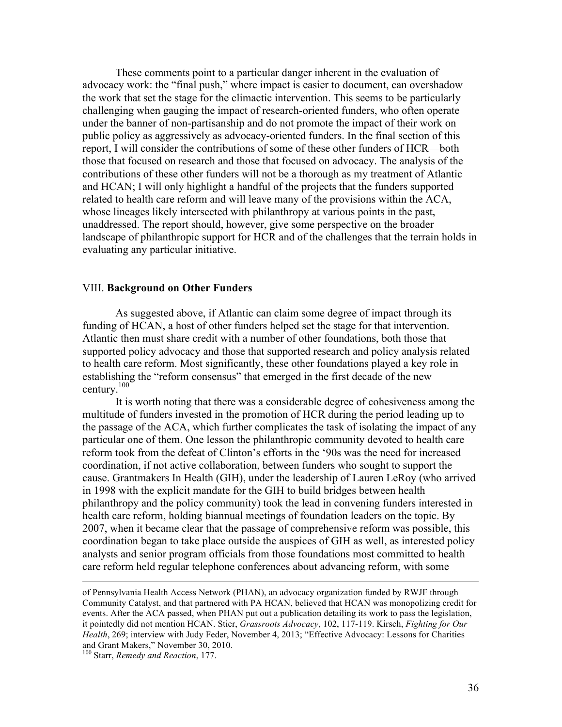These comments point to a particular danger inherent in the evaluation of advocacy work: the "final push," where impact is easier to document, can overshadow the work that set the stage for the climactic intervention. This seems to be particularly challenging when gauging the impact of research-oriented funders, who often operate under the banner of non-partisanship and do not promote the impact of their work on public policy as aggressively as advocacy-oriented funders. In the final section of this report, I will consider the contributions of some of these other funders of HCR—both those that focused on research and those that focused on advocacy. The analysis of the contributions of these other funders will not be a thorough as my treatment of Atlantic and HCAN; I will only highlight a handful of the projects that the funders supported related to health care reform and will leave many of the provisions within the ACA, whose lineages likely intersected with philanthropy at various points in the past, unaddressed. The report should, however, give some perspective on the broader landscape of philanthropic support for HCR and of the challenges that the terrain holds in evaluating any particular initiative.

## VIII. **Background on Other Funders**

As suggested above, if Atlantic can claim some degree of impact through its funding of HCAN, a host of other funders helped set the stage for that intervention. Atlantic then must share credit with a number of other foundations, both those that supported policy advocacy and those that supported research and policy analysis related to health care reform. Most significantly, these other foundations played a key role in establishing the "reform consensus" that emerged in the first decade of the new century.[100]

It is worth noting that there was a considerable degree of cohesiveness among the multitude of funders invested in the promotion of HCR during the period leading up to the passage of the ACA, which further complicates the task of isolating the impact of any particular one of them. One lesson the philanthropic community devoted to health care reform took from the defeat of Clinton's efforts in the '90s was the need for increased coordination, if not active collaboration, between funders who sought to support the cause. Grantmakers In Health (GIH), under the leadership of Lauren LeRoy (who arrived in 1998 with the explicit mandate for the GIH to build bridges between health philanthropy and the policy community) took the lead in convening funders interested in health care reform, holding biannual meetings of foundation leaders on the topic. By 2007, when it became clear that the passage of comprehensive reform was possible, this coordination began to take place outside the auspices of GIH as well, as interested policy analysts and senior program officials from those foundations most committed to health care reform held regular telephone conferences about advancing reform, with some

---

of Pennsylvania Health Access Network (PHAN), an advocacy organization funded by RWJF through Community Catalyst, and that partnered with PA HCAN, believed that HCAN was monopolizing credit for events. After the ACA passed, when PHAN put out a publication detailing its work to pass the legislation, it pointedly did not mention HCAN. Stier, *Grassroots Advocacy*, 102, 117-119. Kirsch, *Fighting for Our Health*, 269; interview with Judy Feder, November 4, 2013; "Effective Advocacy: Lessons for Charities and Grant Makers," November 30, 2010.

[100] Starr, *Remedy and Reaction*, 177.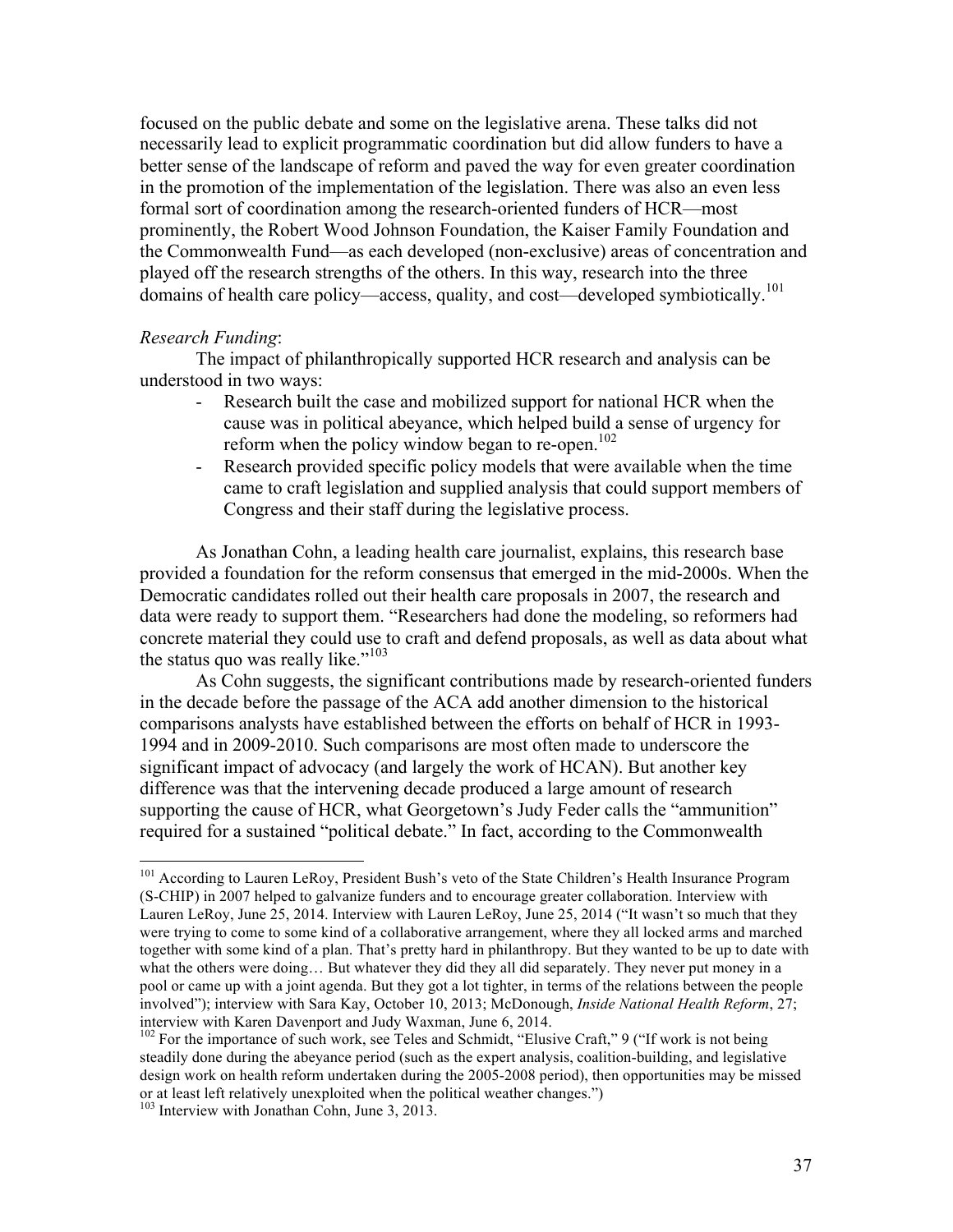focused on the public debate and some on the legislative arena. These talks did not necessarily lead to explicit programmatic coordination but did allow funders to have a better sense of the landscape of reform and paved the way for even greater coordination in the promotion of the implementation of the legislation. There was also an even less formal sort of coordination among the research-oriented funders of HCR—most prominently, the Robert Wood Johnson Foundation, the Kaiser Family Foundation and the Commonwealth Fund—as each developed (non-exclusive) areas of concentration and played off the research strengths of the others. In this way, research into the three domains of health care policy—access, quality, and cost—developed symbiotically.[101]

*Research Funding*:

The impact of philanthropically supported HCR research and analysis can be understood in two ways:

- Research built the case and mobilized support for national HCR when the cause was in political abeyance, which helped build a sense of urgency for reform when the policy window began to re-open.[102]
- Research provided specific policy models that were available when the time came to craft legislation and supplied analysis that could support members of Congress and their staff during the legislative process.

As Jonathan Cohn, a leading health care journalist, explains, this research base provided a foundation for the reform consensus that emerged in the mid-2000s. When the Democratic candidates rolled out their health care proposals in 2007, the research and data were ready to support them. "Researchers had done the modeling, so reformers had concrete material they could use to craft and defend proposals, as well as data about what the status quo was really like."[103]

As Cohn suggests, the significant contributions made by research-oriented funders in the decade before the passage of the ACA add another dimension to the historical comparisons analysts have established between the efforts on behalf of HCR in 1993-1994 and in 2009-2010. Such comparisons are most often made to underscore the significant impact of advocacy (and largely the work of HCAN). But another key difference was that the intervening decade produced a large amount of research supporting the cause of HCR, what Georgetown's Judy Feder calls the "ammunition" required for a sustained "political debate." In fact, according to the Commonwealth

---

[101] According to Lauren LeRoy, President Bush's veto of the State Children's Health Insurance Program (S-CHIP) in 2007 helped to galvanize funders and to encourage greater collaboration. Interview with Lauren LeRoy, June 25, 2014. Interview with Lauren LeRoy, June 25, 2014 ("It wasn't so much that they were trying to come to some kind of a collaborative arrangement, where they all locked arms and marched together with some kind of a plan. That's pretty hard in philanthropy. But they wanted to be up to date with what the others were doing… But whatever they did they all did separately. They never put money in a pool or came up with a joint agenda. But they got a lot tighter, in terms of the relations between the people involved"); interview with Sara Kay, October 10, 2013; McDonough, *Inside National Health Reform*, 27; interview with Karen Davenport and Judy Waxman, June 6, 2014.

[102] For the importance of such work, see Teles and Schmidt, "Elusive Craft," 9 ("If work is not being steadily done during the abeyance period (such as the expert analysis, coalition-building, and legislative design work on health reform undertaken during the 2005-2008 period), then opportunities may be missed or at least left relatively unexploited when the political weather changes.")

[103] Interview with Jonathan Cohn, June 3, 2013.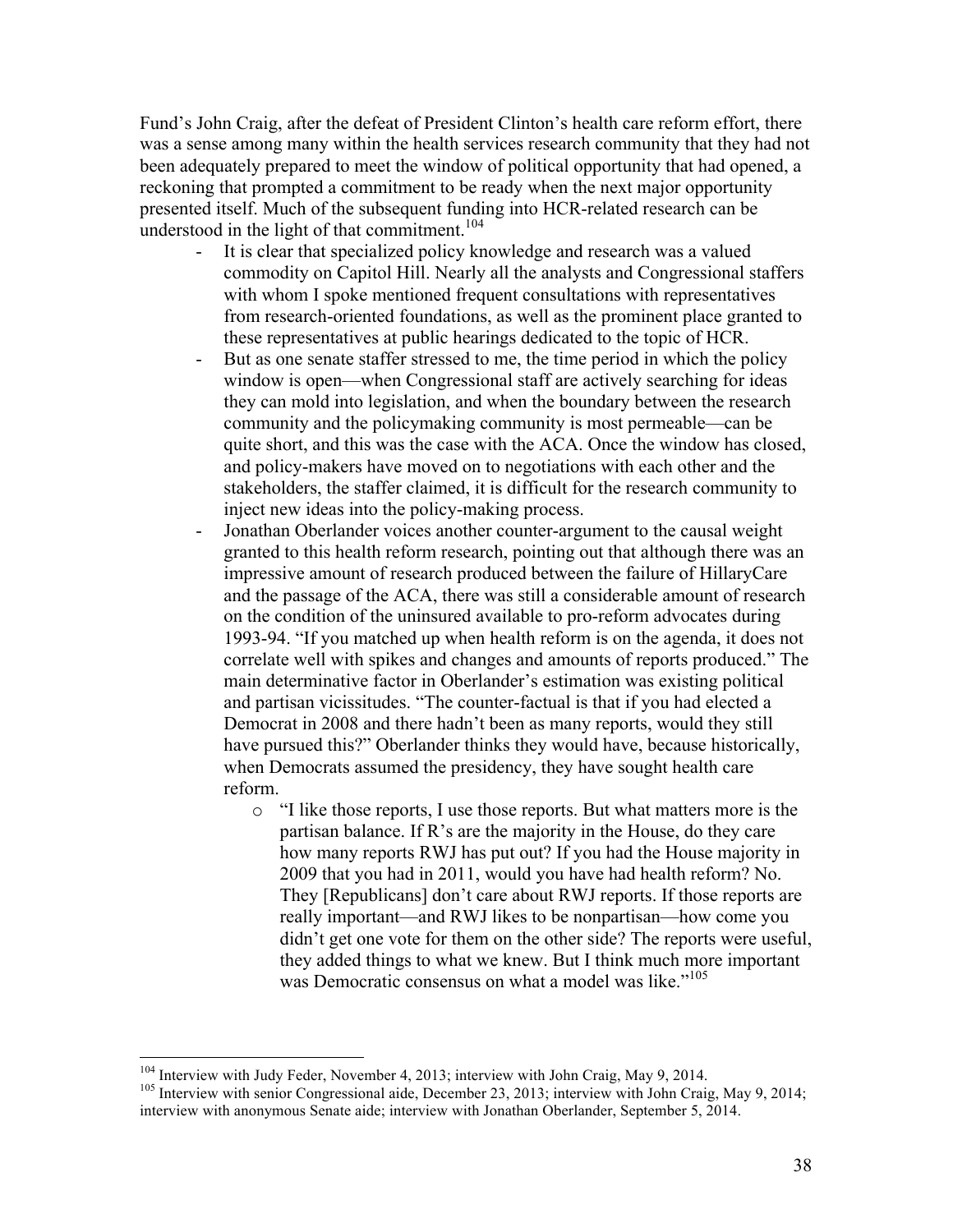Fund's John Craig, after the defeat of President Clinton's health care reform effort, there was a sense among many within the health services research community that they had not been adequately prepared to meet the window of political opportunity that had opened, a reckoning that prompted a commitment to be ready when the next major opportunity presented itself. Much of the subsequent funding into HCR-related research can be understood in the light of that commitment.[104]

- It is clear that specialized policy knowledge and research was a valued commodity on Capitol Hill. Nearly all the analysts and Congressional staffers with whom I spoke mentioned frequent consultations with representatives from research-oriented foundations, as well as the prominent place granted to these representatives at public hearings dedicated to the topic of HCR.
- But as one senate staffer stressed to me, the time period in which the policy window is open—when Congressional staff are actively searching for ideas they can mold into legislation, and when the boundary between the research community and the policymaking community is most permeable—can be quite short, and this was the case with the ACA. Once the window has closed, and policy-makers have moved on to negotiations with each other and the stakeholders, the staffer claimed, it is difficult for the research community to inject new ideas into the policy-making process.
- Jonathan Oberlander voices another counter-argument to the causal weight granted to this health reform research, pointing out that although there was an impressive amount of research produced between the failure of HillaryCare and the passage of the ACA, there was still a considerable amount of research on the condition of the uninsured available to pro-reform advocates during 1993-94. "If you matched up when health reform is on the agenda, it does not correlate well with spikes and changes and amounts of reports produced." The main determinative factor in Oberlander's estimation was existing political and partisan vicissitudes. "The counter-factual is that if you had elected a Democrat in 2008 and there hadn't been as many reports, would they still have pursued this?" Oberlander thinks they would have, because historically, when Democrats assumed the presidency, they have sought health care reform.
    - "I like those reports, I use those reports. But what matters more is the partisan balance. If R's are the majority in the House, do they care how many reports RWJ has put out? If you had the House majority in 2009 that you had in 2011, would you have had health reform? No. They [Republicans] don't care about RWJ reports. If those reports are really important—and RWJ likes to be nonpartisan—how come you didn't get one vote for them on the other side? The reports were useful, they added things to what we knew. But I think much more important was Democratic consensus on what a model was like."[105]

---

[104] Interview with Judy Feder, November 4, 2013; interview with John Craig, May 9, 2014.

[105] Interview with senior Congressional aide, December 23, 2013; interview with John Craig, May 9, 2014; interview with anonymous Senate aide; interview with Jonathan Oberlander, September 5, 2014.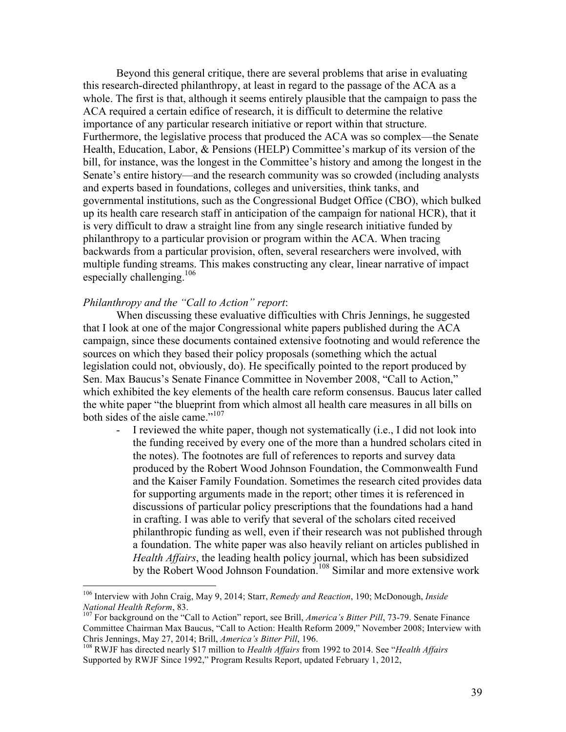Beyond this general critique, there are several problems that arise in evaluating this research-directed philanthropy, at least in regard to the passage of the ACA as a whole. The first is that, although it seems entirely plausible that the campaign to pass the ACA required a certain edifice of research, it is difficult to determine the relative importance of any particular research initiative or report within that structure. Furthermore, the legislative process that produced the ACA was so complex—the Senate Health, Education, Labor, & Pensions (HELP) Committee's markup of its version of the bill, for instance, was the longest in the Committee's history and among the longest in the Senate's entire history—and the research community was so crowded (including analysts and experts based in foundations, colleges and universities, think tanks, and governmental institutions, such as the Congressional Budget Office (CBO), which bulked up its health care research staff in anticipation of the campaign for national HCR), that it is very difficult to draw a straight line from any single research initiative funded by philanthropy to a particular provision or program within the ACA. When tracing backwards from a particular provision, often, several researchers were involved, with multiple funding streams. This makes constructing any clear, linear narrative of impact especially challenging.[106]

*Philanthropy and the "Call to Action" report*:

When discussing these evaluative difficulties with Chris Jennings, he suggested that I look at one of the major Congressional white papers published during the ACA campaign, since these documents contained extensive footnoting and would reference the sources on which they based their policy proposals (something which the actual legislation could not, obviously, do). He specifically pointed to the report produced by Sen. Max Baucus's Senate Finance Committee in November 2008, "Call to Action," which exhibited the key elements of the health care reform consensus. Baucus later called the white paper "the blueprint from which almost all health care measures in all bills on both sides of the aisle came."[107]

- I reviewed the white paper, though not systematically (i.e., I did not look into the funding received by every one of the more than a hundred scholars cited in the notes). The footnotes are full of references to reports and survey data produced by the Robert Wood Johnson Foundation, the Commonwealth Fund and the Kaiser Family Foundation. Sometimes the research cited provides data for supporting arguments made in the report; other times it is referenced in discussions of particular policy prescriptions that the foundations had a hand in crafting. I was able to verify that several of the scholars cited received philanthropic funding as well, even if their research was not published through a foundation. The white paper was also heavily reliant on articles published in *Health Affairs*, the leading health policy journal, which has been subsidized by the Robert Wood Johnson Foundation.[108] Similar and more extensive work

---

[106] Interview with John Craig, May 9, 2014; Starr, *Remedy and Reaction*, 190; McDonough, *Inside National Health Reform*, 83.

[107] For background on the "Call to Action" report, see Brill, *America's Bitter Pill*, 73-79. Senate Finance Committee Chairman Max Baucus, "Call to Action: Health Reform 2009," November 2008; Interview with Chris Jennings, May 27, 2014; Brill, *America's Bitter Pill*, 196.

[108] RWJF has directed nearly $17 million to *Health Affairs* from 1992 to 2014. See "*Health Affairs* Supported by RWJF Since 1992," Program Results Report, updated February 1, 2012,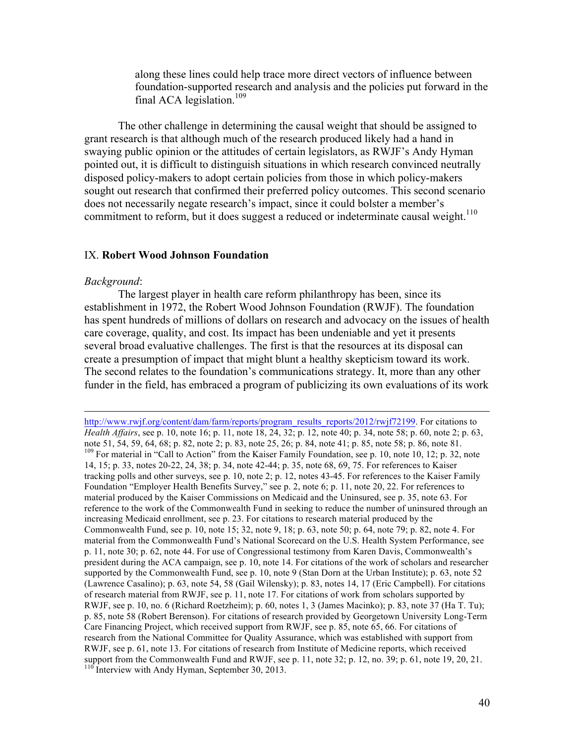along these lines could help trace more direct vectors of influence between foundation-supported research and analysis and the policies put forward in the final ACA legislation.[109]

The other challenge in determining the causal weight that should be assigned to grant research is that although much of the research produced likely had a hand in swaying public opinion or the attitudes of certain legislators, as RWJF's Andy Hyman pointed out, it is difficult to distinguish situations in which research convinced neutrally disposed policy-makers to adopt certain policies from those in which policy-makers sought out research that confirmed their preferred policy outcomes. This second scenario does not necessarily negate research's impact, since it could bolster a member's commitment to reform, but it does suggest a reduced or indeterminate causal weight.[110]

## IX. **Robert Wood Johnson Foundation**

*Background*:

The largest player in health care reform philanthropy has been, since its establishment in 1972, the Robert Wood Johnson Foundation (RWJF). The foundation has spent hundreds of millions of dollars on research and advocacy on the issues of health care coverage, quality, and cost. Its impact has been undeniable and yet it presents several broad evaluative challenges. The first is that the resources at its disposal can create a presumption of impact that might blunt a healthy skepticism toward its work. The second relates to the foundation's communications strategy. It, more than any other funder in the field, has embraced a program of publicizing its own evaluations of its work

---

http://www.rwjf.org/content/dam/farm/reports/program_results_reports/2012/rwjf72199. For citations to *Health Affairs*, see p. 10, note 16; p. 11, note 18, 24, 32; p. 12, note 40; p. 34, note 58; p. 60, note 2; p. 63, note 51, 54, 59, 64, 68; p. 82, note 2; p. 83, note 25, 26; p. 84, note 41; p. 85, note 58; p. 86, note 81.

[109] For material in "Call to Action" from the Kaiser Family Foundation, see p. 10, note 10, 12; p. 32, note 14, 15; p. 33, notes 20-22, 24, 38; p. 34, note 42-44; p. 35, note 68, 69, 75. For references to Kaiser tracking polls and other surveys, see p. 10, note 2; p. 12, notes 43-45. For references to the Kaiser Family Foundation "Employer Health Benefits Survey," see p. 2, note 6; p. 11, note 20, 22. For references to material produced by the Kaiser Commissions on Medicaid and the Uninsured, see p. 35, note 63. For reference to the work of the Commonwealth Fund in seeking to reduce the number of uninsured through an increasing Medicaid enrollment, see p. 23. For citations to research material produced by the Commonwealth Fund, see p. 10, note 15; 32, note 9, 18; p. 63, note 50; p. 64, note 79; p. 82, note 4. For material from the Commonwealth Fund's National Scorecard on the U.S. Health System Performance, see p. 11, note 30; p. 62, note 44. For use of Congressional testimony from Karen Davis, Commonwealth's president during the ACA campaign, see p. 10, note 14. For citations of the work of scholars and researcher supported by the Commonwealth Fund, see p. 10, note 9 (Stan Dorn at the Urban Institute); p. 63, note 52 (Lawrence Casalino); p. 63, note 54, 58 (Gail Wilensky); p. 83, notes 14, 17 (Eric Campbell). For citations of research material from RWJF, see p. 11, note 17. For citations of work from scholars supported by RWJF, see p. 10, no. 6 (Richard Roetzheim); p. 60, notes 1, 3 (James Macinko); p. 83, note 37 (Ha T. Tu); p. 85, note 58 (Robert Berenson). For citations of research provided by Georgetown University Long-Term Care Financing Project, which received support from RWJF, see p. 85, note 65, 66. For citations of research from the National Committee for Quality Assurance, which was established with support from RWJF, see p. 61, note 13. For citations of research from Institute of Medicine reports, which received support from the Commonwealth Fund and RWJF, see p. 11, note 32; p. 12, no. 39; p. 61, note 19, 20, 21.

[110] Interview with Andy Hyman, September 30, 2013.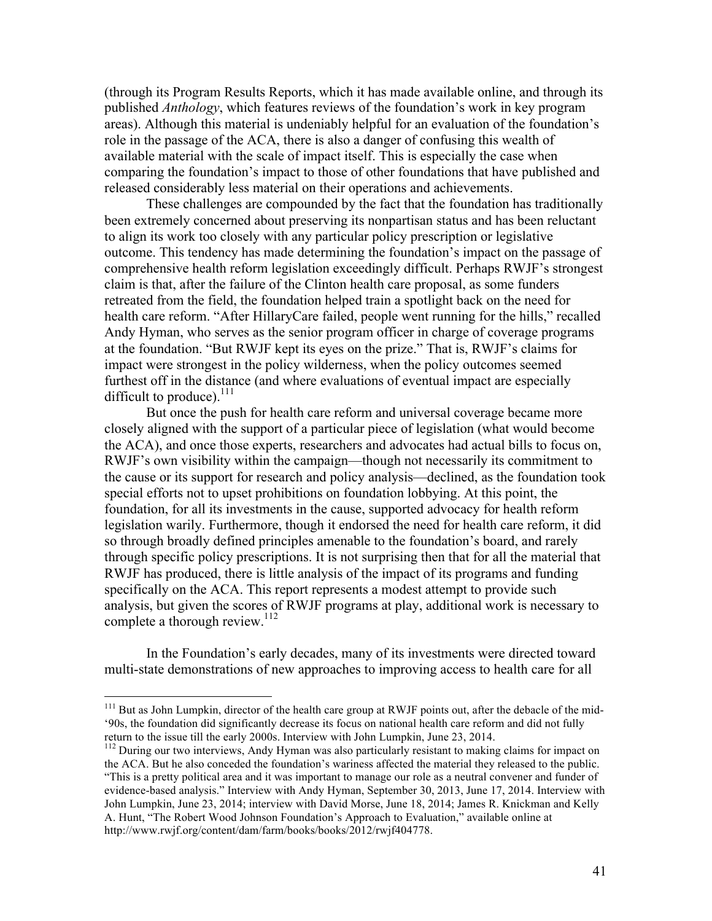(through its Program Results Reports, which it has made available online, and through its published *Anthology*, which features reviews of the foundation's work in key program areas). Although this material is undeniably helpful for an evaluation of the foundation's role in the passage of the ACA, there is also a danger of confusing this wealth of available material with the scale of impact itself. This is especially the case when comparing the foundation's impact to those of other foundations that have published and released considerably less material on their operations and achievements.

These challenges are compounded by the fact that the foundation has traditionally been extremely concerned about preserving its nonpartisan status and has been reluctant to align its work too closely with any particular policy prescription or legislative outcome. This tendency has made determining the foundation's impact on the passage of comprehensive health reform legislation exceedingly difficult. Perhaps RWJF's strongest claim is that, after the failure of the Clinton health care proposal, as some funders retreated from the field, the foundation helped train a spotlight back on the need for health care reform. "After HillaryCare failed, people went running for the hills," recalled Andy Hyman, who serves as the senior program officer in charge of coverage programs at the foundation. "But RWJF kept its eyes on the prize." That is, RWJF's claims for impact were strongest in the policy wilderness, when the policy outcomes seemed furthest off in the distance (and where evaluations of eventual impact are especially difficult to produce).[111]

But once the push for health care reform and universal coverage became more closely aligned with the support of a particular piece of legislation (what would become the ACA), and once those experts, researchers and advocates had actual bills to focus on, RWJF's own visibility within the campaign—though not necessarily its commitment to the cause or its support for research and policy analysis—declined, as the foundation took special efforts not to upset prohibitions on foundation lobbying. At this point, the foundation, for all its investments in the cause, supported advocacy for health reform legislation warily. Furthermore, though it endorsed the need for health care reform, it did so through broadly defined principles amenable to the foundation's board, and rarely through specific policy prescriptions. It is not surprising then that for all the material that RWJF has produced, there is little analysis of the impact of its programs and funding specifically on the ACA. This report represents a modest attempt to provide such analysis, but given the scores of RWJF programs at play, additional work is necessary to complete a thorough review.[112]

In the Foundation's early decades, many of its investments were directed toward multi-state demonstrations of new approaches to improving access to health care for all

---

[111] But as John Lumpkin, director of the health care group at RWJF points out, after the debacle of the mid-'90s, the foundation did significantly decrease its focus on national health care reform and did not fully return to the issue till the early 2000s. Interview with John Lumpkin, June 23, 2014.

[112] During our two interviews, Andy Hyman was also particularly resistant to making claims for impact on the ACA. But he also conceded the foundation's wariness affected the material they released to the public. "This is a pretty political area and it was important to manage our role as a neutral convener and funder of evidence-based analysis." Interview with Andy Hyman, September 30, 2013, June 17, 2014. Interview with John Lumpkin, June 23, 2014; interview with David Morse, June 18, 2014; James R. Knickman and Kelly A. Hunt, "The Robert Wood Johnson Foundation's Approach to Evaluation," available online at http://www.rwjf.org/content/dam/farm/books/books/2012/rwjf404778.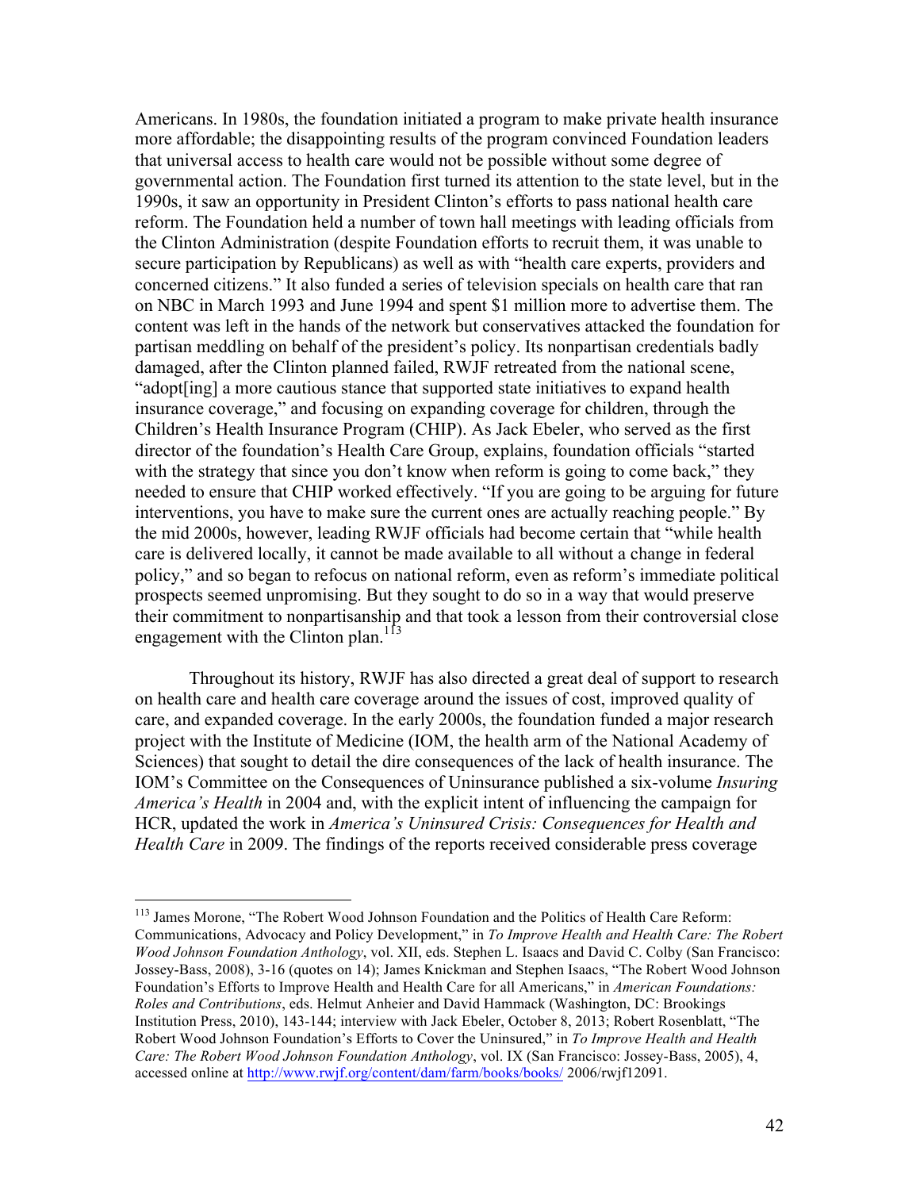Americans. In 1980s, the foundation initiated a program to make private health insurance more affordable; the disappointing results of the program convinced Foundation leaders that universal access to health care would not be possible without some degree of governmental action. The Foundation first turned its attention to the state level, but in the 1990s, it saw an opportunity in President Clinton's efforts to pass national health care reform. The Foundation held a number of town hall meetings with leading officials from the Clinton Administration (despite Foundation efforts to recruit them, it was unable to secure participation by Republicans) as well as with "health care experts, providers and concerned citizens." It also funded a series of television specials on health care that ran on NBC in March 1993 and June 1994 and spent $1 million more to advertise them. The content was left in the hands of the network but conservatives attacked the foundation for partisan meddling on behalf of the president's policy. Its nonpartisan credentials badly damaged, after the Clinton planned failed, RWJF retreated from the national scene, "adopt[ing] a more cautious stance that supported state initiatives to expand health insurance coverage," and focusing on expanding coverage for children, through the Children's Health Insurance Program (CHIP). As Jack Ebeler, who served as the first director of the foundation's Health Care Group, explains, foundation officials "started with the strategy that since you don't know when reform is going to come back," they needed to ensure that CHIP worked effectively. "If you are going to be arguing for future interventions, you have to make sure the current ones are actually reaching people." By the mid 2000s, however, leading RWJF officials had become certain that "while health care is delivered locally, it cannot be made available to all without a change in federal policy," and so began to refocus on national reform, even as reform's immediate political prospects seemed unpromising. But they sought to do so in a way that would preserve their commitment to nonpartisanship and that took a lesson from their controversial close engagement with the Clinton plan.[113]

Throughout its history, RWJF has also directed a great deal of support to research on health care and health care coverage around the issues of cost, improved quality of care, and expanded coverage. In the early 2000s, the foundation funded a major research project with the Institute of Medicine (IOM, the health arm of the National Academy of Sciences) that sought to detail the dire consequences of the lack of health insurance. The IOM's Committee on the Consequences of Uninsurance published a six-volume *Insuring America's Health* in 2004 and, with the explicit intent of influencing the campaign for HCR, updated the work in *America's Uninsured Crisis: Consequences for Health and Health Care* in 2009. The findings of the reports received considerable press coverage

---

[113] James Morone, "The Robert Wood Johnson Foundation and the Politics of Health Care Reform: Communications, Advocacy and Policy Development," in *To Improve Health and Health Care: The Robert Wood Johnson Foundation Anthology*, vol. XII, eds. Stephen L. Isaacs and David C. Colby (San Francisco: Jossey-Bass, 2008), 3-16 (quotes on 14); James Knickman and Stephen Isaacs, "The Robert Wood Johnson Foundation's Efforts to Improve Health and Health Care for all Americans," in *American Foundations: Roles and Contributions*, eds. Helmut Anheier and David Hammack (Washington, DC: Brookings Institution Press, 2010), 143-144; interview with Jack Ebeler, October 8, 2013; Robert Rosenblatt, "The Robert Wood Johnson Foundation's Efforts to Cover the Uninsured," in *To Improve Health and Health Care: The Robert Wood Johnson Foundation Anthology*, vol. IX (San Francisco: Jossey-Bass, 2005), 4, accessed online at http://www.rwjf.org/content/dam/farm/books/books/ 2006/rwjf12091.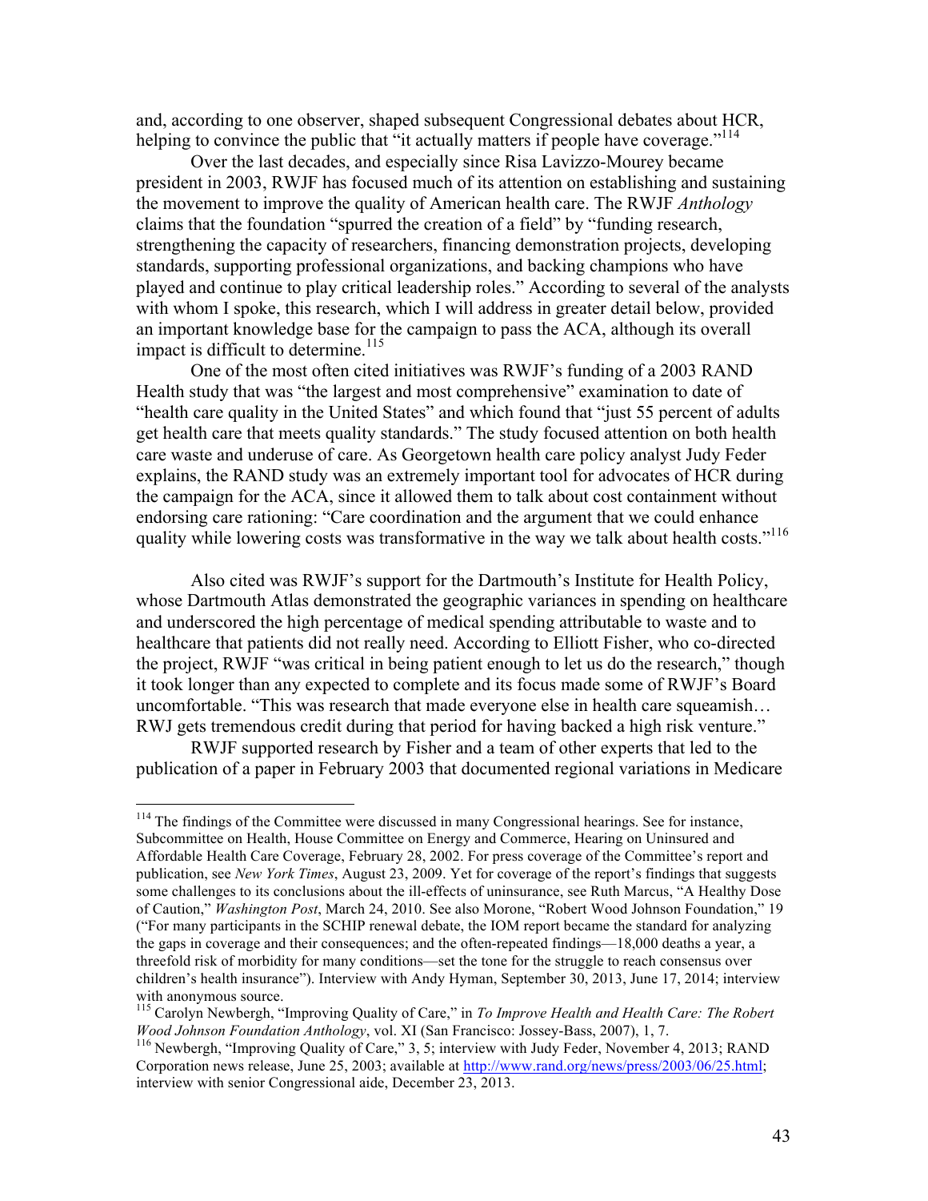and, according to one observer, shaped subsequent Congressional debates about HCR, helping to convince the public that "it actually matters if people have coverage."[114]

Over the last decades, and especially since Risa Lavizzo-Mourey became president in 2003, RWJF has focused much of its attention on establishing and sustaining the movement to improve the quality of American health care. The RWJF *Anthology* claims that the foundation "spurred the creation of a field" by "funding research, strengthening the capacity of researchers, financing demonstration projects, developing standards, supporting professional organizations, and backing champions who have played and continue to play critical leadership roles." According to several of the analysts with whom I spoke, this research, which I will address in greater detail below, provided an important knowledge base for the campaign to pass the ACA, although its overall impact is difficult to determine.[115]

One of the most often cited initiatives was RWJF's funding of a 2003 RAND Health study that was "the largest and most comprehensive" examination to date of "health care quality in the United States" and which found that "just 55 percent of adults get health care that meets quality standards." The study focused attention on both health care waste and underuse of care. As Georgetown health care policy analyst Judy Feder explains, the RAND study was an extremely important tool for advocates of HCR during the campaign for the ACA, since it allowed them to talk about cost containment without endorsing care rationing: "Care coordination and the argument that we could enhance quality while lowering costs was transformative in the way we talk about health costs."[116]

Also cited was RWJF's support for the Dartmouth's Institute for Health Policy, whose Dartmouth Atlas demonstrated the geographic variances in spending on healthcare and underscored the high percentage of medical spending attributable to waste and to healthcare that patients did not really need. According to Elliott Fisher, who co-directed the project, RWJF "was critical in being patient enough to let us do the research," though it took longer than any expected to complete and its focus made some of RWJF's Board uncomfortable. "This was research that made everyone else in health care squeamish… RWJ gets tremendous credit during that period for having backed a high risk venture."

RWJF supported research by Fisher and a team of other experts that led to the publication of a paper in February 2003 that documented regional variations in Medicare

---

[114] The findings of the Committee were discussed in many Congressional hearings. See for instance, Subcommittee on Health, House Committee on Energy and Commerce, Hearing on Uninsured and Affordable Health Care Coverage, February 28, 2002. For press coverage of the Committee's report and publication, see *New York Times*, August 23, 2009. Yet for coverage of the report's findings that suggests some challenges to its conclusions about the ill-effects of uninsurance, see Ruth Marcus, "A Healthy Dose of Caution," *Washington Post*, March 24, 2010. See also Morone, "Robert Wood Johnson Foundation," 19 ("For many participants in the SCHIP renewal debate, the IOM report became the standard for analyzing the gaps in coverage and their consequences; and the often-repeated findings—18,000 deaths a year, a threefold risk of morbidity for many conditions—set the tone for the struggle to reach consensus over children's health insurance"). Interview with Andy Hyman, September 30, 2013, June 17, 2014; interview with anonymous source.

[115] Carolyn Newbergh, "Improving Quality of Care," in *To Improve Health and Health Care: The Robert Wood Johnson Foundation Anthology*, vol. XI (San Francisco: Jossey-Bass, 2007), 1, 7.

[116] Newbergh, "Improving Quality of Care," 3, 5; interview with Judy Feder, November 4, 2013; RAND Corporation news release, June 25, 2003; available at http://www.rand.org/news/press/2003/06/25.html; interview with senior Congressional aide, December 23, 2013.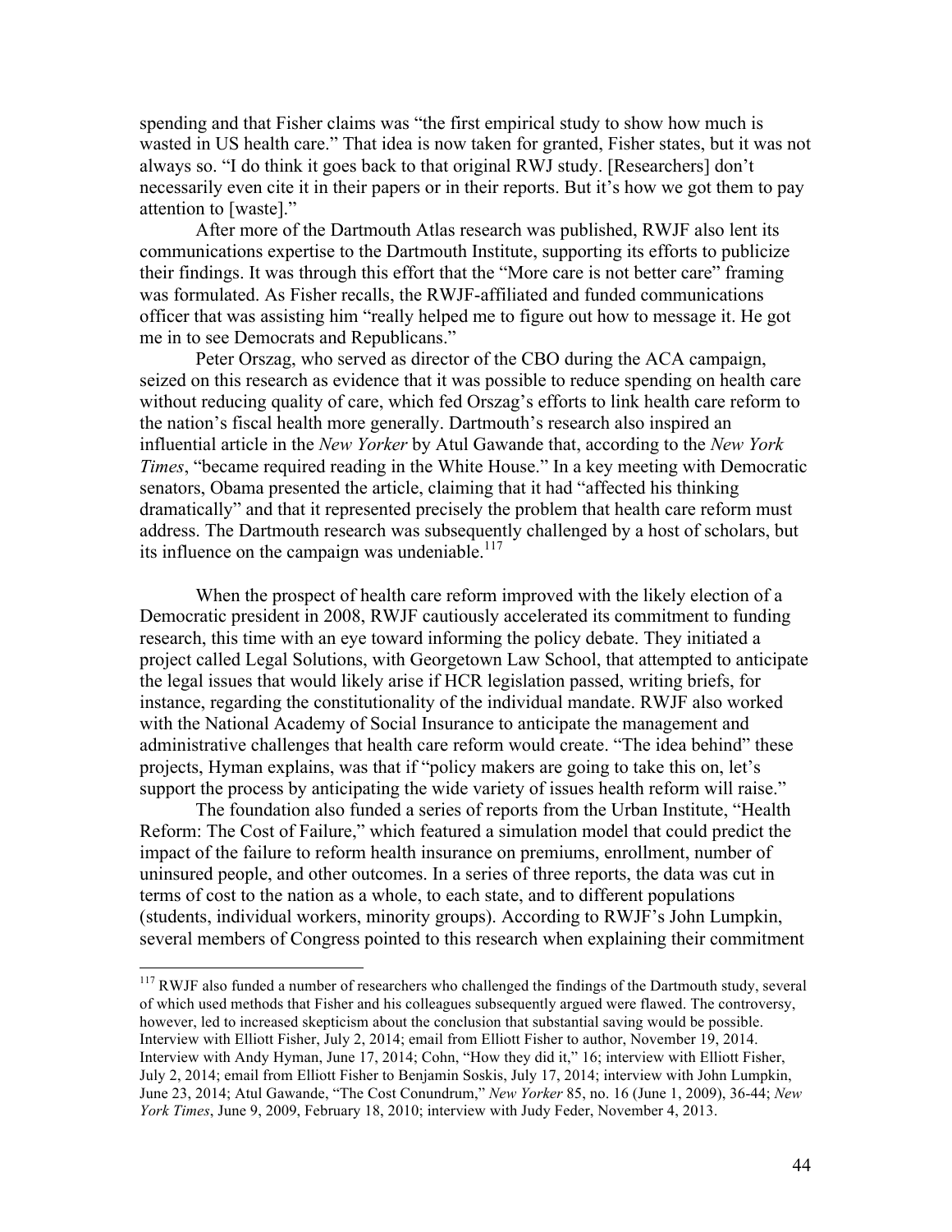spending and that Fisher claims was "the first empirical study to show how much is wasted in US health care." That idea is now taken for granted, Fisher states, but it was not always so. "I do think it goes back to that original RWJ study. [Researchers] don't necessarily even cite it in their papers or in their reports. But it's how we got them to pay attention to [waste]."

After more of the Dartmouth Atlas research was published, RWJF also lent its communications expertise to the Dartmouth Institute, supporting its efforts to publicize their findings. It was through this effort that the "More care is not better care" framing was formulated. As Fisher recalls, the RWJF-affiliated and funded communications officer that was assisting him "really helped me to figure out how to message it. He got me in to see Democrats and Republicans."

Peter Orszag, who served as director of the CBO during the ACA campaign, seized on this research as evidence that it was possible to reduce spending on health care without reducing quality of care, which fed Orszag's efforts to link health care reform to the nation's fiscal health more generally. Dartmouth's research also inspired an influential article in the *New Yorker* by Atul Gawande that, according to the *New York Times*, "became required reading in the White House." In a key meeting with Democratic senators, Obama presented the article, claiming that it had "affected his thinking dramatically" and that it represented precisely the problem that health care reform must address. The Dartmouth research was subsequently challenged by a host of scholars, but its influence on the campaign was undeniable.[117]

When the prospect of health care reform improved with the likely election of a Democratic president in 2008, RWJF cautiously accelerated its commitment to funding research, this time with an eye toward informing the policy debate. They initiated a project called Legal Solutions, with Georgetown Law School, that attempted to anticipate the legal issues that would likely arise if HCR legislation passed, writing briefs, for instance, regarding the constitutionality of the individual mandate. RWJF also worked with the National Academy of Social Insurance to anticipate the management and administrative challenges that health care reform would create. "The idea behind" these projects, Hyman explains, was that if "policy makers are going to take this on, let's support the process by anticipating the wide variety of issues health reform will raise."

The foundation also funded a series of reports from the Urban Institute, "Health Reform: The Cost of Failure," which featured a simulation model that could predict the impact of the failure to reform health insurance on premiums, enrollment, number of uninsured people, and other outcomes. In a series of three reports, the data was cut in terms of cost to the nation as a whole, to each state, and to different populations (students, individual workers, minority groups). According to RWJF's John Lumpkin, several members of Congress pointed to this research when explaining their commitment

---

[117] RWJF also funded a number of researchers who challenged the findings of the Dartmouth study, several of which used methods that Fisher and his colleagues subsequently argued were flawed. The controversy, however, led to increased skepticism about the conclusion that substantial saving would be possible. Interview with Elliott Fisher, July 2, 2014; email from Elliott Fisher to author, November 19, 2014. Interview with Andy Hyman, June 17, 2014; Cohn, "How they did it," 16; interview with Elliott Fisher, July 2, 2014; email from Elliott Fisher to Benjamin Soskis, July 17, 2014; interview with John Lumpkin, June 23, 2014; Atul Gawande, "The Cost Conundrum," *New Yorker* 85, no. 16 (June 1, 2009), 36-44; *New York Times*, June 9, 2009, February 18, 2010; interview with Judy Feder, November 4, 2013.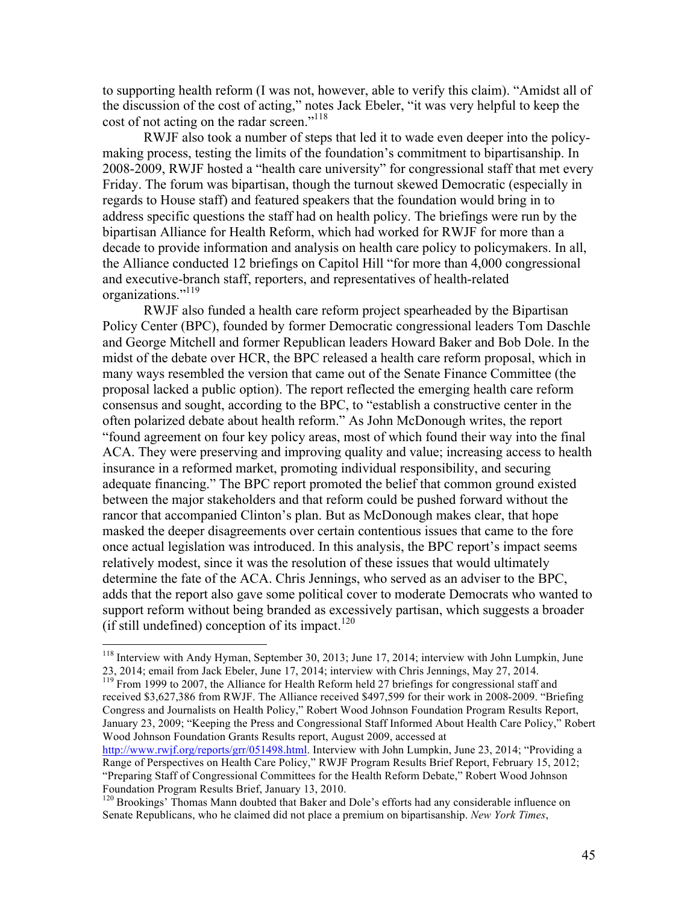to supporting health reform (I was not, however, able to verify this claim). "Amidst all of the discussion of the cost of acting," notes Jack Ebeler, "it was very helpful to keep the cost of not acting on the radar screen."[118]

RWJF also took a number of steps that led it to wade even deeper into the policy-making process, testing the limits of the foundation's commitment to bipartisanship. In 2008-2009, RWJF hosted a "health care university" for congressional staff that met every Friday. The forum was bipartisan, though the turnout skewed Democratic (especially in regards to House staff) and featured speakers that the foundation would bring in to address specific questions the staff had on health policy. The briefings were run by the bipartisan Alliance for Health Reform, which had worked for RWJF for more than a decade to provide information and analysis on health care policy to policymakers. In all, the Alliance conducted 12 briefings on Capitol Hill "for more than 4,000 congressional and executive-branch staff, reporters, and representatives of health-related organizations."[119]

RWJF also funded a health care reform project spearheaded by the Bipartisan Policy Center (BPC), founded by former Democratic congressional leaders Tom Daschle and George Mitchell and former Republican leaders Howard Baker and Bob Dole. In the midst of the debate over HCR, the BPC released a health care reform proposal, which in many ways resembled the version that came out of the Senate Finance Committee (the proposal lacked a public option). The report reflected the emerging health care reform consensus and sought, according to the BPC, to "establish a constructive center in the often polarized debate about health reform." As John McDonough writes, the report "found agreement on four key policy areas, most of which found their way into the final ACA. They were preserving and improving quality and value; increasing access to health insurance in a reformed market, promoting individual responsibility, and securing adequate financing." The BPC report promoted the belief that common ground existed between the major stakeholders and that reform could be pushed forward without the rancor that accompanied Clinton's plan. But as McDonough makes clear, that hope masked the deeper disagreements over certain contentious issues that came to the fore once actual legislation was introduced. In this analysis, the BPC report's impact seems relatively modest, since it was the resolution of these issues that would ultimately determine the fate of the ACA. Chris Jennings, who served as an adviser to the BPC, adds that the report also gave some political cover to moderate Democrats who wanted to support reform without being branded as excessively partisan, which suggests a broader (if still undefined) conception of its impact.[120]

---

[118] Interview with Andy Hyman, September 30, 2013; June 17, 2014; interview with John Lumpkin, June 23, 2014; email from Jack Ebeler, June 17, 2014; interview with Chris Jennings, May 27, 2014.

[119] From 1999 to 2007, the Alliance for Health Reform held 27 briefings for congressional staff and received $3,627,386 from RWJF. The Alliance received $497,599 for their work in 2008-2009. "Briefing Congress and Journalists on Health Policy," Robert Wood Johnson Foundation Program Results Report, January 23, 2009; "Keeping the Press and Congressional Staff Informed About Health Care Policy," Robert Wood Johnson Foundation Grants Results report, August 2009, accessed at http://www.rwjf.org/reports/grr/051498.html. Interview with John Lumpkin, June 23, 2014; "Providing a Range of Perspectives on Health Care Policy," RWJF Program Results Brief Report, February 15, 2012; "Preparing Staff of Congressional Committees for the Health Reform Debate," Robert Wood Johnson Foundation Program Results Brief, January 13, 2010.

[120] Brookings' Thomas Mann doubted that Baker and Dole's efforts had any considerable influence on Senate Republicans, who he claimed did not place a premium on bipartisanship. *New York Times*,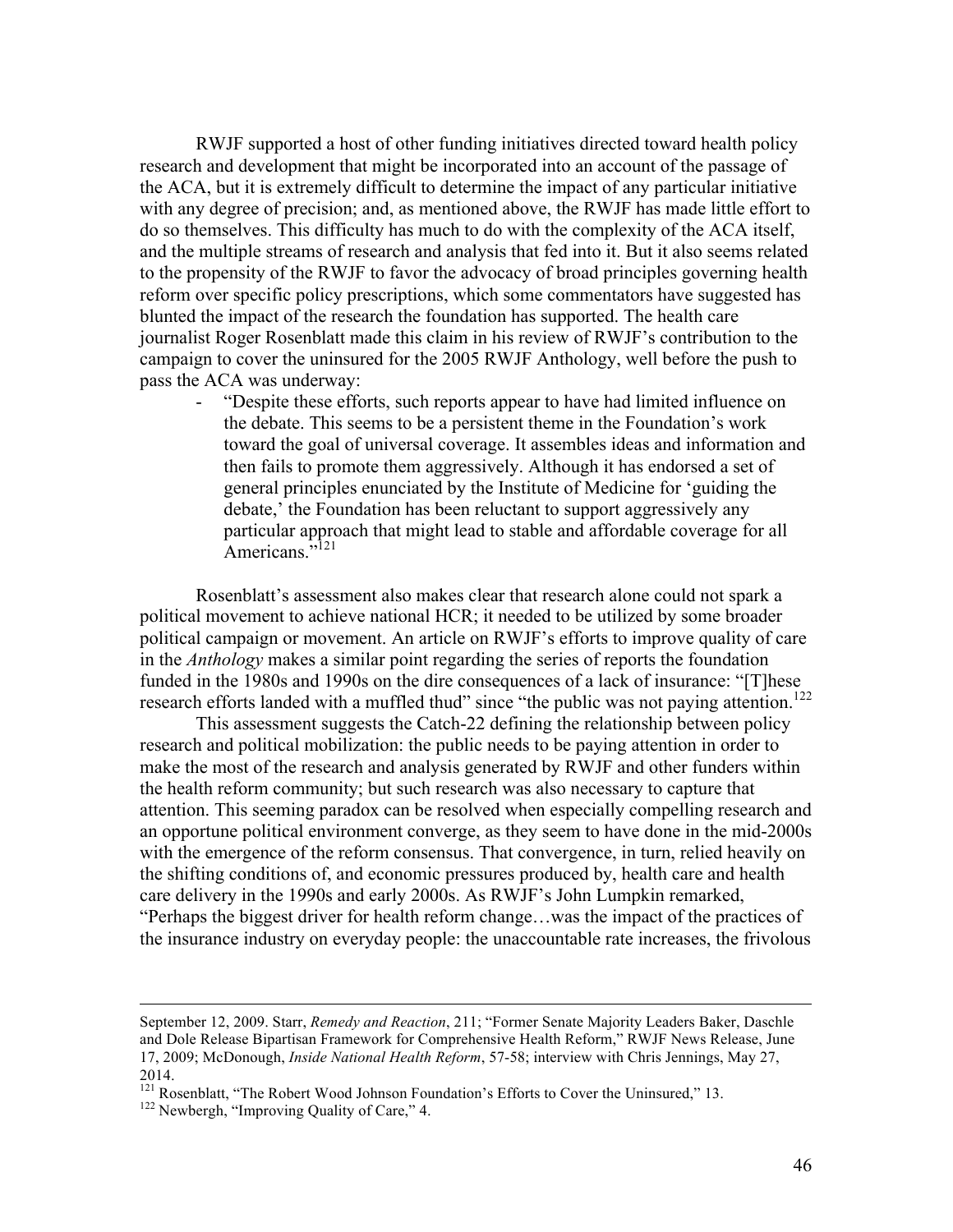RWJF supported a host of other funding initiatives directed toward health policy research and development that might be incorporated into an account of the passage of the ACA, but it is extremely difficult to determine the impact of any particular initiative with any degree of precision; and, as mentioned above, the RWJF has made little effort to do so themselves. This difficulty has much to do with the complexity of the ACA itself, and the multiple streams of research and analysis that fed into it. But it also seems related to the propensity of the RWJF to favor the advocacy of broad principles governing health reform over specific policy prescriptions, which some commentators have suggested has blunted the impact of the research the foundation has supported. The health care journalist Roger Rosenblatt made this claim in his review of RWJF's contribution to the campaign to cover the uninsured for the 2005 RWJF Anthology, well before the push to pass the ACA was underway:

- "Despite these efforts, such reports appear to have had limited influence on the debate. This seems to be a persistent theme in the Foundation's work toward the goal of universal coverage. It assembles ideas and information and then fails to promote them aggressively. Although it has endorsed a set of general principles enunciated by the Institute of Medicine for 'guiding the debate,' the Foundation has been reluctant to support aggressively any particular approach that might lead to stable and affordable coverage for all Americans."[121]

Rosenblatt's assessment also makes clear that research alone could not spark a political movement to achieve national HCR; it needed to be utilized by some broader political campaign or movement. An article on RWJF's efforts to improve quality of care in the *Anthology* makes a similar point regarding the series of reports the foundation funded in the 1980s and 1990s on the dire consequences of a lack of insurance: "[T]hese research efforts landed with a muffled thud" since "the public was not paying attention.[122]

This assessment suggests the Catch-22 defining the relationship between policy research and political mobilization: the public needs to be paying attention in order to make the most of the research and analysis generated by RWJF and other funders within the health reform community; but such research was also necessary to capture that attention. This seeming paradox can be resolved when especially compelling research and an opportune political environment converge, as they seem to have done in the mid-2000s with the emergence of the reform consensus. That convergence, in turn, relied heavily on the shifting conditions of, and economic pressures produced by, health care and health care delivery in the 1990s and early 2000s. As RWJF's John Lumpkin remarked, "Perhaps the biggest driver for health reform change…was the impact of the practices of the insurance industry on everyday people: the unaccountable rate increases, the frivolous

---

September 12, 2009. Starr, *Remedy and Reaction*, 211; "Former Senate Majority Leaders Baker, Daschle and Dole Release Bipartisan Framework for Comprehensive Health Reform," RWJF News Release, June 17, 2009; McDonough, *Inside National Health Reform*, 57-58; interview with Chris Jennings, May 27, 2014.

[121] Rosenblatt, "The Robert Wood Johnson Foundation's Efforts to Cover the Uninsured," 13.

[122] Newbergh, "Improving Quality of Care," 4.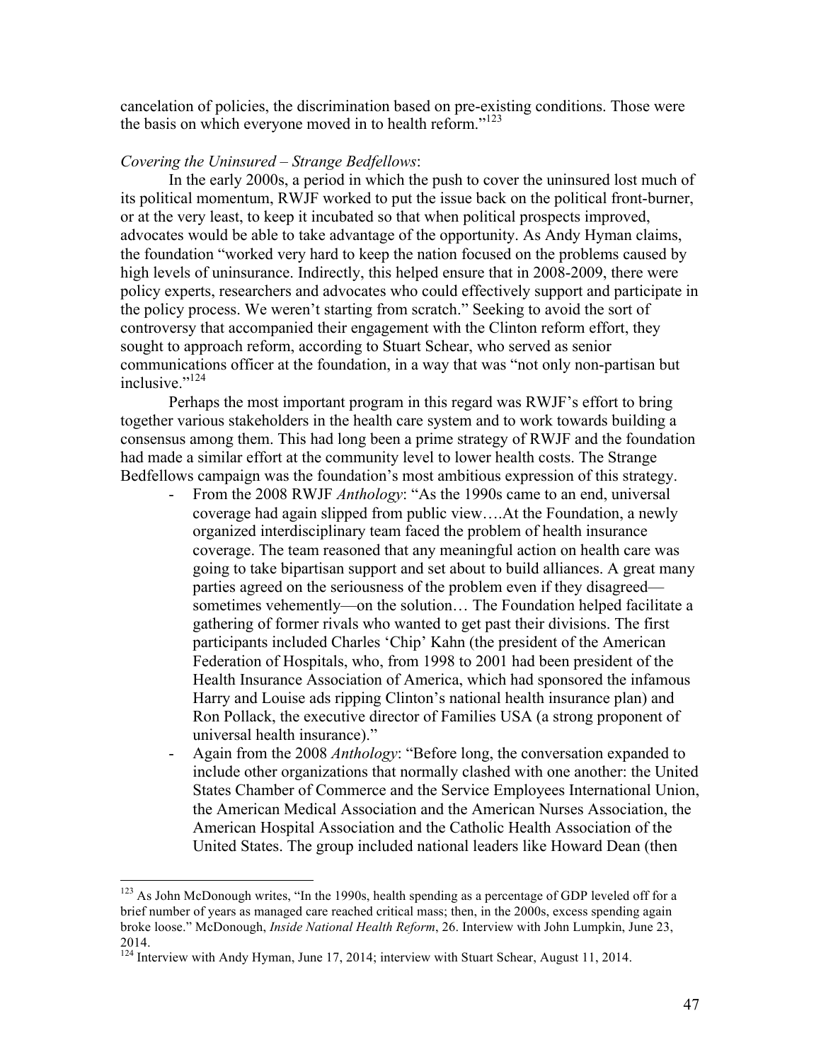cancelation of policies, the discrimination based on pre-existing conditions. Those were the basis on which everyone moved in to health reform."[123]

*Covering the Uninsured – Strange Bedfellows*:

In the early 2000s, a period in which the push to cover the uninsured lost much of its political momentum, RWJF worked to put the issue back on the political front-burner, or at the very least, to keep it incubated so that when political prospects improved, advocates would be able to take advantage of the opportunity. As Andy Hyman claims, the foundation "worked very hard to keep the nation focused on the problems caused by high levels of uninsurance. Indirectly, this helped ensure that in 2008-2009, there were policy experts, researchers and advocates who could effectively support and participate in the policy process. We weren't starting from scratch." Seeking to avoid the sort of controversy that accompanied their engagement with the Clinton reform effort, they sought to approach reform, according to Stuart Schear, who served as senior communications officer at the foundation, in a way that was "not only non-partisan but inclusive."[124]

Perhaps the most important program in this regard was RWJF's effort to bring together various stakeholders in the health care system and to work towards building a consensus among them. This had long been a prime strategy of RWJF and the foundation had made a similar effort at the community level to lower health costs. The Strange Bedfellows campaign was the foundation's most ambitious expression of this strategy.

- From the 2008 RWJF *Anthology*: "As the 1990s came to an end, universal coverage had again slipped from public view….At the Foundation, a newly organized interdisciplinary team faced the problem of health insurance coverage. The team reasoned that any meaningful action on health care was going to take bipartisan support and set about to build alliances. A great many parties agreed on the seriousness of the problem even if they disagreed—sometimes vehemently—on the solution… The Foundation helped facilitate a gathering of former rivals who wanted to get past their divisions. The first participants included Charles 'Chip' Kahn (the president of the American Federation of Hospitals, who, from 1998 to 2001 had been president of the Health Insurance Association of America, which had sponsored the infamous Harry and Louise ads ripping Clinton's national health insurance plan) and Ron Pollack, the executive director of Families USA (a strong proponent of universal health insurance)."
- Again from the 2008 *Anthology*: "Before long, the conversation expanded to include other organizations that normally clashed with one another: the United States Chamber of Commerce and the Service Employees International Union, the American Medical Association and the American Nurses Association, the American Hospital Association and the Catholic Health Association of the United States. The group included national leaders like Howard Dean (then

[123] As John McDonough writes, "In the 1990s, health spending as a percentage of GDP leveled off for a brief number of years as managed care reached critical mass; then, in the 2000s, excess spending again broke loose." McDonough, *Inside National Health Reform*, 26. Interview with John Lumpkin, June 23, 2014.

[124] Interview with Andy Hyman, June 17, 2014; interview with Stuart Schear, August 11, 2014.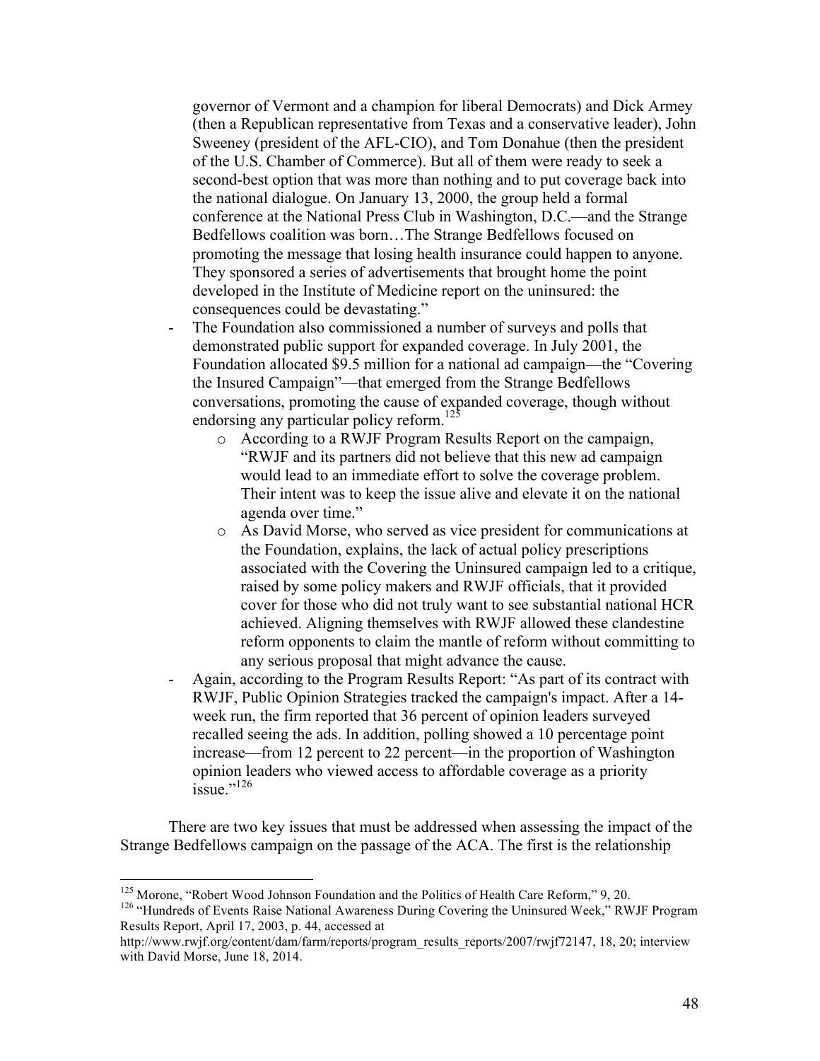governor of Vermont and a champion for liberal Democrats) and Dick Armey (then a Republican representative from Texas and a conservative leader), John Sweeney (president of the AFL-CIO), and Tom Donahue (then the president of the U.S. Chamber of Commerce). But all of them were ready to seek a second-best option that was more than nothing and to put coverage back into the national dialogue. On January 13, 2000, the group held a formal conference at the National Press Club in Washington, D.C.—and the Strange Bedfellows coalition was born…The Strange Bedfellows focused on promoting the message that losing health insurance could happen to anyone. They sponsored a series of advertisements that brought home the point developed in the Institute of Medicine report on the uninsured: the consequences could be devastating."

- The Foundation also commissioned a number of surveys and polls that demonstrated public support for expanded coverage. In July 2001, the Foundation allocated $9.5 million for a national ad campaign—the "Covering the Insured Campaign"—that emerged from the Strange Bedfellows conversations, promoting the cause of expanded coverage, though without endorsing any particular policy reform.[125]
    - According to a RWJF Program Results Report on the campaign, "RWJF and its partners did not believe that this new ad campaign would lead to an immediate effort to solve the coverage problem. Their intent was to keep the issue alive and elevate it on the national agenda over time."
    - As David Morse, who served as vice president for communications at the Foundation, explains, the lack of actual policy prescriptions associated with the Covering the Uninsured campaign led to a critique, raised by some policy makers and RWJF officials, that it provided cover for those who did not truly want to see substantial national HCR achieved. Aligning themselves with RWJF allowed these clandestine reform opponents to claim the mantle of reform without committing to any serious proposal that might advance the cause.
- Again, according to the Program Results Report: "As part of its contract with RWJF, Public Opinion Strategies tracked the campaign's impact. After a 14-week run, the firm reported that 36 percent of opinion leaders surveyed recalled seeing the ads. In addition, polling showed a 10 percentage point increase—from 12 percent to 22 percent—in the proportion of Washington opinion leaders who viewed access to affordable coverage as a priority issue."[126]

There are two key issues that must be addressed when assessing the impact of the Strange Bedfellows campaign on the passage of the ACA. The first is the relationship

---

[125] Morone, "Robert Wood Johnson Foundation and the Politics of Health Care Reform," 9, 20.

[126] "Hundreds of Events Raise National Awareness During Covering the Uninsured Week," RWJF Program Results Report, April 17, 2003, p. 44, accessed at http://www.rwjf.org/content/dam/farm/reports/program_results_reports/2007/rwjf72147, 18, 20; interview with David Morse, June 18, 2014.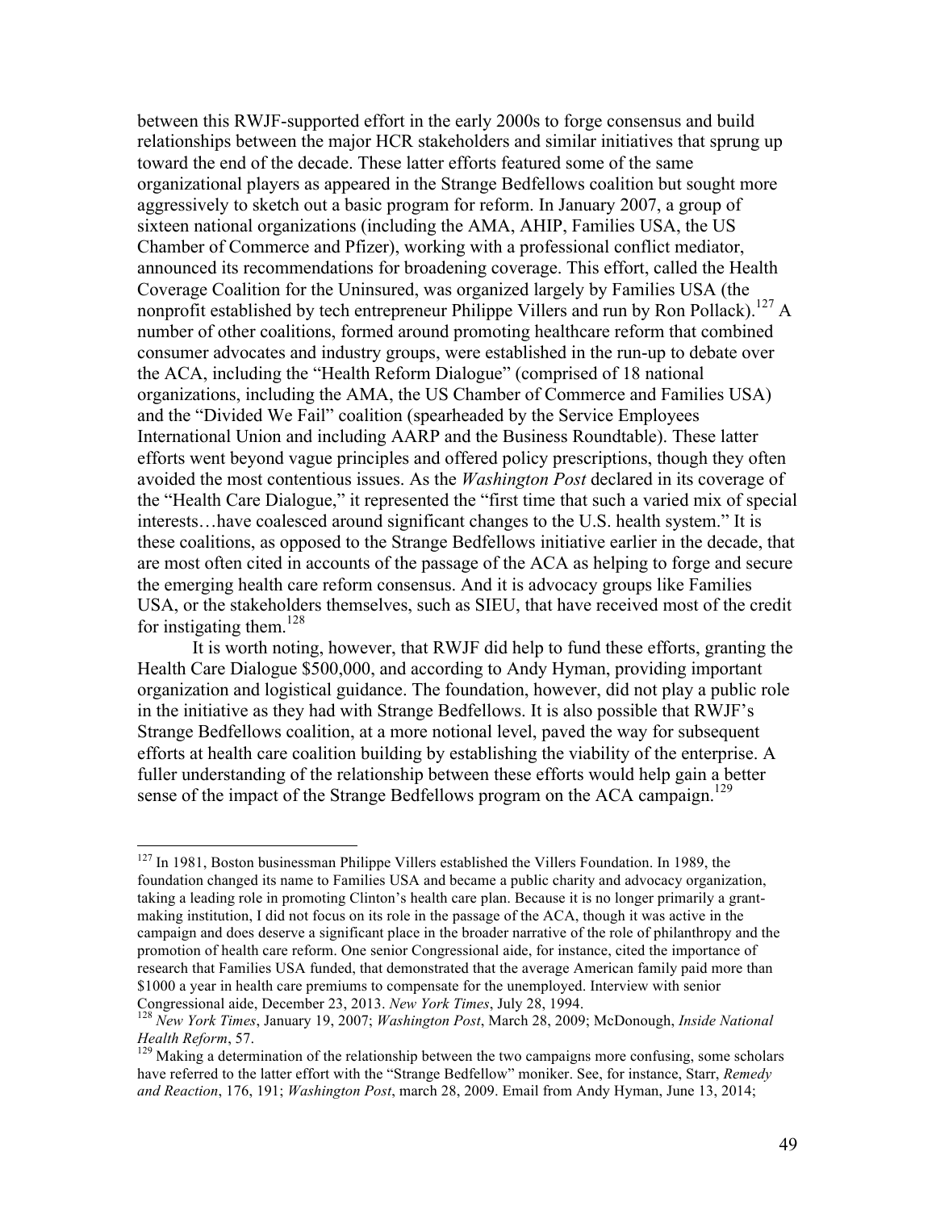between this RWJF-supported effort in the early 2000s to forge consensus and build relationships between the major HCR stakeholders and similar initiatives that sprung up toward the end of the decade. These latter efforts featured some of the same organizational players as appeared in the Strange Bedfellows coalition but sought more aggressively to sketch out a basic program for reform. In January 2007, a group of sixteen national organizations (including the AMA, AHIP, Families USA, the US Chamber of Commerce and Pfizer), working with a professional conflict mediator, announced its recommendations for broadening coverage. This effort, called the Health Coverage Coalition for the Uninsured, was organized largely by Families USA (the nonprofit established by tech entrepreneur Philippe Villers and run by Ron Pollack).[127] A number of other coalitions, formed around promoting healthcare reform that combined consumer advocates and industry groups, were established in the run-up to debate over the ACA, including the "Health Reform Dialogue" (comprised of 18 national organizations, including the AMA, the US Chamber of Commerce and Families USA) and the "Divided We Fail" coalition (spearheaded by the Service Employees International Union and including AARP and the Business Roundtable). These latter efforts went beyond vague principles and offered policy prescriptions, though they often avoided the most contentious issues. As the *Washington Post* declared in its coverage of the "Health Care Dialogue," it represented the "first time that such a varied mix of special interests…have coalesced around significant changes to the U.S. health system." It is these coalitions, as opposed to the Strange Bedfellows initiative earlier in the decade, that are most often cited in accounts of the passage of the ACA as helping to forge and secure the emerging health care reform consensus. And it is advocacy groups like Families USA, or the stakeholders themselves, such as SIEU, that have received most of the credit for instigating them.[128]

It is worth noting, however, that RWJF did help to fund these efforts, granting the Health Care Dialogue $500,000, and according to Andy Hyman, providing important organization and logistical guidance. The foundation, however, did not play a public role in the initiative as they had with Strange Bedfellows. It is also possible that RWJF's Strange Bedfellows coalition, at a more notional level, paved the way for subsequent efforts at health care coalition building by establishing the viability of the enterprise. A fuller understanding of the relationship between these efforts would help gain a better sense of the impact of the Strange Bedfellows program on the ACA campaign.[129]

---

[127] In 1981, Boston businessman Philippe Villers established the Villers Foundation. In 1989, the foundation changed its name to Families USA and became a public charity and advocacy organization, taking a leading role in promoting Clinton's health care plan. Because it is no longer primarily a grant-making institution, I did not focus on its role in the passage of the ACA, though it was active in the campaign and does deserve a significant place in the broader narrative of the role of philanthropy and the promotion of health care reform. One senior Congressional aide, for instance, cited the importance of research that Families USA funded, that demonstrated that the average American family paid more than $1000 a year in health care premiums to compensate for the unemployed. Interview with senior Congressional aide, December 23, 2013. *New York Times*, July 28, 1994.

[128] *New York Times*, January 19, 2007; *Washington Post*, March 28, 2009; McDonough, *Inside National Health Reform*, 57.

[129] Making a determination of the relationship between the two campaigns more confusing, some scholars have referred to the latter effort with the "Strange Bedfellow" moniker. See, for instance, Starr, *Remedy and Reaction*, 176, 191; *Washington Post*, march 28, 2009. Email from Andy Hyman, June 13, 2014;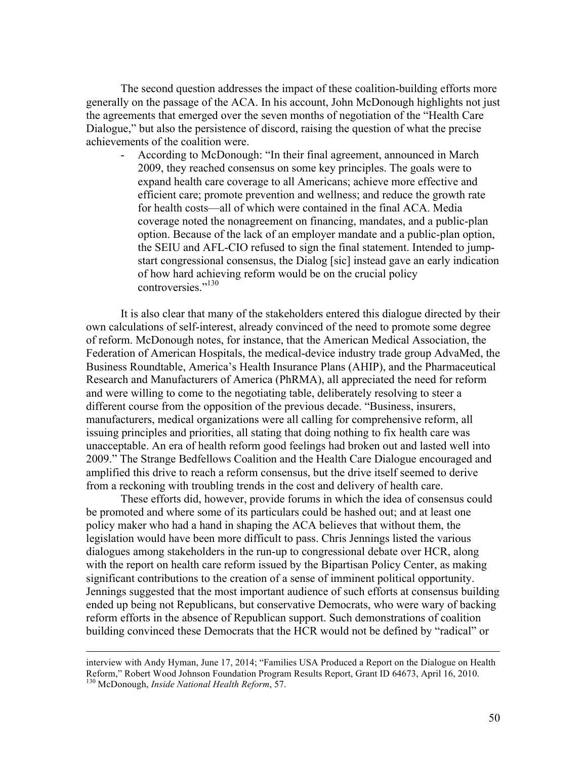The second question addresses the impact of these coalition-building efforts more generally on the passage of the ACA. In his account, John McDonough highlights not just the agreements that emerged over the seven months of negotiation of the "Health Care Dialogue," but also the persistence of discord, raising the question of what the precise achievements of the coalition were.

- According to McDonough: "In their final agreement, announced in March 2009, they reached consensus on some key principles. The goals were to expand health care coverage to all Americans; achieve more effective and efficient care; promote prevention and wellness; and reduce the growth rate for health costs—all of which were contained in the final ACA. Media coverage noted the nonagreement on financing, mandates, and a public-plan option. Because of the lack of an employer mandate and a public-plan option, the SEIU and AFL-CIO refused to sign the final statement. Intended to jump-start congressional consensus, the Dialog [sic] instead gave an early indication of how hard achieving reform would be on the crucial policy controversies."[130]

It is also clear that many of the stakeholders entered this dialogue directed by their own calculations of self-interest, already convinced of the need to promote some degree of reform. McDonough notes, for instance, that the American Medical Association, the Federation of American Hospitals, the medical-device industry trade group AdvaMed, the Business Roundtable, America's Health Insurance Plans (AHIP), and the Pharmaceutical Research and Manufacturers of America (PhRMA), all appreciated the need for reform and were willing to come to the negotiating table, deliberately resolving to steer a different course from the opposition of the previous decade. "Business, insurers, manufacturers, medical organizations were all calling for comprehensive reform, all issuing principles and priorities, all stating that doing nothing to fix health care was unacceptable. An era of health reform good feelings had broken out and lasted well into 2009." The Strange Bedfellows Coalition and the Health Care Dialogue encouraged and amplified this drive to reach a reform consensus, but the drive itself seemed to derive from a reckoning with troubling trends in the cost and delivery of health care.

These efforts did, however, provide forums in which the idea of consensus could be promoted and where some of its particulars could be hashed out; and at least one policy maker who had a hand in shaping the ACA believes that without them, the legislation would have been more difficult to pass. Chris Jennings listed the various dialogues among stakeholders in the run-up to congressional debate over HCR, along with the report on health care reform issued by the Bipartisan Policy Center, as making significant contributions to the creation of a sense of imminent political opportunity. Jennings suggested that the most important audience of such efforts at consensus building ended up being not Republicans, but conservative Democrats, who were wary of backing reform efforts in the absence of Republican support. Such demonstrations of coalition building convinced these Democrats that the HCR would not be defined by "radical" or

---

interview with Andy Hyman, June 17, 2014; "Families USA Produced a Report on the Dialogue on Health Reform," Robert Wood Johnson Foundation Program Results Report, Grant ID 64673, April 16, 2010.

[130] McDonough, *Inside National Health Reform*, 57.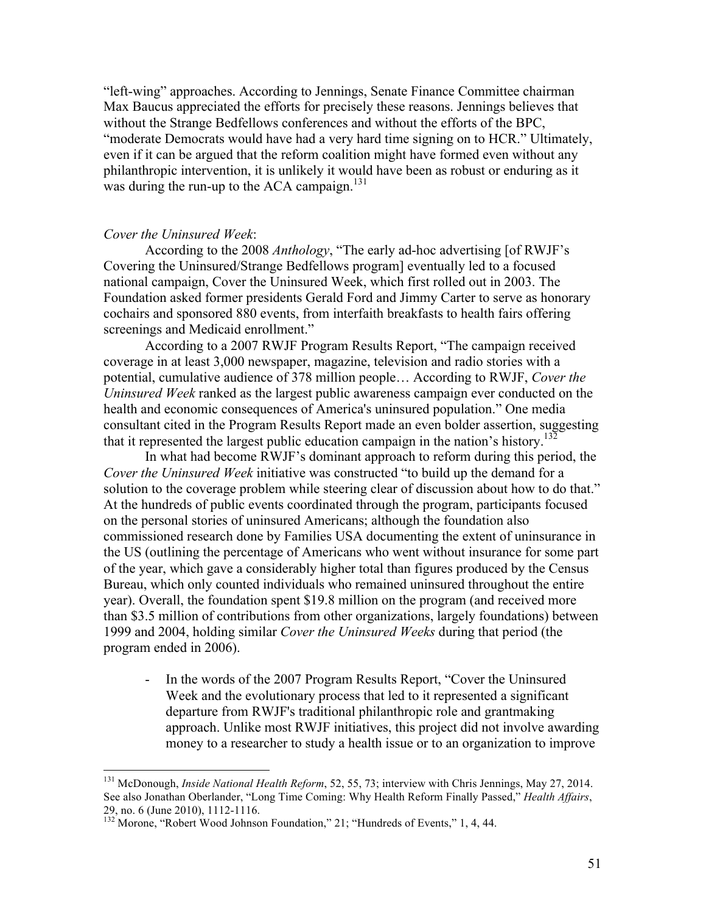"left-wing" approaches. According to Jennings, Senate Finance Committee chairman Max Baucus appreciated the efforts for precisely these reasons. Jennings believes that without the Strange Bedfellows conferences and without the efforts of the BPC, "moderate Democrats would have had a very hard time signing on to HCR." Ultimately, even if it can be argued that the reform coalition might have formed even without any philanthropic intervention, it is unlikely it would have been as robust or enduring as it was during the run-up to the ACA campaign.[131]

*Cover the Uninsured Week*:

According to the 2008 *Anthology*, "The early ad-hoc advertising [of RWJF's Covering the Uninsured/Strange Bedfellows program] eventually led to a focused national campaign, Cover the Uninsured Week, which first rolled out in 2003. The Foundation asked former presidents Gerald Ford and Jimmy Carter to serve as honorary cochairs and sponsored 880 events, from interfaith breakfasts to health fairs offering screenings and Medicaid enrollment."

According to a 2007 RWJF Program Results Report, "The campaign received coverage in at least 3,000 newspaper, magazine, television and radio stories with a potential, cumulative audience of 378 million people… According to RWJF, *Cover the Uninsured Week* ranked as the largest public awareness campaign ever conducted on the health and economic consequences of America's uninsured population." One media consultant cited in the Program Results Report made an even bolder assertion, suggesting that it represented the largest public education campaign in the nation's history.[132]

In what had become RWJF's dominant approach to reform during this period, the *Cover the Uninsured Week* initiative was constructed "to build up the demand for a solution to the coverage problem while steering clear of discussion about how to do that." At the hundreds of public events coordinated through the program, participants focused on the personal stories of uninsured Americans; although the foundation also commissioned research done by Families USA documenting the extent of uninsurance in the US (outlining the percentage of Americans who went without insurance for some part of the year, which gave a considerably higher total than figures produced by the Census Bureau, which only counted individuals who remained uninsured throughout the entire year). Overall, the foundation spent $19.8 million on the program (and received more than $3.5 million of contributions from other organizations, largely foundations) between 1999 and 2004, holding similar *Cover the Uninsured Weeks* during that period (the program ended in 2006).

- In the words of the 2007 Program Results Report, "Cover the Uninsured Week and the evolutionary process that led to it represented a significant departure from RWJF's traditional philanthropic role and grantmaking approach. Unlike most RWJF initiatives, this project did not involve awarding money to a researcher to study a health issue or to an organization to improve

---

[131] McDonough, *Inside National Health Reform*, 52, 55, 73; interview with Chris Jennings, May 27, 2014. See also Jonathan Oberlander, "Long Time Coming: Why Health Reform Finally Passed," *Health Affairs*, 29, no. 6 (June 2010), 1112-1116.

[132] Morone, "Robert Wood Johnson Foundation," 21; "Hundreds of Events," 1, 4, 44.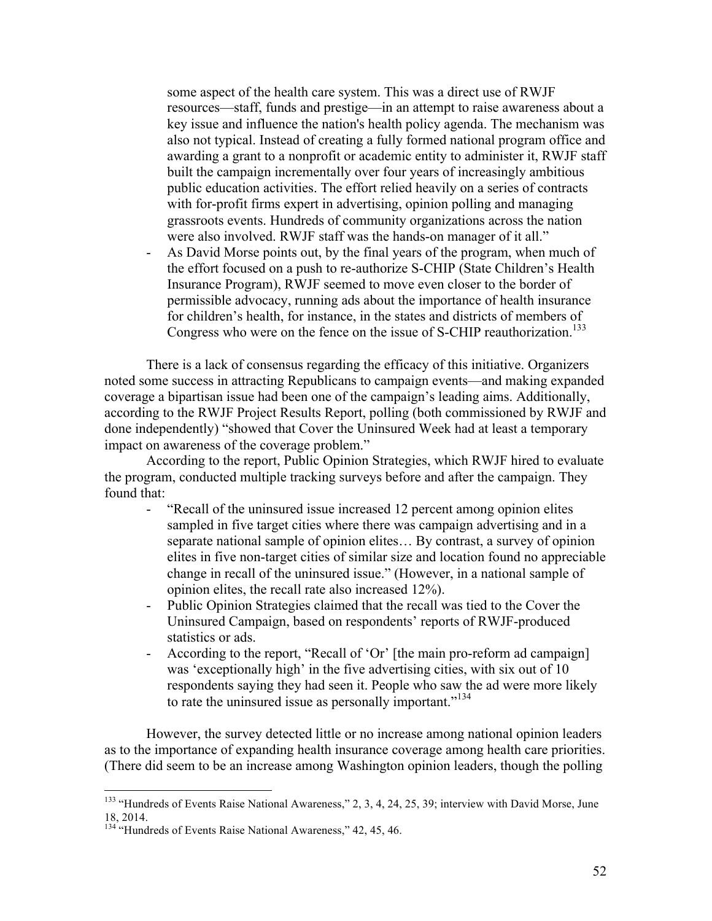some aspect of the health care system. This was a direct use of RWJF resources—staff, funds and prestige—in an attempt to raise awareness about a key issue and influence the nation's health policy agenda. The mechanism was also not typical. Instead of creating a fully formed national program office and awarding a grant to a nonprofit or academic entity to administer it, RWJF staff built the campaign incrementally over four years of increasingly ambitious public education activities. The effort relied heavily on a series of contracts with for-profit firms expert in advertising, opinion polling and managing grassroots events. Hundreds of community organizations across the nation were also involved. RWJF staff was the hands-on manager of it all."

- As David Morse points out, by the final years of the program, when much of the effort focused on a push to re-authorize S-CHIP (State Children's Health Insurance Program), RWJF seemed to move even closer to the border of permissible advocacy, running ads about the importance of health insurance for children's health, for instance, in the states and districts of members of Congress who were on the fence on the issue of S-CHIP reauthorization.[133]

There is a lack of consensus regarding the efficacy of this initiative. Organizers noted some success in attracting Republicans to campaign events—and making expanded coverage a bipartisan issue had been one of the campaign's leading aims. Additionally, according to the RWJF Project Results Report, polling (both commissioned by RWJF and done independently) "showed that Cover the Uninsured Week had at least a temporary impact on awareness of the coverage problem."

According to the report, Public Opinion Strategies, which RWJF hired to evaluate the program, conducted multiple tracking surveys before and after the campaign. They found that:

- "Recall of the uninsured issue increased 12 percent among opinion elites sampled in five target cities where there was campaign advertising and in a separate national sample of opinion elites… By contrast, a survey of opinion elites in five non-target cities of similar size and location found no appreciable change in recall of the uninsured issue." (However, in a national sample of opinion elites, the recall rate also increased 12%).
- Public Opinion Strategies claimed that the recall was tied to the Cover the Uninsured Campaign, based on respondents' reports of RWJF-produced statistics or ads.
- According to the report, "Recall of 'Or' [the main pro-reform ad campaign] was 'exceptionally high' in the five advertising cities, with six out of 10 respondents saying they had seen it. People who saw the ad were more likely to rate the uninsured issue as personally important."[134]

However, the survey detected little or no increase among national opinion leaders as to the importance of expanding health insurance coverage among health care priorities. (There did seem to be an increase among Washington opinion leaders, though the polling

[133] "Hundreds of Events Raise National Awareness," 2, 3, 4, 24, 25, 39; interview with David Morse, June 18, 2014.

[134] "Hundreds of Events Raise National Awareness," 42, 45, 46.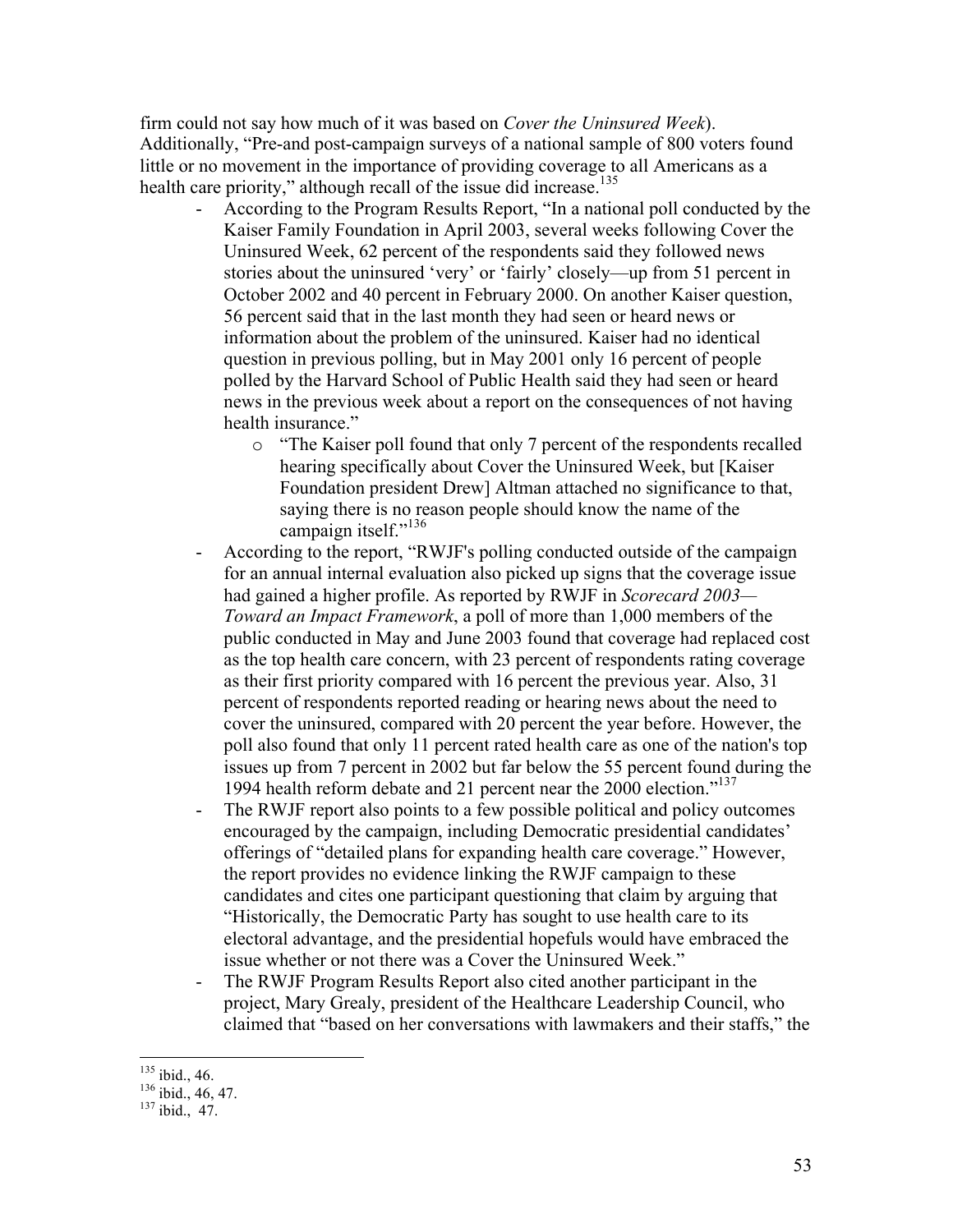firm could not say how much of it was based on *Cover the Uninsured Week*). Additionally, "Pre-and post-campaign surveys of a national sample of 800 voters found little or no movement in the importance of providing coverage to all Americans as a health care priority," although recall of the issue did increase.[135]

- According to the Program Results Report, "In a national poll conducted by the Kaiser Family Foundation in April 2003, several weeks following Cover the Uninsured Week, 62 percent of the respondents said they followed news stories about the uninsured 'very' or 'fairly' closely—up from 51 percent in October 2002 and 40 percent in February 2000. On another Kaiser question, 56 percent said that in the last month they had seen or heard news or information about the problem of the uninsured. Kaiser had no identical question in previous polling, but in May 2001 only 16 percent of people polled by the Harvard School of Public Health said they had seen or heard news in the previous week about a report on the consequences of not having health insurance."
    - "The Kaiser poll found that only 7 percent of the respondents recalled hearing specifically about Cover the Uninsured Week, but [Kaiser Foundation president Drew] Altman attached no significance to that, saying there is no reason people should know the name of the campaign itself."[136]
- According to the report, "RWJF's polling conducted outside of the campaign for an annual internal evaluation also picked up signs that the coverage issue had gained a higher profile. As reported by RWJF in *Scorecard 2003—Toward an Impact Framework*, a poll of more than 1,000 members of the public conducted in May and June 2003 found that coverage had replaced cost as the top health care concern, with 23 percent of respondents rating coverage as their first priority compared with 16 percent the previous year. Also, 31 percent of respondents reported reading or hearing news about the need to cover the uninsured, compared with 20 percent the year before. However, the poll also found that only 11 percent rated health care as one of the nation's top issues up from 7 percent in 2002 but far below the 55 percent found during the 1994 health reform debate and 21 percent near the 2000 election."[137]
- The RWJF report also points to a few possible political and policy outcomes encouraged by the campaign, including Democratic presidential candidates' offerings of "detailed plans for expanding health care coverage." However, the report provides no evidence linking the RWJF campaign to these candidates and cites one participant questioning that claim by arguing that "Historically, the Democratic Party has sought to use health care to its electoral advantage, and the presidential hopefuls would have embraced the issue whether or not there was a Cover the Uninsured Week."
- The RWJF Program Results Report also cited another participant in the project, Mary Grealy, president of the Healthcare Leadership Council, who claimed that "based on her conversations with lawmakers and their staffs," the

---

[135] ibid., 46.

[136] ibid., 46, 47.

[137] ibid., 47.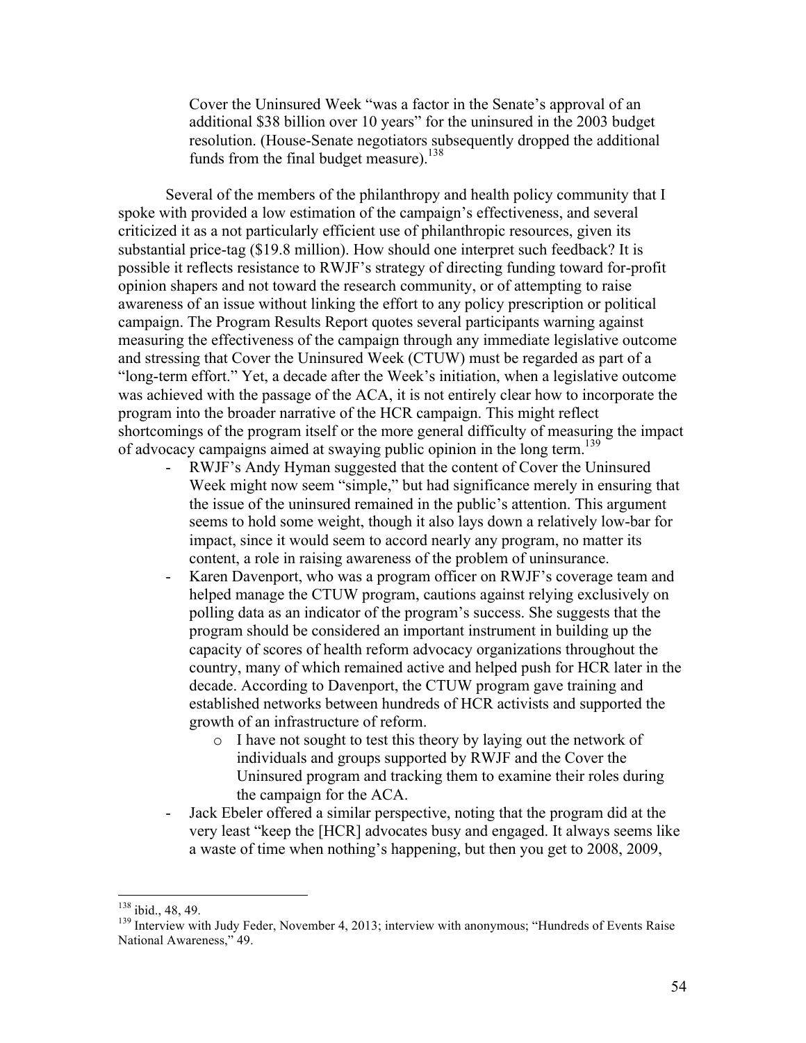> Cover the Uninsured Week "was a factor in the Senate's approval of an additional $38 billion over 10 years" for the uninsured in the 2003 budget resolution. (House-Senate negotiators subsequently dropped the additional funds from the final budget measure).[138]

Several of the members of the philanthropy and health policy community that I spoke with provided a low estimation of the campaign's effectiveness, and several criticized it as a not particularly efficient use of philanthropic resources, given its substantial price-tag ($19.8 million). How should one interpret such feedback? It is possible it reflects resistance to RWJF's strategy of directing funding toward for-profit opinion shapers and not toward the research community, or of attempting to raise awareness of an issue without linking the effort to any policy prescription or political campaign. The Program Results Report quotes several participants warning against measuring the effectiveness of the campaign through any immediate legislative outcome and stressing that Cover the Uninsured Week (CTUW) must be regarded as part of a "long-term effort." Yet, a decade after the Week's initiation, when a legislative outcome was achieved with the passage of the ACA, it is not entirely clear how to incorporate the program into the broader narrative of the HCR campaign. This might reflect shortcomings of the program itself or the more general difficulty of measuring the impact of advocacy campaigns aimed at swaying public opinion in the long term.[139]

- RWJF's Andy Hyman suggested that the content of Cover the Uninsured Week might now seem "simple," but had significance merely in ensuring that the issue of the uninsured remained in the public's attention. This argument seems to hold some weight, though it also lays down a relatively low-bar for impact, since it would seem to accord nearly any program, no matter its content, a role in raising awareness of the problem of uninsurance.
- Karen Davenport, who was a program officer on RWJF's coverage team and helped manage the CTUW program, cautions against relying exclusively on polling data as an indicator of the program's success. She suggests that the program should be considered an important instrument in building up the capacity of scores of health reform advocacy organizations throughout the country, many of which remained active and helped push for HCR later in the decade. According to Davenport, the CTUW program gave training and established networks between hundreds of HCR activists and supported the growth of an infrastructure of reform.
  - I have not sought to test this theory by laying out the network of individuals and groups supported by RWJF and the Cover the Uninsured program and tracking them to examine their roles during the campaign for the ACA.
- Jack Ebeler offered a similar perspective, noting that the program did at the very least "keep the [HCR] advocates busy and engaged. It always seems like a waste of time when nothing's happening, but then you get to 2008, 2009,

---

[138] ibid., 48, 49.

[139] Interview with Judy Feder, November 4, 2013; interview with anonymous; "Hundreds of Events Raise National Awareness," 49.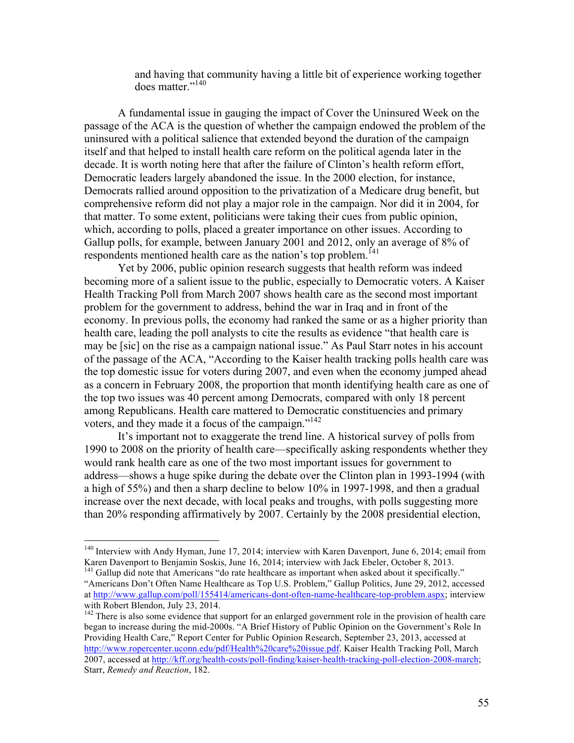> and having that community having a little bit of experience working together does matter."[140]

A fundamental issue in gauging the impact of Cover the Uninsured Week on the passage of the ACA is the question of whether the campaign endowed the problem of the uninsured with a political salience that extended beyond the duration of the campaign itself and that helped to install health care reform on the political agenda later in the decade. It is worth noting here that after the failure of Clinton's health reform effort, Democratic leaders largely abandoned the issue. In the 2000 election, for instance, Democrats rallied around opposition to the privatization of a Medicare drug benefit, but comprehensive reform did not play a major role in the campaign. Nor did it in 2004, for that matter. To some extent, politicians were taking their cues from public opinion, which, according to polls, placed a greater importance on other issues. According to Gallup polls, for example, between January 2001 and 2012, only an average of 8% of respondents mentioned health care as the nation's top problem.[141]

Yet by 2006, public opinion research suggests that health reform was indeed becoming more of a salient issue to the public, especially to Democratic voters. A Kaiser Health Tracking Poll from March 2007 shows health care as the second most important problem for the government to address, behind the war in Iraq and in front of the economy. In previous polls, the economy had ranked the same or as a higher priority than health care, leading the poll analysts to cite the results as evidence "that health care is may be [sic] on the rise as a campaign national issue." As Paul Starr notes in his account of the passage of the ACA, "According to the Kaiser health tracking polls health care was the top domestic issue for voters during 2007, and even when the economy jumped ahead as a concern in February 2008, the proportion that month identifying health care as one of the top two issues was 40 percent among Democrats, compared with only 18 percent among Republicans. Health care mattered to Democratic constituencies and primary voters, and they made it a focus of the campaign."[142]

It's important not to exaggerate the trend line. A historical survey of polls from 1990 to 2008 on the priority of health care—specifically asking respondents whether they would rank health care as one of the two most important issues for government to address—shows a huge spike during the debate over the Clinton plan in 1993-1994 (with a high of 55%) and then a sharp decline to below 10% in 1997-1998, and then a gradual increase over the next decade, with local peaks and troughs, with polls suggesting more than 20% responding affirmatively by 2007. Certainly by the 2008 presidential election,

---

[140] Interview with Andy Hyman, June 17, 2014; interview with Karen Davenport, June 6, 2014; email from Karen Davenport to Benjamin Soskis, June 16, 2014; interview with Jack Ebeler, October 8, 2013.

[141] Gallup did note that Americans "do rate healthcare as important when asked about it specifically." "Americans Don't Often Name Healthcare as Top U.S. Problem," Gallup Politics, June 29, 2012, accessed at http://www.gallup.com/poll/155414/americans-dont-often-name-healthcare-top-problem.aspx; interview with Robert Blendon, July 23, 2014.

[142] There is also some evidence that support for an enlarged government role in the provision of health care began to increase during the mid-2000s. "A Brief History of Public Opinion on the Government's Role In Providing Health Care," Report Center for Public Opinion Research, September 23, 2013, accessed at http://www.ropercenter.uconn.edu/pdf/Health%20care%20issue.pdf. Kaiser Health Tracking Poll, March 2007, accessed at http://kff.org/health-costs/poll-finding/kaiser-health-tracking-poll-election-2008-march; Starr, *Remedy and Reaction*, 182.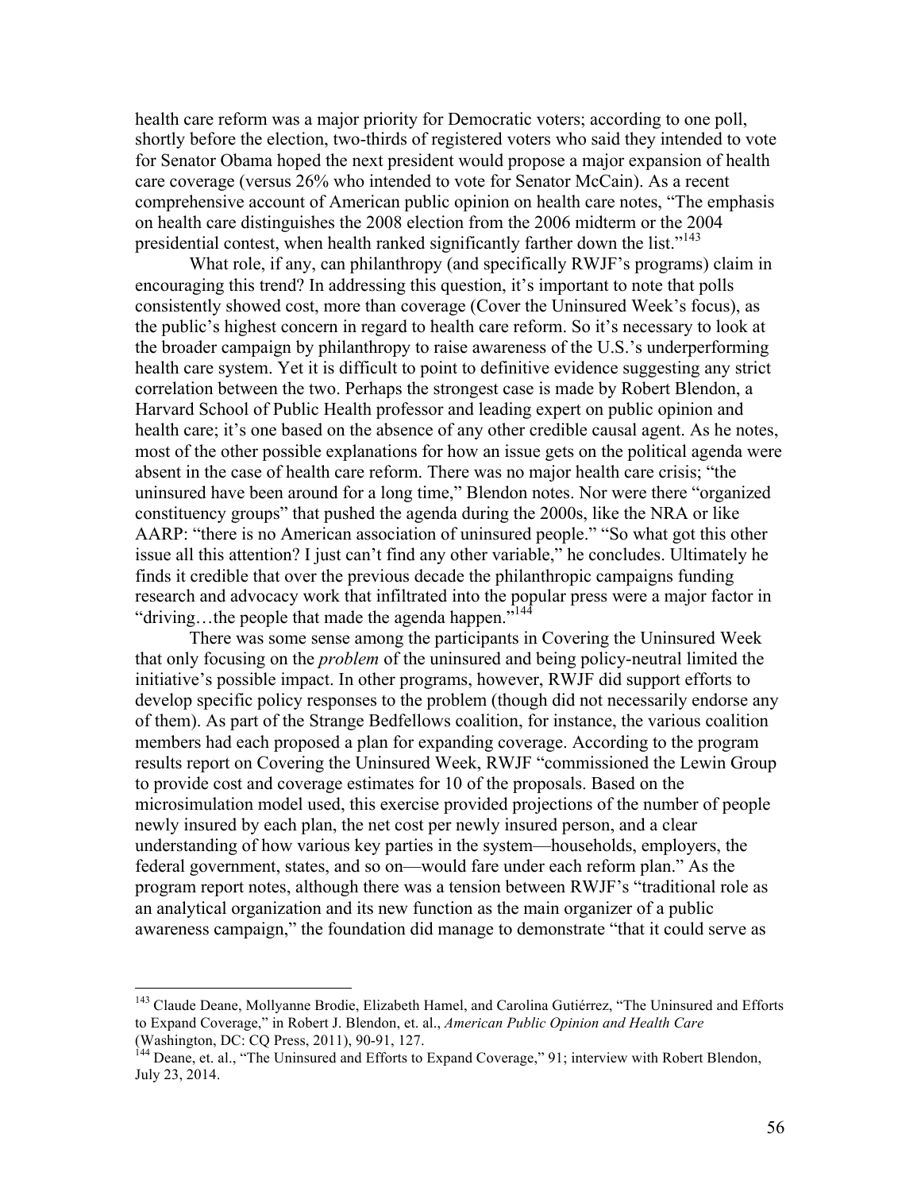health care reform was a major priority for Democratic voters; according to one poll, shortly before the election, two-thirds of registered voters who said they intended to vote for Senator Obama hoped the next president would propose a major expansion of health care coverage (versus 26% who intended to vote for Senator McCain). As a recent comprehensive account of American public opinion on health care notes, "The emphasis on health care distinguishes the 2008 election from the 2006 midterm or the 2004 presidential contest, when health ranked significantly farther down the list."[143]

What role, if any, can philanthropy (and specifically RWJF's programs) claim in encouraging this trend? In addressing this question, it's important to note that polls consistently showed cost, more than coverage (Cover the Uninsured Week's focus), as the public's highest concern in regard to health care reform. So it's necessary to look at the broader campaign by philanthropy to raise awareness of the U.S.'s underperforming health care system. Yet it is difficult to point to definitive evidence suggesting any strict correlation between the two. Perhaps the strongest case is made by Robert Blendon, a Harvard School of Public Health professor and leading expert on public opinion and health care; it's one based on the absence of any other credible causal agent. As he notes, most of the other possible explanations for how an issue gets on the political agenda were absent in the case of health care reform. There was no major health care crisis; "the uninsured have been around for a long time," Blendon notes. Nor were there "organized constituency groups" that pushed the agenda during the 2000s, like the NRA or like AARP: "there is no American association of uninsured people." "So what got this other issue all this attention? I just can't find any other variable," he concludes. Ultimately he finds it credible that over the previous decade the philanthropic campaigns funding research and advocacy work that infiltrated into the popular press were a major factor in "driving…the people that made the agenda happen."[144]

There was some sense among the participants in Covering the Uninsured Week that only focusing on the *problem* of the uninsured and being policy-neutral limited the initiative's possible impact. In other programs, however, RWJF did support efforts to develop specific policy responses to the problem (though did not necessarily endorse any of them). As part of the Strange Bedfellows coalition, for instance, the various coalition members had each proposed a plan for expanding coverage. According to the program results report on Covering the Uninsured Week, RWJF "commissioned the Lewin Group to provide cost and coverage estimates for 10 of the proposals. Based on the microsimulation model used, this exercise provided projections of the number of people newly insured by each plan, the net cost per newly insured person, and a clear understanding of how various key parties in the system—households, employers, the federal government, states, and so on—would fare under each reform plan." As the program report notes, although there was a tension between RWJF's "traditional role as an analytical organization and its new function as the main organizer of a public awareness campaign," the foundation did manage to demonstrate "that it could serve as

---

[143] Claude Deane, Mollyanne Brodie, Elizabeth Hamel, and Carolina Gutiérrez, "The Uninsured and Efforts to Expand Coverage," in Robert J. Blendon, et. al., *American Public Opinion and Health Care* (Washington, DC: CQ Press, 2011), 90-91, 127.

[144] Deane, et. al., "The Uninsured and Efforts to Expand Coverage," 91; interview with Robert Blendon, July 23, 2014.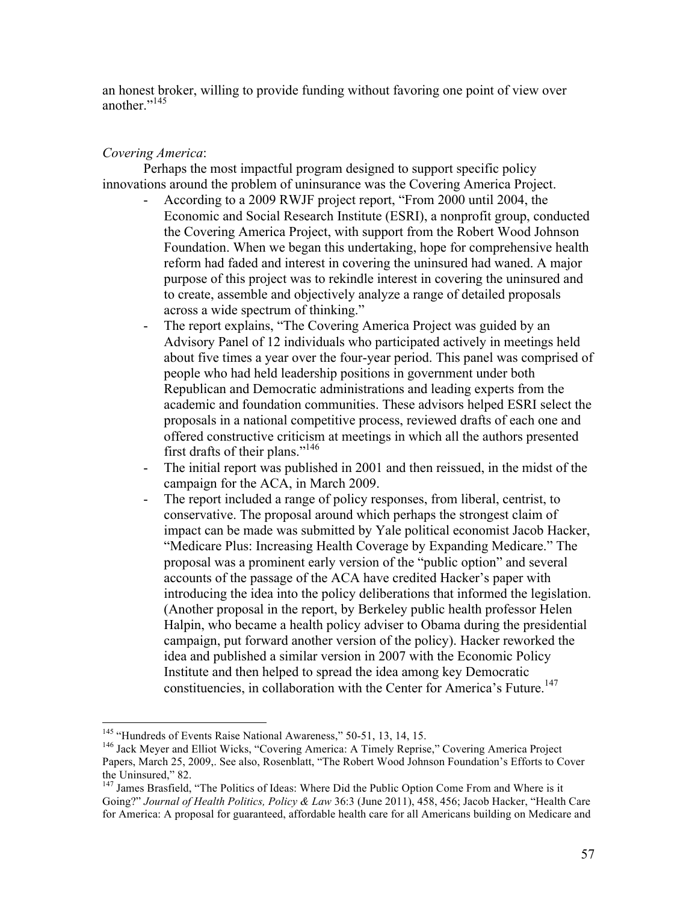an honest broker, willing to provide funding without favoring one point of view over another."[145]

*Covering America*:

Perhaps the most impactful program designed to support specific policy innovations around the problem of uninsurance was the Covering America Project.

- According to a 2009 RWJF project report, "From 2000 until 2004, the Economic and Social Research Institute (ESRI), a nonprofit group, conducted the Covering America Project, with support from the Robert Wood Johnson Foundation. When we began this undertaking, hope for comprehensive health reform had faded and interest in covering the uninsured had waned. A major purpose of this project was to rekindle interest in covering the uninsured and to create, assemble and objectively analyze a range of detailed proposals across a wide spectrum of thinking."
- The report explains, "The Covering America Project was guided by an Advisory Panel of 12 individuals who participated actively in meetings held about five times a year over the four-year period. This panel was comprised of people who had held leadership positions in government under both Republican and Democratic administrations and leading experts from the academic and foundation communities. These advisors helped ESRI select the proposals in a national competitive process, reviewed drafts of each one and offered constructive criticism at meetings in which all the authors presented first drafts of their plans."[146]
- The initial report was published in 2001 and then reissued, in the midst of the campaign for the ACA, in March 2009.
- The report included a range of policy responses, from liberal, centrist, to conservative. The proposal around which perhaps the strongest claim of impact can be made was submitted by Yale political economist Jacob Hacker, "Medicare Plus: Increasing Health Coverage by Expanding Medicare." The proposal was a prominent early version of the "public option" and several accounts of the passage of the ACA have credited Hacker's paper with introducing the idea into the policy deliberations that informed the legislation. (Another proposal in the report, by Berkeley public health professor Helen Halpin, who became a health policy adviser to Obama during the presidential campaign, put forward another version of the policy). Hacker reworked the idea and published a similar version in 2007 with the Economic Policy Institute and then helped to spread the idea among key Democratic constituencies, in collaboration with the Center for America's Future.[147]

---

[145] "Hundreds of Events Raise National Awareness," 50-51, 13, 14, 15.

[146] Jack Meyer and Elliot Wicks, "Covering America: A Timely Reprise," Covering America Project Papers, March 25, 2009,. See also, Rosenblatt, "The Robert Wood Johnson Foundation's Efforts to Cover the Uninsured," 82.

[147] James Brasfield, "The Politics of Ideas: Where Did the Public Option Come From and Where is it Going?" *Journal of Health Politics, Policy & Law* 36:3 (June 2011), 458, 456; Jacob Hacker, "Health Care for America: A proposal for guaranteed, affordable health care for all Americans building on Medicare and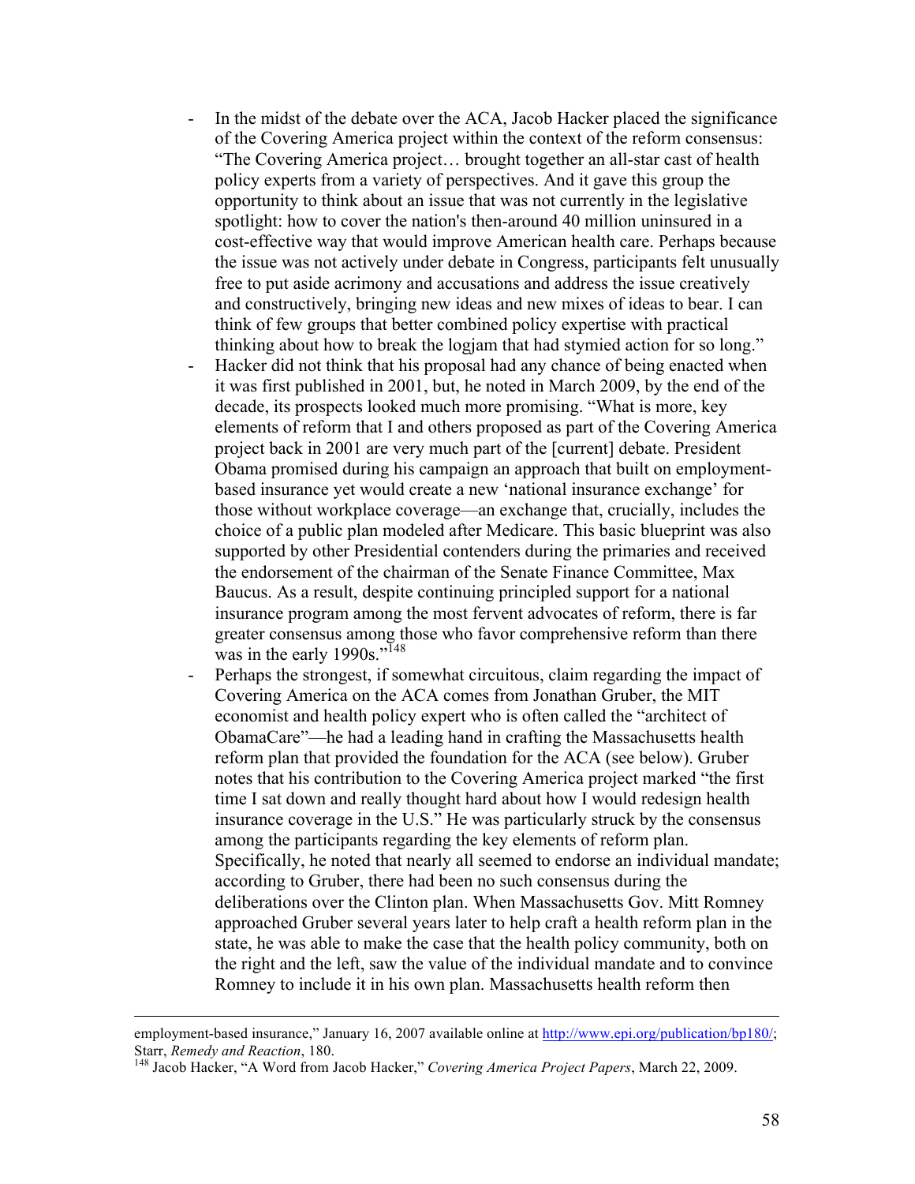- In the midst of the debate over the ACA, Jacob Hacker placed the significance of the Covering America project within the context of the reform consensus: "The Covering America project… brought together an all-star cast of health policy experts from a variety of perspectives. And it gave this group the opportunity to think about an issue that was not currently in the legislative spotlight: how to cover the nation's then-around 40 million uninsured in a cost-effective way that would improve American health care. Perhaps because the issue was not actively under debate in Congress, participants felt unusually free to put aside acrimony and accusations and address the issue creatively and constructively, bringing new ideas and new mixes of ideas to bear. I can think of few groups that better combined policy expertise with practical thinking about how to break the logjam that had stymied action for so long."
- Hacker did not think that his proposal had any chance of being enacted when it was first published in 2001, but, he noted in March 2009, by the end of the decade, its prospects looked much more promising. "What is more, key elements of reform that I and others proposed as part of the Covering America project back in 2001 are very much part of the [current] debate. President Obama promised during his campaign an approach that built on employment-based insurance yet would create a new 'national insurance exchange' for those without workplace coverage—an exchange that, crucially, includes the choice of a public plan modeled after Medicare. This basic blueprint was also supported by other Presidential contenders during the primaries and received the endorsement of the chairman of the Senate Finance Committee, Max Baucus. As a result, despite continuing principled support for a national insurance program among the most fervent advocates of reform, there is far greater consensus among those who favor comprehensive reform than there was in the early 1990s."[148]
- Perhaps the strongest, if somewhat circuitous, claim regarding the impact of Covering America on the ACA comes from Jonathan Gruber, the MIT economist and health policy expert who is often called the "architect of ObamaCare"—he had a leading hand in crafting the Massachusetts health reform plan that provided the foundation for the ACA (see below). Gruber notes that his contribution to the Covering America project marked "the first time I sat down and really thought hard about how I would redesign health insurance coverage in the U.S." He was particularly struck by the consensus among the participants regarding the key elements of reform plan. Specifically, he noted that nearly all seemed to endorse an individual mandate; according to Gruber, there had been no such consensus during the deliberations over the Clinton plan. When Massachusetts Gov. Mitt Romney approached Gruber several years later to help craft a health reform plan in the state, he was able to make the case that the health policy community, both on the right and the left, saw the value of the individual mandate and to convince Romney to include it in his own plan. Massachusetts health reform then

---

employment-based insurance," January 16, 2007 available online at http://www.epi.org/publication/bp180/; Starr, *Remedy and Reaction*, 180.

[148] Jacob Hacker, "A Word from Jacob Hacker," *Covering America Project Papers*, March 22, 2009.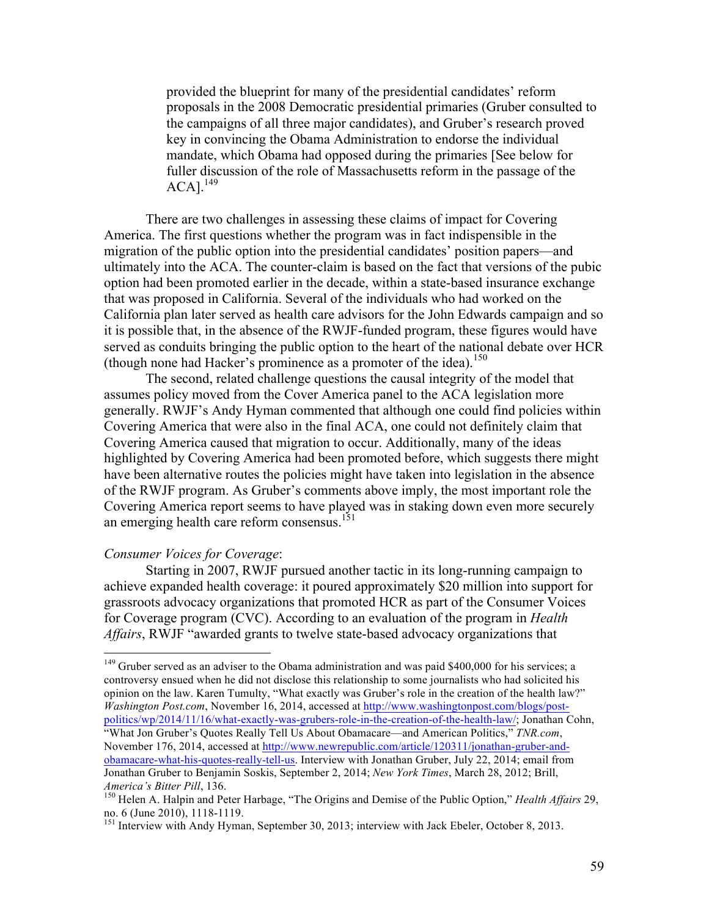> provided the blueprint for many of the presidential candidates' reform proposals in the 2008 Democratic presidential primaries (Gruber consulted to the campaigns of all three major candidates), and Gruber's research proved key in convincing the Obama Administration to endorse the individual mandate, which Obama had opposed during the primaries [See below for fuller discussion of the role of Massachusetts reform in the passage of the ACA].[149]

There are two challenges in assessing these claims of impact for Covering America. The first questions whether the program was in fact indispensible in the migration of the public option into the presidential candidates' position papers—and ultimately into the ACA. The counter-claim is based on the fact that versions of the pubic option had been promoted earlier in the decade, within a state-based insurance exchange that was proposed in California. Several of the individuals who had worked on the California plan later served as health care advisors for the John Edwards campaign and so it is possible that, in the absence of the RWJF-funded program, these figures would have served as conduits bringing the public option to the heart of the national debate over HCR (though none had Hacker's prominence as a promoter of the idea).[150]

The second, related challenge questions the causal integrity of the model that assumes policy moved from the Cover America panel to the ACA legislation more generally. RWJF's Andy Hyman commented that although one could find policies within Covering America that were also in the final ACA, one could not definitely claim that Covering America caused that migration to occur. Additionally, many of the ideas highlighted by Covering America had been promoted before, which suggests there might have been alternative routes the policies might have taken into legislation in the absence of the RWJF program. As Gruber's comments above imply, the most important role the Covering America report seems to have played was in staking down even more securely an emerging health care reform consensus.[151]

*Consumer Voices for Coverage*:

Starting in 2007, RWJF pursued another tactic in its long-running campaign to achieve expanded health coverage: it poured approximately $20 million into support for grassroots advocacy organizations that promoted HCR as part of the Consumer Voices for Coverage program (CVC). According to an evaluation of the program in *Health Affairs*, RWJF "awarded grants to twelve state-based advocacy organizations that

---

[149] Gruber served as an adviser to the Obama administration and was paid $400,000 for his services; a controversy ensued when he did not disclose this relationship to some journalists who had solicited his opinion on the law. Karen Tumulty, "What exactly was Gruber's role in the creation of the health law?" *Washington Post.com*, November 16, 2014, accessed at http://www.washingtonpost.com/blogs/post-politics/wp/2014/11/16/what-exactly-was-grubers-role-in-the-creation-of-the-health-law/; Jonathan Cohn, "What Jon Gruber's Quotes Really Tell Us About Obamacare—and American Politics," *TNR.com*, November 176, 2014, accessed at http://www.newrepublic.com/article/120311/jonathan-gruber-and-obamacare-what-his-quotes-really-tell-us. Interview with Jonathan Gruber, July 22, 2014; email from Jonathan Gruber to Benjamin Soskis, September 2, 2014; *New York Times*, March 28, 2012; Brill, *America's Bitter Pill*, 136.

[150] Helen A. Halpin and Peter Harbage, "The Origins and Demise of the Public Option," *Health Affairs* 29, no. 6 (June 2010), 1118-1119.

[151] Interview with Andy Hyman, September 30, 2013; interview with Jack Ebeler, October 8, 2013.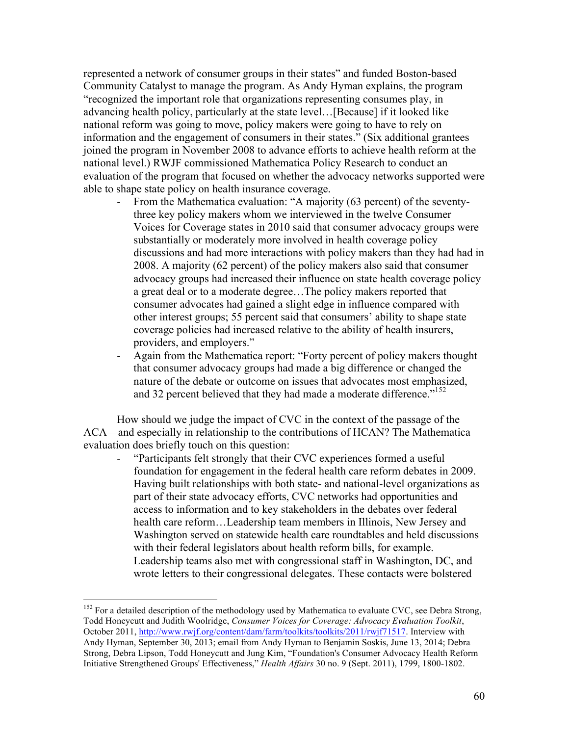represented a network of consumer groups in their states" and funded Boston-based Community Catalyst to manage the program. As Andy Hyman explains, the program "recognized the important role that organizations representing consumes play, in advancing health policy, particularly at the state level…[Because] if it looked like national reform was going to move, policy makers were going to have to rely on information and the engagement of consumers in their states." (Six additional grantees joined the program in November 2008 to advance efforts to achieve health reform at the national level.) RWJF commissioned Mathematica Policy Research to conduct an evaluation of the program that focused on whether the advocacy networks supported were able to shape state policy on health insurance coverage.

- From the Mathematica evaluation: "A majority (63 percent) of the seventy-three key policy makers whom we interviewed in the twelve Consumer Voices for Coverage states in 2010 said that consumer advocacy groups were substantially or moderately more involved in health coverage policy discussions and had more interactions with policy makers than they had had in 2008. A majority (62 percent) of the policy makers also said that consumer advocacy groups had increased their influence on state health coverage policy a great deal or to a moderate degree…The policy makers reported that consumer advocates had gained a slight edge in influence compared with other interest groups; 55 percent said that consumers' ability to shape state coverage policies had increased relative to the ability of health insurers, providers, and employers."
- Again from the Mathematica report: "Forty percent of policy makers thought that consumer advocacy groups had made a big difference or changed the nature of the debate or outcome on issues that advocates most emphasized, and 32 percent believed that they had made a moderate difference."[152]

How should we judge the impact of CVC in the context of the passage of the ACA—and especially in relationship to the contributions of HCAN? The Mathematica evaluation does briefly touch on this question:

- "Participants felt strongly that their CVC experiences formed a useful foundation for engagement in the federal health care reform debates in 2009. Having built relationships with both state- and national-level organizations as part of their state advocacy efforts, CVC networks had opportunities and access to information and to key stakeholders in the debates over federal health care reform…Leadership team members in Illinois, New Jersey and Washington served on statewide health care roundtables and held discussions with their federal legislators about health reform bills, for example. Leadership teams also met with congressional staff in Washington, DC, and wrote letters to their congressional delegates. These contacts were bolstered

---

[152] For a detailed description of the methodology used by Mathematica to evaluate CVC, see Debra Strong, Todd Honeycutt and Judith Woolridge, *Consumer Voices for Coverage: Advocacy Evaluation Toolkit*, October 2011, http://www.rwjf.org/content/dam/farm/toolkits/toolkits/2011/rwjf71517. Interview with Andy Hyman, September 30, 2013; email from Andy Hyman to Benjamin Soskis, June 13, 2014; Debra Strong, Debra Lipson, Todd Honeycutt and Jung Kim, "Foundation's Consumer Advocacy Health Reform Initiative Strengthened Groups' Effectiveness," *Health Affairs* 30 no. 9 (Sept. 2011), 1799, 1800-1802.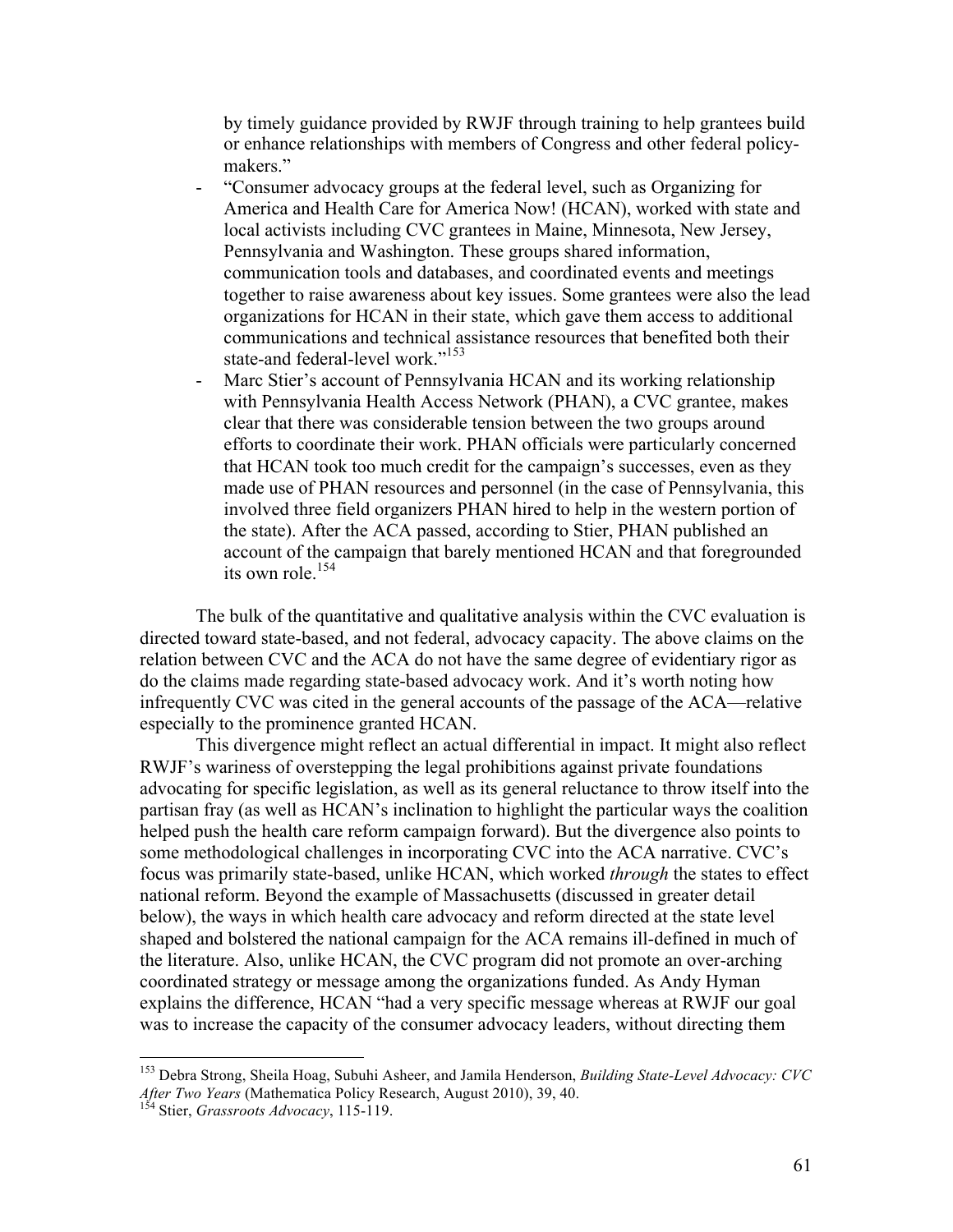by timely guidance provided by RWJF through training to help grantees build or enhance relationships with members of Congress and other federal policy-makers."

- "Consumer advocacy groups at the federal level, such as Organizing for America and Health Care for America Now! (HCAN), worked with state and local activists including CVC grantees in Maine, Minnesota, New Jersey, Pennsylvania and Washington. These groups shared information, communication tools and databases, and coordinated events and meetings together to raise awareness about key issues. Some grantees were also the lead organizations for HCAN in their state, which gave them access to additional communications and technical assistance resources that benefited both their state-and federal-level work."[153]
- Marc Stier's account of Pennsylvania HCAN and its working relationship with Pennsylvania Health Access Network (PHAN), a CVC grantee, makes clear that there was considerable tension between the two groups around efforts to coordinate their work. PHAN officials were particularly concerned that HCAN took too much credit for the campaign's successes, even as they made use of PHAN resources and personnel (in the case of Pennsylvania, this involved three field organizers PHAN hired to help in the western portion of the state). After the ACA passed, according to Stier, PHAN published an account of the campaign that barely mentioned HCAN and that foregrounded its own role.[154]

The bulk of the quantitative and qualitative analysis within the CVC evaluation is directed toward state-based, and not federal, advocacy capacity. The above claims on the relation between CVC and the ACA do not have the same degree of evidentiary rigor as do the claims made regarding state-based advocacy work. And it's worth noting how infrequently CVC was cited in the general accounts of the passage of the ACA—relative especially to the prominence granted HCAN.

This divergence might reflect an actual differential in impact. It might also reflect RWJF's wariness of overstepping the legal prohibitions against private foundations advocating for specific legislation, as well as its general reluctance to throw itself into the partisan fray (as well as HCAN's inclination to highlight the particular ways the coalition helped push the health care reform campaign forward). But the divergence also points to some methodological challenges in incorporating CVC into the ACA narrative. CVC's focus was primarily state-based, unlike HCAN, which worked *through* the states to effect national reform. Beyond the example of Massachusetts (discussed in greater detail below), the ways in which health care advocacy and reform directed at the state level shaped and bolstered the national campaign for the ACA remains ill-defined in much of the literature. Also, unlike HCAN, the CVC program did not promote an over-arching coordinated strategy or message among the organizations funded. As Andy Hyman explains the difference, HCAN "had a very specific message whereas at RWJF our goal was to increase the capacity of the consumer advocacy leaders, without directing them

---

[153] Debra Strong, Sheila Hoag, Subuhi Asheer, and Jamila Henderson, *Building State-Level Advocacy: CVC After Two Years* (Mathematica Policy Research, August 2010), 39, 40.

[154] Stier, *Grassroots Advocacy*, 115-119.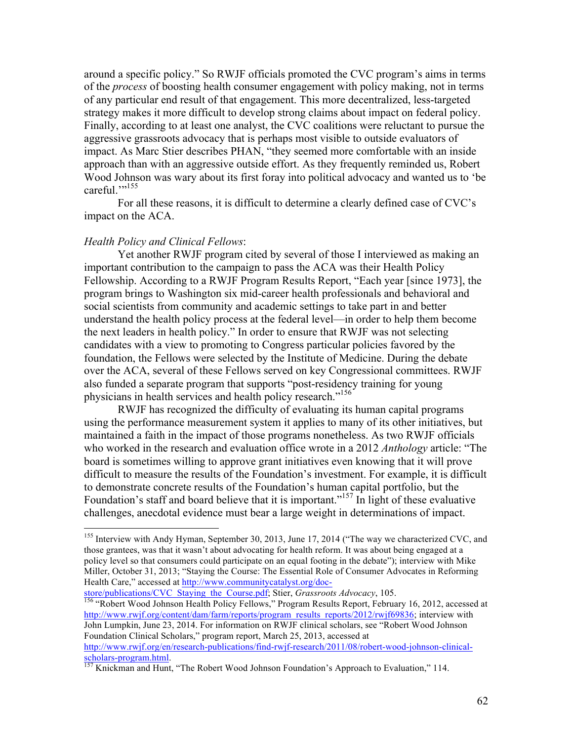around a specific policy." So RWJF officials promoted the CVC program's aims in terms of the *process* of boosting health consumer engagement with policy making, not in terms of any particular end result of that engagement. This more decentralized, less-targeted strategy makes it more difficult to develop strong claims about impact on federal policy. Finally, according to at least one analyst, the CVC coalitions were reluctant to pursue the aggressive grassroots advocacy that is perhaps most visible to outside evaluators of impact. As Marc Stier describes PHAN, "they seemed more comfortable with an inside approach than with an aggressive outside effort. As they frequently reminded us, Robert Wood Johnson was wary about its first foray into political advocacy and wanted us to 'be careful.'"[155]

For all these reasons, it is difficult to determine a clearly defined case of CVC's impact on the ACA.

*Health Policy and Clinical Fellows*:

Yet another RWJF program cited by several of those I interviewed as making an important contribution to the campaign to pass the ACA was their Health Policy Fellowship. According to a RWJF Program Results Report, "Each year [since 1973], the program brings to Washington six mid-career health professionals and behavioral and social scientists from community and academic settings to take part in and better understand the health policy process at the federal level—in order to help them become the next leaders in health policy." In order to ensure that RWJF was not selecting candidates with a view to promoting to Congress particular policies favored by the foundation, the Fellows were selected by the Institute of Medicine. During the debate over the ACA, several of these Fellows served on key Congressional committees. RWJF also funded a separate program that supports "post-residency training for young physicians in health services and health policy research."[156]

RWJF has recognized the difficulty of evaluating its human capital programs using the performance measurement system it applies to many of its other initiatives, but maintained a faith in the impact of those programs nonetheless. As two RWJF officials who worked in the research and evaluation office wrote in a 2012 *Anthology* article: "The board is sometimes willing to approve grant initiatives even knowing that it will prove difficult to measure the results of the Foundation's investment. For example, it is difficult to demonstrate concrete results of the Foundation's human capital portfolio, but the Foundation's staff and board believe that it is important."[157] In light of these evaluative challenges, anecdotal evidence must bear a large weight in determinations of impact.

---

[155] Interview with Andy Hyman, September 30, 2013, June 17, 2014 ("The way we characterized CVC, and those grantees, was that it wasn't about advocating for health reform. It was about being engaged at a policy level so that consumers could participate on an equal footing in the debate"); interview with Mike Miller, October 31, 2013; "Staying the Course: The Essential Role of Consumer Advocates in Reforming Health Care," accessed at http://www.communitycatalyst.org/doc-store/publications/CVC_Staying_the_Course.pdf; Stier, *Grassroots Advocacy*, 105.

[156] "Robert Wood Johnson Health Policy Fellows," Program Results Report, February 16, 2012, accessed at http://www.rwjf.org/content/dam/farm/reports/program_results_reports/2012/rwjf69836; interview with John Lumpkin, June 23, 2014. For information on RWJF clinical scholars, see "Robert Wood Johnson Foundation Clinical Scholars," program report, March 25, 2013, accessed at http://www.rwjf.org/en/research-publications/find-rwjf-research/2011/08/robert-wood-johnson-clinical-scholars-program.html.

[157] Knickman and Hunt, "The Robert Wood Johnson Foundation's Approach to Evaluation," 114.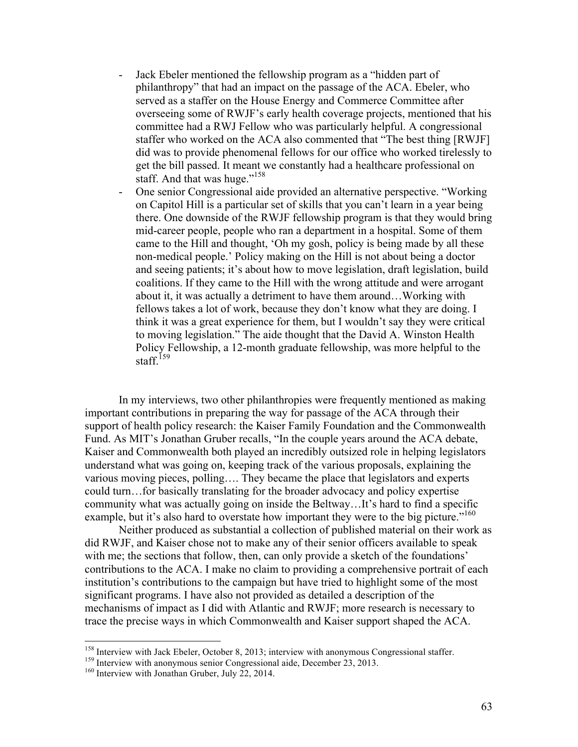- Jack Ebeler mentioned the fellowship program as a "hidden part of philanthropy" that had an impact on the passage of the ACA. Ebeler, who served as a staffer on the House Energy and Commerce Committee after overseeing some of RWJF's early health coverage projects, mentioned that his committee had a RWJ Fellow who was particularly helpful. A congressional staffer who worked on the ACA also commented that "The best thing [RWJF] did was to provide phenomenal fellows for our office who worked tirelessly to get the bill passed. It meant we constantly had a healthcare professional on staff. And that was huge."[158]
- One senior Congressional aide provided an alternative perspective. "Working on Capitol Hill is a particular set of skills that you can't learn in a year being there. One downside of the RWJF fellowship program is that they would bring mid-career people, people who ran a department in a hospital. Some of them came to the Hill and thought, 'Oh my gosh, policy is being made by all these non-medical people.' Policy making on the Hill is not about being a doctor and seeing patients; it's about how to move legislation, draft legislation, build coalitions. If they came to the Hill with the wrong attitude and were arrogant about it, it was actually a detriment to have them around…Working with fellows takes a lot of work, because they don't know what they are doing. I think it was a great experience for them, but I wouldn't say they were critical to moving legislation." The aide thought that the David A. Winston Health Policy Fellowship, a 12-month graduate fellowship, was more helpful to the staff.[159]

In my interviews, two other philanthropies were frequently mentioned as making important contributions in preparing the way for passage of the ACA through their support of health policy research: the Kaiser Family Foundation and the Commonwealth Fund. As MIT's Jonathan Gruber recalls, "In the couple years around the ACA debate, Kaiser and Commonwealth both played an incredibly outsized role in helping legislators understand what was going on, keeping track of the various proposals, explaining the various moving pieces, polling…. They became the place that legislators and experts could turn…for basically translating for the broader advocacy and policy expertise community what was actually going on inside the Beltway…It's hard to find a specific example, but it's also hard to overstate how important they were to the big picture."[160]

Neither produced as substantial a collection of published material on their work as did RWJF, and Kaiser chose not to make any of their senior officers available to speak with me; the sections that follow, then, can only provide a sketch of the foundations' contributions to the ACA. I make no claim to providing a comprehensive portrait of each institution's contributions to the campaign but have tried to highlight some of the most significant programs. I have also not provided as detailed a description of the mechanisms of impact as I did with Atlantic and RWJF; more research is necessary to trace the precise ways in which Commonwealth and Kaiser support shaped the ACA.

---

[158] Interview with Jack Ebeler, October 8, 2013; interview with anonymous Congressional staffer.

[159] Interview with anonymous senior Congressional aide, December 23, 2013.

[160] Interview with Jonathan Gruber, July 22, 2014.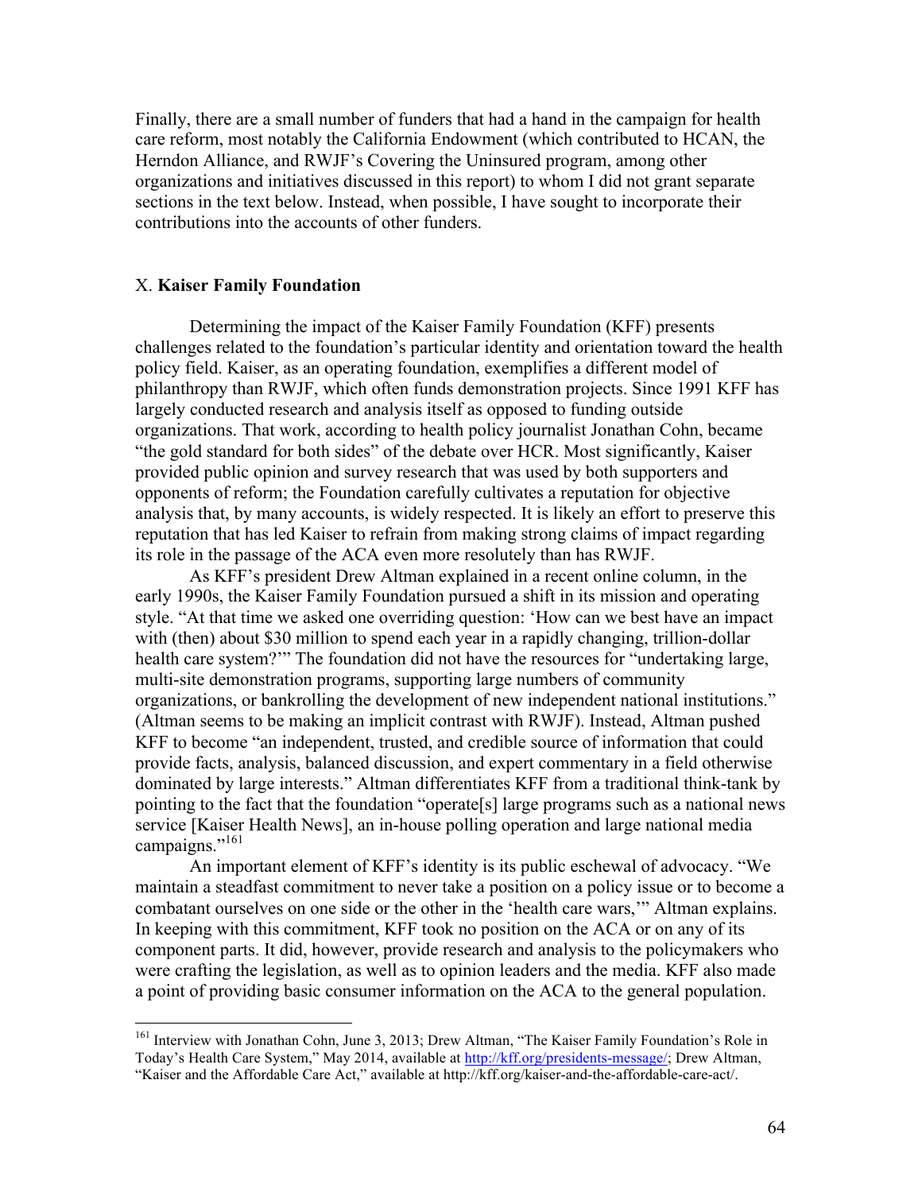Finally, there are a small number of funders that had a hand in the campaign for health care reform, most notably the California Endowment (which contributed to HCAN, the Herndon Alliance, and RWJF's Covering the Uninsured program, among other organizations and initiatives discussed in this report) to whom I did not grant separate sections in the text below. Instead, when possible, I have sought to incorporate their contributions into the accounts of other funders.

## X. **Kaiser Family Foundation**

Determining the impact of the Kaiser Family Foundation (KFF) presents challenges related to the foundation's particular identity and orientation toward the health policy field. Kaiser, as an operating foundation, exemplifies a different model of philanthropy than RWJF, which often funds demonstration projects. Since 1991 KFF has largely conducted research and analysis itself as opposed to funding outside organizations. That work, according to health policy journalist Jonathan Cohn, became "the gold standard for both sides" of the debate over HCR. Most significantly, Kaiser provided public opinion and survey research that was used by both supporters and opponents of reform; the Foundation carefully cultivates a reputation for objective analysis that, by many accounts, is widely respected. It is likely an effort to preserve this reputation that has led Kaiser to refrain from making strong claims of impact regarding its role in the passage of the ACA even more resolutely than has RWJF.

As KFF's president Drew Altman explained in a recent online column, in the early 1990s, the Kaiser Family Foundation pursued a shift in its mission and operating style. "At that time we asked one overriding question: 'How can we best have an impact with (then) about $30 million to spend each year in a rapidly changing, trillion-dollar health care system?'" The foundation did not have the resources for "undertaking large, multi-site demonstration programs, supporting large numbers of community organizations, or bankrolling the development of new independent national institutions." (Altman seems to be making an implicit contrast with RWJF). Instead, Altman pushed KFF to become "an independent, trusted, and credible source of information that could provide facts, analysis, balanced discussion, and expert commentary in a field otherwise dominated by large interests." Altman differentiates KFF from a traditional think-tank by pointing to the fact that the foundation "operate[s] large programs such as a national news service [Kaiser Health News], an in-house polling operation and large national media campaigns."[161]

An important element of KFF's identity is its public eschewal of advocacy. "We maintain a steadfast commitment to never take a position on a policy issue or to become a combatant ourselves on one side or the other in the 'health care wars,'" Altman explains. In keeping with this commitment, KFF took no position on the ACA or on any of its component parts. It did, however, provide research and analysis to the policymakers who were crafting the legislation, as well as to opinion leaders and the media. KFF also made a point of providing basic consumer information on the ACA to the general population.

---

[161] Interview with Jonathan Cohn, June 3, 2013; Drew Altman, "The Kaiser Family Foundation's Role in Today's Health Care System," May 2014, available at http://kff.org/presidents-message/; Drew Altman, "Kaiser and the Affordable Care Act," available at http://kff.org/kaiser-and-the-affordable-care-act/.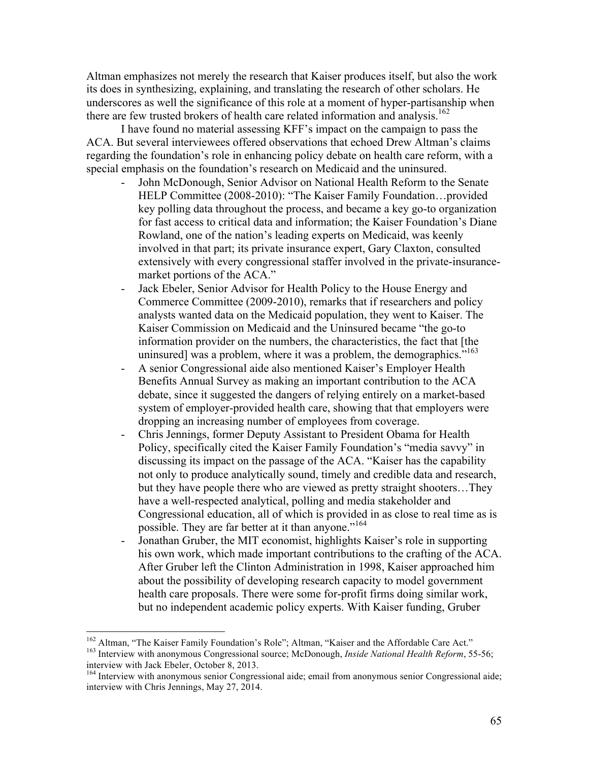Altman emphasizes not merely the research that Kaiser produces itself, but also the work its does in synthesizing, explaining, and translating the research of other scholars. He underscores as well the significance of this role at a moment of hyper-partisanship when there are few trusted brokers of health care related information and analysis.[162]

I have found no material assessing KFF's impact on the campaign to pass the ACA. But several interviewees offered observations that echoed Drew Altman's claims regarding the foundation's role in enhancing policy debate on health care reform, with a special emphasis on the foundation's research on Medicaid and the uninsured.

- John McDonough, Senior Advisor on National Health Reform to the Senate HELP Committee (2008-2010): "The Kaiser Family Foundation…provided key polling data throughout the process, and became a key go-to organization for fast access to critical data and information; the Kaiser Foundation's Diane Rowland, one of the nation's leading experts on Medicaid, was keenly involved in that part; its private insurance expert, Gary Claxton, consulted extensively with every congressional staffer involved in the private-insurance-market portions of the ACA."
- Jack Ebeler, Senior Advisor for Health Policy to the House Energy and Commerce Committee (2009-2010), remarks that if researchers and policy analysts wanted data on the Medicaid population, they went to Kaiser. The Kaiser Commission on Medicaid and the Uninsured became "the go-to information provider on the numbers, the characteristics, the fact that [the uninsured] was a problem, where it was a problem, the demographics."[163]
- A senior Congressional aide also mentioned Kaiser's Employer Health Benefits Annual Survey as making an important contribution to the ACA debate, since it suggested the dangers of relying entirely on a market-based system of employer-provided health care, showing that that employers were dropping an increasing number of employees from coverage.
- Chris Jennings, former Deputy Assistant to President Obama for Health Policy, specifically cited the Kaiser Family Foundation's "media savvy" in discussing its impact on the passage of the ACA. "Kaiser has the capability not only to produce analytically sound, timely and credible data and research, but they have people there who are viewed as pretty straight shooters…They have a well-respected analytical, polling and media stakeholder and Congressional education, all of which is provided in as close to real time as is possible. They are far better at it than anyone."[164]
- Jonathan Gruber, the MIT economist, highlights Kaiser's role in supporting his own work, which made important contributions to the crafting of the ACA. After Gruber left the Clinton Administration in 1998, Kaiser approached him about the possibility of developing research capacity to model government health care proposals. There were some for-profit firms doing similar work, but no independent academic policy experts. With Kaiser funding, Gruber

---

[162] Altman, "The Kaiser Family Foundation's Role"; Altman, "Kaiser and the Affordable Care Act."

[163] Interview with anonymous Congressional source; McDonough, *Inside National Health Reform*, 55-56; interview with Jack Ebeler, October 8, 2013.

[164] Interview with anonymous senior Congressional aide; email from anonymous senior Congressional aide; interview with Chris Jennings, May 27, 2014.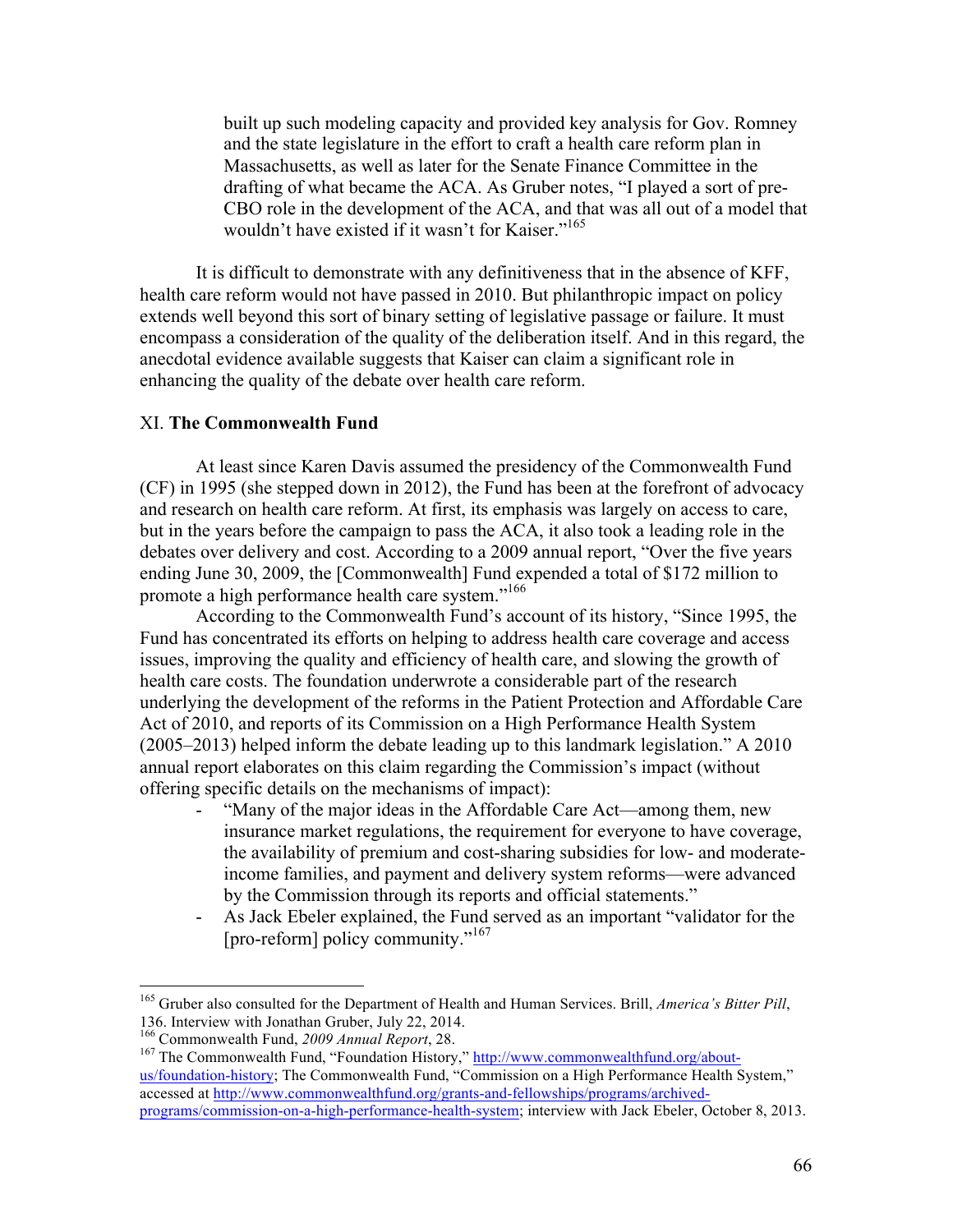built up such modeling capacity and provided key analysis for Gov. Romney and the state legislature in the effort to craft a health care reform plan in Massachusetts, as well as later for the Senate Finance Committee in the drafting of what became the ACA. As Gruber notes, "I played a sort of pre-CBO role in the development of the ACA, and that was all out of a model that wouldn't have existed if it wasn't for Kaiser."[165]

It is difficult to demonstrate with any definitiveness that in the absence of KFF, health care reform would not have passed in 2010. But philanthropic impact on policy extends well beyond this sort of binary setting of legislative passage or failure. It must encompass a consideration of the quality of the deliberation itself. And in this regard, the anecdotal evidence available suggests that Kaiser can claim a significant role in enhancing the quality of the debate over health care reform.

## XI. **The Commonwealth Fund**

At least since Karen Davis assumed the presidency of the Commonwealth Fund (CF) in 1995 (she stepped down in 2012), the Fund has been at the forefront of advocacy and research on health care reform. At first, its emphasis was largely on access to care, but in the years before the campaign to pass the ACA, it also took a leading role in the debates over delivery and cost. According to a 2009 annual report, "Over the five years ending June 30, 2009, the [Commonwealth] Fund expended a total of $172 million to promote a high performance health care system."[166]

According to the Commonwealth Fund's account of its history, "Since 1995, the Fund has concentrated its efforts on helping to address health care coverage and access issues, improving the quality and efficiency of health care, and slowing the growth of health care costs. The foundation underwrote a considerable part of the research underlying the development of the reforms in the Patient Protection and Affordable Care Act of 2010, and reports of its Commission on a High Performance Health System (2005–2013) helped inform the debate leading up to this landmark legislation." A 2010 annual report elaborates on this claim regarding the Commission's impact (without offering specific details on the mechanisms of impact):

- "Many of the major ideas in the Affordable Care Act—among them, new insurance market regulations, the requirement for everyone to have coverage, the availability of premium and cost-sharing subsidies for low- and moderate-income families, and payment and delivery system reforms—were advanced by the Commission through its reports and official statements."
- As Jack Ebeler explained, the Fund served as an important "validator for the [pro-reform] policy community."[167]

---

[165] Gruber also consulted for the Department of Health and Human Services. Brill, *America's Bitter Pill*, 136. Interview with Jonathan Gruber, July 22, 2014.

[166] Commonwealth Fund, *2009 Annual Report*, 28.

[167] The Commonwealth Fund, "Foundation History," http://www.commonwealthfund.org/about-us/foundation-history; The Commonwealth Fund, "Commission on a High Performance Health System," accessed at http://www.commonwealthfund.org/grants-and-fellowships/programs/archived-programs/commission-on-a-high-performance-health-system; interview with Jack Ebeler, October 8, 2013.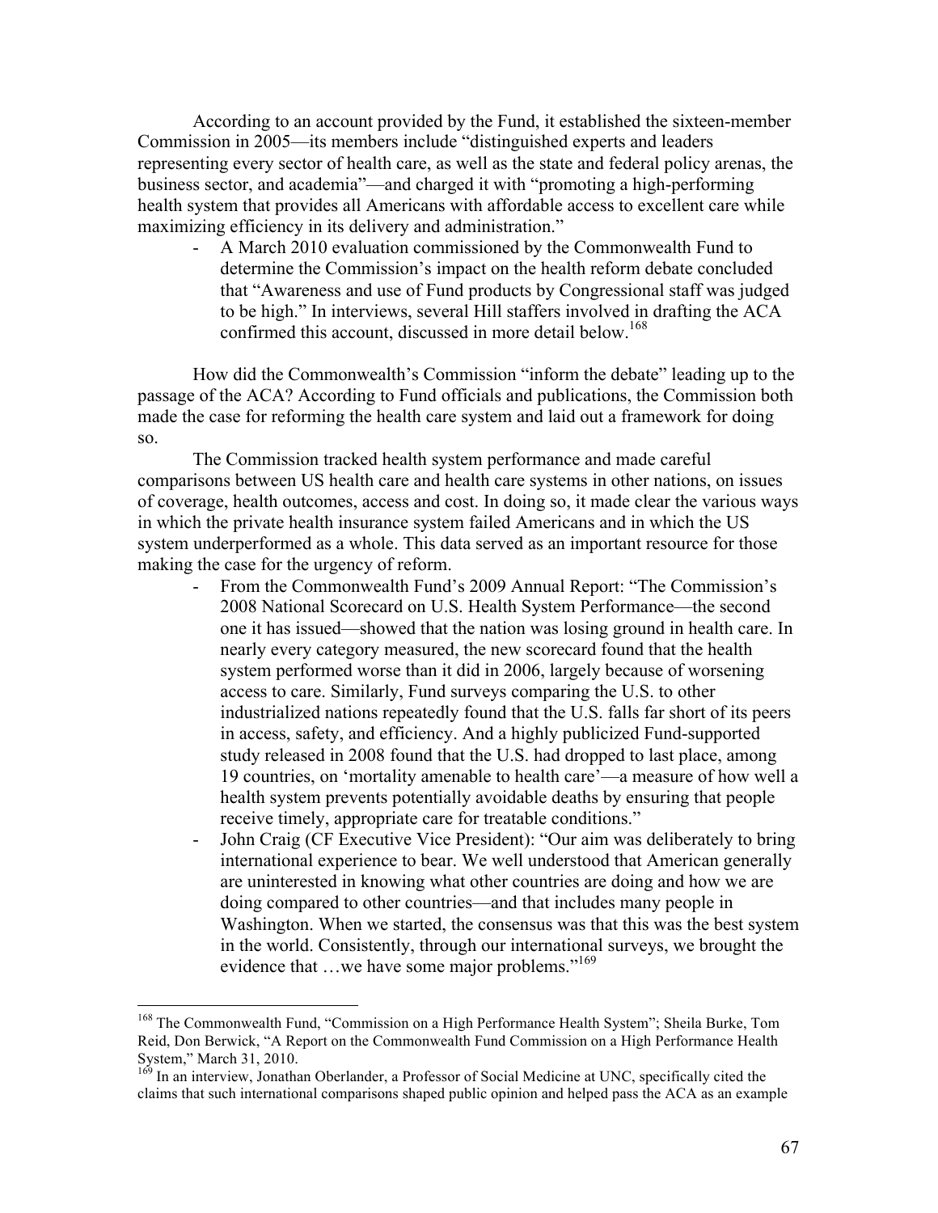According to an account provided by the Fund, it established the sixteen-member Commission in 2005—its members include "distinguished experts and leaders representing every sector of health care, as well as the state and federal policy arenas, the business sector, and academia"—and charged it with "promoting a high-performing health system that provides all Americans with affordable access to excellent care while maximizing efficiency in its delivery and administration."

- A March 2010 evaluation commissioned by the Commonwealth Fund to determine the Commission's impact on the health reform debate concluded that "Awareness and use of Fund products by Congressional staff was judged to be high." In interviews, several Hill staffers involved in drafting the ACA confirmed this account, discussed in more detail below.[168]

How did the Commonwealth's Commission "inform the debate" leading up to the passage of the ACA? According to Fund officials and publications, the Commission both made the case for reforming the health care system and laid out a framework for doing so.

The Commission tracked health system performance and made careful comparisons between US health care and health care systems in other nations, on issues of coverage, health outcomes, access and cost. In doing so, it made clear the various ways in which the private health insurance system failed Americans and in which the US system underperformed as a whole. This data served as an important resource for those making the case for the urgency of reform.

- From the Commonwealth Fund's 2009 Annual Report: "The Commission's 2008 National Scorecard on U.S. Health System Performance—the second one it has issued—showed that the nation was losing ground in health care. In nearly every category measured, the new scorecard found that the health system performed worse than it did in 2006, largely because of worsening access to care. Similarly, Fund surveys comparing the U.S. to other industrialized nations repeatedly found that the U.S. falls far short of its peers in access, safety, and efficiency. And a highly publicized Fund-supported study released in 2008 found that the U.S. had dropped to last place, among 19 countries, on 'mortality amenable to health care'—a measure of how well a health system prevents potentially avoidable deaths by ensuring that people receive timely, appropriate care for treatable conditions."
- John Craig (CF Executive Vice President): "Our aim was deliberately to bring international experience to bear. We well understood that American generally are uninterested in knowing what other countries are doing and how we are doing compared to other countries—and that includes many people in Washington. When we started, the consensus was that this was the best system in the world. Consistently, through our international surveys, we brought the evidence that …we have some major problems."[169]

---

[168] The Commonwealth Fund, "Commission on a High Performance Health System"; Sheila Burke, Tom Reid, Don Berwick, "A Report on the Commonwealth Fund Commission on a High Performance Health System," March 31, 2010.

[169] In an interview, Jonathan Oberlander, a Professor of Social Medicine at UNC, specifically cited the claims that such international comparisons shaped public opinion and helped pass the ACA as an example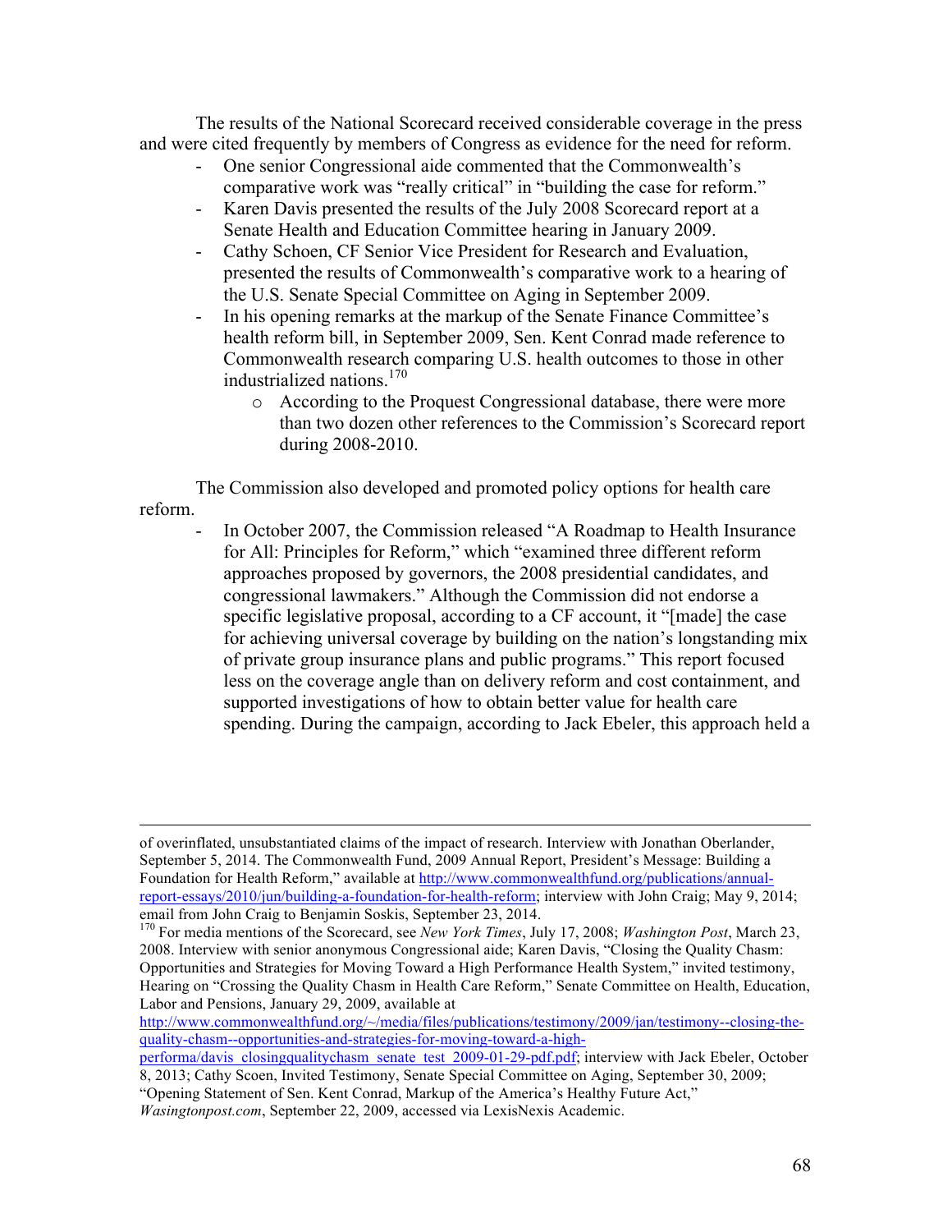The results of the National Scorecard received considerable coverage in the press and were cited frequently by members of Congress as evidence for the need for reform.

- One senior Congressional aide commented that the Commonwealth's comparative work was "really critical" in "building the case for reform."
- Karen Davis presented the results of the July 2008 Scorecard report at a Senate Health and Education Committee hearing in January 2009.
- Cathy Schoen, CF Senior Vice President for Research and Evaluation, presented the results of Commonwealth's comparative work to a hearing of the U.S. Senate Special Committee on Aging in September 2009.
- In his opening remarks at the markup of the Senate Finance Committee's health reform bill, in September 2009, Sen. Kent Conrad made reference to Commonwealth research comparing U.S. health outcomes to those in other industrialized nations.[170]
    - According to the Proquest Congressional database, there were more than two dozen other references to the Commission's Scorecard report during 2008-2010.

The Commission also developed and promoted policy options for health care reform.

- In October 2007, the Commission released "A Roadmap to Health Insurance for All: Principles for Reform," which "examined three different reform approaches proposed by governors, the 2008 presidential candidates, and congressional lawmakers." Although the Commission did not endorse a specific legislative proposal, according to a CF account, it "[made] the case for achieving universal coverage by building on the nation's longstanding mix of private group insurance plans and public programs." This report focused less on the coverage angle than on delivery reform and cost containment, and supported investigations of how to obtain better value for health care spending. During the campaign, according to Jack Ebeler, this approach held a

---

of overinflated, unsubstantiated claims of the impact of research. Interview with Jonathan Oberlander, September 5, 2014. The Commonwealth Fund, 2009 Annual Report, President's Message: Building a Foundation for Health Reform," available at http://www.commonwealthfund.org/publications/annual-report-essays/2010/jun/building-a-foundation-for-health-reform; interview with John Craig; May 9, 2014; email from John Craig to Benjamin Soskis, September 23, 2014.

[170] For media mentions of the Scorecard, see *New York Times*, July 17, 2008; *Washington Post*, March 23, 2008. Interview with senior anonymous Congressional aide; Karen Davis, "Closing the Quality Chasm: Opportunities and Strategies for Moving Toward a High Performance Health System," invited testimony, Hearing on "Crossing the Quality Chasm in Health Care Reform," Senate Committee on Health, Education, Labor and Pensions, January 29, 2009, available at http://www.commonwealthfund.org/~/media/files/publications/testimony/2009/jan/testimony--closing-the-quality-chasm--opportunities-and-strategies-for-moving-toward-a-high-performa/davis_closingqualitychasm_senate_test_2009-01-29-pdf.pdf; interview with Jack Ebeler, October 8, 2013; Cathy Scoen, Invited Testimony, Senate Special Committee on Aging, September 30, 2009; "Opening Statement of Sen. Kent Conrad, Markup of the America's Healthy Future Act," *Wasingtonpost.com*, September 22, 2009, accessed via LexisNexis Academic.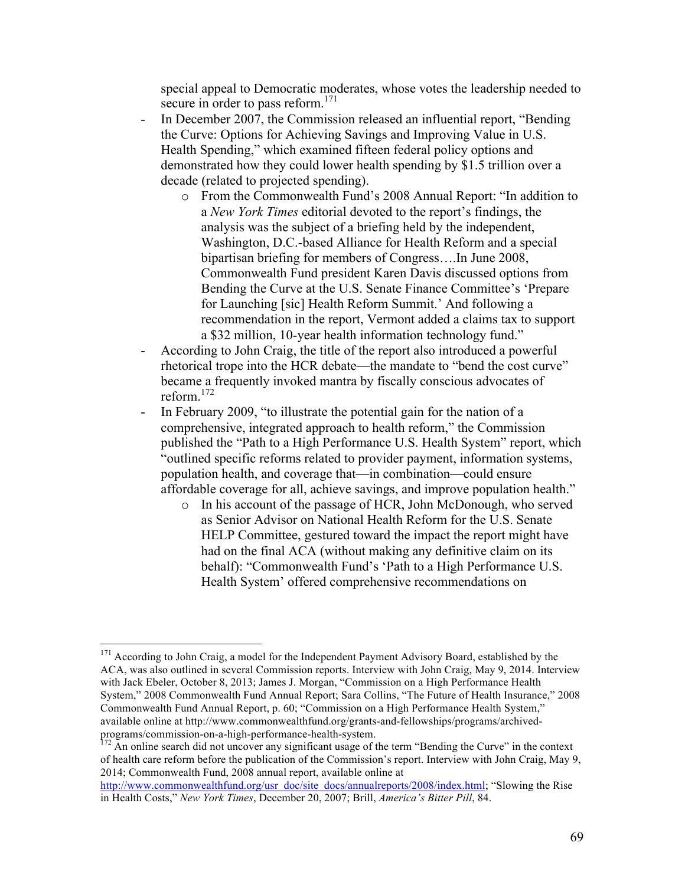special appeal to Democratic moderates, whose votes the leadership needed to secure in order to pass reform.[171]

- In December 2007, the Commission released an influential report, "Bending the Curve: Options for Achieving Savings and Improving Value in U.S. Health Spending," which examined fifteen federal policy options and demonstrated how they could lower health spending by $1.5 trillion over a decade (related to projected spending).
    - From the Commonwealth Fund's 2008 Annual Report: "In addition to a *New York Times* editorial devoted to the report's findings, the analysis was the subject of a briefing held by the independent, Washington, D.C.-based Alliance for Health Reform and a special bipartisan briefing for members of Congress….In June 2008, Commonwealth Fund president Karen Davis discussed options from Bending the Curve at the U.S. Senate Finance Committee's 'Prepare for Launching [sic] Health Reform Summit.' And following a recommendation in the report, Vermont added a claims tax to support a $32 million, 10-year health information technology fund."
- According to John Craig, the title of the report also introduced a powerful rhetorical trope into the HCR debate—the mandate to "bend the cost curve" became a frequently invoked mantra by fiscally conscious advocates of reform.[172]
- In February 2009, "to illustrate the potential gain for the nation of a comprehensive, integrated approach to health reform," the Commission published the "Path to a High Performance U.S. Health System" report, which "outlined specific reforms related to provider payment, information systems, population health, and coverage that—in combination—could ensure affordable coverage for all, achieve savings, and improve population health."
    - In his account of the passage of HCR, John McDonough, who served as Senior Advisor on National Health Reform for the U.S. Senate HELP Committee, gestured toward the impact the report might have had on the final ACA (without making any definitive claim on its behalf): "Commonwealth Fund's 'Path to a High Performance U.S. Health System' offered comprehensive recommendations on

---

[171] According to John Craig, a model for the Independent Payment Advisory Board, established by the ACA, was also outlined in several Commission reports. Interview with John Craig, May 9, 2014. Interview with Jack Ebeler, October 8, 2013; James J. Morgan, "Commission on a High Performance Health System," 2008 Commonwealth Fund Annual Report; Sara Collins, "The Future of Health Insurance," 2008 Commonwealth Fund Annual Report, p. 60; "Commission on a High Performance Health System," available online at http://www.commonwealthfund.org/grants-and-fellowships/programs/archived-programs/commission-on-a-high-performance-health-system.

[172] An online search did not uncover any significant usage of the term "Bending the Curve" in the context of health care reform before the publication of the Commission's report. Interview with John Craig, May 9, 2014; Commonwealth Fund, 2008 annual report, available online at http://www.commonwealthfund.org/usr_doc/site_docs/annualreports/2008/index.html; "Slowing the Rise in Health Costs," *New York Times*, December 20, 2007; Brill, *America's Bitter Pill*, 84.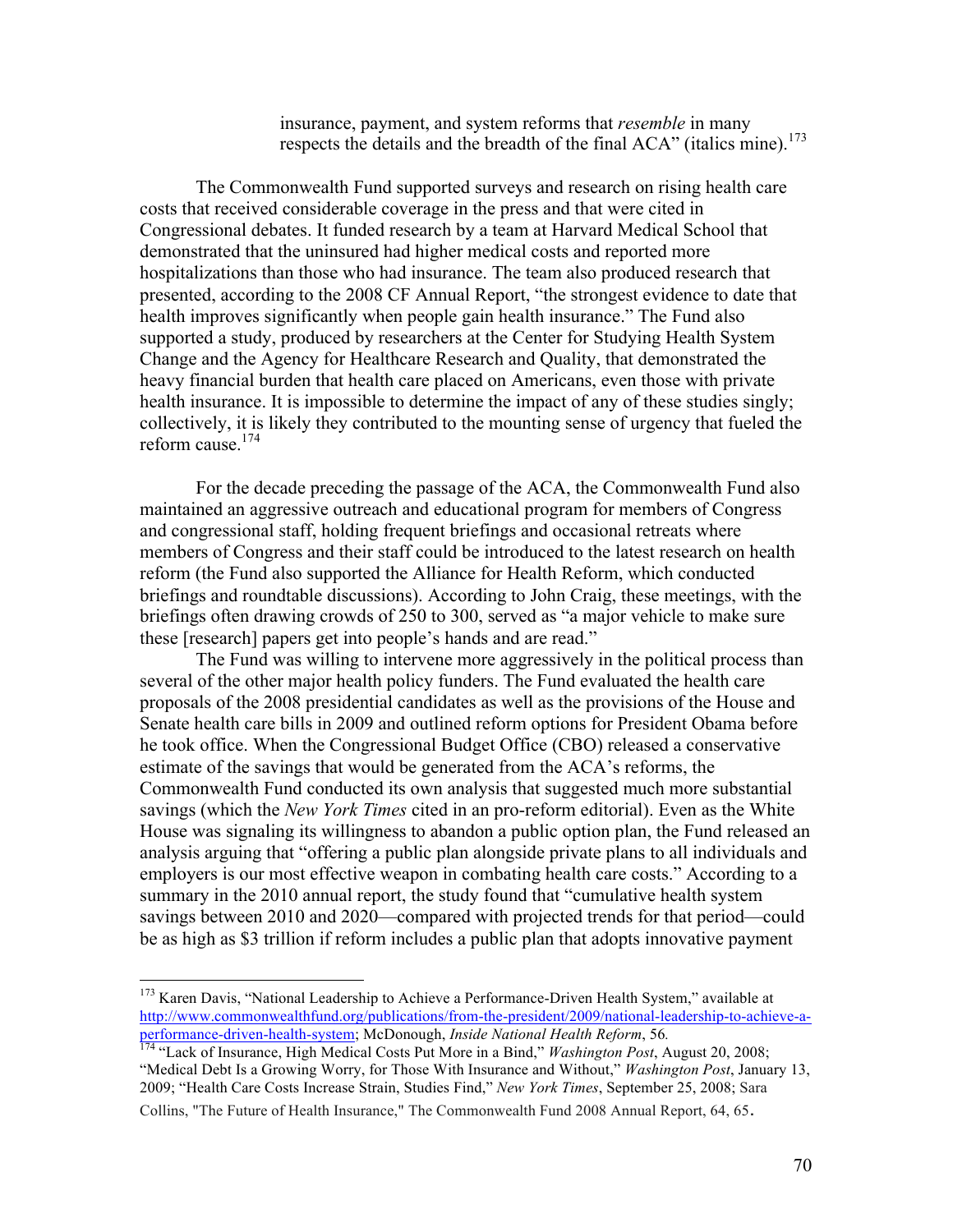> insurance, payment, and system reforms that *resemble* in many respects the details and the breadth of the final ACA" (italics mine).[173]

The Commonwealth Fund supported surveys and research on rising health care costs that received considerable coverage in the press and that were cited in Congressional debates. It funded research by a team at Harvard Medical School that demonstrated that the uninsured had higher medical costs and reported more hospitalizations than those who had insurance. The team also produced research that presented, according to the 2008 CF Annual Report, "the strongest evidence to date that health improves significantly when people gain health insurance." The Fund also supported a study, produced by researchers at the Center for Studying Health System Change and the Agency for Healthcare Research and Quality, that demonstrated the heavy financial burden that health care placed on Americans, even those with private health insurance. It is impossible to determine the impact of any of these studies singly; collectively, it is likely they contributed to the mounting sense of urgency that fueled the reform cause.[174]

For the decade preceding the passage of the ACA, the Commonwealth Fund also maintained an aggressive outreach and educational program for members of Congress and congressional staff, holding frequent briefings and occasional retreats where members of Congress and their staff could be introduced to the latest research on health reform (the Fund also supported the Alliance for Health Reform, which conducted briefings and roundtable discussions). According to John Craig, these meetings, with the briefings often drawing crowds of 250 to 300, served as "a major vehicle to make sure these [research] papers get into people's hands and are read."

The Fund was willing to intervene more aggressively in the political process than several of the other major health policy funders. The Fund evaluated the health care proposals of the 2008 presidential candidates as well as the provisions of the House and Senate health care bills in 2009 and outlined reform options for President Obama before he took office. When the Congressional Budget Office (CBO) released a conservative estimate of the savings that would be generated from the ACA's reforms, the Commonwealth Fund conducted its own analysis that suggested much more substantial savings (which the *New York Times* cited in an pro-reform editorial). Even as the White House was signaling its willingness to abandon a public option plan, the Fund released an analysis arguing that "offering a public plan alongside private plans to all individuals and employers is our most effective weapon in combating health care costs." According to a summary in the 2010 annual report, the study found that "cumulative health system savings between 2010 and 2020—compared with projected trends for that period—could be as high as $3 trillion if reform includes a public plan that adopts innovative payment

---

[173] Karen Davis, "National Leadership to Achieve a Performance-Driven Health System," available at http://www.commonwealthfund.org/publications/from-the-president/2009/national-leadership-to-achieve-a-performance-driven-health-system; McDonough, *Inside National Health Reform*, 56.

[174] "Lack of Insurance, High Medical Costs Put More in a Bind," *Washington Post*, August 20, 2008; "Medical Debt Is a Growing Worry, for Those With Insurance and Without," *Washington Post*, January 13, 2009; "Health Care Costs Increase Strain, Studies Find," *New York Times*, September 25, 2008; Sara Collins, "The Future of Health Insurance," The Commonwealth Fund 2008 Annual Report, 64, 65.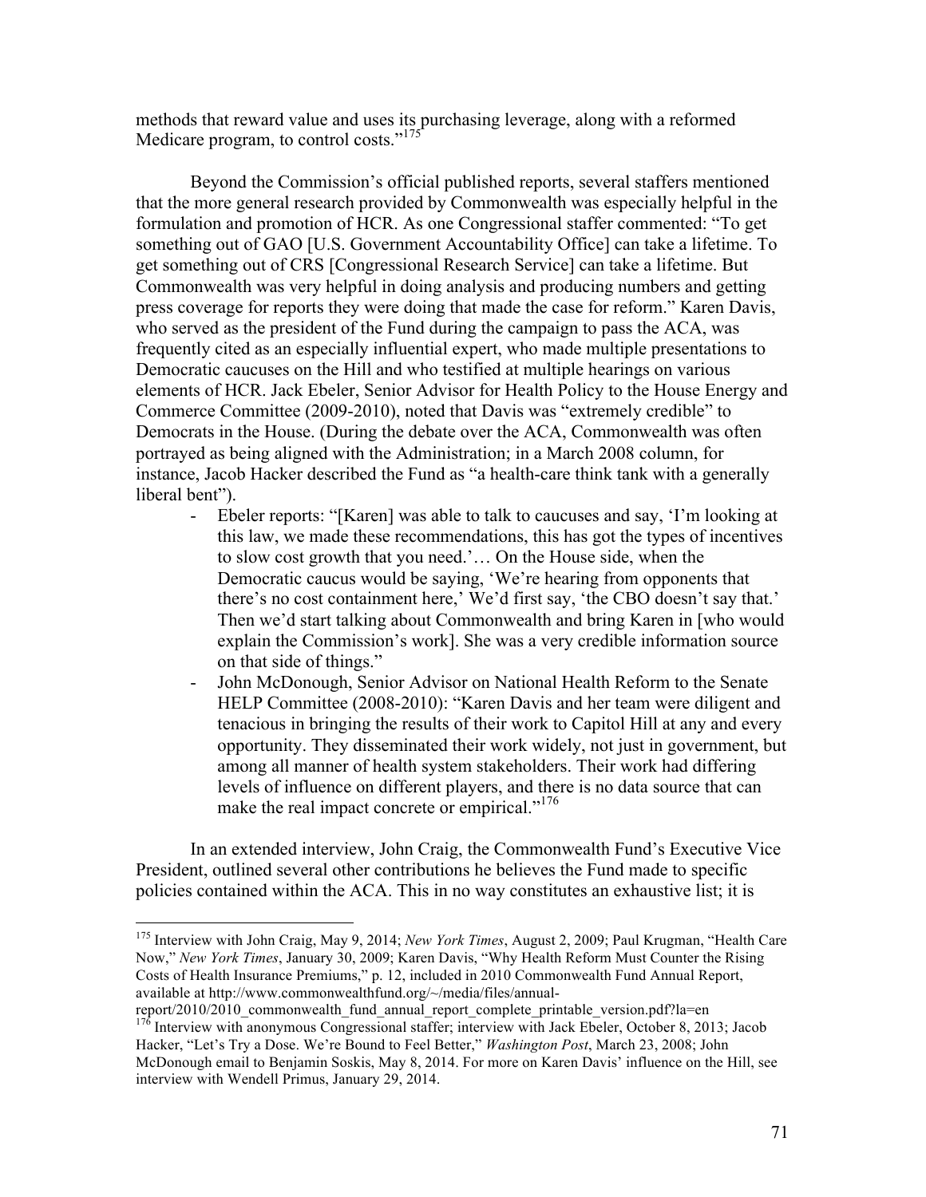methods that reward value and uses its purchasing leverage, along with a reformed Medicare program, to control costs."[175]

Beyond the Commission's official published reports, several staffers mentioned that the more general research provided by Commonwealth was especially helpful in the formulation and promotion of HCR. As one Congressional staffer commented: "To get something out of GAO [U.S. Government Accountability Office] can take a lifetime. To get something out of CRS [Congressional Research Service] can take a lifetime. But Commonwealth was very helpful in doing analysis and producing numbers and getting press coverage for reports they were doing that made the case for reform." Karen Davis, who served as the president of the Fund during the campaign to pass the ACA, was frequently cited as an especially influential expert, who made multiple presentations to Democratic caucuses on the Hill and who testified at multiple hearings on various elements of HCR. Jack Ebeler, Senior Advisor for Health Policy to the House Energy and Commerce Committee (2009-2010), noted that Davis was "extremely credible" to Democrats in the House. (During the debate over the ACA, Commonwealth was often portrayed as being aligned with the Administration; in a March 2008 column, for instance, Jacob Hacker described the Fund as "a health-care think tank with a generally liberal bent").

- Ebeler reports: "[Karen] was able to talk to caucuses and say, 'I'm looking at this law, we made these recommendations, this has got the types of incentives to slow cost growth that you need.'… On the House side, when the Democratic caucus would be saying, 'We're hearing from opponents that there's no cost containment here,' We'd first say, 'the CBO doesn't say that.' Then we'd start talking about Commonwealth and bring Karen in [who would explain the Commission's work]. She was a very credible information source on that side of things."
- John McDonough, Senior Advisor on National Health Reform to the Senate HELP Committee (2008-2010): "Karen Davis and her team were diligent and tenacious in bringing the results of their work to Capitol Hill at any and every opportunity. They disseminated their work widely, not just in government, but among all manner of health system stakeholders. Their work had differing levels of influence on different players, and there is no data source that can make the real impact concrete or empirical."[176]

In an extended interview, John Craig, the Commonwealth Fund's Executive Vice President, outlined several other contributions he believes the Fund made to specific policies contained within the ACA. This in no way constitutes an exhaustive list; it is

---

[175] Interview with John Craig, May 9, 2014; *New York Times*, August 2, 2009; Paul Krugman, "Health Care Now," *New York Times*, January 30, 2009; Karen Davis, "Why Health Reform Must Counter the Rising Costs of Health Insurance Premiums," p. 12, included in 2010 Commonwealth Fund Annual Report, available at http://www.commonwealthfund.org/~/media/files/annual-report/2010/2010_commonwealth_fund_annual_report_complete_printable_version.pdf?la=en

[176] Interview with anonymous Congressional staffer; interview with Jack Ebeler, October 8, 2013; Jacob Hacker, "Let's Try a Dose. We're Bound to Feel Better," *Washington Post*, March 23, 2008; John McDonough email to Benjamin Soskis, May 8, 2014. For more on Karen Davis' influence on the Hill, see interview with Wendell Primus, January 29, 2014.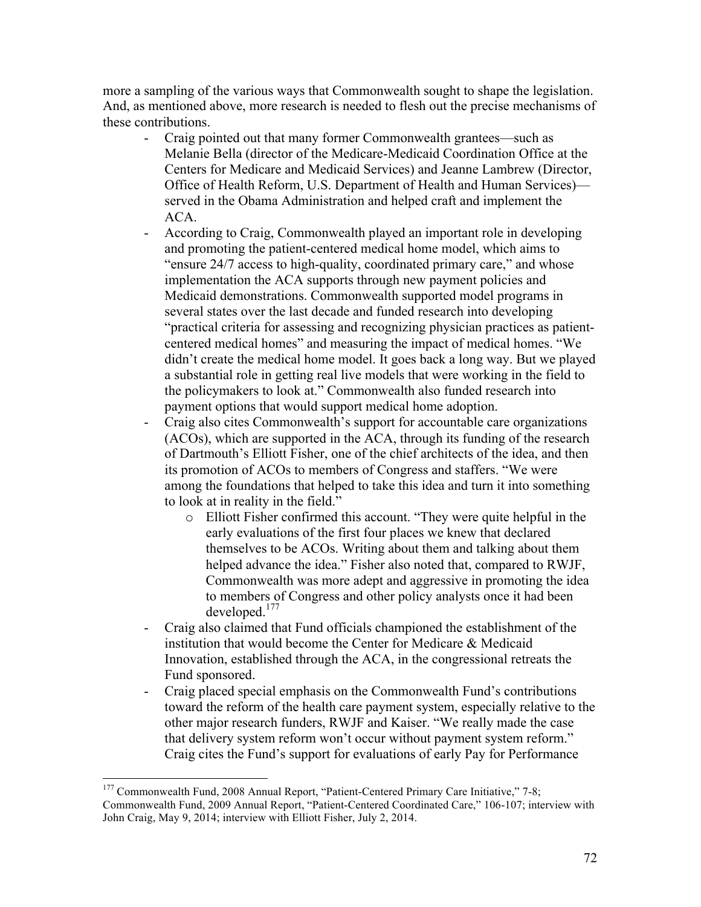more a sampling of the various ways that Commonwealth sought to shape the legislation. And, as mentioned above, more research is needed to flesh out the precise mechanisms of these contributions.

- Craig pointed out that many former Commonwealth grantees—such as Melanie Bella (director of the Medicare-Medicaid Coordination Office at the Centers for Medicare and Medicaid Services) and Jeanne Lambrew (Director, Office of Health Reform, U.S. Department of Health and Human Services)—served in the Obama Administration and helped craft and implement the ACA.
- According to Craig, Commonwealth played an important role in developing and promoting the patient-centered medical home model, which aims to "ensure 24/7 access to high-quality, coordinated primary care," and whose implementation the ACA supports through new payment policies and Medicaid demonstrations. Commonwealth supported model programs in several states over the last decade and funded research into developing "practical criteria for assessing and recognizing physician practices as patient-centered medical homes" and measuring the impact of medical homes. "We didn't create the medical home model. It goes back a long way. But we played a substantial role in getting real live models that were working in the field to the policymakers to look at." Commonwealth also funded research into payment options that would support medical home adoption.
- Craig also cites Commonwealth's support for accountable care organizations (ACOs), which are supported in the ACA, through its funding of the research of Dartmouth's Elliott Fisher, one of the chief architects of the idea, and then its promotion of ACOs to members of Congress and staffers. "We were among the foundations that helped to take this idea and turn it into something to look at in reality in the field."
    - Elliott Fisher confirmed this account. "They were quite helpful in the early evaluations of the first four places we knew that declared themselves to be ACOs. Writing about them and talking about them helped advance the idea." Fisher also noted that, compared to RWJF, Commonwealth was more adept and aggressive in promoting the idea to members of Congress and other policy analysts once it had been developed.[177]
- Craig also claimed that Fund officials championed the establishment of the institution that would become the Center for Medicare & Medicaid Innovation, established through the ACA, in the congressional retreats the Fund sponsored.
- Craig placed special emphasis on the Commonwealth Fund's contributions toward the reform of the health care payment system, especially relative to the other major research funders, RWJF and Kaiser. "We really made the case that delivery system reform won't occur without payment system reform." Craig cites the Fund's support for evaluations of early Pay for Performance

---

[177] Commonwealth Fund, 2008 Annual Report, "Patient-Centered Primary Care Initiative," 7-8; Commonwealth Fund, 2009 Annual Report, "Patient-Centered Coordinated Care," 106-107; interview with John Craig, May 9, 2014; interview with Elliott Fisher, July 2, 2014.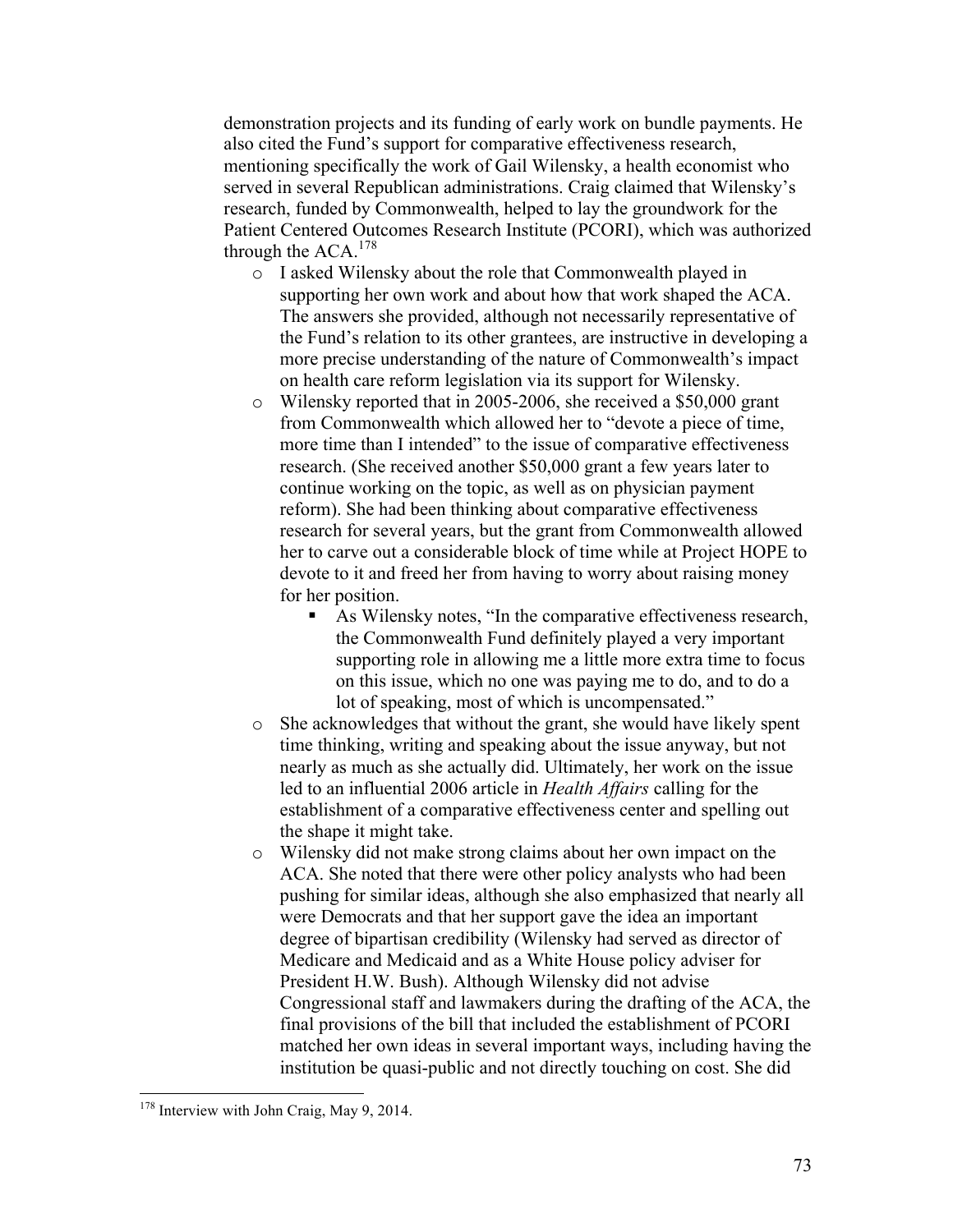demonstration projects and its funding of early work on bundle payments. He also cited the Fund's support for comparative effectiveness research, mentioning specifically the work of Gail Wilensky, a health economist who served in several Republican administrations. Craig claimed that Wilensky's research, funded by Commonwealth, helped to lay the groundwork for the Patient Centered Outcomes Research Institute (PCORI), which was authorized through the ACA.[178]

- I asked Wilensky about the role that Commonwealth played in supporting her own work and about how that work shaped the ACA. The answers she provided, although not necessarily representative of the Fund's relation to its other grantees, are instructive in developing a more precise understanding of the nature of Commonwealth's impact on health care reform legislation via its support for Wilensky.
- Wilensky reported that in 2005-2006, she received a $50,000 grant from Commonwealth which allowed her to "devote a piece of time, more time than I intended" to the issue of comparative effectiveness research. (She received another $50,000 grant a few years later to continue working on the topic, as well as on physician payment reform). She had been thinking about comparative effectiveness research for several years, but the grant from Commonwealth allowed her to carve out a considerable block of time while at Project HOPE to devote to it and freed her from having to worry about raising money for her position.
  - As Wilensky notes, "In the comparative effectiveness research, the Commonwealth Fund definitely played a very important supporting role in allowing me a little more extra time to focus on this issue, which no one was paying me to do, and to do a lot of speaking, most of which is uncompensated."
- She acknowledges that without the grant, she would have likely spent time thinking, writing and speaking about the issue anyway, but not nearly as much as she actually did. Ultimately, her work on the issue led to an influential 2006 article in *Health Affairs* calling for the establishment of a comparative effectiveness center and spelling out the shape it might take.
- Wilensky did not make strong claims about her own impact on the ACA. She noted that there were other policy analysts who had been pushing for similar ideas, although she also emphasized that nearly all were Democrats and that her support gave the idea an important degree of bipartisan credibility (Wilensky had served as director of Medicare and Medicaid and as a White House policy adviser for President H.W. Bush). Although Wilensky did not advise Congressional staff and lawmakers during the drafting of the ACA, the final provisions of the bill that included the establishment of PCORI matched her own ideas in several important ways, including having the institution be quasi-public and not directly touching on cost. She did

[178] Interview with John Craig, May 9, 2014.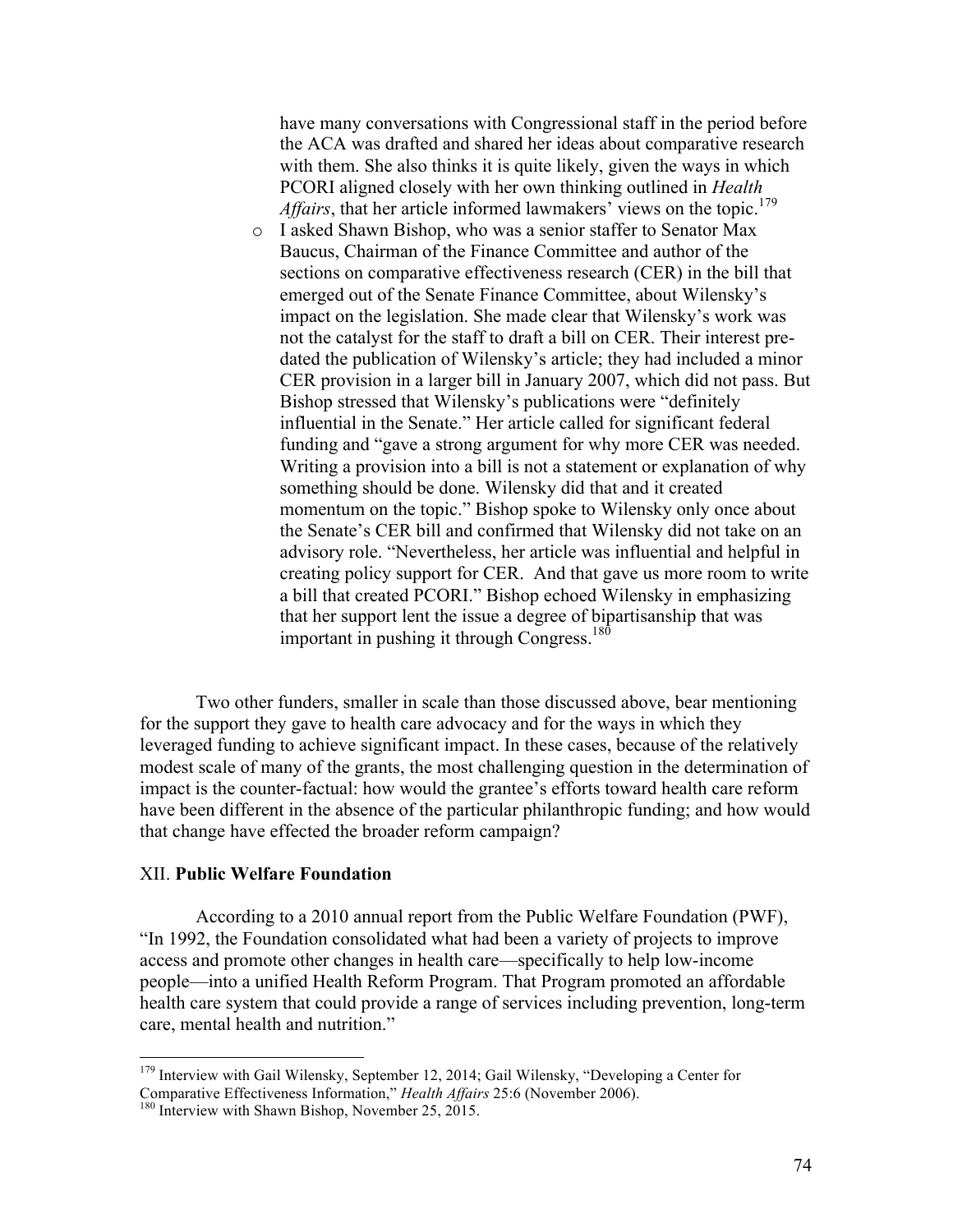have many conversations with Congressional staff in the period before the ACA was drafted and shared her ideas about comparative research with them. She also thinks it is quite likely, given the ways in which PCORI aligned closely with her own thinking outlined in *Health Affairs*, that her article informed lawmakers' views on the topic.[179]

- I asked Shawn Bishop, who was a senior staffer to Senator Max Baucus, Chairman of the Finance Committee and author of the sections on comparative effectiveness research (CER) in the bill that emerged out of the Senate Finance Committee, about Wilensky's impact on the legislation. She made clear that Wilensky's work was not the catalyst for the staff to draft a bill on CER. Their interest pre-dated the publication of Wilensky's article; they had included a minor CER provision in a larger bill in January 2007, which did not pass. But Bishop stressed that Wilensky's publications were "definitely influential in the Senate." Her article called for significant federal funding and "gave a strong argument for why more CER was needed. Writing a provision into a bill is not a statement or explanation of why something should be done. Wilensky did that and it created momentum on the topic." Bishop spoke to Wilensky only once about the Senate's CER bill and confirmed that Wilensky did not take on an advisory role. "Nevertheless, her article was influential and helpful in creating policy support for CER. And that gave us more room to write a bill that created PCORI." Bishop echoed Wilensky in emphasizing that her support lent the issue a degree of bipartisanship that was important in pushing it through Congress.[180]

Two other funders, smaller in scale than those discussed above, bear mentioning for the support they gave to health care advocacy and for the ways in which they leveraged funding to achieve significant impact. In these cases, because of the relatively modest scale of many of the grants, the most challenging question in the determination of impact is the counter-factual: how would the grantee's efforts toward health care reform have been different in the absence of the particular philanthropic funding; and how would that change have effected the broader reform campaign?

## XII. **Public Welfare Foundation**

According to a 2010 annual report from the Public Welfare Foundation (PWF), "In 1992, the Foundation consolidated what had been a variety of projects to improve access and promote other changes in health care—specifically to help low-income people—into a unified Health Reform Program. That Program promoted an affordable health care system that could provide a range of services including prevention, long-term care, mental health and nutrition."

---

[179] Interview with Gail Wilensky, September 12, 2014; Gail Wilensky, "Developing a Center for Comparative Effectiveness Information," *Health Affairs* 25:6 (November 2006).

[180] Interview with Shawn Bishop, November 25, 2015.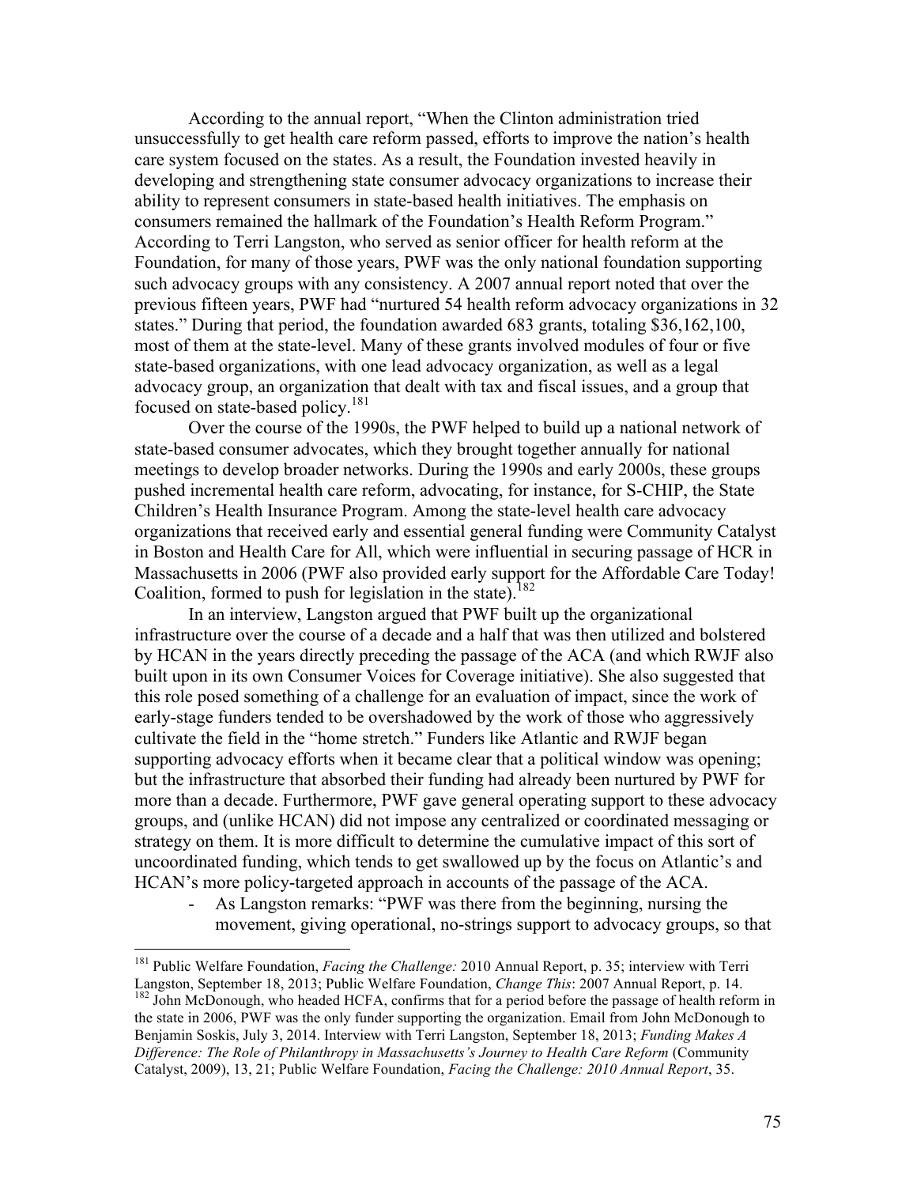According to the annual report, "When the Clinton administration tried unsuccessfully to get health care reform passed, efforts to improve the nation's health care system focused on the states. As a result, the Foundation invested heavily in developing and strengthening state consumer advocacy organizations to increase their ability to represent consumers in state-based health initiatives. The emphasis on consumers remained the hallmark of the Foundation's Health Reform Program." According to Terri Langston, who served as senior officer for health reform at the Foundation, for many of those years, PWF was the only national foundation supporting such advocacy groups with any consistency. A 2007 annual report noted that over the previous fifteen years, PWF had "nurtured 54 health reform advocacy organizations in 32 states." During that period, the foundation awarded 683 grants, totaling $36,162,100, most of them at the state-level. Many of these grants involved modules of four or five state-based organizations, with one lead advocacy organization, as well as a legal advocacy group, an organization that dealt with tax and fiscal issues, and a group that focused on state-based policy.[181]

Over the course of the 1990s, the PWF helped to build up a national network of state-based consumer advocates, which they brought together annually for national meetings to develop broader networks. During the 1990s and early 2000s, these groups pushed incremental health care reform, advocating, for instance, for S-CHIP, the State Children's Health Insurance Program. Among the state-level health care advocacy organizations that received early and essential general funding were Community Catalyst in Boston and Health Care for All, which were influential in securing passage of HCR in Massachusetts in 2006 (PWF also provided early support for the Affordable Care Today! Coalition, formed to push for legislation in the state).[182]

In an interview, Langston argued that PWF built up the organizational infrastructure over the course of a decade and a half that was then utilized and bolstered by HCAN in the years directly preceding the passage of the ACA (and which RWJF also built upon in its own Consumer Voices for Coverage initiative). She also suggested that this role posed something of a challenge for an evaluation of impact, since the work of early-stage funders tended to be overshadowed by the work of those who aggressively cultivate the field in the "home stretch." Funders like Atlantic and RWJF began supporting advocacy efforts when it became clear that a political window was opening; but the infrastructure that absorbed their funding had already been nurtured by PWF for more than a decade. Furthermore, PWF gave general operating support to these advocacy groups, and (unlike HCAN) did not impose any centralized or coordinated messaging or strategy on them. It is more difficult to determine the cumulative impact of this sort of uncoordinated funding, which tends to get swallowed up by the focus on Atlantic's and HCAN's more policy-targeted approach in accounts of the passage of the ACA.

- As Langston remarks: "PWF was there from the beginning, nursing the movement, giving operational, no-strings support to advocacy groups, so that

---

[181] Public Welfare Foundation, *Facing the Challenge:* 2010 Annual Report, p. 35; interview with Terri Langston, September 18, 2013; Public Welfare Foundation, *Change This*: 2007 Annual Report, p. 14.

[182] John McDonough, who headed HCFA, confirms that for a period before the passage of health reform in the state in 2006, PWF was the only funder supporting the organization. Email from John McDonough to Benjamin Soskis, July 3, 2014. Interview with Terri Langston, September 18, 2013; *Funding Makes A Difference: The Role of Philanthropy in Massachusetts's Journey to Health Care Reform* (Community Catalyst, 2009), 13, 21; Public Welfare Foundation, *Facing the Challenge: 2010 Annual Report*, 35.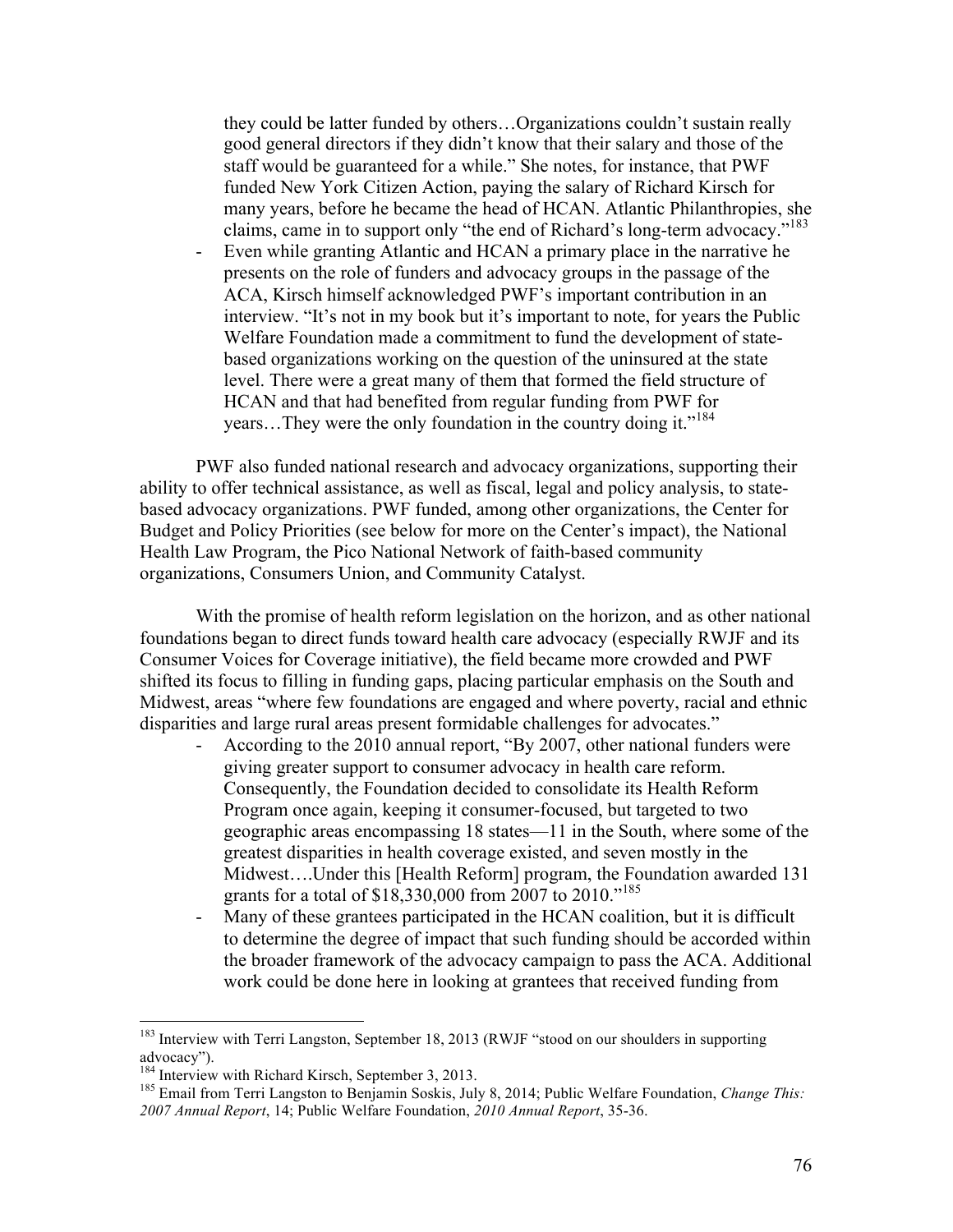they could be latter funded by others…Organizations couldn't sustain really good general directors if they didn't know that their salary and those of the staff would be guaranteed for a while." She notes, for instance, that PWF funded New York Citizen Action, paying the salary of Richard Kirsch for many years, before he became the head of HCAN. Atlantic Philanthropies, she claims, came in to support only "the end of Richard's long-term advocacy."[183]

- Even while granting Atlantic and HCAN a primary place in the narrative he presents on the role of funders and advocacy groups in the passage of the ACA, Kirsch himself acknowledged PWF's important contribution in an interview. "It's not in my book but it's important to note, for years the Public Welfare Foundation made a commitment to fund the development of state-based organizations working on the question of the uninsured at the state level. There were a great many of them that formed the field structure of HCAN and that had benefited from regular funding from PWF for years…They were the only foundation in the country doing it."[184]

PWF also funded national research and advocacy organizations, supporting their ability to offer technical assistance, as well as fiscal, legal and policy analysis, to state-based advocacy organizations. PWF funded, among other organizations, the Center for Budget and Policy Priorities (see below for more on the Center's impact), the National Health Law Program, the Pico National Network of faith-based community organizations, Consumers Union, and Community Catalyst.

With the promise of health reform legislation on the horizon, and as other national foundations began to direct funds toward health care advocacy (especially RWJF and its Consumer Voices for Coverage initiative), the field became more crowded and PWF shifted its focus to filling in funding gaps, placing particular emphasis on the South and Midwest, areas "where few foundations are engaged and where poverty, racial and ethnic disparities and large rural areas present formidable challenges for advocates."

- According to the 2010 annual report, "By 2007, other national funders were giving greater support to consumer advocacy in health care reform. Consequently, the Foundation decided to consolidate its Health Reform Program once again, keeping it consumer-focused, but targeted to two geographic areas encompassing 18 states—11 in the South, where some of the greatest disparities in health coverage existed, and seven mostly in the Midwest….Under this [Health Reform] program, the Foundation awarded 131 grants for a total of $18,330,000 from 2007 to 2010."[185]
- Many of these grantees participated in the HCAN coalition, but it is difficult to determine the degree of impact that such funding should be accorded within the broader framework of the advocacy campaign to pass the ACA. Additional work could be done here in looking at grantees that received funding from

---

[183] Interview with Terri Langston, September 18, 2013 (RWJF "stood on our shoulders in supporting advocacy").

[184] Interview with Richard Kirsch, September 3, 2013.

[185] Email from Terri Langston to Benjamin Soskis, July 8, 2014; Public Welfare Foundation, *Change This: 2007 Annual Report*, 14; Public Welfare Foundation, *2010 Annual Report*, 35-36.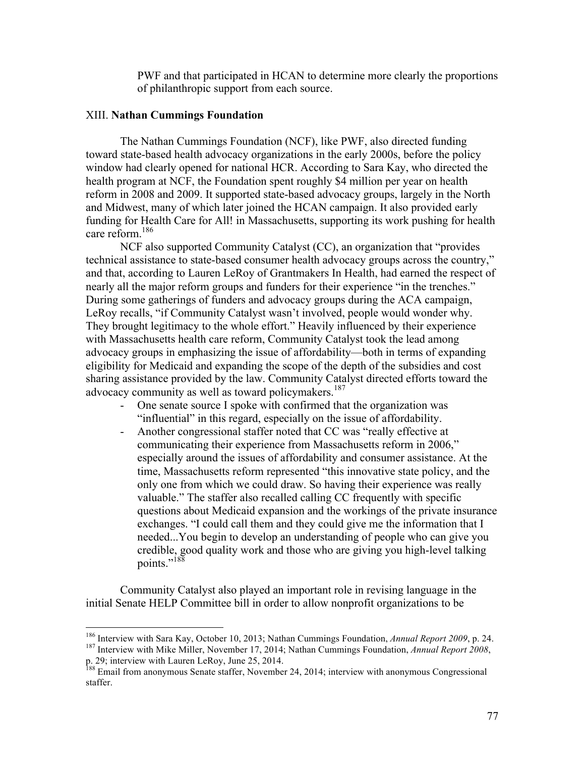PWF and that participated in HCAN to determine more clearly the proportions of philanthropic support from each source.

## XIII. Nathan Cummings Foundation

The Nathan Cummings Foundation (NCF), like PWF, also directed funding toward state-based health advocacy organizations in the early 2000s, before the policy window had clearly opened for national HCR. According to Sara Kay, who directed the health program at NCF, the Foundation spent roughly $4 million per year on health reform in 2008 and 2009. It supported state-based advocacy groups, largely in the North and Midwest, many of which later joined the HCAN campaign. It also provided early funding for Health Care for All! in Massachusetts, supporting its work pushing for health care reform.[186]

NCF also supported Community Catalyst (CC), an organization that "provides technical assistance to state-based consumer health advocacy groups across the country," and that, according to Lauren LeRoy of Grantmakers In Health, had earned the respect of nearly all the major reform groups and funders for their experience "in the trenches." During some gatherings of funders and advocacy groups during the ACA campaign, LeRoy recalls, "if Community Catalyst wasn't involved, people would wonder why. They brought legitimacy to the whole effort." Heavily influenced by their experience with Massachusetts health care reform, Community Catalyst took the lead among advocacy groups in emphasizing the issue of affordability—both in terms of expanding eligibility for Medicaid and expanding the scope of the depth of the subsidies and cost sharing assistance provided by the law. Community Catalyst directed efforts toward the advocacy community as well as toward policymakers.[187]

- One senate source I spoke with confirmed that the organization was "influential" in this regard, especially on the issue of affordability.
- Another congressional staffer noted that CC was "really effective at communicating their experience from Massachusetts reform in 2006," especially around the issues of affordability and consumer assistance. At the time, Massachusetts reform represented "this innovative state policy, and the only one from which we could draw. So having their experience was really valuable." The staffer also recalled calling CC frequently with specific questions about Medicaid expansion and the workings of the private insurance exchanges. "I could call them and they could give me the information that I needed...You begin to develop an understanding of people who can give you credible, good quality work and those who are giving you high-level talking points."[188]

Community Catalyst also played an important role in revising language in the initial Senate HELP Committee bill in order to allow nonprofit organizations to be

---

[186] Interview with Sara Kay, October 10, 2013; Nathan Cummings Foundation, *Annual Report 2009*, p. 24.

[187] Interview with Mike Miller, November 17, 2014; Nathan Cummings Foundation, *Annual Report 2008*, p. 29; interview with Lauren LeRoy, June 25, 2014.

[188] Email from anonymous Senate staffer, November 24, 2014; interview with anonymous Congressional staffer.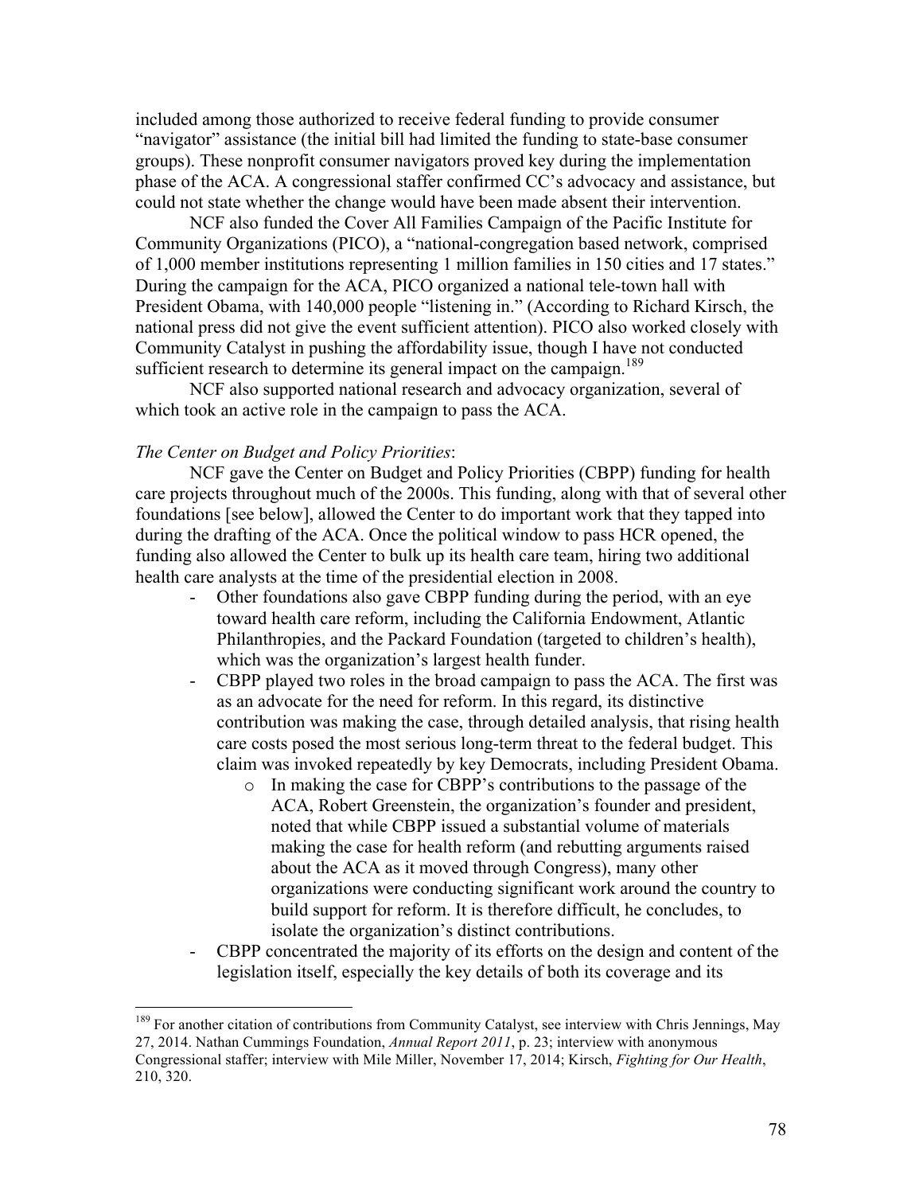included among those authorized to receive federal funding to provide consumer "navigator" assistance (the initial bill had limited the funding to state-base consumer groups). These nonprofit consumer navigators proved key during the implementation phase of the ACA. A congressional staffer confirmed CC's advocacy and assistance, but could not state whether the change would have been made absent their intervention.

NCF also funded the Cover All Families Campaign of the Pacific Institute for Community Organizations (PICO), a "national-congregation based network, comprised of 1,000 member institutions representing 1 million families in 150 cities and 17 states." During the campaign for the ACA, PICO organized a national tele-town hall with President Obama, with 140,000 people "listening in." (According to Richard Kirsch, the national press did not give the event sufficient attention). PICO also worked closely with Community Catalyst in pushing the affordability issue, though I have not conducted sufficient research to determine its general impact on the campaign.[189]

NCF also supported national research and advocacy organization, several of which took an active role in the campaign to pass the ACA.

*The Center on Budget and Policy Priorities*:

NCF gave the Center on Budget and Policy Priorities (CBPP) funding for health care projects throughout much of the 2000s. This funding, along with that of several other foundations [see below], allowed the Center to do important work that they tapped into during the drafting of the ACA. Once the political window to pass HCR opened, the funding also allowed the Center to bulk up its health care team, hiring two additional health care analysts at the time of the presidential election in 2008.

- Other foundations also gave CBPP funding during the period, with an eye toward health care reform, including the California Endowment, Atlantic Philanthropies, and the Packard Foundation (targeted to children's health), which was the organization's largest health funder.
- CBPP played two roles in the broad campaign to pass the ACA. The first was as an advocate for the need for reform. In this regard, its distinctive contribution was making the case, through detailed analysis, that rising health care costs posed the most serious long-term threat to the federal budget. This claim was invoked repeatedly by key Democrats, including President Obama.
  - In making the case for CBPP's contributions to the passage of the ACA, Robert Greenstein, the organization's founder and president, noted that while CBPP issued a substantial volume of materials making the case for health reform (and rebutting arguments raised about the ACA as it moved through Congress), many other organizations were conducting significant work around the country to build support for reform. It is therefore difficult, he concludes, to isolate the organization's distinct contributions.
- CBPP concentrated the majority of its efforts on the design and content of the legislation itself, especially the key details of both its coverage and its

[189] For another citation of contributions from Community Catalyst, see interview with Chris Jennings, May 27, 2014. Nathan Cummings Foundation, *Annual Report 2011*, p. 23; interview with anonymous Congressional staffer; interview with Mile Miller, November 17, 2014; Kirsch, *Fighting for Our Health*, 210, 320.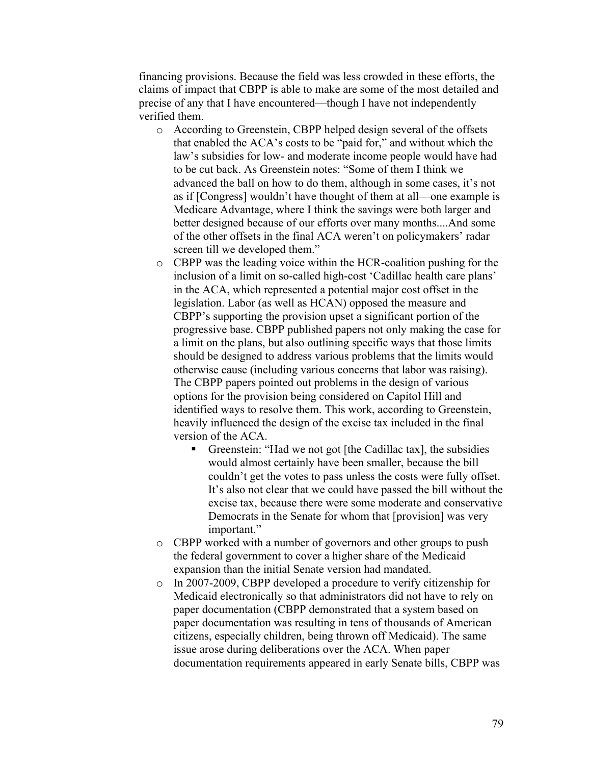financing provisions. Because the field was less crowded in these efforts, the claims of impact that CBPP is able to make are some of the most detailed and precise of any that I have encountered—though I have not independently verified them.

- According to Greenstein, CBPP helped design several of the offsets that enabled the ACA's costs to be "paid for," and without which the law's subsidies for low- and moderate income people would have had to be cut back. As Greenstein notes: "Some of them I think we advanced the ball on how to do them, although in some cases, it's not as if [Congress] wouldn't have thought of them at all—one example is Medicare Advantage, where I think the savings were both larger and better designed because of our efforts over many months....And some of the other offsets in the final ACA weren't on policymakers' radar screen till we developed them."
- CBPP was the leading voice within the HCR-coalition pushing for the inclusion of a limit on so-called high-cost 'Cadillac health care plans' in the ACA, which represented a potential major cost offset in the legislation. Labor (as well as HCAN) opposed the measure and CBPP's supporting the provision upset a significant portion of the progressive base. CBPP published papers not only making the case for a limit on the plans, but also outlining specific ways that those limits should be designed to address various problems that the limits would otherwise cause (including various concerns that labor was raising). The CBPP papers pointed out problems in the design of various options for the provision being considered on Capitol Hill and identified ways to resolve them. This work, according to Greenstein, heavily influenced the design of the excise tax included in the final version of the ACA.
  - Greenstein: "Had we not got [the Cadillac tax], the subsidies would almost certainly have been smaller, because the bill couldn't get the votes to pass unless the costs were fully offset. It's also not clear that we could have passed the bill without the excise tax, because there were some moderate and conservative Democrats in the Senate for whom that [provision] was very important."
- CBPP worked with a number of governors and other groups to push the federal government to cover a higher share of the Medicaid expansion than the initial Senate version had mandated.
- In 2007-2009, CBPP developed a procedure to verify citizenship for Medicaid electronically so that administrators did not have to rely on paper documentation (CBPP demonstrated that a system based on paper documentation was resulting in tens of thousands of American citizens, especially children, being thrown off Medicaid). The same issue arose during deliberations over the ACA. When paper documentation requirements appeared in early Senate bills, CBPP was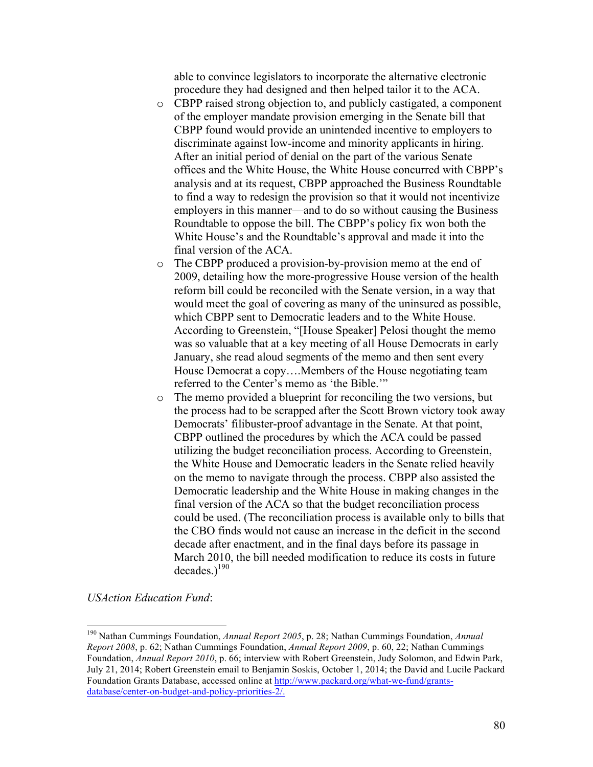able to convince legislators to incorporate the alternative electronic procedure they had designed and then helped tailor it to the ACA.

- CBPP raised strong objection to, and publicly castigated, a component of the employer mandate provision emerging in the Senate bill that CBPP found would provide an unintended incentive to employers to discriminate against low-income and minority applicants in hiring. After an initial period of denial on the part of the various Senate offices and the White House, the White House concurred with CBPP's analysis and at its request, CBPP approached the Business Roundtable to find a way to redesign the provision so that it would not incentivize employers in this manner—and to do so without causing the Business Roundtable to oppose the bill. The CBPP's policy fix won both the White House's and the Roundtable's approval and made it into the final version of the ACA.
- The CBPP produced a provision-by-provision memo at the end of 2009, detailing how the more-progressive House version of the health reform bill could be reconciled with the Senate version, in a way that would meet the goal of covering as many of the uninsured as possible, which CBPP sent to Democratic leaders and to the White House. According to Greenstein, "[House Speaker] Pelosi thought the memo was so valuable that at a key meeting of all House Democrats in early January, she read aloud segments of the memo and then sent every House Democrat a copy….Members of the House negotiating team referred to the Center's memo as 'the Bible.'"
- The memo provided a blueprint for reconciling the two versions, but the process had to be scrapped after the Scott Brown victory took away Democrats' filibuster-proof advantage in the Senate. At that point, CBPP outlined the procedures by which the ACA could be passed utilizing the budget reconciliation process. According to Greenstein, the White House and Democratic leaders in the Senate relied heavily on the memo to navigate through the process. CBPP also assisted the Democratic leadership and the White House in making changes in the final version of the ACA so that the budget reconciliation process could be used. (The reconciliation process is available only to bills that the CBO finds would not cause an increase in the deficit in the second decade after enactment, and in the final days before its passage in March 2010, the bill needed modification to reduce its costs in future decades.)[190]

*USAction Education Fund*:

[190] Nathan Cummings Foundation, *Annual Report 2005*, p. 28; Nathan Cummings Foundation, *Annual Report 2008*, p. 62; Nathan Cummings Foundation, *Annual Report 2009*, p. 60, 22; Nathan Cummings Foundation, *Annual Report 2010*, p. 66; interview with Robert Greenstein, Judy Solomon, and Edwin Park, July 21, 2014; Robert Greenstein email to Benjamin Soskis, October 1, 2014; the David and Lucile Packard Foundation Grants Database, accessed online at http://www.packard.org/what-we-fund/grants-database/center-on-budget-and-policy-priorities-2/.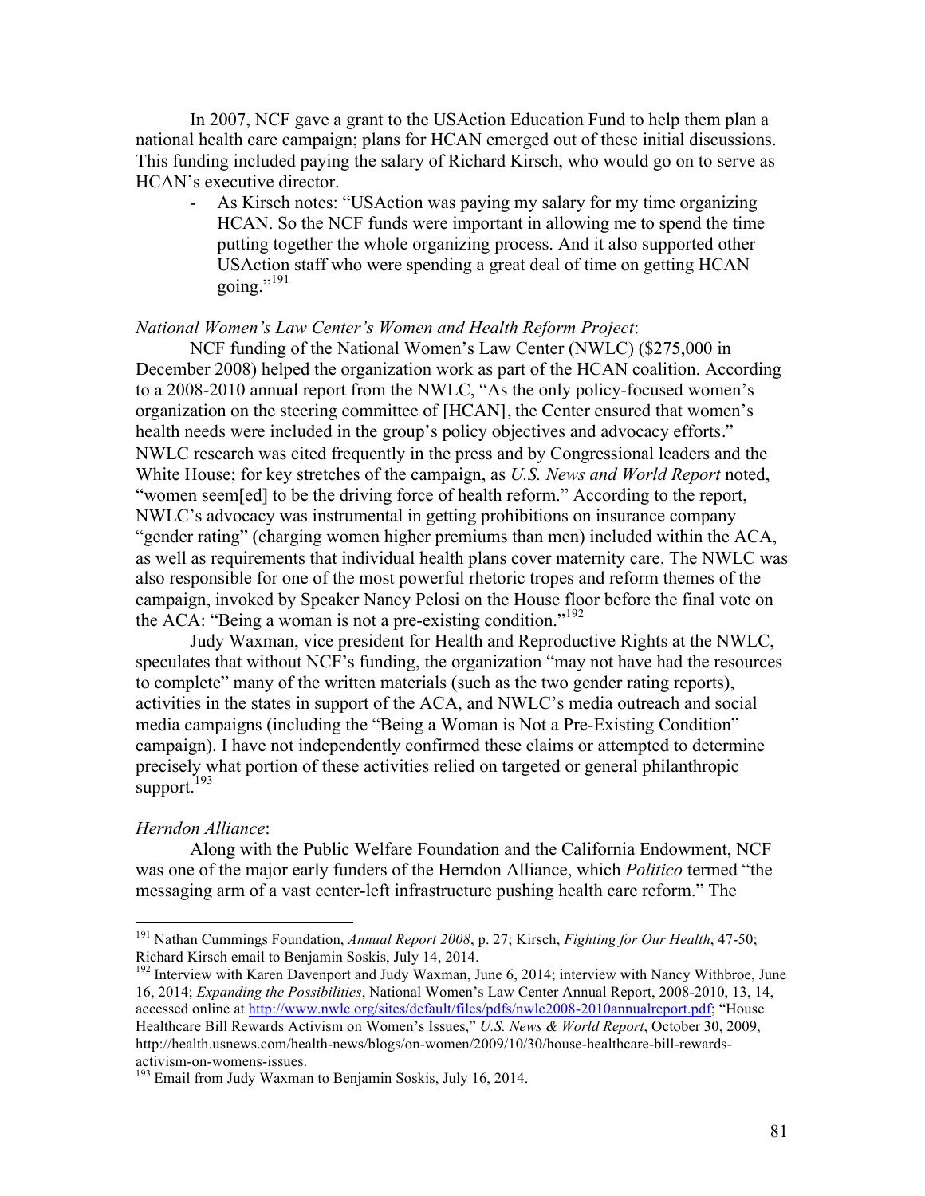In 2007, NCF gave a grant to the USAction Education Fund to help them plan a national health care campaign; plans for HCAN emerged out of these initial discussions. This funding included paying the salary of Richard Kirsch, who would go on to serve as HCAN's executive director.

- As Kirsch notes: "USAction was paying my salary for my time organizing HCAN. So the NCF funds were important in allowing me to spend the time putting together the whole organizing process. And it also supported other USAction staff who were spending a great deal of time on getting HCAN going."[191]

*National Women's Law Center's Women and Health Reform Project*:

NCF funding of the National Women's Law Center (NWLC) ($275,000 in December 2008) helped the organization work as part of the HCAN coalition. According to a 2008-2010 annual report from the NWLC, "As the only policy-focused women's organization on the steering committee of [HCAN], the Center ensured that women's health needs were included in the group's policy objectives and advocacy efforts." NWLC research was cited frequently in the press and by Congressional leaders and the White House; for key stretches of the campaign, as *U.S. News and World Report* noted, "women seem[ed] to be the driving force of health reform." According to the report, NWLC's advocacy was instrumental in getting prohibitions on insurance company "gender rating" (charging women higher premiums than men) included within the ACA, as well as requirements that individual health plans cover maternity care. The NWLC was also responsible for one of the most powerful rhetoric tropes and reform themes of the campaign, invoked by Speaker Nancy Pelosi on the House floor before the final vote on the ACA: "Being a woman is not a pre-existing condition."[192]

Judy Waxman, vice president for Health and Reproductive Rights at the NWLC, speculates that without NCF's funding, the organization "may not have had the resources to complete" many of the written materials (such as the two gender rating reports), activities in the states in support of the ACA, and NWLC's media outreach and social media campaigns (including the "Being a Woman is Not a Pre-Existing Condition" campaign). I have not independently confirmed these claims or attempted to determine precisely what portion of these activities relied on targeted or general philanthropic support.[193]

*Herndon Alliance*:

Along with the Public Welfare Foundation and the California Endowment, NCF was one of the major early funders of the Herndon Alliance, which *Politico* termed "the messaging arm of a vast center-left infrastructure pushing health care reform." The

---

[191] Nathan Cummings Foundation, *Annual Report 2008*, p. 27; Kirsch, *Fighting for Our Health*, 47-50; Richard Kirsch email to Benjamin Soskis, July 14, 2014.

[192] Interview with Karen Davenport and Judy Waxman, June 6, 2014; interview with Nancy Withbroe, June 16, 2014; *Expanding the Possibilities*, National Women's Law Center Annual Report, 2008-2010, 13, 14, accessed online at http://www.nwlc.org/sites/default/files/pdfs/nwlc2008-2010annualreport.pdf; "House Healthcare Bill Rewards Activism on Women's Issues," *U.S. News & World Report*, October 30, 2009, http://health.usnews.com/health-news/blogs/on-women/2009/10/30/house-healthcare-bill-rewards-activism-on-womens-issues.

[193] Email from Judy Waxman to Benjamin Soskis, July 16, 2014.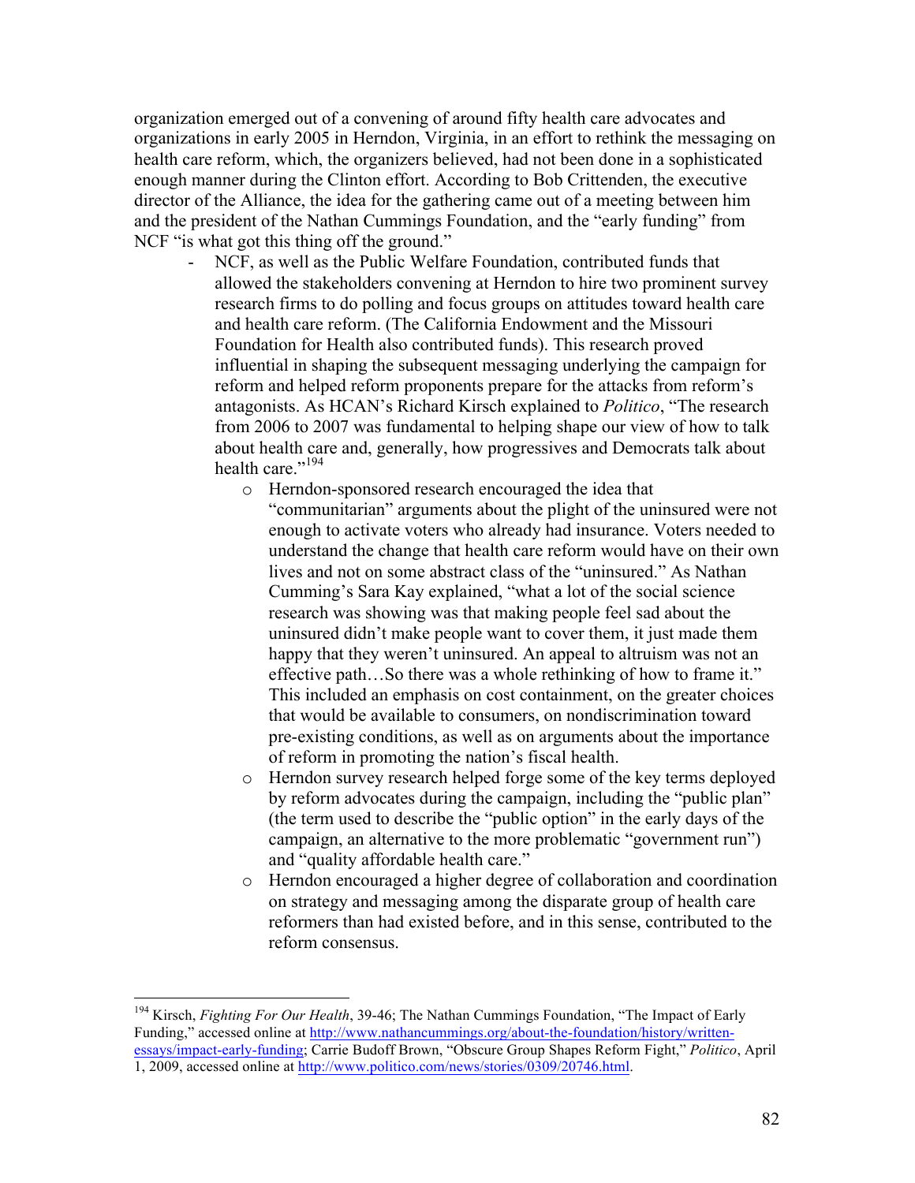organization emerged out of a convening of around fifty health care advocates and organizations in early 2005 in Herndon, Virginia, in an effort to rethink the messaging on health care reform, which, the organizers believed, had not been done in a sophisticated enough manner during the Clinton effort. According to Bob Crittenden, the executive director of the Alliance, the idea for the gathering came out of a meeting between him and the president of the Nathan Cummings Foundation, and the "early funding" from NCF "is what got this thing off the ground."

- NCF, as well as the Public Welfare Foundation, contributed funds that allowed the stakeholders convening at Herndon to hire two prominent survey research firms to do polling and focus groups on attitudes toward health care and health care reform. (The California Endowment and the Missouri Foundation for Health also contributed funds). This research proved influential in shaping the subsequent messaging underlying the campaign for reform and helped reform proponents prepare for the attacks from reform's antagonists. As HCAN's Richard Kirsch explained to *Politico*, "The research from 2006 to 2007 was fundamental to helping shape our view of how to talk about health care and, generally, how progressives and Democrats talk about health care."[194]
    - Herndon-sponsored research encouraged the idea that "communitarian" arguments about the plight of the uninsured were not enough to activate voters who already had insurance. Voters needed to understand the change that health care reform would have on their own lives and not on some abstract class of the "uninsured." As Nathan Cumming's Sara Kay explained, "what a lot of the social science research was showing was that making people feel sad about the uninsured didn't make people want to cover them, it just made them happy that they weren't uninsured. An appeal to altruism was not an effective path…So there was a whole rethinking of how to frame it." This included an emphasis on cost containment, on the greater choices that would be available to consumers, on nondiscrimination toward pre-existing conditions, as well as on arguments about the importance of reform in promoting the nation's fiscal health.
    - Herndon survey research helped forge some of the key terms deployed by reform advocates during the campaign, including the "public plan" (the term used to describe the "public option" in the early days of the campaign, an alternative to the more problematic "government run") and "quality affordable health care."
    - Herndon encouraged a higher degree of collaboration and coordination on strategy and messaging among the disparate group of health care reformers than had existed before, and in this sense, contributed to the reform consensus.

---

[194] Kirsch, *Fighting For Our Health*, 39-46; The Nathan Cummings Foundation, "The Impact of Early Funding," accessed online at http://www.nathancummings.org/about-the-foundation/history/written-essays/impact-early-funding; Carrie Budoff Brown, "Obscure Group Shapes Reform Fight," *Politico*, April 1, 2009, accessed online at http://www.politico.com/news/stories/0309/20746.html.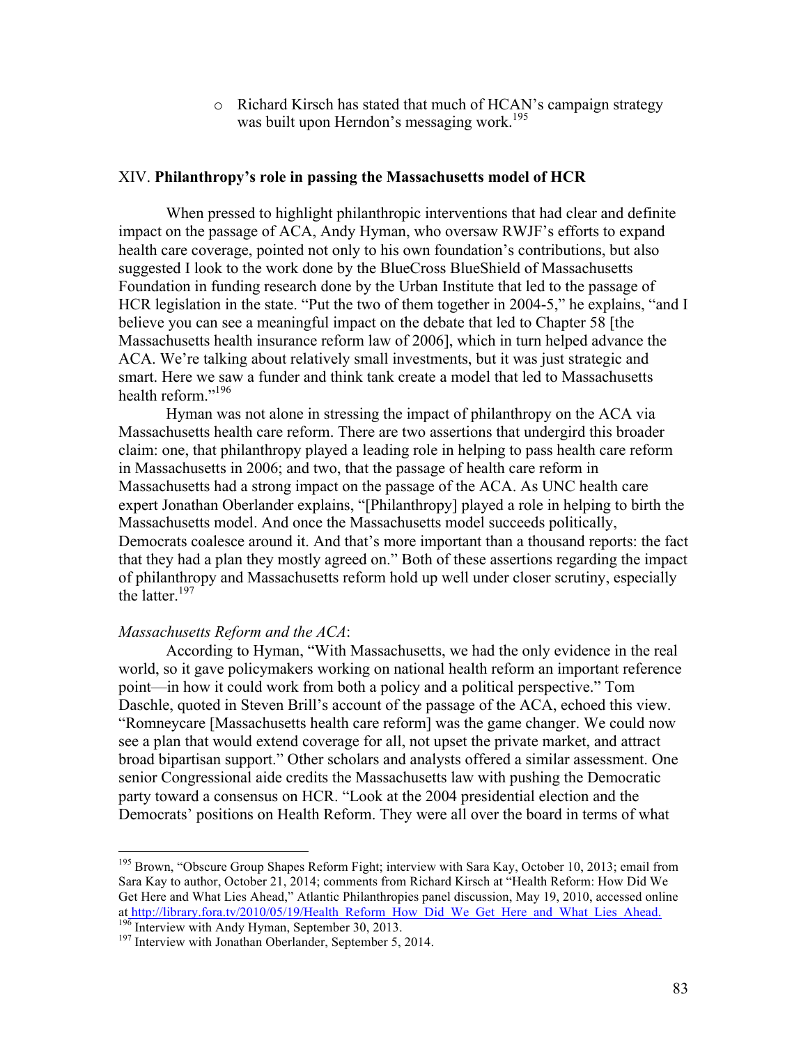- Richard Kirsch has stated that much of HCAN's campaign strategy was built upon Herndon's messaging work.[195]

## XIV. **Philanthropy's role in passing the Massachusetts model of HCR**

When pressed to highlight philanthropic interventions that had clear and definite impact on the passage of ACA, Andy Hyman, who oversaw RWJF's efforts to expand health care coverage, pointed not only to his own foundation's contributions, but also suggested I look to the work done by the BlueCross BlueShield of Massachusetts Foundation in funding research done by the Urban Institute that led to the passage of HCR legislation in the state. "Put the two of them together in 2004-5," he explains, "and I believe you can see a meaningful impact on the debate that led to Chapter 58 [the Massachusetts health insurance reform law of 2006], which in turn helped advance the ACA. We're talking about relatively small investments, but it was just strategic and smart. Here we saw a funder and think tank create a model that led to Massachusetts health reform."[196]

Hyman was not alone in stressing the impact of philanthropy on the ACA via Massachusetts health care reform. There are two assertions that undergird this broader claim: one, that philanthropy played a leading role in helping to pass health care reform in Massachusetts in 2006; and two, that the passage of health care reform in Massachusetts had a strong impact on the passage of the ACA. As UNC health care expert Jonathan Oberlander explains, "[Philanthropy] played a role in helping to birth the Massachusetts model. And once the Massachusetts model succeeds politically, Democrats coalesce around it. And that's more important than a thousand reports: the fact that they had a plan they mostly agreed on." Both of these assertions regarding the impact of philanthropy and Massachusetts reform hold up well under closer scrutiny, especially the latter.[197]

*Massachusetts Reform and the ACA*:

According to Hyman, "With Massachusetts, we had the only evidence in the real world, so it gave policymakers working on national health reform an important reference point—in how it could work from both a policy and a political perspective." Tom Daschle, quoted in Steven Brill's account of the passage of the ACA, echoed this view. "Romneycare [Massachusetts health care reform] was the game changer. We could now see a plan that would extend coverage for all, not upset the private market, and attract broad bipartisan support." Other scholars and analysts offered a similar assessment. One senior Congressional aide credits the Massachusetts law with pushing the Democratic party toward a consensus on HCR. "Look at the 2004 presidential election and the Democrats' positions on Health Reform. They were all over the board in terms of what

---

[195] Brown, "Obscure Group Shapes Reform Fight; interview with Sara Kay, October 10, 2013; email from Sara Kay to author, October 21, 2014; comments from Richard Kirsch at "Health Reform: How Did We Get Here and What Lies Ahead," Atlantic Philanthropies panel discussion, May 19, 2010, accessed online at http://library.fora.tv/2010/05/19/Health_Reform_How_Did_We_Get_Here_and_What_Lies_Ahead.

[196] Interview with Andy Hyman, September 30, 2013.

[197] Interview with Jonathan Oberlander, September 5, 2014.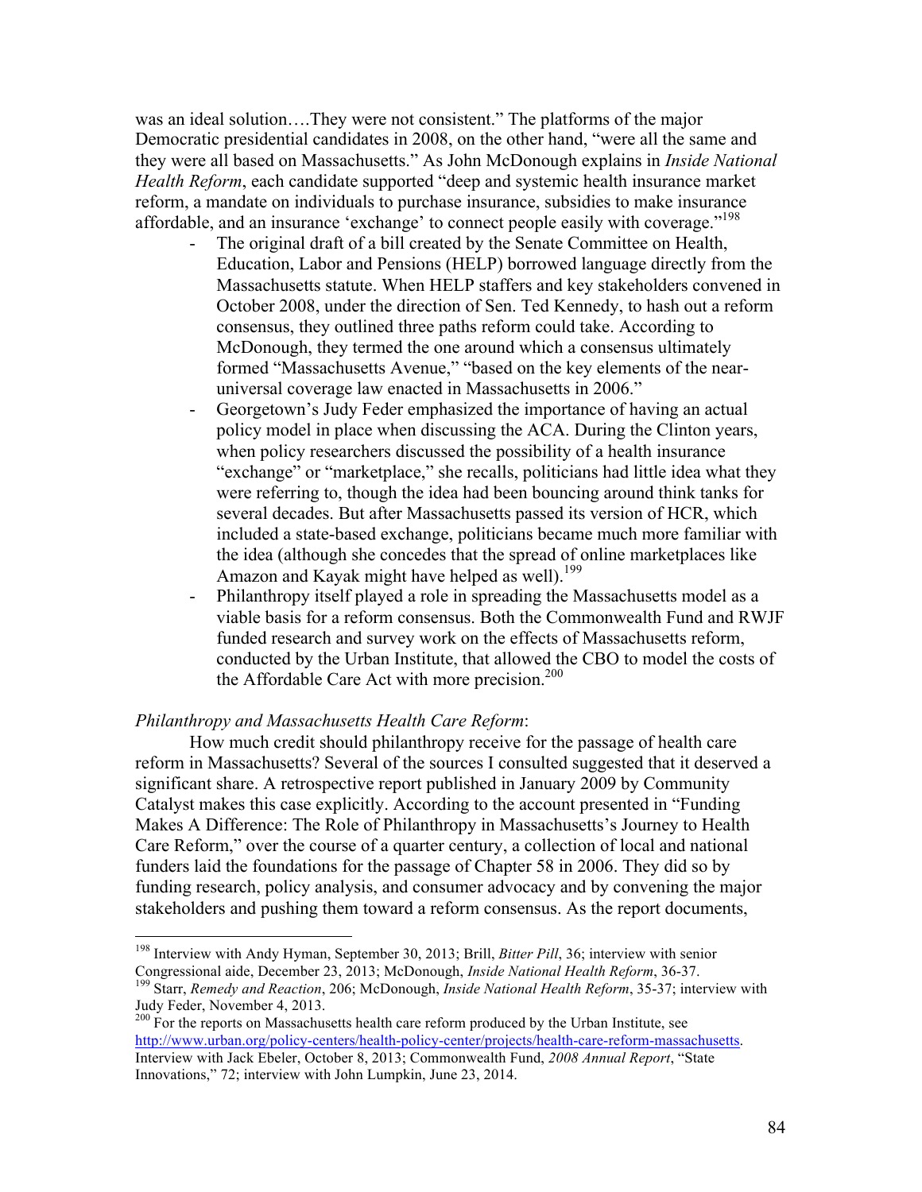was an ideal solution….They were not consistent." The platforms of the major Democratic presidential candidates in 2008, on the other hand, "were all the same and they were all based on Massachusetts." As John McDonough explains in *Inside National Health Reform*, each candidate supported "deep and systemic health insurance market reform, a mandate on individuals to purchase insurance, subsidies to make insurance affordable, and an insurance 'exchange' to connect people easily with coverage."[198]

- The original draft of a bill created by the Senate Committee on Health, Education, Labor and Pensions (HELP) borrowed language directly from the Massachusetts statute. When HELP staffers and key stakeholders convened in October 2008, under the direction of Sen. Ted Kennedy, to hash out a reform consensus, they outlined three paths reform could take. According to McDonough, they termed the one around which a consensus ultimately formed "Massachusetts Avenue," "based on the key elements of the near-universal coverage law enacted in Massachusetts in 2006."
- Georgetown's Judy Feder emphasized the importance of having an actual policy model in place when discussing the ACA. During the Clinton years, when policy researchers discussed the possibility of a health insurance "exchange" or "marketplace," she recalls, politicians had little idea what they were referring to, though the idea had been bouncing around think tanks for several decades. But after Massachusetts passed its version of HCR, which included a state-based exchange, politicians became much more familiar with the idea (although she concedes that the spread of online marketplaces like Amazon and Kayak might have helped as well).[199]
- Philanthropy itself played a role in spreading the Massachusetts model as a viable basis for a reform consensus. Both the Commonwealth Fund and RWJF funded research and survey work on the effects of Massachusetts reform, conducted by the Urban Institute, that allowed the CBO to model the costs of the Affordable Care Act with more precision.[200]

*Philanthropy and Massachusetts Health Care Reform*:

How much credit should philanthropy receive for the passage of health care reform in Massachusetts? Several of the sources I consulted suggested that it deserved a significant share. A retrospective report published in January 2009 by Community Catalyst makes this case explicitly. According to the account presented in "Funding Makes A Difference: The Role of Philanthropy in Massachusetts's Journey to Health Care Reform," over the course of a quarter century, a collection of local and national funders laid the foundations for the passage of Chapter 58 in 2006. They did so by funding research, policy analysis, and consumer advocacy and by convening the major stakeholders and pushing them toward a reform consensus. As the report documents,

---

[198] Interview with Andy Hyman, September 30, 2013; Brill, *Bitter Pill*, 36; interview with senior Congressional aide, December 23, 2013; McDonough, *Inside National Health Reform*, 36-37.

[199] Starr, *Remedy and Reaction*, 206; McDonough, *Inside National Health Reform*, 35-37; interview with Judy Feder, November 4, 2013.

[200] For the reports on Massachusetts health care reform produced by the Urban Institute, see http://www.urban.org/policy-centers/health-policy-center/projects/health-care-reform-massachusetts. Interview with Jack Ebeler, October 8, 2013; Commonwealth Fund, *2008 Annual Report*, "State Innovations," 72; interview with John Lumpkin, June 23, 2014.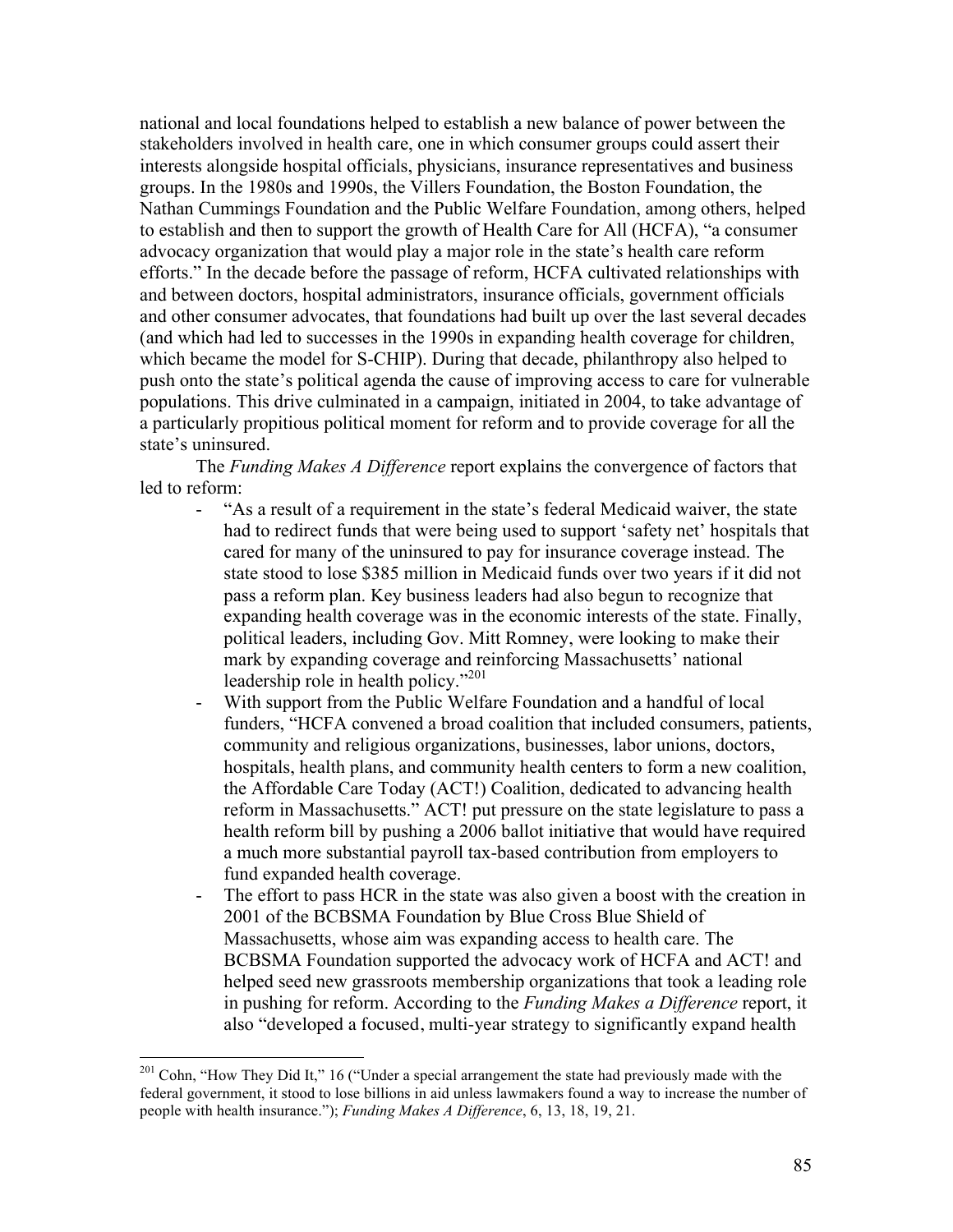national and local foundations helped to establish a new balance of power between the stakeholders involved in health care, one in which consumer groups could assert their interests alongside hospital officials, physicians, insurance representatives and business groups. In the 1980s and 1990s, the Villers Foundation, the Boston Foundation, the Nathan Cummings Foundation and the Public Welfare Foundation, among others, helped to establish and then to support the growth of Health Care for All (HCFA), "a consumer advocacy organization that would play a major role in the state's health care reform efforts." In the decade before the passage of reform, HCFA cultivated relationships with and between doctors, hospital administrators, insurance officials, government officials and other consumer advocates, that foundations had built up over the last several decades (and which had led to successes in the 1990s in expanding health coverage for children, which became the model for S-CHIP). During that decade, philanthropy also helped to push onto the state's political agenda the cause of improving access to care for vulnerable populations. This drive culminated in a campaign, initiated in 2004, to take advantage of a particularly propitious political moment for reform and to provide coverage for all the state's uninsured.

The *Funding Makes A Difference* report explains the convergence of factors that led to reform:

- "As a result of a requirement in the state's federal Medicaid waiver, the state had to redirect funds that were being used to support 'safety net' hospitals that cared for many of the uninsured to pay for insurance coverage instead. The state stood to lose $385 million in Medicaid funds over two years if it did not pass a reform plan. Key business leaders had also begun to recognize that expanding health coverage was in the economic interests of the state. Finally, political leaders, including Gov. Mitt Romney, were looking to make their mark by expanding coverage and reinforcing Massachusetts' national leadership role in health policy."[201]
- With support from the Public Welfare Foundation and a handful of local funders, "HCFA convened a broad coalition that included consumers, patients, community and religious organizations, businesses, labor unions, doctors, hospitals, health plans, and community health centers to form a new coalition, the Affordable Care Today (ACT!) Coalition, dedicated to advancing health reform in Massachusetts." ACT! put pressure on the state legislature to pass a health reform bill by pushing a 2006 ballot initiative that would have required a much more substantial payroll tax-based contribution from employers to fund expanded health coverage.
- The effort to pass HCR in the state was also given a boost with the creation in 2001 of the BCBSMA Foundation by Blue Cross Blue Shield of Massachusetts, whose aim was expanding access to health care. The BCBSMA Foundation supported the advocacy work of HCFA and ACT! and helped seed new grassroots membership organizations that took a leading role in pushing for reform. According to the *Funding Makes a Difference* report, it also "developed a focused, multi-year strategy to significantly expand health

---

[201] Cohn, "How They Did It," 16 ("Under a special arrangement the state had previously made with the federal government, it stood to lose billions in aid unless lawmakers found a way to increase the number of people with health insurance."); *Funding Makes A Difference*, 6, 13, 18, 19, 21.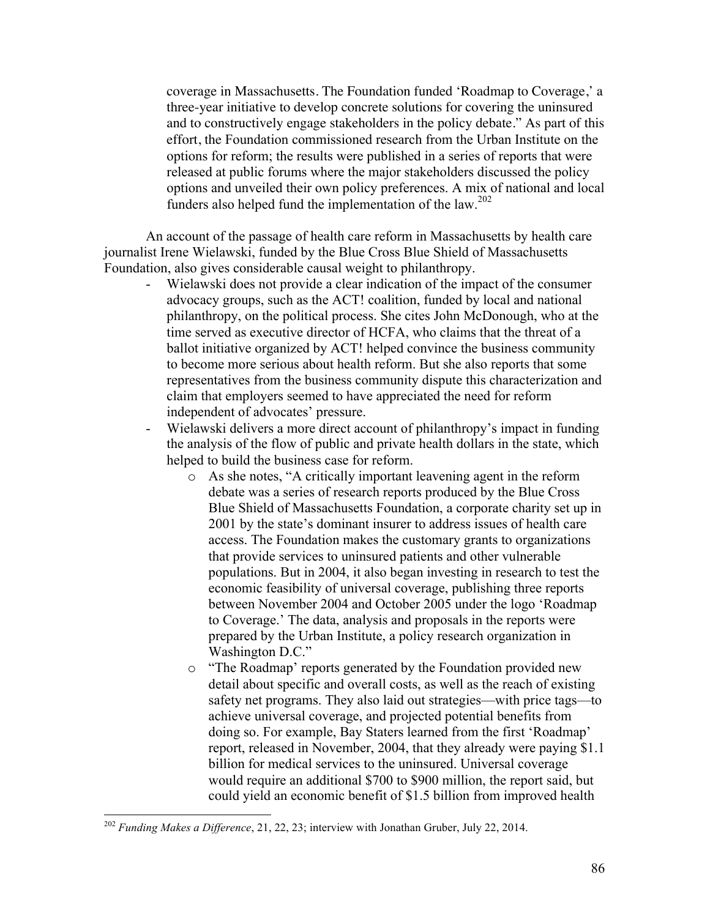coverage in Massachusetts. The Foundation funded 'Roadmap to Coverage,' a three-year initiative to develop concrete solutions for covering the uninsured and to constructively engage stakeholders in the policy debate." As part of this effort, the Foundation commissioned research from the Urban Institute on the options for reform; the results were published in a series of reports that were released at public forums where the major stakeholders discussed the policy options and unveiled their own policy preferences. A mix of national and local funders also helped fund the implementation of the law.[202]

An account of the passage of health care reform in Massachusetts by health care journalist Irene Wielawski, funded by the Blue Cross Blue Shield of Massachusetts Foundation, also gives considerable causal weight to philanthropy.

- Wielawski does not provide a clear indication of the impact of the consumer advocacy groups, such as the ACT! coalition, funded by local and national philanthropy, on the political process. She cites John McDonough, who at the time served as executive director of HCFA, who claims that the threat of a ballot initiative organized by ACT! helped convince the business community to become more serious about health reform. But she also reports that some representatives from the business community dispute this characterization and claim that employers seemed to have appreciated the need for reform independent of advocates' pressure.
- Wielawski delivers a more direct account of philanthropy's impact in funding the analysis of the flow of public and private health dollars in the state, which helped to build the business case for reform.
    - As she notes, "A critically important leavening agent in the reform debate was a series of research reports produced by the Blue Cross Blue Shield of Massachusetts Foundation, a corporate charity set up in 2001 by the state's dominant insurer to address issues of health care access. The Foundation makes the customary grants to organizations that provide services to uninsured patients and other vulnerable populations. But in 2004, it also began investing in research to test the economic feasibility of universal coverage, publishing three reports between November 2004 and October 2005 under the logo 'Roadmap to Coverage.' The data, analysis and proposals in the reports were prepared by the Urban Institute, a policy research organization in Washington D.C."
    - "The Roadmap' reports generated by the Foundation provided new detail about specific and overall costs, as well as the reach of existing safety net programs. They also laid out strategies—with price tags—to achieve universal coverage, and projected potential benefits from doing so. For example, Bay Staters learned from the first 'Roadmap' report, released in November, 2004, that they already were paying $1.1 billion for medical services to the uninsured. Universal coverage would require an additional $700 to $900 million, the report said, but could yield an economic benefit of $1.5 billion from improved health

[202] *Funding Makes a Difference*, 21, 22, 23; interview with Jonathan Gruber, July 22, 2014.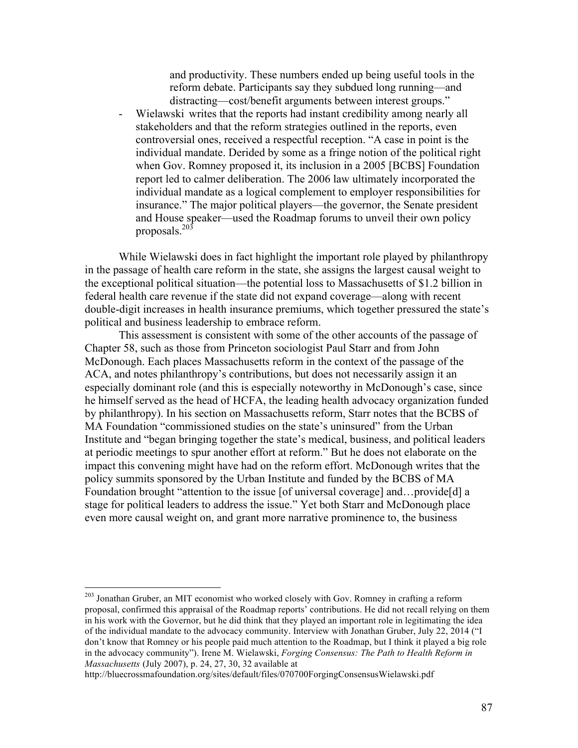> and productivity. These numbers ended up being useful tools in the reform debate. Participants say they subdued long running—and distracting—cost/benefit arguments between interest groups."

- Wielawski writes that the reports had instant credibility among nearly all stakeholders and that the reform strategies outlined in the reports, even controversial ones, received a respectful reception. "A case in point is the individual mandate. Derided by some as a fringe notion of the political right when Gov. Romney proposed it, its inclusion in a 2005 [BCBS] Foundation report led to calmer deliberation. The 2006 law ultimately incorporated the individual mandate as a logical complement to employer responsibilities for insurance." The major political players—the governor, the Senate president and House speaker—used the Roadmap forums to unveil their own policy proposals.[203]

While Wielawski does in fact highlight the important role played by philanthropy in the passage of health care reform in the state, she assigns the largest causal weight to the exceptional political situation—the potential loss to Massachusetts of $1.2 billion in federal health care revenue if the state did not expand coverage—along with recent double-digit increases in health insurance premiums, which together pressured the state's political and business leadership to embrace reform.

This assessment is consistent with some of the other accounts of the passage of Chapter 58, such as those from Princeton sociologist Paul Starr and from John McDonough. Each places Massachusetts reform in the context of the passage of the ACA, and notes philanthropy's contributions, but does not necessarily assign it an especially dominant role (and this is especially noteworthy in McDonough's case, since he himself served as the head of HCFA, the leading health advocacy organization funded by philanthropy). In his section on Massachusetts reform, Starr notes that the BCBS of MA Foundation "commissioned studies on the state's uninsured" from the Urban Institute and "began bringing together the state's medical, business, and political leaders at periodic meetings to spur another effort at reform." But he does not elaborate on the impact this convening might have had on the reform effort. McDonough writes that the policy summits sponsored by the Urban Institute and funded by the BCBS of MA Foundation brought "attention to the issue [of universal coverage] and…provide[d] a stage for political leaders to address the issue." Yet both Starr and McDonough place even more causal weight on, and grant more narrative prominence to, the business

---

[203] Jonathan Gruber, an MIT economist who worked closely with Gov. Romney in crafting a reform proposal, confirmed this appraisal of the Roadmap reports' contributions. He did not recall relying on them in his work with the Governor, but he did think that they played an important role in legitimating the idea of the individual mandate to the advocacy community. Interview with Jonathan Gruber, July 22, 2014 ("I don't know that Romney or his people paid much attention to the Roadmap, but I think it played a big role in the advocacy community"). Irene M. Wielawski, *Forging Consensus: The Path to Health Reform in Massachusetts* (July 2007), p. 24, 27, 30, 32 available at http://bluecrossmafoundation.org/sites/default/files/070700ForgingConsensusWielawski.pdf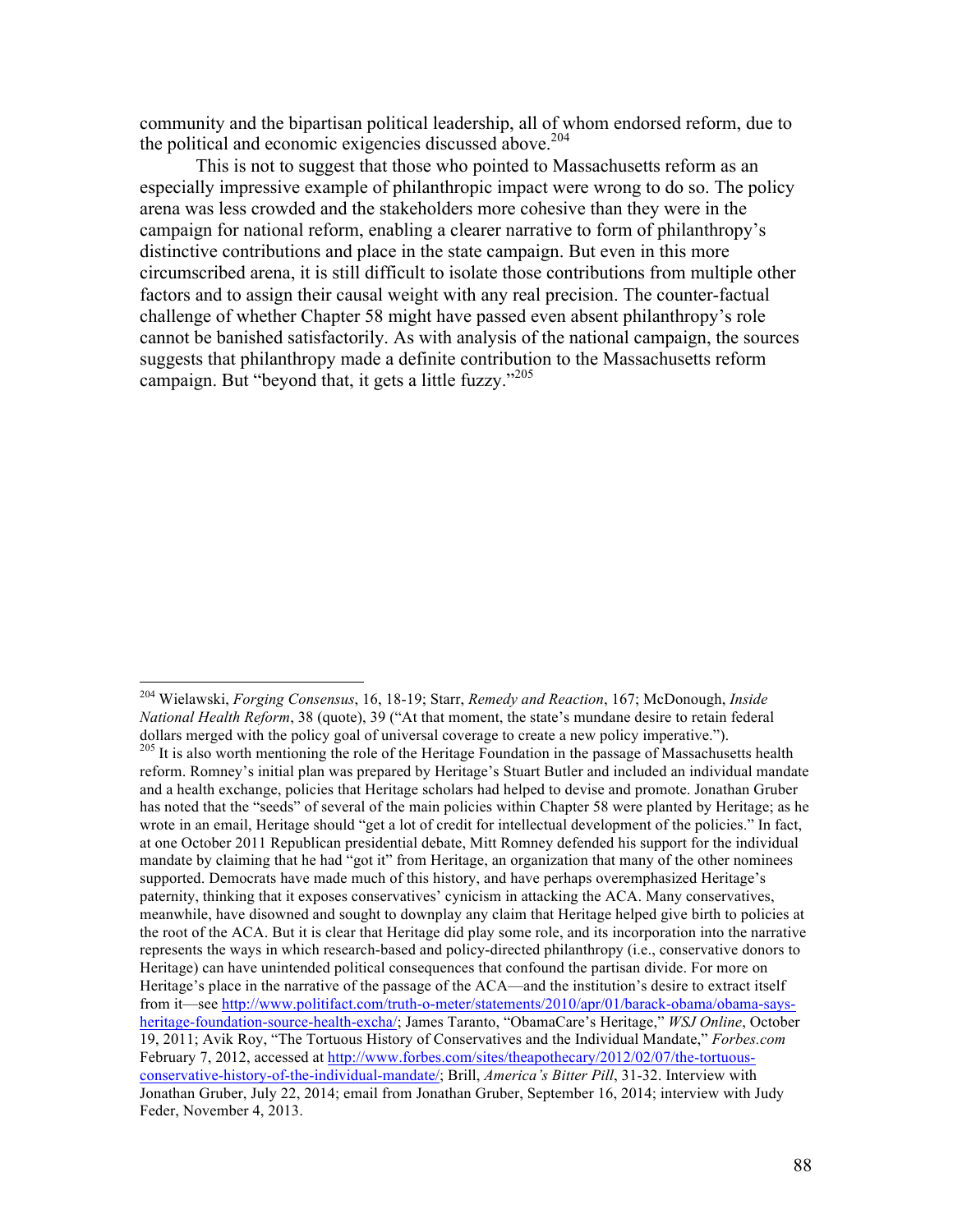community and the bipartisan political leadership, all of whom endorsed reform, due to the political and economic exigencies discussed above.[204]

This is not to suggest that those who pointed to Massachusetts reform as an especially impressive example of philanthropic impact were wrong to do so. The policy arena was less crowded and the stakeholders more cohesive than they were in the campaign for national reform, enabling a clearer narrative to form of philanthropy's distinctive contributions and place in the state campaign. But even in this more circumscribed arena, it is still difficult to isolate those contributions from multiple other factors and to assign their causal weight with any real precision. The counter-factual challenge of whether Chapter 58 might have passed even absent philanthropy's role cannot be banished satisfactorily. As with analysis of the national campaign, the sources suggests that philanthropy made a definite contribution to the Massachusetts reform campaign. But "beyond that, it gets a little fuzzy."[205]

---

[204] Wielawski, *Forging Consensus*, 16, 18-19; Starr, *Remedy and Reaction*, 167; McDonough, *Inside National Health Reform*, 38 (quote), 39 ("At that moment, the state's mundane desire to retain federal dollars merged with the policy goal of universal coverage to create a new policy imperative.").

[205] It is also worth mentioning the role of the Heritage Foundation in the passage of Massachusetts health reform. Romney's initial plan was prepared by Heritage's Stuart Butler and included an individual mandate and a health exchange, policies that Heritage scholars had helped to devise and promote. Jonathan Gruber has noted that the "seeds" of several of the main policies within Chapter 58 were planted by Heritage; as he wrote in an email, Heritage should "get a lot of credit for intellectual development of the policies." In fact, at one October 2011 Republican presidential debate, Mitt Romney defended his support for the individual mandate by claiming that he had "got it" from Heritage, an organization that many of the other nominees supported. Democrats have made much of this history, and have perhaps overemphasized Heritage's paternity, thinking that it exposes conservatives' cynicism in attacking the ACA. Many conservatives, meanwhile, have disowned and sought to downplay any claim that Heritage helped give birth to policies at the root of the ACA. But it is clear that Heritage did play some role, and its incorporation into the narrative represents the ways in which research-based and policy-directed philanthropy (i.e., conservative donors to Heritage) can have unintended political consequences that confound the partisan divide. For more on Heritage's place in the narrative of the passage of the ACA—and the institution's desire to extract itself from it—see http://www.politifact.com/truth-o-meter/statements/2010/apr/01/barack-obama/obama-says-heritage-foundation-source-health-excha/; James Taranto, "ObamaCare's Heritage," *WSJ Online*, October 19, 2011; Avik Roy, "The Tortuous History of Conservatives and the Individual Mandate," *Forbes.com* February 7, 2012, accessed at http://www.forbes.com/sites/theapothecary/2012/02/07/the-tortuous-conservative-history-of-the-individual-mandate/; Brill, *America's Bitter Pill*, 31-32. Interview with Jonathan Gruber, July 22, 2014; email from Jonathan Gruber, September 16, 2014; interview with Judy Feder, November 4, 2013.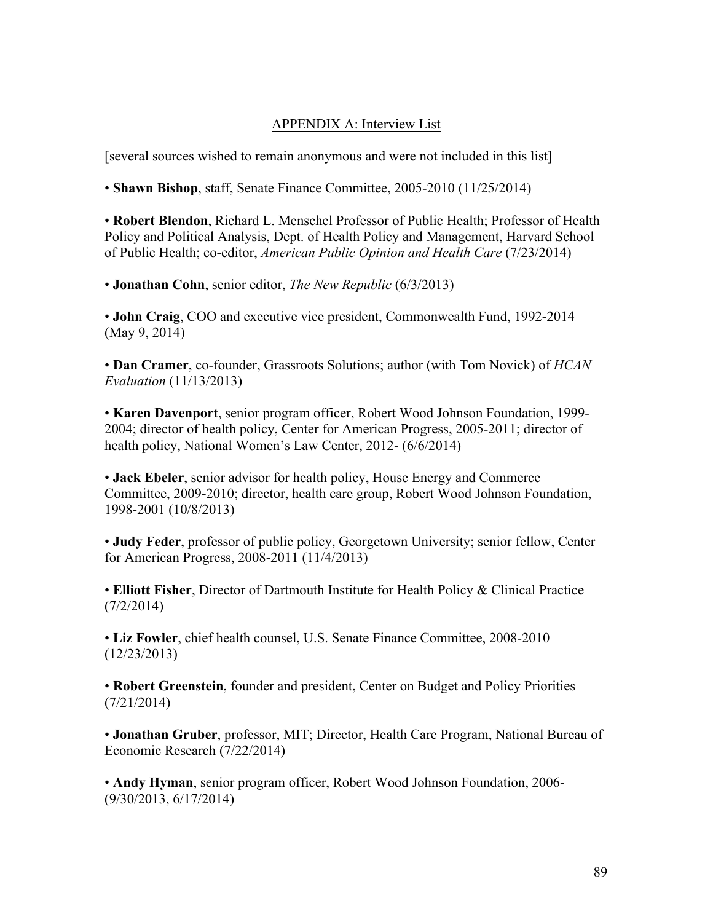## APPENDIX A: Interview List

[several sources wished to remain anonymous and were not included in this list]

- **Shawn Bishop**, staff, Senate Finance Committee, 2005-2010 (11/25/2014)

- **Robert Blendon**, Richard L. Menschel Professor of Public Health; Professor of Health Policy and Political Analysis, Dept. of Health Policy and Management, Harvard School of Public Health; co-editor, *American Public Opinion and Health Care* (7/23/2014)

- **Jonathan Cohn**, senior editor, *The New Republic* (6/3/2013)

- **John Craig**, COO and executive vice president, Commonwealth Fund, 1992-2014 (May 9, 2014)

- **Dan Cramer**, co-founder, Grassroots Solutions; author (with Tom Novick) of *HCAN Evaluation* (11/13/2013)

- **Karen Davenport**, senior program officer, Robert Wood Johnson Foundation, 1999-2004; director of health policy, Center for American Progress, 2005-2011; director of health policy, National Women's Law Center, 2012- (6/6/2014)

- **Jack Ebeler**, senior advisor for health policy, House Energy and Commerce Committee, 2009-2010; director, health care group, Robert Wood Johnson Foundation, 1998-2001 (10/8/2013)

- **Judy Feder**, professor of public policy, Georgetown University; senior fellow, Center for American Progress, 2008-2011 (11/4/2013)

- **Elliott Fisher**, Director of Dartmouth Institute for Health Policy & Clinical Practice (7/2/2014)

- **Liz Fowler**, chief health counsel, U.S. Senate Finance Committee, 2008-2010 (12/23/2013)

- **Robert Greenstein**, founder and president, Center on Budget and Policy Priorities (7/21/2014)

- **Jonathan Gruber**, professor, MIT; Director, Health Care Program, National Bureau of Economic Research (7/22/2014)

- **Andy Hyman**, senior program officer, Robert Wood Johnson Foundation, 2006- (9/30/2013, 6/17/2014)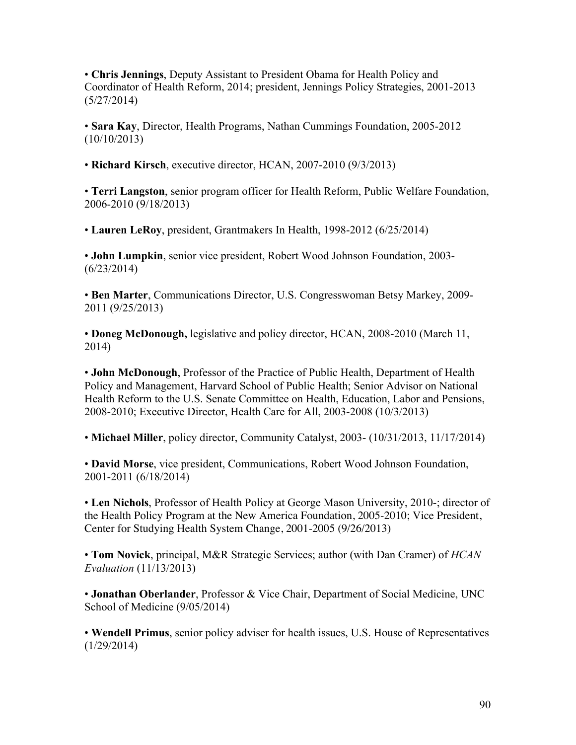- **Chris Jennings**, Deputy Assistant to President Obama for Health Policy and Coordinator of Health Reform, 2014; president, Jennings Policy Strategies, 2001-2013 (5/27/2014)

- **Sara Kay**, Director, Health Programs, Nathan Cummings Foundation, 2005-2012 (10/10/2013)

- **Richard Kirsch**, executive director, HCAN, 2007-2010 (9/3/2013)

- **Terri Langston**, senior program officer for Health Reform, Public Welfare Foundation, 2006-2010 (9/18/2013)

- **Lauren LeRoy**, president, Grantmakers In Health, 1998-2012 (6/25/2014)

- **John Lumpkin**, senior vice president, Robert Wood Johnson Foundation, 2003- (6/23/2014)

- **Ben Marter**, Communications Director, U.S. Congresswoman Betsy Markey, 2009-2011 (9/25/2013)

- **Doneg McDonough,** legislative and policy director, HCAN, 2008-2010 (March 11, 2014)

- **John McDonough**, Professor of the Practice of Public Health, Department of Health Policy and Management, Harvard School of Public Health; Senior Advisor on National Health Reform to the U.S. Senate Committee on Health, Education, Labor and Pensions, 2008-2010; Executive Director, Health Care for All, 2003-2008 (10/3/2013)

- **Michael Miller**, policy director, Community Catalyst, 2003- (10/31/2013, 11/17/2014)

- **David Morse**, vice president, Communications, Robert Wood Johnson Foundation, 2001-2011 (6/18/2014)

- **Len Nichols**, Professor of Health Policy at George Mason University, 2010-; director of the Health Policy Program at the New America Foundation, 2005-2010; Vice President, Center for Studying Health System Change, 2001-2005 (9/26/2013)

- **Tom Novick**, principal, M&R Strategic Services; author (with Dan Cramer) of *HCAN Evaluation* (11/13/2013)

- **Jonathan Oberlander**, Professor & Vice Chair, Department of Social Medicine, UNC School of Medicine (9/05/2014)

- **Wendell Primus**, senior policy adviser for health issues, U.S. House of Representatives (1/29/2014)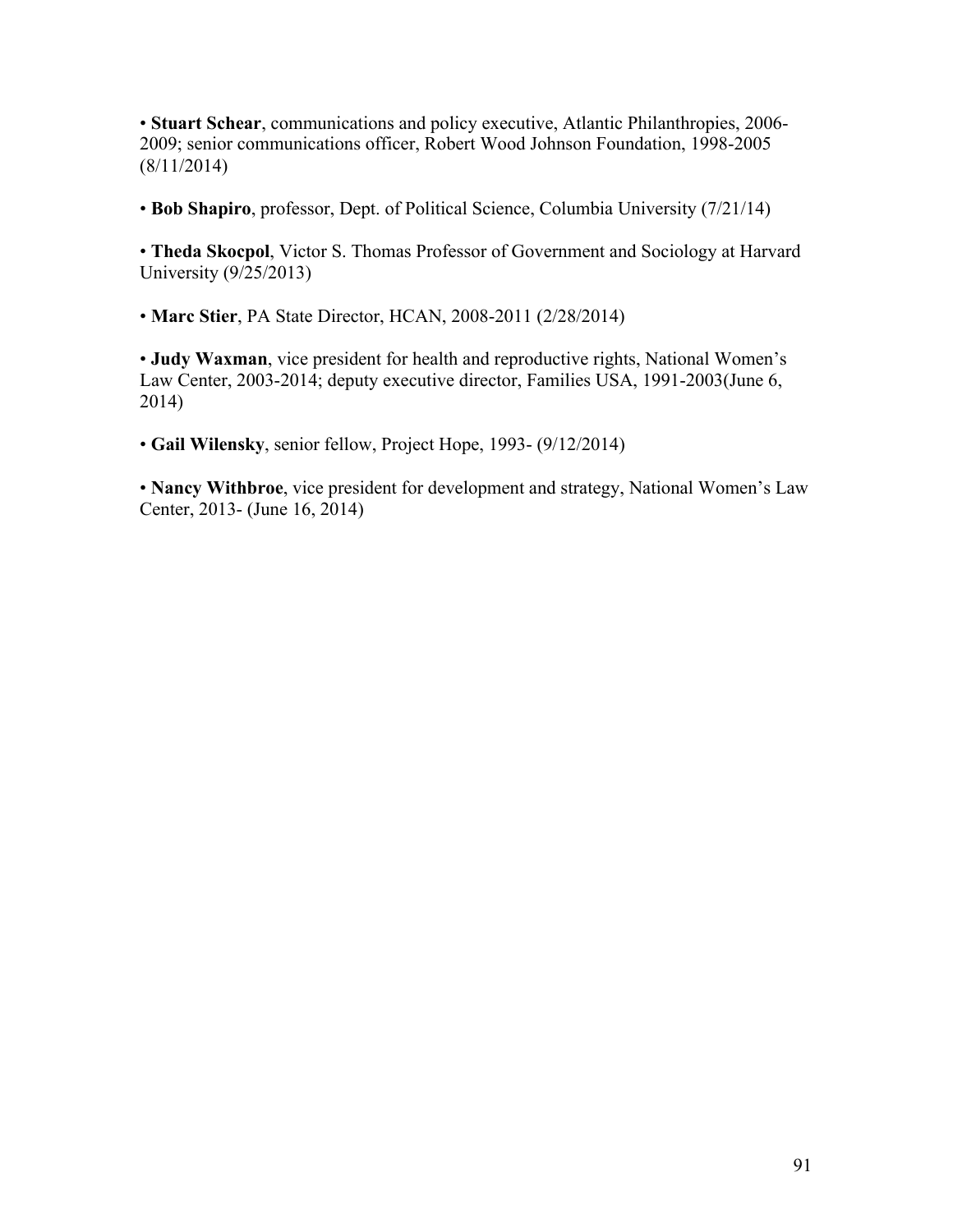• **Stuart Schear**, communications and policy executive, Atlantic Philanthropies, 2006-2009; senior communications officer, Robert Wood Johnson Foundation, 1998-2005 (8/11/2014)

• **Bob Shapiro**, professor, Dept. of Political Science, Columbia University (7/21/14)

• **Theda Skocpol**, Victor S. Thomas Professor of Government and Sociology at Harvard University (9/25/2013)

• **Marc Stier**, PA State Director, HCAN, 2008-2011 (2/28/2014)

• **Judy Waxman**, vice president for health and reproductive rights, National Women's Law Center, 2003-2014; deputy executive director, Families USA, 1991-2003(June 6, 2014)

• **Gail Wilensky**, senior fellow, Project Hope, 1993- (9/12/2014)

• **Nancy Withbroe**, vice president for development and strategy, National Women's Law Center, 2013- (June 16, 2014)